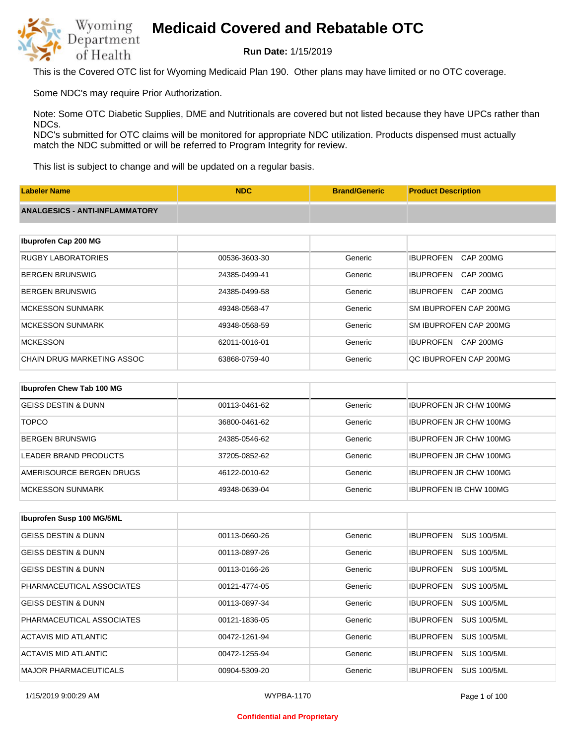# Medicaid Covered and Rebatable OTC

**Run Date:** 1/15/2019

This is the Covered OTC list for Wyoming Medicaid Plan 190. Other plans may have limited or no OTC coverage.

Some NDC's may require Prior Authorization.

Note: Some OTC Diabetic Supplies, DME and Nutritionals are covered but not listed because they have UPCs rather than NDCs.
NDC's submitted for OTC claims will be monitored for appropriate NDC utilization. Products dispensed must actually match the NDC submitted or will be referred to Program Integrity for review.

This list is subject to change and will be updated on a regular basis.

| Labeler Name | NDC | Brand/Generic | Product Description |
|---|---|---|---|
| **ANALGESICS - ANTI-INFLAMMATORY** | | | |
| **Ibuprofen Cap 200 MG** | | | |
| RUGBY LABORATORIES | 00536-3603-30 | Generic | IBUPROFEN CAP 200MG |
| BERGEN BRUNSWIG | 24385-0499-41 | Generic | IBUPROFEN CAP 200MG |
| BERGEN BRUNSWIG | 24385-0499-58 | Generic | IBUPROFEN CAP 200MG |
| MCKESSON SUNMARK | 49348-0568-47 | Generic | SM IBUPROFEN CAP 200MG |
| MCKESSON SUNMARK | 49348-0568-59 | Generic | SM IBUPROFEN CAP 200MG |
| MCKESSON | 62011-0016-01 | Generic | IBUPROFEN CAP 200MG |
| CHAIN DRUG MARKETING ASSOC | 63868-0759-40 | Generic | QC IBUPROFEN CAP 200MG |
| **Ibuprofen Chew Tab 100 MG** | | | |
| GEISS DESTIN & DUNN | 00113-0461-62 | Generic | IBUPROFEN JR CHW 100MG |
| TOPCO | 36800-0461-62 | Generic | IBUPROFEN JR CHW 100MG |
| BERGEN BRUNSWIG | 24385-0546-62 | Generic | IBUPROFEN JR CHW 100MG |
| LEADER BRAND PRODUCTS | 37205-0852-62 | Generic | IBUPROFEN JR CHW 100MG |
| AMERISOURCE BERGEN DRUGS | 46122-0010-62 | Generic | IBUPROFEN JR CHW 100MG |
| MCKESSON SUNMARK | 49348-0639-04 | Generic | IBUPROFEN IB CHW 100MG |
| **Ibuprofen Susp 100 MG/5ML** | | | |
| GEISS DESTIN & DUNN | 00113-0660-26 | Generic | IBUPROFEN SUS 100/5ML |
| GEISS DESTIN & DUNN | 00113-0897-26 | Generic | IBUPROFEN SUS 100/5ML |
| GEISS DESTIN & DUNN | 00113-0166-26 | Generic | IBUPROFEN SUS 100/5ML |
| PHARMACEUTICAL ASSOCIATES | 00121-4774-05 | Generic | IBUPROFEN SUS 100/5ML |
| GEISS DESTIN & DUNN | 00113-0897-34 | Generic | IBUPROFEN SUS 100/5ML |
| PHARMACEUTICAL ASSOCIATES | 00121-1836-05 | Generic | IBUPROFEN SUS 100/5ML |
| ACTAVIS MID ATLANTIC | 00472-1261-94 | Generic | IBUPROFEN SUS 100/5ML |
| ACTAVIS MID ATLANTIC | 00472-1255-94 | Generic | IBUPROFEN SUS 100/5ML |
| MAJOR PHARMACEUTICALS | 00904-5309-20 | Generic | IBUPROFEN SUS 100/5ML |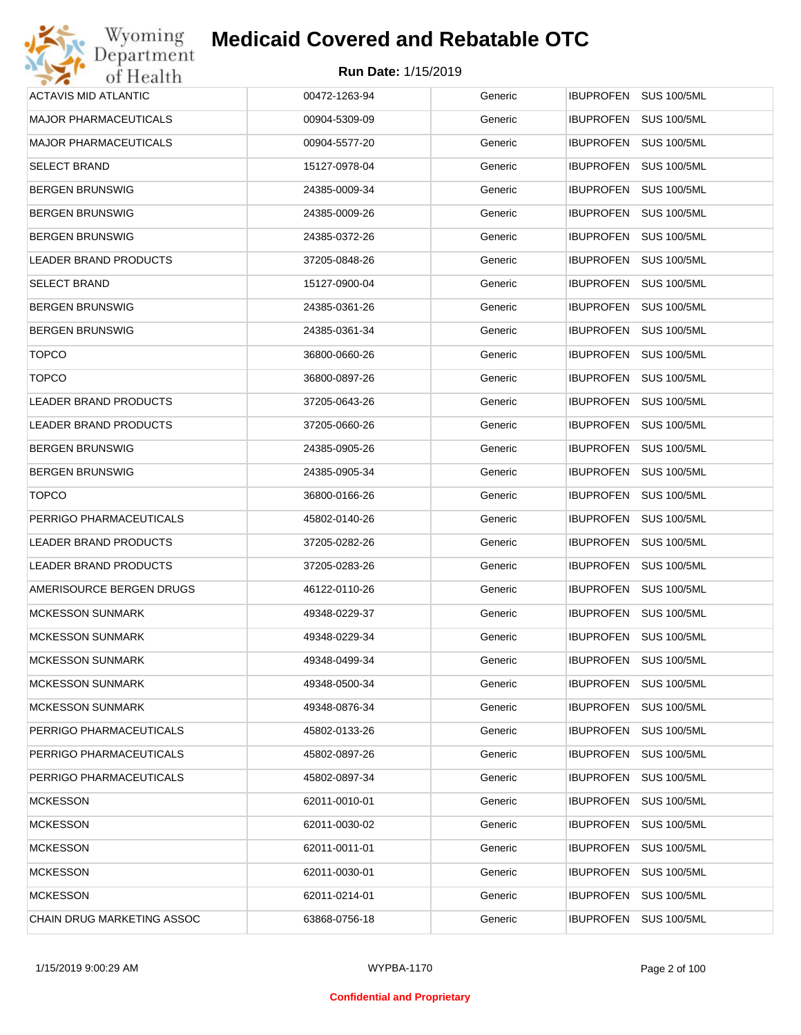# Medicaid Covered and Rebatable OTC

**Run Date:** 1/15/2019

| | | | | |
|---|---|---|---|---|
| ACTAVIS MID ATLANTIC | 00472-1263-94 | Generic | IBUPROFEN | SUS 100/5ML |
| MAJOR PHARMACEUTICALS | 00904-5309-09 | Generic | IBUPROFEN | SUS 100/5ML |
| MAJOR PHARMACEUTICALS | 00904-5577-20 | Generic | IBUPROFEN | SUS 100/5ML |
| SELECT BRAND | 15127-0978-04 | Generic | IBUPROFEN | SUS 100/5ML |
| BERGEN BRUNSWIG | 24385-0009-34 | Generic | IBUPROFEN | SUS 100/5ML |
| BERGEN BRUNSWIG | 24385-0009-26 | Generic | IBUPROFEN | SUS 100/5ML |
| BERGEN BRUNSWIG | 24385-0372-26 | Generic | IBUPROFEN | SUS 100/5ML |
| LEADER BRAND PRODUCTS | 37205-0848-26 | Generic | IBUPROFEN | SUS 100/5ML |
| SELECT BRAND | 15127-0900-04 | Generic | IBUPROFEN | SUS 100/5ML |
| BERGEN BRUNSWIG | 24385-0361-26 | Generic | IBUPROFEN | SUS 100/5ML |
| BERGEN BRUNSWIG | 24385-0361-34 | Generic | IBUPROFEN | SUS 100/5ML |
| TOPCO | 36800-0660-26 | Generic | IBUPROFEN | SUS 100/5ML |
| TOPCO | 36800-0897-26 | Generic | IBUPROFEN | SUS 100/5ML |
| LEADER BRAND PRODUCTS | 37205-0643-26 | Generic | IBUPROFEN | SUS 100/5ML |
| LEADER BRAND PRODUCTS | 37205-0660-26 | Generic | IBUPROFEN | SUS 100/5ML |
| BERGEN BRUNSWIG | 24385-0905-26 | Generic | IBUPROFEN | SUS 100/5ML |
| BERGEN BRUNSWIG | 24385-0905-34 | Generic | IBUPROFEN | SUS 100/5ML |
| TOPCO | 36800-0166-26 | Generic | IBUPROFEN | SUS 100/5ML |
| PERRIGO PHARMACEUTICALS | 45802-0140-26 | Generic | IBUPROFEN | SUS 100/5ML |
| LEADER BRAND PRODUCTS | 37205-0282-26 | Generic | IBUPROFEN | SUS 100/5ML |
| LEADER BRAND PRODUCTS | 37205-0283-26 | Generic | IBUPROFEN | SUS 100/5ML |
| AMERISOURCE BERGEN DRUGS | 46122-0110-26 | Generic | IBUPROFEN | SUS 100/5ML |
| MCKESSON SUNMARK | 49348-0229-37 | Generic | IBUPROFEN | SUS 100/5ML |
| MCKESSON SUNMARK | 49348-0229-34 | Generic | IBUPROFEN | SUS 100/5ML |
| MCKESSON SUNMARK | 49348-0499-34 | Generic | IBUPROFEN | SUS 100/5ML |
| MCKESSON SUNMARK | 49348-0500-34 | Generic | IBUPROFEN | SUS 100/5ML |
| MCKESSON SUNMARK | 49348-0876-34 | Generic | IBUPROFEN | SUS 100/5ML |
| PERRIGO PHARMACEUTICALS | 45802-0133-26 | Generic | IBUPROFEN | SUS 100/5ML |
| PERRIGO PHARMACEUTICALS | 45802-0897-26 | Generic | IBUPROFEN | SUS 100/5ML |
| PERRIGO PHARMACEUTICALS | 45802-0897-34 | Generic | IBUPROFEN | SUS 100/5ML |
| MCKESSON | 62011-0010-01 | Generic | IBUPROFEN | SUS 100/5ML |
| MCKESSON | 62011-0030-02 | Generic | IBUPROFEN | SUS 100/5ML |
| MCKESSON | 62011-0011-01 | Generic | IBUPROFEN | SUS 100/5ML |
| MCKESSON | 62011-0030-01 | Generic | IBUPROFEN | SUS 100/5ML |
| MCKESSON | 62011-0214-01 | Generic | IBUPROFEN | SUS 100/5ML |
| CHAIN DRUG MARKETING ASSOC | 63868-0756-18 | Generic | IBUPROFEN | SUS 100/5ML |

1/15/2019 9:00:29 AM WYPBA-1170

**Confidential and Proprietary**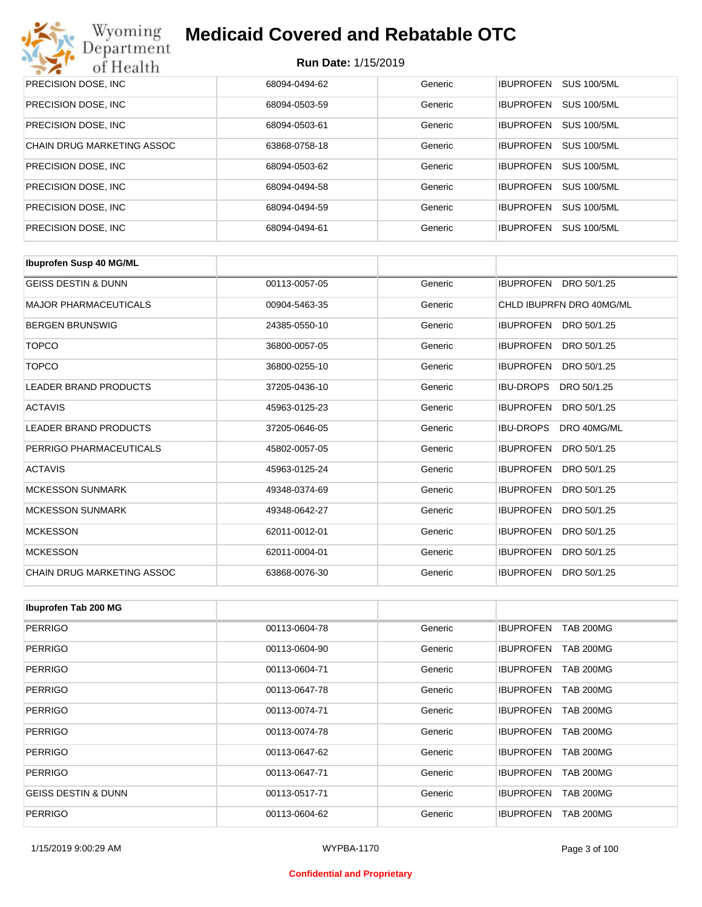| | | | |
|---|---|---|---|
| PRECISION DOSE, INC | 68094-0494-62 | Generic | IBUPROFEN SUS 100/5ML |
| PRECISION DOSE, INC | 68094-0503-59 | Generic | IBUPROFEN SUS 100/5ML |
| PRECISION DOSE, INC | 68094-0503-61 | Generic | IBUPROFEN SUS 100/5ML |
| CHAIN DRUG MARKETING ASSOC | 63868-0758-18 | Generic | IBUPROFEN SUS 100/5ML |
| PRECISION DOSE, INC | 68094-0503-62 | Generic | IBUPROFEN SUS 100/5ML |
| PRECISION DOSE, INC | 68094-0494-58 | Generic | IBUPROFEN SUS 100/5ML |
| PRECISION DOSE, INC | 68094-0494-59 | Generic | IBUPROFEN SUS 100/5ML |
| PRECISION DOSE, INC | 68094-0494-61 | Generic | IBUPROFEN SUS 100/5ML |

| **Ibuprofen Susp 40 MG/ML** | | | |
|---|---|---|---|
| GEISS DESTIN & DUNN | 00113-0057-05 | Generic | IBUPROFEN DRO 50/1.25 |
| MAJOR PHARMACEUTICALS | 00904-5463-35 | Generic | CHLD IBUPRFN DRO 40MG/ML |
| BERGEN BRUNSWIG | 24385-0550-10 | Generic | IBUPROFEN DRO 50/1.25 |
| TOPCO | 36800-0057-05 | Generic | IBUPROFEN DRO 50/1.25 |
| TOPCO | 36800-0255-10 | Generic | IBUPROFEN DRO 50/1.25 |
| LEADER BRAND PRODUCTS | 37205-0436-10 | Generic | IBU-DROPS DRO 50/1.25 |
| ACTAVIS | 45963-0125-23 | Generic | IBUPROFEN DRO 50/1.25 |
| LEADER BRAND PRODUCTS | 37205-0646-05 | Generic | IBU-DROPS DRO 40MG/ML |
| PERRIGO PHARMACEUTICALS | 45802-0057-05 | Generic | IBUPROFEN DRO 50/1.25 |
| ACTAVIS | 45963-0125-24 | Generic | IBUPROFEN DRO 50/1.25 |
| MCKESSON SUNMARK | 49348-0374-69 | Generic | IBUPROFEN DRO 50/1.25 |
| MCKESSON SUNMARK | 49348-0642-27 | Generic | IBUPROFEN DRO 50/1.25 |
| MCKESSON | 62011-0012-01 | Generic | IBUPROFEN DRO 50/1.25 |
| MCKESSON | 62011-0004-01 | Generic | IBUPROFEN DRO 50/1.25 |
| CHAIN DRUG MARKETING ASSOC | 63868-0076-30 | Generic | IBUPROFEN DRO 50/1.25 |

| **Ibuprofen Tab 200 MG** | | | |
|---|---|---|---|
| PERRIGO | 00113-0604-78 | Generic | IBUPROFEN TAB 200MG |
| PERRIGO | 00113-0604-90 | Generic | IBUPROFEN TAB 200MG |
| PERRIGO | 00113-0604-71 | Generic | IBUPROFEN TAB 200MG |
| PERRIGO | 00113-0647-78 | Generic | IBUPROFEN TAB 200MG |
| PERRIGO | 00113-0074-71 | Generic | IBUPROFEN TAB 200MG |
| PERRIGO | 00113-0074-78 | Generic | IBUPROFEN TAB 200MG |
| PERRIGO | 00113-0647-62 | Generic | IBUPROFEN TAB 200MG |
| PERRIGO | 00113-0647-71 | Generic | IBUPROFEN TAB 200MG |
| GEISS DESTIN & DUNN | 00113-0517-71 | Generic | IBUPROFEN TAB 200MG |
| PERRIGO | 00113-0604-62 | Generic | IBUPROFEN TAB 200MG |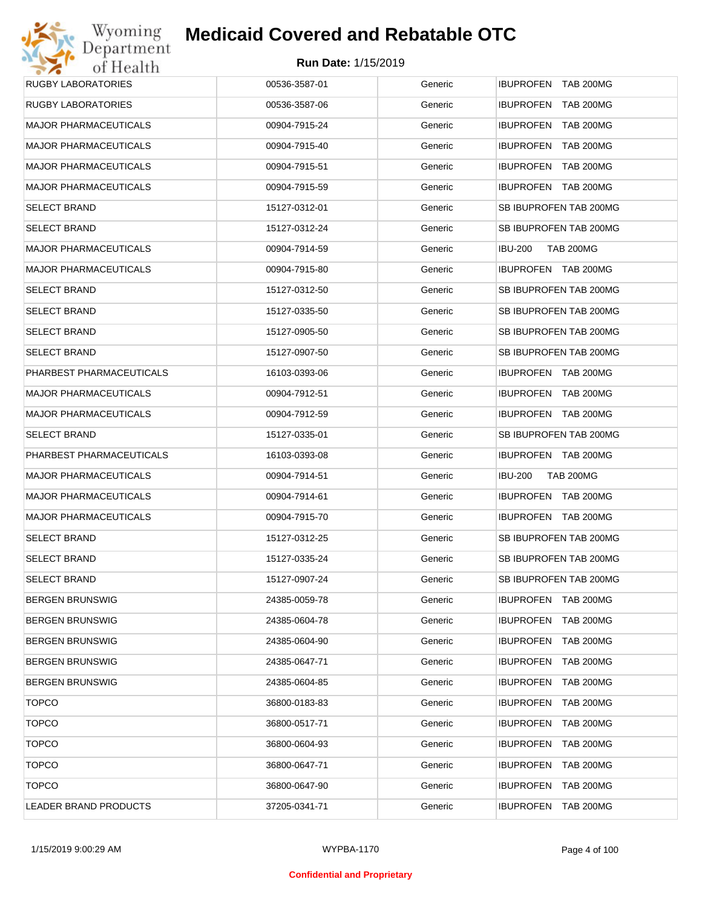# Medicaid Covered and Rebatable OTC

**Run Date:** 1/15/2019

| | | | |
|---|---|---|---|
| RUGBY LABORATORIES | 00536-3587-01 | Generic | IBUPROFEN TAB 200MG |
| RUGBY LABORATORIES | 00536-3587-06 | Generic | IBUPROFEN TAB 200MG |
| MAJOR PHARMACEUTICALS | 00904-7915-24 | Generic | IBUPROFEN TAB 200MG |
| MAJOR PHARMACEUTICALS | 00904-7915-40 | Generic | IBUPROFEN TAB 200MG |
| MAJOR PHARMACEUTICALS | 00904-7915-51 | Generic | IBUPROFEN TAB 200MG |
| MAJOR PHARMACEUTICALS | 00904-7915-59 | Generic | IBUPROFEN TAB 200MG |
| SELECT BRAND | 15127-0312-01 | Generic | SB IBUPROFEN TAB 200MG |
| SELECT BRAND | 15127-0312-24 | Generic | SB IBUPROFEN TAB 200MG |
| MAJOR PHARMACEUTICALS | 00904-7914-59 | Generic | IBU-200 TAB 200MG |
| MAJOR PHARMACEUTICALS | 00904-7915-80 | Generic | IBUPROFEN TAB 200MG |
| SELECT BRAND | 15127-0312-50 | Generic | SB IBUPROFEN TAB 200MG |
| SELECT BRAND | 15127-0335-50 | Generic | SB IBUPROFEN TAB 200MG |
| SELECT BRAND | 15127-0905-50 | Generic | SB IBUPROFEN TAB 200MG |
| SELECT BRAND | 15127-0907-50 | Generic | SB IBUPROFEN TAB 200MG |
| PHARBEST PHARMACEUTICALS | 16103-0393-06 | Generic | IBUPROFEN TAB 200MG |
| MAJOR PHARMACEUTICALS | 00904-7912-51 | Generic | IBUPROFEN TAB 200MG |
| MAJOR PHARMACEUTICALS | 00904-7912-59 | Generic | IBUPROFEN TAB 200MG |
| SELECT BRAND | 15127-0335-01 | Generic | SB IBUPROFEN TAB 200MG |
| PHARBEST PHARMACEUTICALS | 16103-0393-08 | Generic | IBUPROFEN TAB 200MG |
| MAJOR PHARMACEUTICALS | 00904-7914-51 | Generic | IBU-200 TAB 200MG |
| MAJOR PHARMACEUTICALS | 00904-7914-61 | Generic | IBUPROFEN TAB 200MG |
| MAJOR PHARMACEUTICALS | 00904-7915-70 | Generic | IBUPROFEN TAB 200MG |
| SELECT BRAND | 15127-0312-25 | Generic | SB IBUPROFEN TAB 200MG |
| SELECT BRAND | 15127-0335-24 | Generic | SB IBUPROFEN TAB 200MG |
| SELECT BRAND | 15127-0907-24 | Generic | SB IBUPROFEN TAB 200MG |
| BERGEN BRUNSWIG | 24385-0059-78 | Generic | IBUPROFEN TAB 200MG |
| BERGEN BRUNSWIG | 24385-0604-78 | Generic | IBUPROFEN TAB 200MG |
| BERGEN BRUNSWIG | 24385-0604-90 | Generic | IBUPROFEN TAB 200MG |
| BERGEN BRUNSWIG | 24385-0647-71 | Generic | IBUPROFEN TAB 200MG |
| BERGEN BRUNSWIG | 24385-0604-85 | Generic | IBUPROFEN TAB 200MG |
| TOPCO | 36800-0183-83 | Generic | IBUPROFEN TAB 200MG |
| TOPCO | 36800-0517-71 | Generic | IBUPROFEN TAB 200MG |
| TOPCO | 36800-0604-93 | Generic | IBUPROFEN TAB 200MG |
| TOPCO | 36800-0647-71 | Generic | IBUPROFEN TAB 200MG |
| TOPCO | 36800-0647-90 | Generic | IBUPROFEN TAB 200MG |
| LEADER BRAND PRODUCTS | 37205-0341-71 | Generic | IBUPROFEN TAB 200MG |

1/15/2019 9:00:29 AM WYPBA-1170

**Confidential and Proprietary**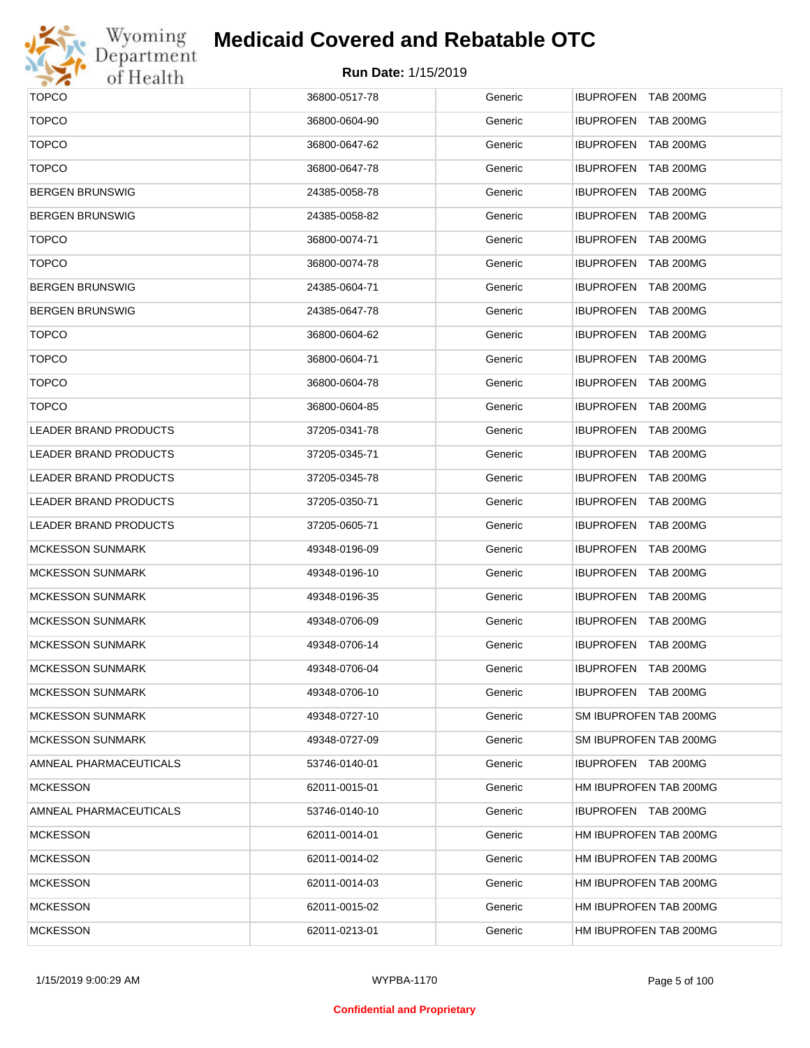| TOPCO | 36800-0517-78 | Generic | IBUPROFEN TAB 200MG |
|---|---|---|---|
| TOPCO | 36800-0604-90 | Generic | IBUPROFEN TAB 200MG |
| TOPCO | 36800-0647-62 | Generic | IBUPROFEN TAB 200MG |
| TOPCO | 36800-0647-78 | Generic | IBUPROFEN TAB 200MG |
| BERGEN BRUNSWIG | 24385-0058-78 | Generic | IBUPROFEN TAB 200MG |
| BERGEN BRUNSWIG | 24385-0058-82 | Generic | IBUPROFEN TAB 200MG |
| TOPCO | 36800-0074-71 | Generic | IBUPROFEN TAB 200MG |
| TOPCO | 36800-0074-78 | Generic | IBUPROFEN TAB 200MG |
| BERGEN BRUNSWIG | 24385-0604-71 | Generic | IBUPROFEN TAB 200MG |
| BERGEN BRUNSWIG | 24385-0647-78 | Generic | IBUPROFEN TAB 200MG |
| TOPCO | 36800-0604-62 | Generic | IBUPROFEN TAB 200MG |
| TOPCO | 36800-0604-71 | Generic | IBUPROFEN TAB 200MG |
| TOPCO | 36800-0604-78 | Generic | IBUPROFEN TAB 200MG |
| TOPCO | 36800-0604-85 | Generic | IBUPROFEN TAB 200MG |
| LEADER BRAND PRODUCTS | 37205-0341-78 | Generic | IBUPROFEN TAB 200MG |
| LEADER BRAND PRODUCTS | 37205-0345-71 | Generic | IBUPROFEN TAB 200MG |
| LEADER BRAND PRODUCTS | 37205-0345-78 | Generic | IBUPROFEN TAB 200MG |
| LEADER BRAND PRODUCTS | 37205-0350-71 | Generic | IBUPROFEN TAB 200MG |
| LEADER BRAND PRODUCTS | 37205-0605-71 | Generic | IBUPROFEN TAB 200MG |
| MCKESSON SUNMARK | 49348-0196-09 | Generic | IBUPROFEN TAB 200MG |
| MCKESSON SUNMARK | 49348-0196-10 | Generic | IBUPROFEN TAB 200MG |
| MCKESSON SUNMARK | 49348-0196-35 | Generic | IBUPROFEN TAB 200MG |
| MCKESSON SUNMARK | 49348-0706-09 | Generic | IBUPROFEN TAB 200MG |
| MCKESSON SUNMARK | 49348-0706-14 | Generic | IBUPROFEN TAB 200MG |
| MCKESSON SUNMARK | 49348-0706-04 | Generic | IBUPROFEN TAB 200MG |
| MCKESSON SUNMARK | 49348-0706-10 | Generic | IBUPROFEN TAB 200MG |
| MCKESSON SUNMARK | 49348-0727-10 | Generic | SM IBUPROFEN TAB 200MG |
| MCKESSON SUNMARK | 49348-0727-09 | Generic | SM IBUPROFEN TAB 200MG |
| AMNEAL PHARMACEUTICALS | 53746-0140-01 | Generic | IBUPROFEN TAB 200MG |
| MCKESSON | 62011-0015-01 | Generic | HM IBUPROFEN TAB 200MG |
| AMNEAL PHARMACEUTICALS | 53746-0140-10 | Generic | IBUPROFEN TAB 200MG |
| MCKESSON | 62011-0014-01 | Generic | HM IBUPROFEN TAB 200MG |
| MCKESSON | 62011-0014-02 | Generic | HM IBUPROFEN TAB 200MG |
| MCKESSON | 62011-0014-03 | Generic | HM IBUPROFEN TAB 200MG |
| MCKESSON | 62011-0015-02 | Generic | HM IBUPROFEN TAB 200MG |
| MCKESSON | 62011-0213-01 | Generic | HM IBUPROFEN TAB 200MG |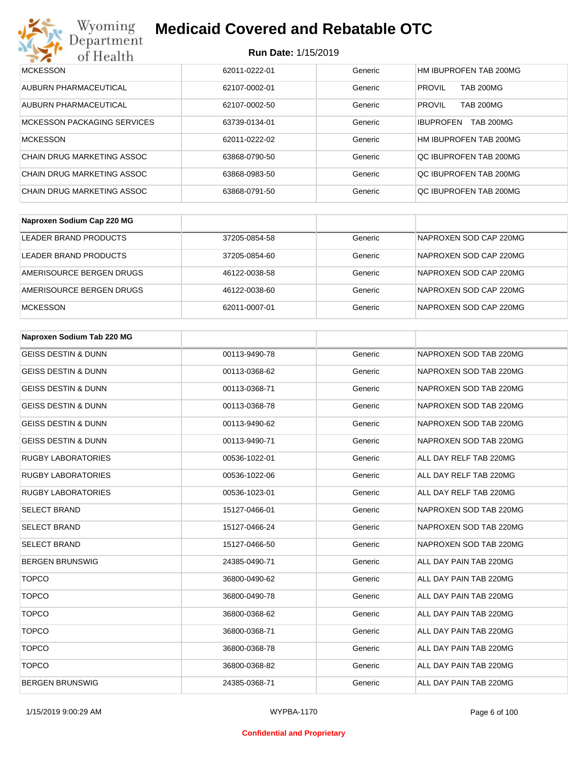| MCKESSON | 62011-0222-01 | Generic | HM IBUPROFEN TAB 200MG |
|---|---|---|---|
| AUBURN PHARMACEUTICAL | 62107-0002-01 | Generic | PROVIL TAB 200MG |
| AUBURN PHARMACEUTICAL | 62107-0002-50 | Generic | PROVIL TAB 200MG |
| MCKESSON PACKAGING SERVICES | 63739-0134-01 | Generic | IBUPROFEN TAB 200MG |
| MCKESSON | 62011-0222-02 | Generic | HM IBUPROFEN TAB 200MG |
| CHAIN DRUG MARKETING ASSOC | 63868-0790-50 | Generic | QC IBUPROFEN TAB 200MG |
| CHAIN DRUG MARKETING ASSOC | 63868-0983-50 | Generic | QC IBUPROFEN TAB 200MG |
| CHAIN DRUG MARKETING ASSOC | 63868-0791-50 | Generic | QC IBUPROFEN TAB 200MG |

| **Naproxen Sodium Cap 220 MG** | | | |
|---|---|---|---|
| LEADER BRAND PRODUCTS | 37205-0854-58 | Generic | NAPROXEN SOD CAP 220MG |
| LEADER BRAND PRODUCTS | 37205-0854-60 | Generic | NAPROXEN SOD CAP 220MG |
| AMERISOURCE BERGEN DRUGS | 46122-0038-58 | Generic | NAPROXEN SOD CAP 220MG |
| AMERISOURCE BERGEN DRUGS | 46122-0038-60 | Generic | NAPROXEN SOD CAP 220MG |
| MCKESSON | 62011-0007-01 | Generic | NAPROXEN SOD CAP 220MG |

| **Naproxen Sodium Tab 220 MG** | | | |
|---|---|---|---|
| GEISS DESTIN & DUNN | 00113-9490-78 | Generic | NAPROXEN SOD TAB 220MG |
| GEISS DESTIN & DUNN | 00113-0368-62 | Generic | NAPROXEN SOD TAB 220MG |
| GEISS DESTIN & DUNN | 00113-0368-71 | Generic | NAPROXEN SOD TAB 220MG |
| GEISS DESTIN & DUNN | 00113-0368-78 | Generic | NAPROXEN SOD TAB 220MG |
| GEISS DESTIN & DUNN | 00113-9490-62 | Generic | NAPROXEN SOD TAB 220MG |
| GEISS DESTIN & DUNN | 00113-9490-71 | Generic | NAPROXEN SOD TAB 220MG |
| RUGBY LABORATORIES | 00536-1022-01 | Generic | ALL DAY RELF TAB 220MG |
| RUGBY LABORATORIES | 00536-1022-06 | Generic | ALL DAY RELF TAB 220MG |
| RUGBY LABORATORIES | 00536-1023-01 | Generic | ALL DAY RELF TAB 220MG |
| SELECT BRAND | 15127-0466-01 | Generic | NAPROXEN SOD TAB 220MG |
| SELECT BRAND | 15127-0466-24 | Generic | NAPROXEN SOD TAB 220MG |
| SELECT BRAND | 15127-0466-50 | Generic | NAPROXEN SOD TAB 220MG |
| BERGEN BRUNSWIG | 24385-0490-71 | Generic | ALL DAY PAIN TAB 220MG |
| TOPCO | 36800-0490-62 | Generic | ALL DAY PAIN TAB 220MG |
| TOPCO | 36800-0490-78 | Generic | ALL DAY PAIN TAB 220MG |
| TOPCO | 36800-0368-62 | Generic | ALL DAY PAIN TAB 220MG |
| TOPCO | 36800-0368-71 | Generic | ALL DAY PAIN TAB 220MG |
| TOPCO | 36800-0368-78 | Generic | ALL DAY PAIN TAB 220MG |
| TOPCO | 36800-0368-82 | Generic | ALL DAY PAIN TAB 220MG |
| BERGEN BRUNSWIG | 24385-0368-71 | Generic | ALL DAY PAIN TAB 220MG |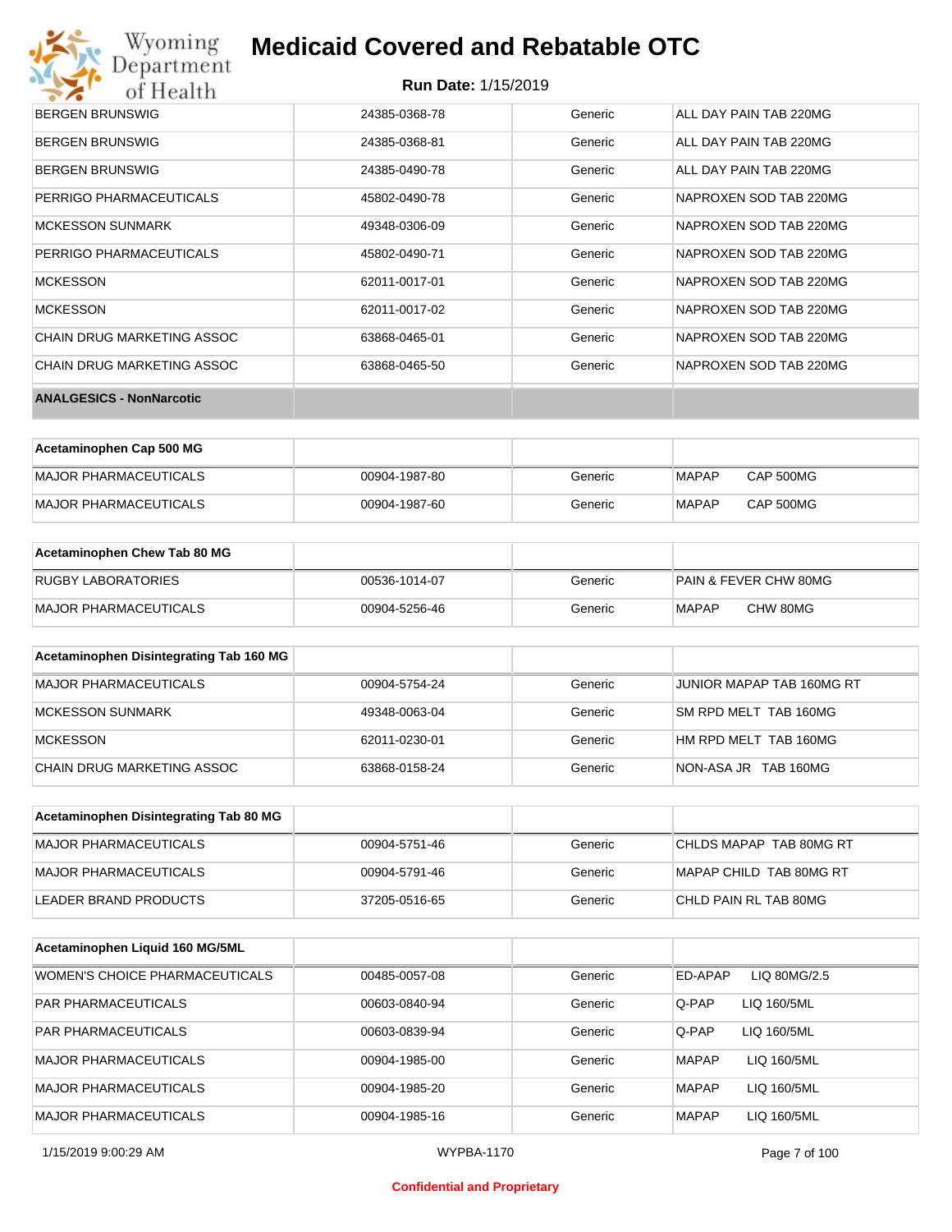| | | | |
|---|---|---|---|
| BERGEN BRUNSWIG | 24385-0368-78 | Generic | ALL DAY PAIN TAB 220MG |
| BERGEN BRUNSWIG | 24385-0368-81 | Generic | ALL DAY PAIN TAB 220MG |
| BERGEN BRUNSWIG | 24385-0490-78 | Generic | ALL DAY PAIN TAB 220MG |
| PERRIGO PHARMACEUTICALS | 45802-0490-78 | Generic | NAPROXEN SOD TAB 220MG |
| MCKESSON SUNMARK | 49348-0306-09 | Generic | NAPROXEN SOD TAB 220MG |
| PERRIGO PHARMACEUTICALS | 45802-0490-71 | Generic | NAPROXEN SOD TAB 220MG |
| MCKESSON | 62011-0017-01 | Generic | NAPROXEN SOD TAB 220MG |
| MCKESSON | 62011-0017-02 | Generic | NAPROXEN SOD TAB 220MG |
| CHAIN DRUG MARKETING ASSOC | 63868-0465-01 | Generic | NAPROXEN SOD TAB 220MG |
| CHAIN DRUG MARKETING ASSOC | 63868-0465-50 | Generic | NAPROXEN SOD TAB 220MG |

**ANALGESICS - NonNarcotic**

| Acetaminophen Cap 500 MG | | | |
|---|---|---|---|
| MAJOR PHARMACEUTICALS | 00904-1987-80 | Generic | MAPAP CAP 500MG |
| MAJOR PHARMACEUTICALS | 00904-1987-60 | Generic | MAPAP CAP 500MG |

| Acetaminophen Chew Tab 80 MG | | | |
|---|---|---|---|
| RUGBY LABORATORIES | 00536-1014-07 | Generic | PAIN & FEVER CHW 80MG |
| MAJOR PHARMACEUTICALS | 00904-5256-46 | Generic | MAPAP CHW 80MG |

| Acetaminophen Disintegrating Tab 160 MG | | | |
|---|---|---|---|
| MAJOR PHARMACEUTICALS | 00904-5754-24 | Generic | JUNIOR MAPAP TAB 160MG RT |
| MCKESSON SUNMARK | 49348-0063-04 | Generic | SM RPD MELT TAB 160MG |
| MCKESSON | 62011-0230-01 | Generic | HM RPD MELT TAB 160MG |
| CHAIN DRUG MARKETING ASSOC | 63868-0158-24 | Generic | NON-ASA JR TAB 160MG |

| Acetaminophen Disintegrating Tab 80 MG | | | |
|---|---|---|---|
| MAJOR PHARMACEUTICALS | 00904-5751-46 | Generic | CHLDS MAPAP TAB 80MG RT |
| MAJOR PHARMACEUTICALS | 00904-5791-46 | Generic | MAPAP CHILD TAB 80MG RT |
| LEADER BRAND PRODUCTS | 37205-0516-65 | Generic | CHLD PAIN RL TAB 80MG |

| Acetaminophen Liquid 160 MG/5ML | | | |
|---|---|---|---|
| WOMEN'S CHOICE PHARMACEUTICALS | 00485-0057-08 | Generic | ED-APAP LIQ 80MG/2.5 |
| PAR PHARMACEUTICALS | 00603-0840-94 | Generic | Q-PAP LIQ 160/5ML |
| PAR PHARMACEUTICALS | 00603-0839-94 | Generic | Q-PAP LIQ 160/5ML |
| MAJOR PHARMACEUTICALS | 00904-1985-00 | Generic | MAPAP LIQ 160/5ML |
| MAJOR PHARMACEUTICALS | 00904-1985-20 | Generic | MAPAP LIQ 160/5ML |
| MAJOR PHARMACEUTICALS | 00904-1985-16 | Generic | MAPAP LIQ 160/5ML |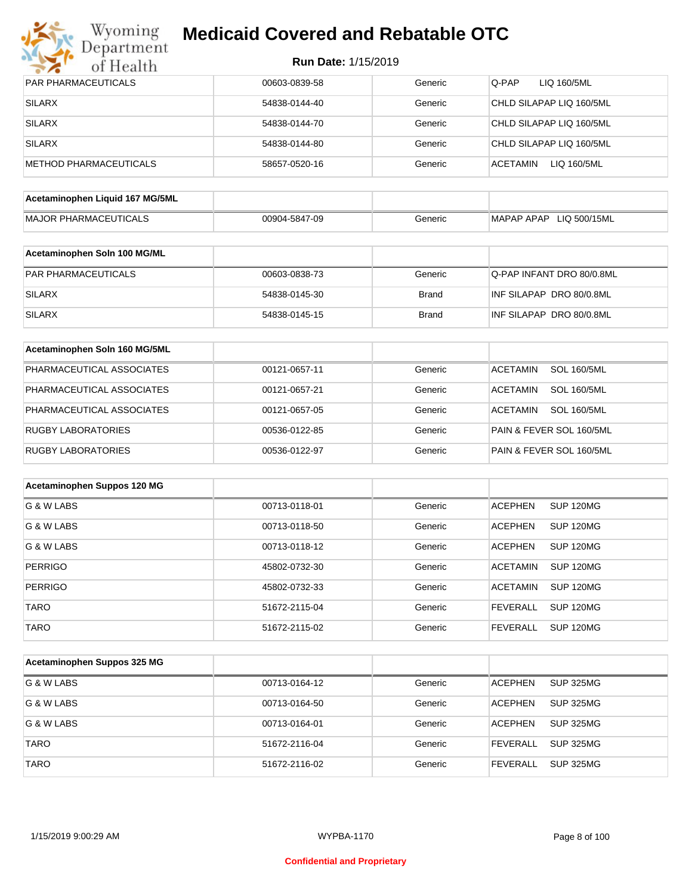# Medicaid Covered and Rebatable OTC

**Run Date:** 1/15/2019

| | | | |
|---|---|---|---|
| PAR PHARMACEUTICALS | 00603-0839-58 | Generic | Q-PAP LIQ 160/5ML |
| SILARX | 54838-0144-40 | Generic | CHLD SILAPAP LIQ 160/5ML |
| SILARX | 54838-0144-70 | Generic | CHLD SILAPAP LIQ 160/5ML |
| SILARX | 54838-0144-80 | Generic | CHLD SILAPAP LIQ 160/5ML |
| METHOD PHARMACEUTICALS | 58657-0520-16 | Generic | ACETAMIN LIQ 160/5ML |

| **Acetaminophen Liquid 167 MG/5ML** | | | |
|---|---|---|---|
| MAJOR PHARMACEUTICALS | 00904-5847-09 | Generic | MAPAP APAP LIQ 500/15ML |

| **Acetaminophen Soln 100 MG/ML** | | | |
|---|---|---|---|
| PAR PHARMACEUTICALS | 00603-0838-73 | Generic | Q-PAP INFANT DRO 80/0.8ML |
| SILARX | 54838-0145-30 | Brand | INF SILAPAP DRO 80/0.8ML |
| SILARX | 54838-0145-15 | Brand | INF SILAPAP DRO 80/0.8ML |

| **Acetaminophen Soln 160 MG/5ML** | | | |
|---|---|---|---|
| PHARMACEUTICAL ASSOCIATES | 00121-0657-11 | Generic | ACETAMIN SOL 160/5ML |
| PHARMACEUTICAL ASSOCIATES | 00121-0657-21 | Generic | ACETAMIN SOL 160/5ML |
| PHARMACEUTICAL ASSOCIATES | 00121-0657-05 | Generic | ACETAMIN SOL 160/5ML |
| RUGBY LABORATORIES | 00536-0122-85 | Generic | PAIN & FEVER SOL 160/5ML |
| RUGBY LABORATORIES | 00536-0122-97 | Generic | PAIN & FEVER SOL 160/5ML |

| **Acetaminophen Suppos 120 MG** | | | |
|---|---|---|---|
| G & W LABS | 00713-0118-01 | Generic | ACEPHEN SUP 120MG |
| G & W LABS | 00713-0118-50 | Generic | ACEPHEN SUP 120MG |
| G & W LABS | 00713-0118-12 | Generic | ACEPHEN SUP 120MG |
| PERRIGO | 45802-0732-30 | Generic | ACETAMIN SUP 120MG |
| PERRIGO | 45802-0732-33 | Generic | ACETAMIN SUP 120MG |
| TARO | 51672-2115-04 | Generic | FEVERALL SUP 120MG |
| TARO | 51672-2115-02 | Generic | FEVERALL SUP 120MG |

| **Acetaminophen Suppos 325 MG** | | | |
|---|---|---|---|
| G & W LABS | 00713-0164-12 | Generic | ACEPHEN SUP 325MG |
| G & W LABS | 00713-0164-50 | Generic | ACEPHEN SUP 325MG |
| G & W LABS | 00713-0164-01 | Generic | ACEPHEN SUP 325MG |
| TARO | 51672-2116-04 | Generic | FEVERALL SUP 325MG |
| TARO | 51672-2116-02 | Generic | FEVERALL SUP 325MG |

Confidential and Proprietary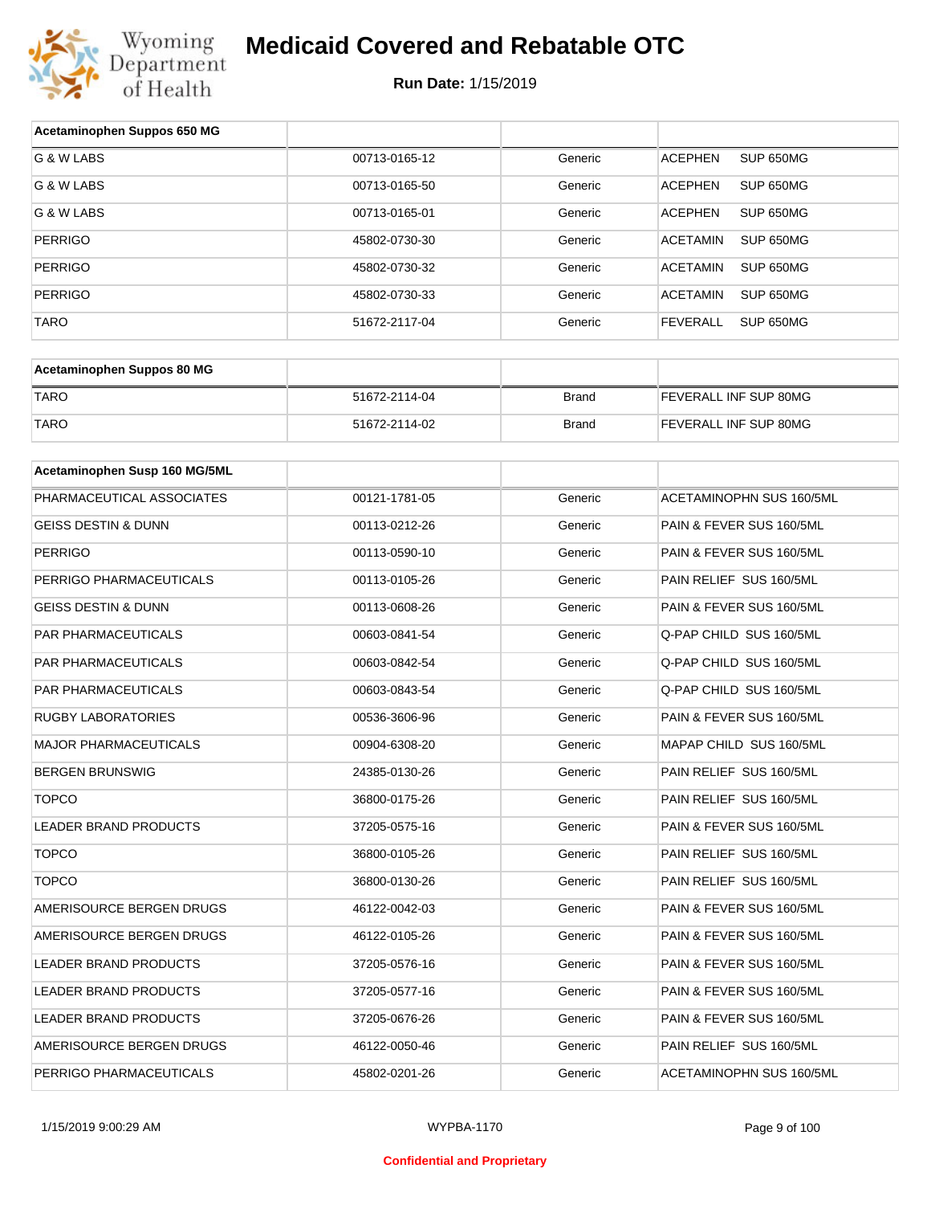# Medicaid Covered and Rebatable OTC

**Run Date:** 1/15/2019

| Acetaminophen Suppos 650 MG | | | |
|---|---|---|---|
| G & W LABS | 00713-0165-12 | Generic | ACEPHEN SUP 650MG |
| G & W LABS | 00713-0165-50 | Generic | ACEPHEN SUP 650MG |
| G & W LABS | 00713-0165-01 | Generic | ACEPHEN SUP 650MG |
| PERRIGO | 45802-0730-30 | Generic | ACETAMIN SUP 650MG |
| PERRIGO | 45802-0730-32 | Generic | ACETAMIN SUP 650MG |
| PERRIGO | 45802-0730-33 | Generic | ACETAMIN SUP 650MG |
| TARO | 51672-2117-04 | Generic | FEVERALL SUP 650MG |

| Acetaminophen Suppos 80 MG | | | |
|---|---|---|---|
| TARO | 51672-2114-04 | Brand | FEVERALL INF SUP 80MG |
| TARO | 51672-2114-02 | Brand | FEVERALL INF SUP 80MG |

| Acetaminophen Susp 160 MG/5ML | | | |
|---|---|---|---|
| PHARMACEUTICAL ASSOCIATES | 00121-1781-05 | Generic | ACETAMINOPHN SUS 160/5ML |
| GEISS DESTIN & DUNN | 00113-0212-26 | Generic | PAIN & FEVER SUS 160/5ML |
| PERRIGO | 00113-0590-10 | Generic | PAIN & FEVER SUS 160/5ML |
| PERRIGO PHARMACEUTICALS | 00113-0105-26 | Generic | PAIN RELIEF SUS 160/5ML |
| GEISS DESTIN & DUNN | 00113-0608-26 | Generic | PAIN & FEVER SUS 160/5ML |
| PAR PHARMACEUTICALS | 00603-0841-54 | Generic | Q-PAP CHILD SUS 160/5ML |
| PAR PHARMACEUTICALS | 00603-0842-54 | Generic | Q-PAP CHILD SUS 160/5ML |
| PAR PHARMACEUTICALS | 00603-0843-54 | Generic | Q-PAP CHILD SUS 160/5ML |
| RUGBY LABORATORIES | 00536-3606-96 | Generic | PAIN & FEVER SUS 160/5ML |
| MAJOR PHARMACEUTICALS | 00904-6308-20 | Generic | MAPAP CHILD SUS 160/5ML |
| BERGEN BRUNSWIG | 24385-0130-26 | Generic | PAIN RELIEF SUS 160/5ML |
| TOPCO | 36800-0175-26 | Generic | PAIN RELIEF SUS 160/5ML |
| LEADER BRAND PRODUCTS | 37205-0575-16 | Generic | PAIN & FEVER SUS 160/5ML |
| TOPCO | 36800-0105-26 | Generic | PAIN RELIEF SUS 160/5ML |
| TOPCO | 36800-0130-26 | Generic | PAIN RELIEF SUS 160/5ML |
| AMERISOURCE BERGEN DRUGS | 46122-0042-03 | Generic | PAIN & FEVER SUS 160/5ML |
| AMERISOURCE BERGEN DRUGS | 46122-0105-26 | Generic | PAIN & FEVER SUS 160/5ML |
| LEADER BRAND PRODUCTS | 37205-0576-16 | Generic | PAIN & FEVER SUS 160/5ML |
| LEADER BRAND PRODUCTS | 37205-0577-16 | Generic | PAIN & FEVER SUS 160/5ML |
| LEADER BRAND PRODUCTS | 37205-0676-26 | Generic | PAIN & FEVER SUS 160/5ML |
| AMERISOURCE BERGEN DRUGS | 46122-0050-46 | Generic | PAIN RELIEF SUS 160/5ML |
| PERRIGO PHARMACEUTICALS | 45802-0201-26 | Generic | ACETAMINOPHN SUS 160/5ML |

WYPBA-1170

**Confidential and Proprietary**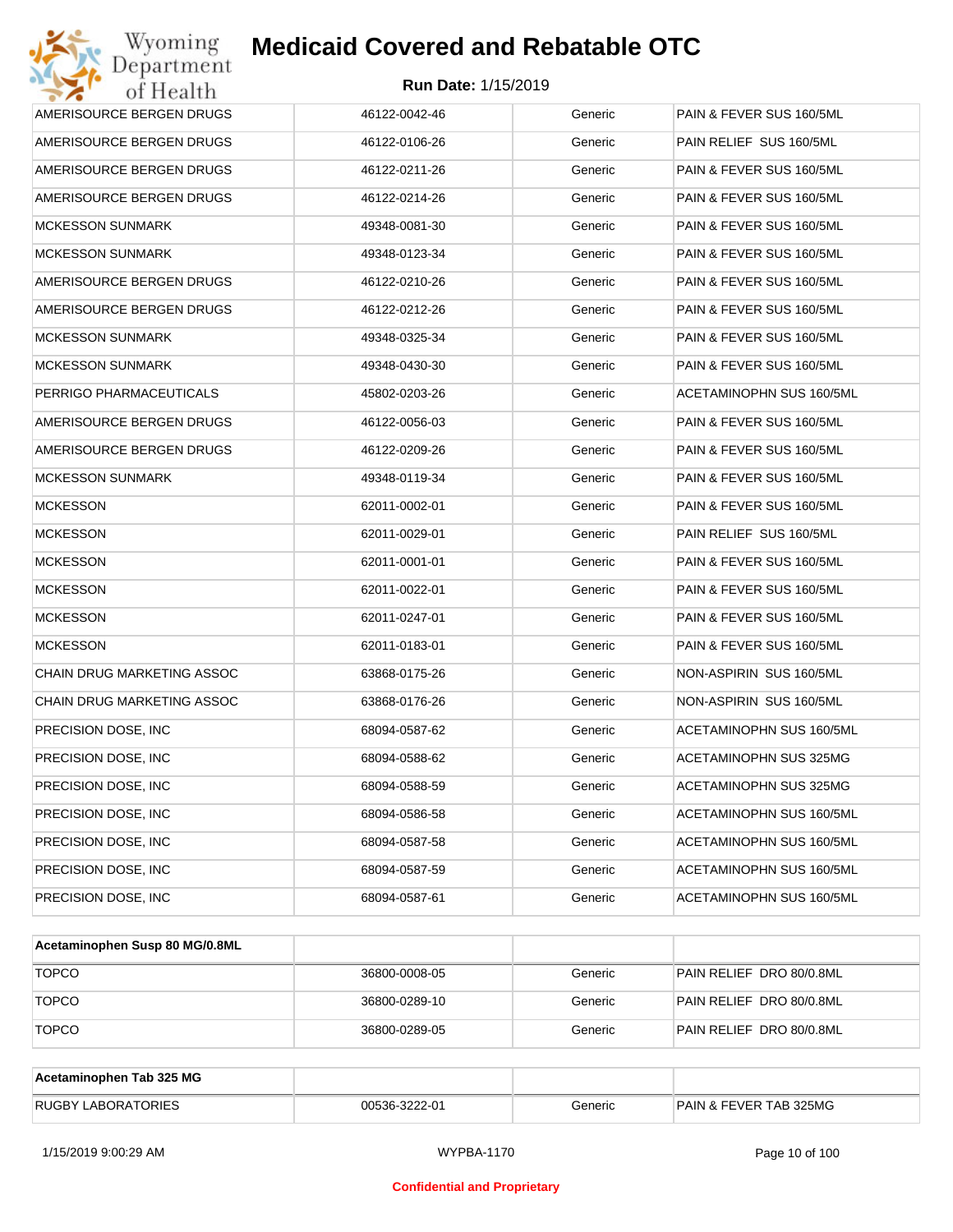| | | | |
|---|---|---|---|
| AMERISOURCE BERGEN DRUGS | 46122-0042-46 | Generic | PAIN & FEVER SUS 160/5ML |
| AMERISOURCE BERGEN DRUGS | 46122-0106-26 | Generic | PAIN RELIEF SUS 160/5ML |
| AMERISOURCE BERGEN DRUGS | 46122-0211-26 | Generic | PAIN & FEVER SUS 160/5ML |
| AMERISOURCE BERGEN DRUGS | 46122-0214-26 | Generic | PAIN & FEVER SUS 160/5ML |
| MCKESSON SUNMARK | 49348-0081-30 | Generic | PAIN & FEVER SUS 160/5ML |
| MCKESSON SUNMARK | 49348-0123-34 | Generic | PAIN & FEVER SUS 160/5ML |
| AMERISOURCE BERGEN DRUGS | 46122-0210-26 | Generic | PAIN & FEVER SUS 160/5ML |
| AMERISOURCE BERGEN DRUGS | 46122-0212-26 | Generic | PAIN & FEVER SUS 160/5ML |
| MCKESSON SUNMARK | 49348-0325-34 | Generic | PAIN & FEVER SUS 160/5ML |
| MCKESSON SUNMARK | 49348-0430-30 | Generic | PAIN & FEVER SUS 160/5ML |
| PERRIGO PHARMACEUTICALS | 45802-0203-26 | Generic | ACETAMINOPHN SUS 160/5ML |
| AMERISOURCE BERGEN DRUGS | 46122-0056-03 | Generic | PAIN & FEVER SUS 160/5ML |
| AMERISOURCE BERGEN DRUGS | 46122-0209-26 | Generic | PAIN & FEVER SUS 160/5ML |
| MCKESSON SUNMARK | 49348-0119-34 | Generic | PAIN & FEVER SUS 160/5ML |
| MCKESSON | 62011-0002-01 | Generic | PAIN & FEVER SUS 160/5ML |
| MCKESSON | 62011-0029-01 | Generic | PAIN RELIEF SUS 160/5ML |
| MCKESSON | 62011-0001-01 | Generic | PAIN & FEVER SUS 160/5ML |
| MCKESSON | 62011-0022-01 | Generic | PAIN & FEVER SUS 160/5ML |
| MCKESSON | 62011-0247-01 | Generic | PAIN & FEVER SUS 160/5ML |
| MCKESSON | 62011-0183-01 | Generic | PAIN & FEVER SUS 160/5ML |
| CHAIN DRUG MARKETING ASSOC | 63868-0175-26 | Generic | NON-ASPIRIN SUS 160/5ML |
| CHAIN DRUG MARKETING ASSOC | 63868-0176-26 | Generic | NON-ASPIRIN SUS 160/5ML |
| PRECISION DOSE, INC | 68094-0587-62 | Generic | ACETAMINOPHN SUS 160/5ML |
| PRECISION DOSE, INC | 68094-0588-62 | Generic | ACETAMINOPHN SUS 325MG |
| PRECISION DOSE, INC | 68094-0588-59 | Generic | ACETAMINOPHN SUS 325MG |
| PRECISION DOSE, INC | 68094-0586-58 | Generic | ACETAMINOPHN SUS 160/5ML |
| PRECISION DOSE, INC | 68094-0587-58 | Generic | ACETAMINOPHN SUS 160/5ML |
| PRECISION DOSE, INC | 68094-0587-59 | Generic | ACETAMINOPHN SUS 160/5ML |
| PRECISION DOSE, INC | 68094-0587-61 | Generic | ACETAMINOPHN SUS 160/5ML |

| **Acetaminophen Susp 80 MG/0.8ML** | | | |
|---|---|---|---|
| TOPCO | 36800-0008-05 | Generic | PAIN RELIEF DRO 80/0.8ML |
| TOPCO | 36800-0289-10 | Generic | PAIN RELIEF DRO 80/0.8ML |
| TOPCO | 36800-0289-05 | Generic | PAIN RELIEF DRO 80/0.8ML |

| **Acetaminophen Tab 325 MG** | | | |
|---|---|---|---|
| RUGBY LABORATORIES | 00536-3222-01 | Generic | PAIN & FEVER TAB 325MG |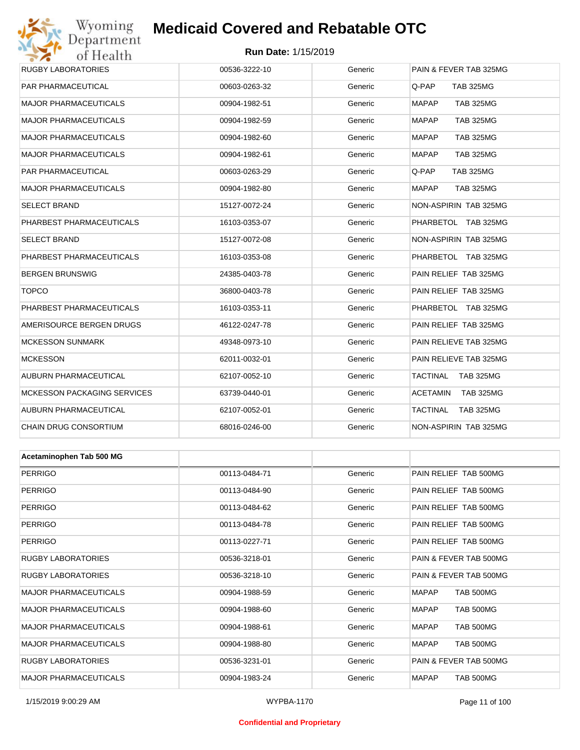| | | | |
|---|---|---|---|
| RUGBY LABORATORIES | 00536-3222-10 | Generic | PAIN & FEVER TAB 325MG |
| PAR PHARMACEUTICAL | 00603-0263-32 | Generic | Q-PAP TAB 325MG |
| MAJOR PHARMACEUTICALS | 00904-1982-51 | Generic | MAPAP TAB 325MG |
| MAJOR PHARMACEUTICALS | 00904-1982-59 | Generic | MAPAP TAB 325MG |
| MAJOR PHARMACEUTICALS | 00904-1982-60 | Generic | MAPAP TAB 325MG |
| MAJOR PHARMACEUTICALS | 00904-1982-61 | Generic | MAPAP TAB 325MG |
| PAR PHARMACEUTICAL | 00603-0263-29 | Generic | Q-PAP TAB 325MG |
| MAJOR PHARMACEUTICALS | 00904-1982-80 | Generic | MAPAP TAB 325MG |
| SELECT BRAND | 15127-0072-24 | Generic | NON-ASPIRIN TAB 325MG |
| PHARBEST PHARMACEUTICALS | 16103-0353-07 | Generic | PHARBETOL TAB 325MG |
| SELECT BRAND | 15127-0072-08 | Generic | NON-ASPIRIN TAB 325MG |
| PHARBEST PHARMACEUTICALS | 16103-0353-08 | Generic | PHARBETOL TAB 325MG |
| BERGEN BRUNSWIG | 24385-0403-78 | Generic | PAIN RELIEF TAB 325MG |
| TOPCO | 36800-0403-78 | Generic | PAIN RELIEF TAB 325MG |
| PHARBEST PHARMACEUTICALS | 16103-0353-11 | Generic | PHARBETOL TAB 325MG |
| AMERISOURCE BERGEN DRUGS | 46122-0247-78 | Generic | PAIN RELIEF TAB 325MG |
| MCKESSON SUNMARK | 49348-0973-10 | Generic | PAIN RELIEVE TAB 325MG |
| MCKESSON | 62011-0032-01 | Generic | PAIN RELIEVE TAB 325MG |
| AUBURN PHARMACEUTICAL | 62107-0052-10 | Generic | TACTINAL TAB 325MG |
| MCKESSON PACKAGING SERVICES | 63739-0440-01 | Generic | ACETAMIN TAB 325MG |
| AUBURN PHARMACEUTICAL | 62107-0052-01 | Generic | TACTINAL TAB 325MG |
| CHAIN DRUG CONSORTIUM | 68016-0246-00 | Generic | NON-ASPIRIN TAB 325MG |

| **Acetaminophen Tab 500 MG** | | | |
|---|---|---|---|
| PERRIGO | 00113-0484-71 | Generic | PAIN RELIEF TAB 500MG |
| PERRIGO | 00113-0484-90 | Generic | PAIN RELIEF TAB 500MG |
| PERRIGO | 00113-0484-62 | Generic | PAIN RELIEF TAB 500MG |
| PERRIGO | 00113-0484-78 | Generic | PAIN RELIEF TAB 500MG |
| PERRIGO | 00113-0227-71 | Generic | PAIN RELIEF TAB 500MG |
| RUGBY LABORATORIES | 00536-3218-01 | Generic | PAIN & FEVER TAB 500MG |
| RUGBY LABORATORIES | 00536-3218-10 | Generic | PAIN & FEVER TAB 500MG |
| MAJOR PHARMACEUTICALS | 00904-1988-59 | Generic | MAPAP TAB 500MG |
| MAJOR PHARMACEUTICALS | 00904-1988-60 | Generic | MAPAP TAB 500MG |
| MAJOR PHARMACEUTICALS | 00904-1988-61 | Generic | MAPAP TAB 500MG |
| MAJOR PHARMACEUTICALS | 00904-1988-80 | Generic | MAPAP TAB 500MG |
| RUGBY LABORATORIES | 00536-3231-01 | Generic | PAIN & FEVER TAB 500MG |
| MAJOR PHARMACEUTICALS | 00904-1983-24 | Generic | MAPAP TAB 500MG |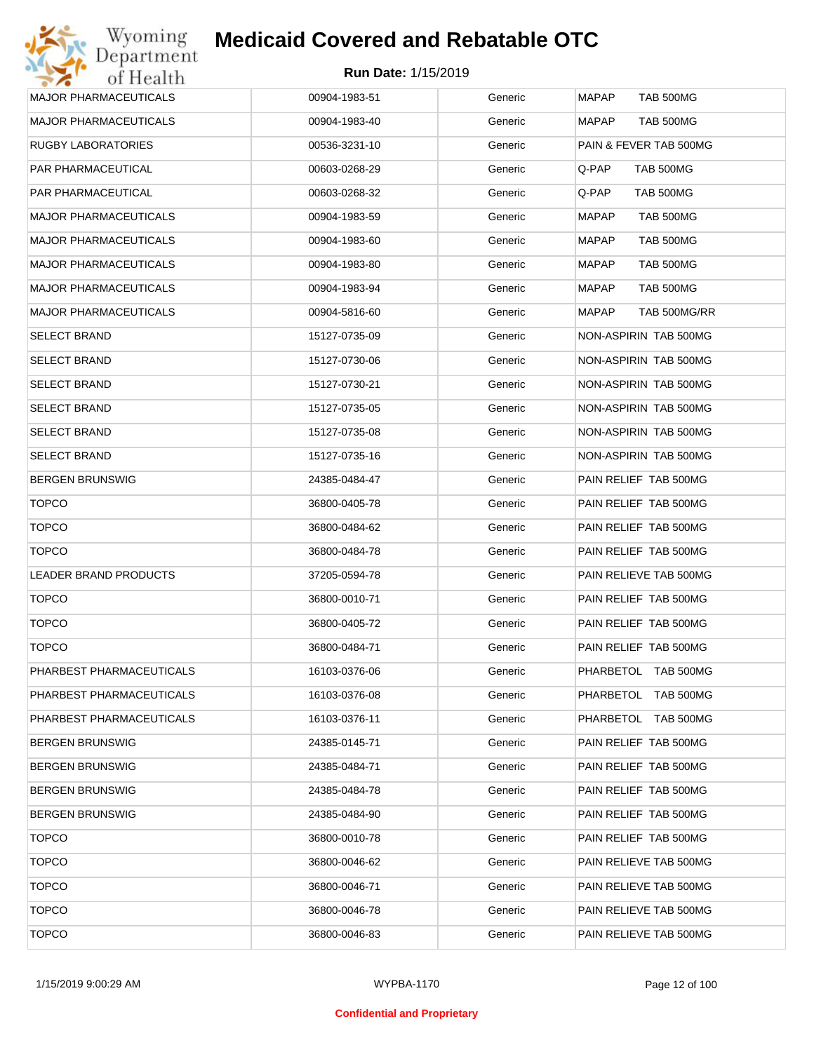# Medicaid Covered and Rebatable OTC

**Run Date:** 1/15/2019

| | | | |
|---|---|---|---|
| MAJOR PHARMACEUTICALS | 00904-1983-51 | Generic | MAPAP TAB 500MG |
| MAJOR PHARMACEUTICALS | 00904-1983-40 | Generic | MAPAP TAB 500MG |
| RUGBY LABORATORIES | 00536-3231-10 | Generic | PAIN & FEVER TAB 500MG |
| PAR PHARMACEUTICAL | 00603-0268-29 | Generic | Q-PAP TAB 500MG |
| PAR PHARMACEUTICAL | 00603-0268-32 | Generic | Q-PAP TAB 500MG |
| MAJOR PHARMACEUTICALS | 00904-1983-59 | Generic | MAPAP TAB 500MG |
| MAJOR PHARMACEUTICALS | 00904-1983-60 | Generic | MAPAP TAB 500MG |
| MAJOR PHARMACEUTICALS | 00904-1983-80 | Generic | MAPAP TAB 500MG |
| MAJOR PHARMACEUTICALS | 00904-1983-94 | Generic | MAPAP TAB 500MG |
| MAJOR PHARMACEUTICALS | 00904-5816-60 | Generic | MAPAP TAB 500MG/RR |
| SELECT BRAND | 15127-0735-09 | Generic | NON-ASPIRIN TAB 500MG |
| SELECT BRAND | 15127-0730-06 | Generic | NON-ASPIRIN TAB 500MG |
| SELECT BRAND | 15127-0730-21 | Generic | NON-ASPIRIN TAB 500MG |
| SELECT BRAND | 15127-0735-05 | Generic | NON-ASPIRIN TAB 500MG |
| SELECT BRAND | 15127-0735-08 | Generic | NON-ASPIRIN TAB 500MG |
| SELECT BRAND | 15127-0735-16 | Generic | NON-ASPIRIN TAB 500MG |
| BERGEN BRUNSWIG | 24385-0484-47 | Generic | PAIN RELIEF TAB 500MG |
| TOPCO | 36800-0405-78 | Generic | PAIN RELIEF TAB 500MG |
| TOPCO | 36800-0484-62 | Generic | PAIN RELIEF TAB 500MG |
| TOPCO | 36800-0484-78 | Generic | PAIN RELIEF TAB 500MG |
| LEADER BRAND PRODUCTS | 37205-0594-78 | Generic | PAIN RELIEVE TAB 500MG |
| TOPCO | 36800-0010-71 | Generic | PAIN RELIEF TAB 500MG |
| TOPCO | 36800-0405-72 | Generic | PAIN RELIEF TAB 500MG |
| TOPCO | 36800-0484-71 | Generic | PAIN RELIEF TAB 500MG |
| PHARBEST PHARMACEUTICALS | 16103-0376-06 | Generic | PHARBETOL TAB 500MG |
| PHARBEST PHARMACEUTICALS | 16103-0376-08 | Generic | PHARBETOL TAB 500MG |
| PHARBEST PHARMACEUTICALS | 16103-0376-11 | Generic | PHARBETOL TAB 500MG |
| BERGEN BRUNSWIG | 24385-0145-71 | Generic | PAIN RELIEF TAB 500MG |
| BERGEN BRUNSWIG | 24385-0484-71 | Generic | PAIN RELIEF TAB 500MG |
| BERGEN BRUNSWIG | 24385-0484-78 | Generic | PAIN RELIEF TAB 500MG |
| BERGEN BRUNSWIG | 24385-0484-90 | Generic | PAIN RELIEF TAB 500MG |
| TOPCO | 36800-0010-78 | Generic | PAIN RELIEF TAB 500MG |
| TOPCO | 36800-0046-62 | Generic | PAIN RELIEVE TAB 500MG |
| TOPCO | 36800-0046-71 | Generic | PAIN RELIEVE TAB 500MG |
| TOPCO | 36800-0046-78 | Generic | PAIN RELIEVE TAB 500MG |
| TOPCO | 36800-0046-83 | Generic | PAIN RELIEVE TAB 500MG |

1/15/2019 9:00:29 AM WYPBA-1170

**Confidential and Proprietary**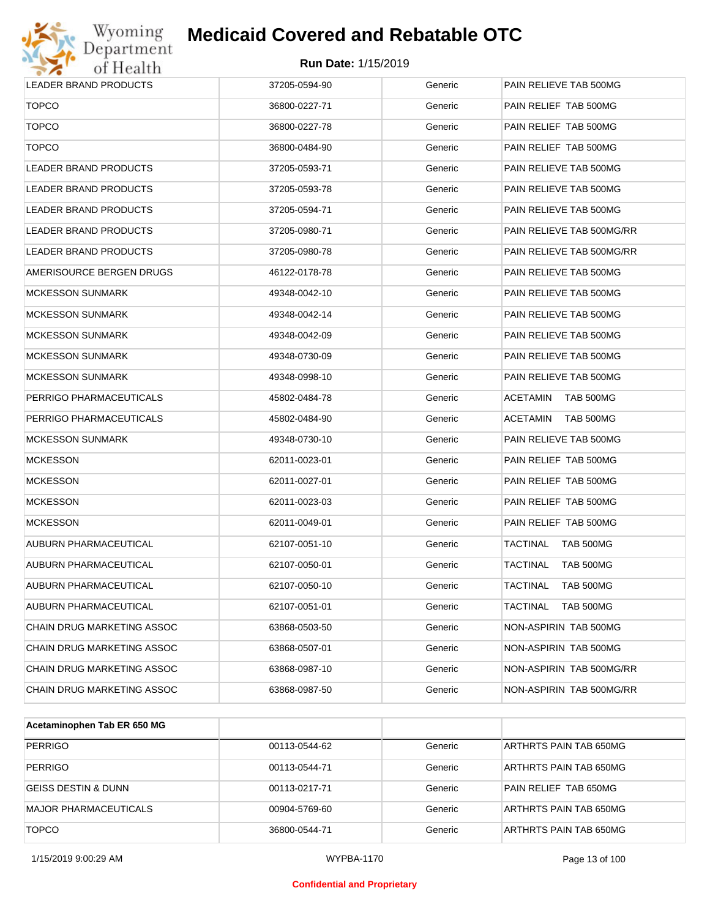| | | | |
|---|---|---|---|
| LEADER BRAND PRODUCTS | 37205-0594-90 | Generic | PAIN RELIEVE TAB 500MG |
| TOPCO | 36800-0227-71 | Generic | PAIN RELIEF TAB 500MG |
| TOPCO | 36800-0227-78 | Generic | PAIN RELIEF TAB 500MG |
| TOPCO | 36800-0484-90 | Generic | PAIN RELIEF TAB 500MG |
| LEADER BRAND PRODUCTS | 37205-0593-71 | Generic | PAIN RELIEVE TAB 500MG |
| LEADER BRAND PRODUCTS | 37205-0593-78 | Generic | PAIN RELIEVE TAB 500MG |
| LEADER BRAND PRODUCTS | 37205-0594-71 | Generic | PAIN RELIEVE TAB 500MG |
| LEADER BRAND PRODUCTS | 37205-0980-71 | Generic | PAIN RELIEVE TAB 500MG/RR |
| LEADER BRAND PRODUCTS | 37205-0980-78 | Generic | PAIN RELIEVE TAB 500MG/RR |
| AMERISOURCE BERGEN DRUGS | 46122-0178-78 | Generic | PAIN RELIEVE TAB 500MG |
| MCKESSON SUNMARK | 49348-0042-10 | Generic | PAIN RELIEVE TAB 500MG |
| MCKESSON SUNMARK | 49348-0042-14 | Generic | PAIN RELIEVE TAB 500MG |
| MCKESSON SUNMARK | 49348-0042-09 | Generic | PAIN RELIEVE TAB 500MG |
| MCKESSON SUNMARK | 49348-0730-09 | Generic | PAIN RELIEVE TAB 500MG |
| MCKESSON SUNMARK | 49348-0998-10 | Generic | PAIN RELIEVE TAB 500MG |
| PERRIGO PHARMACEUTICALS | 45802-0484-78 | Generic | ACETAMIN TAB 500MG |
| PERRIGO PHARMACEUTICALS | 45802-0484-90 | Generic | ACETAMIN TAB 500MG |
| MCKESSON SUNMARK | 49348-0730-10 | Generic | PAIN RELIEVE TAB 500MG |
| MCKESSON | 62011-0023-01 | Generic | PAIN RELIEF TAB 500MG |
| MCKESSON | 62011-0027-01 | Generic | PAIN RELIEF TAB 500MG |
| MCKESSON | 62011-0023-03 | Generic | PAIN RELIEF TAB 500MG |
| MCKESSON | 62011-0049-01 | Generic | PAIN RELIEF TAB 500MG |
| AUBURN PHARMACEUTICAL | 62107-0051-10 | Generic | TACTINAL TAB 500MG |
| AUBURN PHARMACEUTICAL | 62107-0050-01 | Generic | TACTINAL TAB 500MG |
| AUBURN PHARMACEUTICAL | 62107-0050-10 | Generic | TACTINAL TAB 500MG |
| AUBURN PHARMACEUTICAL | 62107-0051-01 | Generic | TACTINAL TAB 500MG |
| CHAIN DRUG MARKETING ASSOC | 63868-0503-50 | Generic | NON-ASPIRIN TAB 500MG |
| CHAIN DRUG MARKETING ASSOC | 63868-0507-01 | Generic | NON-ASPIRIN TAB 500MG |
| CHAIN DRUG MARKETING ASSOC | 63868-0987-10 | Generic | NON-ASPIRIN TAB 500MG/RR |
| CHAIN DRUG MARKETING ASSOC | 63868-0987-50 | Generic | NON-ASPIRIN TAB 500MG/RR |

| **Acetaminophen Tab ER 650 MG** | | | |
|---|---|---|---|
| PERRIGO | 00113-0544-62 | Generic | ARTHRTS PAIN TAB 650MG |
| PERRIGO | 00113-0544-71 | Generic | ARTHRTS PAIN TAB 650MG |
| GEISS DESTIN & DUNN | 00113-0217-71 | Generic | PAIN RELIEF TAB 650MG |
| MAJOR PHARMACEUTICALS | 00904-5769-60 | Generic | ARTHRTS PAIN TAB 650MG |
| TOPCO | 36800-0544-71 | Generic | ARTHRTS PAIN TAB 650MG |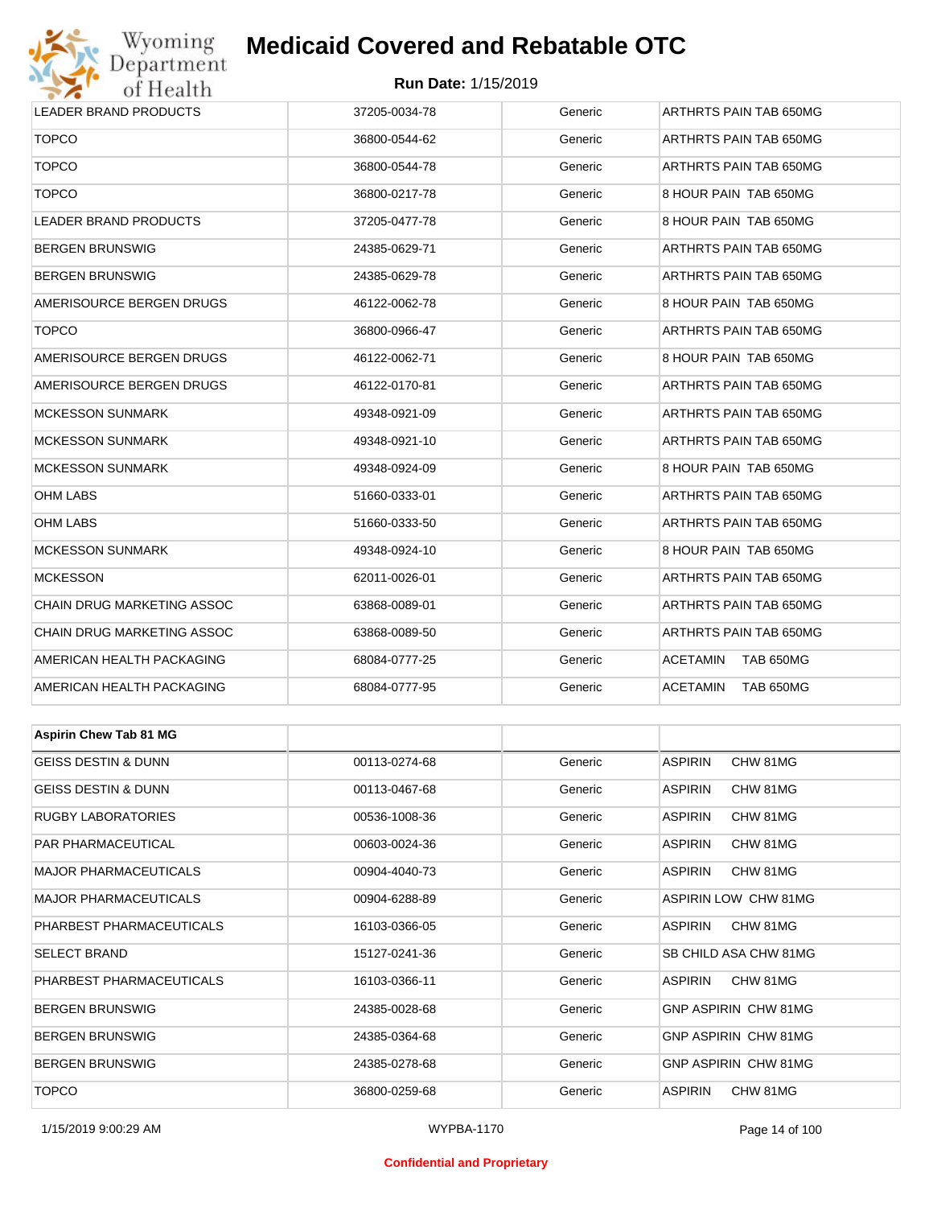| | | | |
|---|---|---|---|
| LEADER BRAND PRODUCTS | 37205-0034-78 | Generic | ARTHRTS PAIN TAB 650MG |
| TOPCO | 36800-0544-62 | Generic | ARTHRTS PAIN TAB 650MG |
| TOPCO | 36800-0544-78 | Generic | ARTHRTS PAIN TAB 650MG |
| TOPCO | 36800-0217-78 | Generic | 8 HOUR PAIN TAB 650MG |
| LEADER BRAND PRODUCTS | 37205-0477-78 | Generic | 8 HOUR PAIN TAB 650MG |
| BERGEN BRUNSWIG | 24385-0629-71 | Generic | ARTHRTS PAIN TAB 650MG |
| BERGEN BRUNSWIG | 24385-0629-78 | Generic | ARTHRTS PAIN TAB 650MG |
| AMERISOURCE BERGEN DRUGS | 46122-0062-78 | Generic | 8 HOUR PAIN TAB 650MG |
| TOPCO | 36800-0966-47 | Generic | ARTHRTS PAIN TAB 650MG |
| AMERISOURCE BERGEN DRUGS | 46122-0062-71 | Generic | 8 HOUR PAIN TAB 650MG |
| AMERISOURCE BERGEN DRUGS | 46122-0170-81 | Generic | ARTHRTS PAIN TAB 650MG |
| MCKESSON SUNMARK | 49348-0921-09 | Generic | ARTHRTS PAIN TAB 650MG |
| MCKESSON SUNMARK | 49348-0921-10 | Generic | ARTHRTS PAIN TAB 650MG |
| MCKESSON SUNMARK | 49348-0924-09 | Generic | 8 HOUR PAIN TAB 650MG |
| OHM LABS | 51660-0333-01 | Generic | ARTHRTS PAIN TAB 650MG |
| OHM LABS | 51660-0333-50 | Generic | ARTHRTS PAIN TAB 650MG |
| MCKESSON SUNMARK | 49348-0924-10 | Generic | 8 HOUR PAIN TAB 650MG |
| MCKESSON | 62011-0026-01 | Generic | ARTHRTS PAIN TAB 650MG |
| CHAIN DRUG MARKETING ASSOC | 63868-0089-01 | Generic | ARTHRTS PAIN TAB 650MG |
| CHAIN DRUG MARKETING ASSOC | 63868-0089-50 | Generic | ARTHRTS PAIN TAB 650MG |
| AMERICAN HEALTH PACKAGING | 68084-0777-25 | Generic | ACETAMIN TAB 650MG |
| AMERICAN HEALTH PACKAGING | 68084-0777-95 | Generic | ACETAMIN TAB 650MG |

| **Aspirin Chew Tab 81 MG** | | | |
|---|---|---|---|
| GEISS DESTIN & DUNN | 00113-0274-68 | Generic | ASPIRIN CHW 81MG |
| GEISS DESTIN & DUNN | 00113-0467-68 | Generic | ASPIRIN CHW 81MG |
| RUGBY LABORATORIES | 00536-1008-36 | Generic | ASPIRIN CHW 81MG |
| PAR PHARMACEUTICAL | 00603-0024-36 | Generic | ASPIRIN CHW 81MG |
| MAJOR PHARMACEUTICALS | 00904-4040-73 | Generic | ASPIRIN CHW 81MG |
| MAJOR PHARMACEUTICALS | 00904-6288-89 | Generic | ASPIRIN LOW CHW 81MG |
| PHARBEST PHARMACEUTICALS | 16103-0366-05 | Generic | ASPIRIN CHW 81MG |
| SELECT BRAND | 15127-0241-36 | Generic | SB CHILD ASA CHW 81MG |
| PHARBEST PHARMACEUTICALS | 16103-0366-11 | Generic | ASPIRIN CHW 81MG |
| BERGEN BRUNSWIG | 24385-0028-68 | Generic | GNP ASPIRIN CHW 81MG |
| BERGEN BRUNSWIG | 24385-0364-68 | Generic | GNP ASPIRIN CHW 81MG |
| BERGEN BRUNSWIG | 24385-0278-68 | Generic | GNP ASPIRIN CHW 81MG |
| TOPCO | 36800-0259-68 | Generic | ASPIRIN CHW 81MG |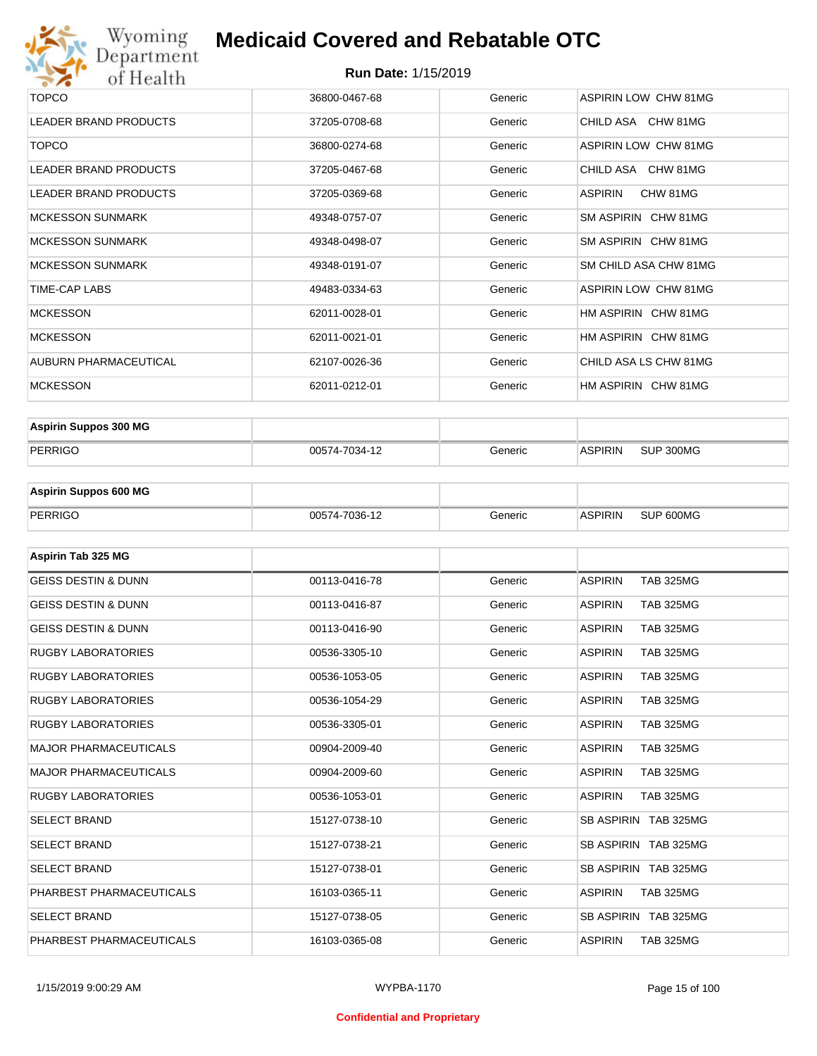| | | | |
|---|---|---|---|
| TOPCO | 36800-0467-68 | Generic | ASPIRIN LOW CHW 81MG |
| LEADER BRAND PRODUCTS | 37205-0708-68 | Generic | CHILD ASA CHW 81MG |
| TOPCO | 36800-0274-68 | Generic | ASPIRIN LOW CHW 81MG |
| LEADER BRAND PRODUCTS | 37205-0467-68 | Generic | CHILD ASA CHW 81MG |
| LEADER BRAND PRODUCTS | 37205-0369-68 | Generic | ASPIRIN CHW 81MG |
| MCKESSON SUNMARK | 49348-0757-07 | Generic | SM ASPIRIN CHW 81MG |
| MCKESSON SUNMARK | 49348-0498-07 | Generic | SM ASPIRIN CHW 81MG |
| MCKESSON SUNMARK | 49348-0191-07 | Generic | SM CHILD ASA CHW 81MG |
| TIME-CAP LABS | 49483-0334-63 | Generic | ASPIRIN LOW CHW 81MG |
| MCKESSON | 62011-0028-01 | Generic | HM ASPIRIN CHW 81MG |
| MCKESSON | 62011-0021-01 | Generic | HM ASPIRIN CHW 81MG |
| AUBURN PHARMACEUTICAL | 62107-0026-36 | Generic | CHILD ASA LS CHW 81MG |
| MCKESSON | 62011-0212-01 | Generic | HM ASPIRIN CHW 81MG |

| **Aspirin Suppos 300 MG** | | | |
|---|---|---|---|
| PERRIGO | 00574-7034-12 | Generic | ASPIRIN SUP 300MG |

| **Aspirin Suppos 600 MG** | | | |
|---|---|---|---|
| PERRIGO | 00574-7036-12 | Generic | ASPIRIN SUP 600MG |

| **Aspirin Tab 325 MG** | | | |
|---|---|---|---|
| GEISS DESTIN & DUNN | 00113-0416-78 | Generic | ASPIRIN TAB 325MG |
| GEISS DESTIN & DUNN | 00113-0416-87 | Generic | ASPIRIN TAB 325MG |
| GEISS DESTIN & DUNN | 00113-0416-90 | Generic | ASPIRIN TAB 325MG |
| RUGBY LABORATORIES | 00536-3305-10 | Generic | ASPIRIN TAB 325MG |
| RUGBY LABORATORIES | 00536-1053-05 | Generic | ASPIRIN TAB 325MG |
| RUGBY LABORATORIES | 00536-1054-29 | Generic | ASPIRIN TAB 325MG |
| RUGBY LABORATORIES | 00536-3305-01 | Generic | ASPIRIN TAB 325MG |
| MAJOR PHARMACEUTICALS | 00904-2009-40 | Generic | ASPIRIN TAB 325MG |
| MAJOR PHARMACEUTICALS | 00904-2009-60 | Generic | ASPIRIN TAB 325MG |
| RUGBY LABORATORIES | 00536-1053-01 | Generic | ASPIRIN TAB 325MG |
| SELECT BRAND | 15127-0738-10 | Generic | SB ASPIRIN TAB 325MG |
| SELECT BRAND | 15127-0738-21 | Generic | SB ASPIRIN TAB 325MG |
| SELECT BRAND | 15127-0738-01 | Generic | SB ASPIRIN TAB 325MG |
| PHARBEST PHARMACEUTICALS | 16103-0365-11 | Generic | ASPIRIN TAB 325MG |
| SELECT BRAND | 15127-0738-05 | Generic | SB ASPIRIN TAB 325MG |
| PHARBEST PHARMACEUTICALS | 16103-0365-08 | Generic | ASPIRIN TAB 325MG |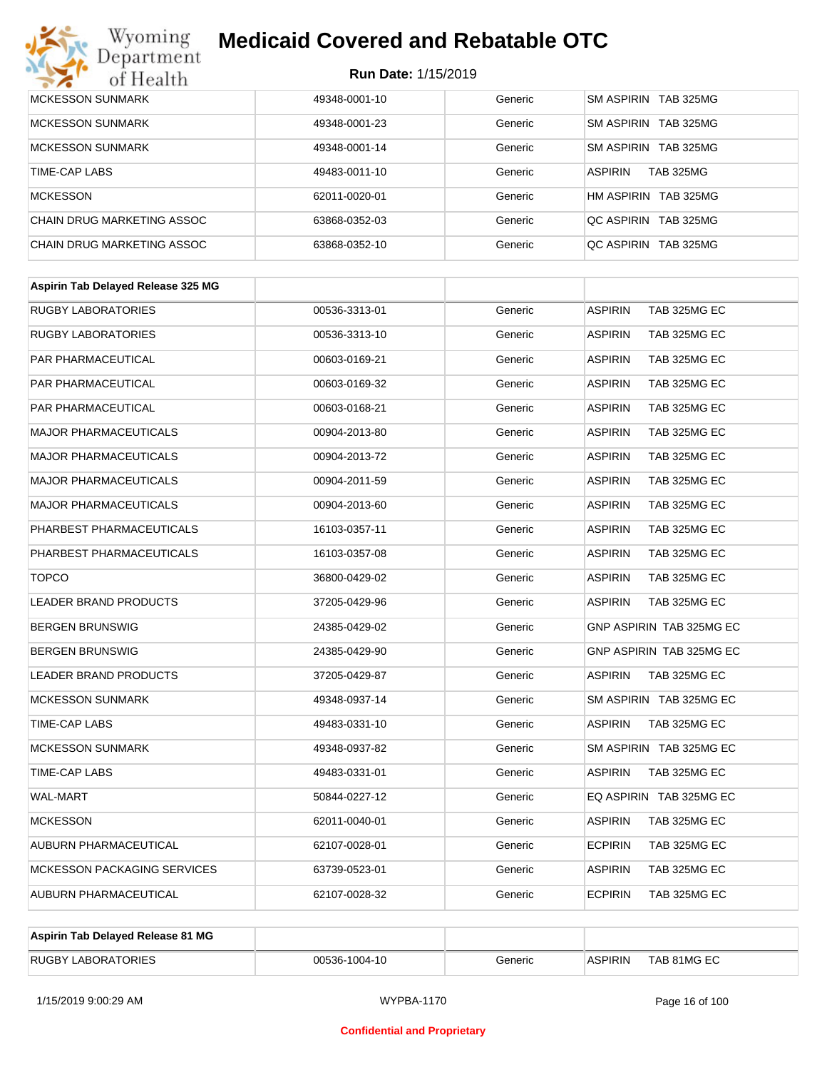| | | | |
|---|---|---|---|
| MCKESSON SUNMARK | 49348-0001-10 | Generic | SM ASPIRIN TAB 325MG |
| MCKESSON SUNMARK | 49348-0001-23 | Generic | SM ASPIRIN TAB 325MG |
| MCKESSON SUNMARK | 49348-0001-14 | Generic | SM ASPIRIN TAB 325MG |
| TIME-CAP LABS | 49483-0011-10 | Generic | ASPIRIN TAB 325MG |
| MCKESSON | 62011-0020-01 | Generic | HM ASPIRIN TAB 325MG |
| CHAIN DRUG MARKETING ASSOC | 63868-0352-03 | Generic | QC ASPIRIN TAB 325MG |
| CHAIN DRUG MARKETING ASSOC | 63868-0352-10 | Generic | QC ASPIRIN TAB 325MG |

| **Aspirin Tab Delayed Release 325 MG** | | | |
|---|---|---|---|
| RUGBY LABORATORIES | 00536-3313-01 | Generic | ASPIRIN TAB 325MG EC |
| RUGBY LABORATORIES | 00536-3313-10 | Generic | ASPIRIN TAB 325MG EC |
| PAR PHARMACEUTICAL | 00603-0169-21 | Generic | ASPIRIN TAB 325MG EC |
| PAR PHARMACEUTICAL | 00603-0169-32 | Generic | ASPIRIN TAB 325MG EC |
| PAR PHARMACEUTICAL | 00603-0168-21 | Generic | ASPIRIN TAB 325MG EC |
| MAJOR PHARMACEUTICALS | 00904-2013-80 | Generic | ASPIRIN TAB 325MG EC |
| MAJOR PHARMACEUTICALS | 00904-2013-72 | Generic | ASPIRIN TAB 325MG EC |
| MAJOR PHARMACEUTICALS | 00904-2011-59 | Generic | ASPIRIN TAB 325MG EC |
| MAJOR PHARMACEUTICALS | 00904-2013-60 | Generic | ASPIRIN TAB 325MG EC |
| PHARBEST PHARMACEUTICALS | 16103-0357-11 | Generic | ASPIRIN TAB 325MG EC |
| PHARBEST PHARMACEUTICALS | 16103-0357-08 | Generic | ASPIRIN TAB 325MG EC |
| TOPCO | 36800-0429-02 | Generic | ASPIRIN TAB 325MG EC |
| LEADER BRAND PRODUCTS | 37205-0429-96 | Generic | ASPIRIN TAB 325MG EC |
| BERGEN BRUNSWIG | 24385-0429-02 | Generic | GNP ASPIRIN TAB 325MG EC |
| BERGEN BRUNSWIG | 24385-0429-90 | Generic | GNP ASPIRIN TAB 325MG EC |
| LEADER BRAND PRODUCTS | 37205-0429-87 | Generic | ASPIRIN TAB 325MG EC |
| MCKESSON SUNMARK | 49348-0937-14 | Generic | SM ASPIRIN TAB 325MG EC |
| TIME-CAP LABS | 49483-0331-10 | Generic | ASPIRIN TAB 325MG EC |
| MCKESSON SUNMARK | 49348-0937-82 | Generic | SM ASPIRIN TAB 325MG EC |
| TIME-CAP LABS | 49483-0331-01 | Generic | ASPIRIN TAB 325MG EC |
| WAL-MART | 50844-0227-12 | Generic | EQ ASPIRIN TAB 325MG EC |
| MCKESSON | 62011-0040-01 | Generic | ASPIRIN TAB 325MG EC |
| AUBURN PHARMACEUTICAL | 62107-0028-01 | Generic | ECPIRIN TAB 325MG EC |
| MCKESSON PACKAGING SERVICES | 63739-0523-01 | Generic | ASPIRIN TAB 325MG EC |
| AUBURN PHARMACEUTICAL | 62107-0028-32 | Generic | ECPIRIN TAB 325MG EC |

| **Aspirin Tab Delayed Release 81 MG** | | | |
|---|---|---|---|
| RUGBY LABORATORIES | 00536-1004-10 | Generic | ASPIRIN TAB 81MG EC |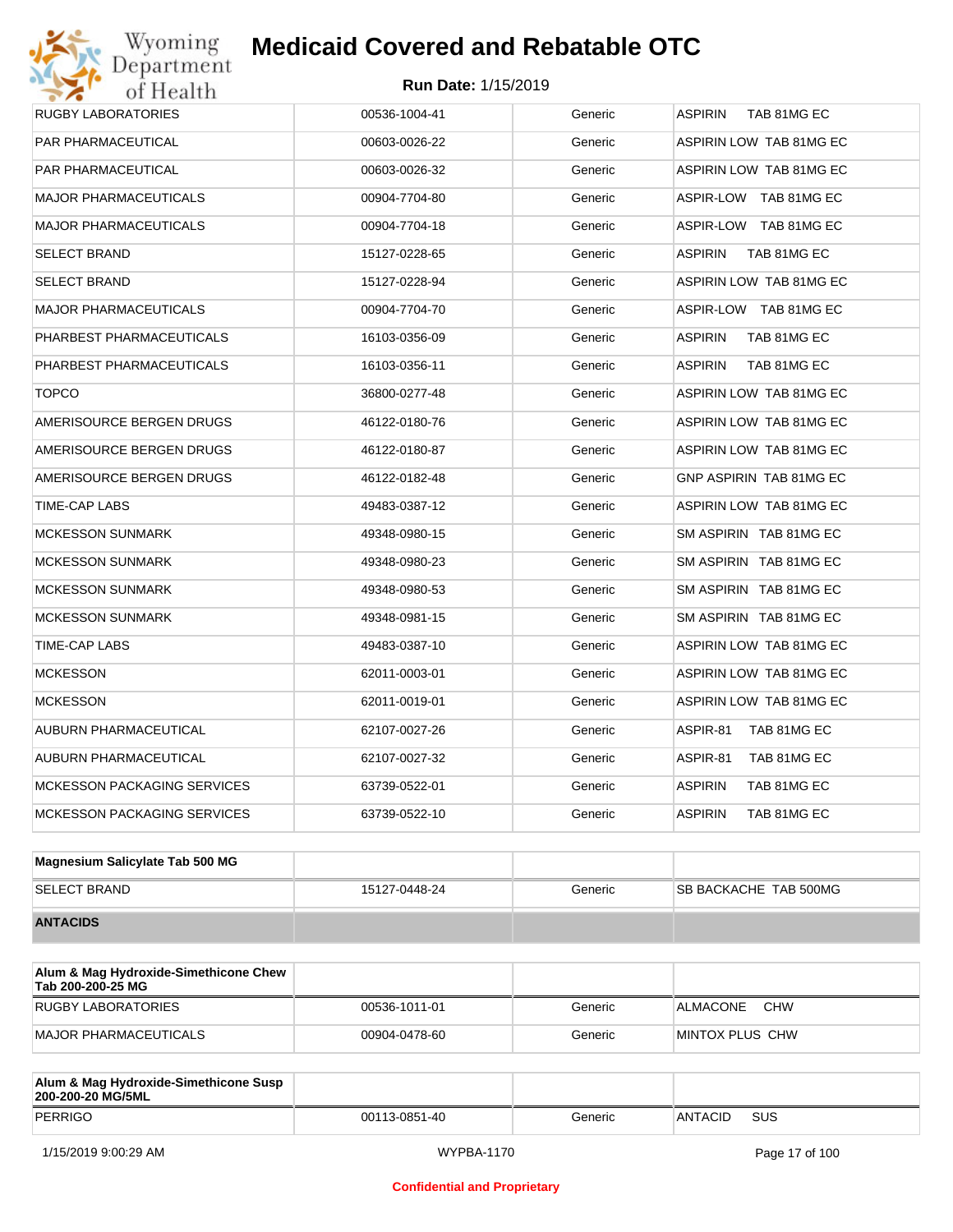# Medicaid Covered and Rebatable OTC

**Run Date:** 1/15/2019

| | | | |
|---|---|---|---|
| RUGBY LABORATORIES | 00536-1004-41 | Generic | ASPIRIN TAB 81MG EC |
| PAR PHARMACEUTICAL | 00603-0026-22 | Generic | ASPIRIN LOW TAB 81MG EC |
| PAR PHARMACEUTICAL | 00603-0026-32 | Generic | ASPIRIN LOW TAB 81MG EC |
| MAJOR PHARMACEUTICALS | 00904-7704-80 | Generic | ASPIR-LOW TAB 81MG EC |
| MAJOR PHARMACEUTICALS | 00904-7704-18 | Generic | ASPIR-LOW TAB 81MG EC |
| SELECT BRAND | 15127-0228-65 | Generic | ASPIRIN TAB 81MG EC |
| SELECT BRAND | 15127-0228-94 | Generic | ASPIRIN LOW TAB 81MG EC |
| MAJOR PHARMACEUTICALS | 00904-7704-70 | Generic | ASPIR-LOW TAB 81MG EC |
| PHARBEST PHARMACEUTICALS | 16103-0356-09 | Generic | ASPIRIN TAB 81MG EC |
| PHARBEST PHARMACEUTICALS | 16103-0356-11 | Generic | ASPIRIN TAB 81MG EC |
| TOPCO | 36800-0277-48 | Generic | ASPIRIN LOW TAB 81MG EC |
| AMERISOURCE BERGEN DRUGS | 46122-0180-76 | Generic | ASPIRIN LOW TAB 81MG EC |
| AMERISOURCE BERGEN DRUGS | 46122-0180-87 | Generic | ASPIRIN LOW TAB 81MG EC |
| AMERISOURCE BERGEN DRUGS | 46122-0182-48 | Generic | GNP ASPIRIN TAB 81MG EC |
| TIME-CAP LABS | 49483-0387-12 | Generic | ASPIRIN LOW TAB 81MG EC |
| MCKESSON SUNMARK | 49348-0980-15 | Generic | SM ASPIRIN TAB 81MG EC |
| MCKESSON SUNMARK | 49348-0980-23 | Generic | SM ASPIRIN TAB 81MG EC |
| MCKESSON SUNMARK | 49348-0980-53 | Generic | SM ASPIRIN TAB 81MG EC |
| MCKESSON SUNMARK | 49348-0981-15 | Generic | SM ASPIRIN TAB 81MG EC |
| TIME-CAP LABS | 49483-0387-10 | Generic | ASPIRIN LOW TAB 81MG EC |
| MCKESSON | 62011-0003-01 | Generic | ASPIRIN LOW TAB 81MG EC |
| MCKESSON | 62011-0019-01 | Generic | ASPIRIN LOW TAB 81MG EC |
| AUBURN PHARMACEUTICAL | 62107-0027-26 | Generic | ASPIR-81 TAB 81MG EC |
| AUBURN PHARMACEUTICAL | 62107-0027-32 | Generic | ASPIR-81 TAB 81MG EC |
| MCKESSON PACKAGING SERVICES | 63739-0522-01 | Generic | ASPIRIN TAB 81MG EC |
| MCKESSON PACKAGING SERVICES | 63739-0522-10 | Generic | ASPIRIN TAB 81MG EC |

| **Magnesium Salicylate Tab 500 MG** | | | |
|---|---|---|---|
| SELECT BRAND | 15127-0448-24 | Generic | SB BACKACHE TAB 500MG |
| **ANTACIDS** | | | |

| **Alum & Mag Hydroxide-Simethicone Chew Tab 200-200-25 MG** | | | |
|---|---|---|---|
| RUGBY LABORATORIES | 00536-1011-01 | Generic | ALMACONE CHW |
| MAJOR PHARMACEUTICALS | 00904-0478-60 | Generic | MINTOX PLUS CHW |

| **Alum & Mag Hydroxide-Simethicone Susp 200-200-20 MG/5ML** | | | |
|---|---|---|---|
| PERRIGO | 00113-0851-40 | Generic | ANTACID SUS |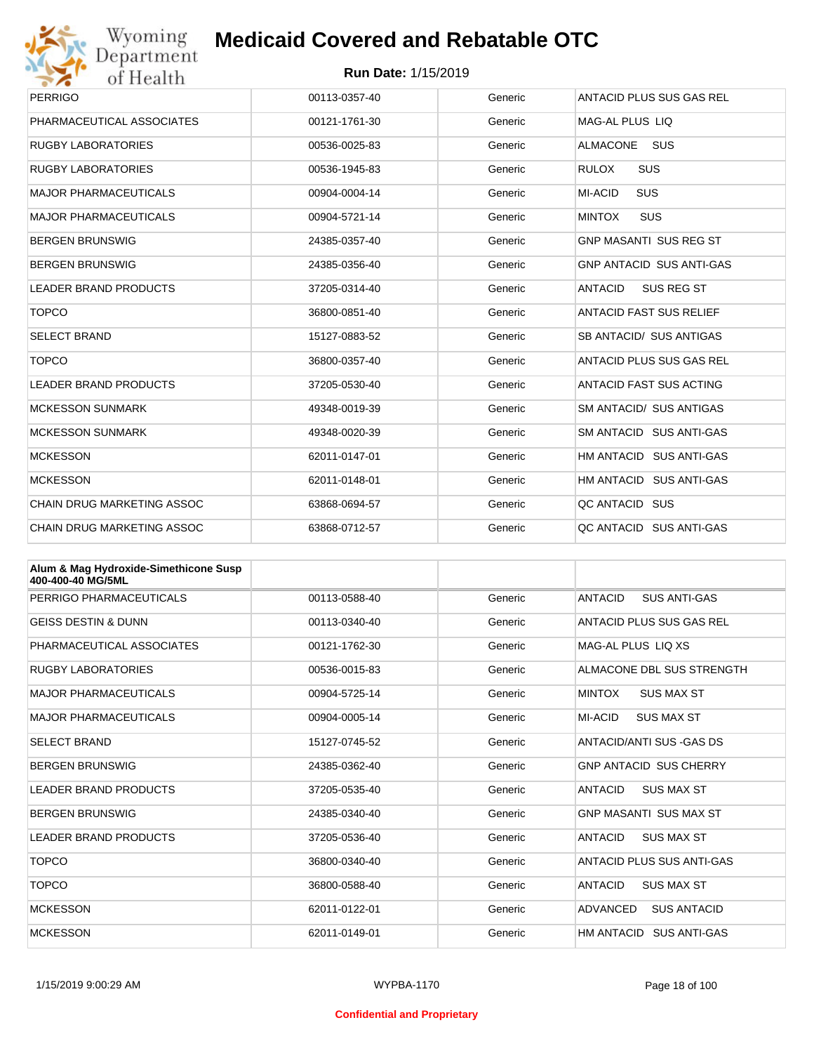| | | | |
|---|---|---|---|
| PERRIGO | 00113-0357-40 | Generic | ANTACID PLUS SUS GAS REL |
| PHARMACEUTICAL ASSOCIATES | 00121-1761-30 | Generic | MAG-AL PLUS LIQ |
| RUGBY LABORATORIES | 00536-0025-83 | Generic | ALMACONE SUS |
| RUGBY LABORATORIES | 00536-1945-83 | Generic | RULOX SUS |
| MAJOR PHARMACEUTICALS | 00904-0004-14 | Generic | MI-ACID SUS |
| MAJOR PHARMACEUTICALS | 00904-5721-14 | Generic | MINTOX SUS |
| BERGEN BRUNSWIG | 24385-0357-40 | Generic | GNP MASANTI SUS REG ST |
| BERGEN BRUNSWIG | 24385-0356-40 | Generic | GNP ANTACID SUS ANTI-GAS |
| LEADER BRAND PRODUCTS | 37205-0314-40 | Generic | ANTACID SUS REG ST |
| TOPCO | 36800-0851-40 | Generic | ANTACID FAST SUS RELIEF |
| SELECT BRAND | 15127-0883-52 | Generic | SB ANTACID/ SUS ANTIGAS |
| TOPCO | 36800-0357-40 | Generic | ANTACID PLUS SUS GAS REL |
| LEADER BRAND PRODUCTS | 37205-0530-40 | Generic | ANTACID FAST SUS ACTING |
| MCKESSON SUNMARK | 49348-0019-39 | Generic | SM ANTACID/ SUS ANTIGAS |
| MCKESSON SUNMARK | 49348-0020-39 | Generic | SM ANTACID SUS ANTI-GAS |
| MCKESSON | 62011-0147-01 | Generic | HM ANTACID SUS ANTI-GAS |
| MCKESSON | 62011-0148-01 | Generic | HM ANTACID SUS ANTI-GAS |
| CHAIN DRUG MARKETING ASSOC | 63868-0694-57 | Generic | QC ANTACID SUS |
| CHAIN DRUG MARKETING ASSOC | 63868-0712-57 | Generic | QC ANTACID SUS ANTI-GAS |

| **Alum & Mag Hydroxide-Simethicone Susp 400-400-40 MG/5ML** | | | |
|---|---|---|---|
| PERRIGO PHARMACEUTICALS | 00113-0588-40 | Generic | ANTACID SUS ANTI-GAS |
| GEISS DESTIN & DUNN | 00113-0340-40 | Generic | ANTACID PLUS SUS GAS REL |
| PHARMACEUTICAL ASSOCIATES | 00121-1762-30 | Generic | MAG-AL PLUS LIQ XS |
| RUGBY LABORATORIES | 00536-0015-83 | Generic | ALMACONE DBL SUS STRENGTH |
| MAJOR PHARMACEUTICALS | 00904-5725-14 | Generic | MINTOX SUS MAX ST |
| MAJOR PHARMACEUTICALS | 00904-0005-14 | Generic | MI-ACID SUS MAX ST |
| SELECT BRAND | 15127-0745-52 | Generic | ANTACID/ANTI SUS -GAS DS |
| BERGEN BRUNSWIG | 24385-0362-40 | Generic | GNP ANTACID SUS CHERRY |
| LEADER BRAND PRODUCTS | 37205-0535-40 | Generic | ANTACID SUS MAX ST |
| BERGEN BRUNSWIG | 24385-0340-40 | Generic | GNP MASANTI SUS MAX ST |
| LEADER BRAND PRODUCTS | 37205-0536-40 | Generic | ANTACID SUS MAX ST |
| TOPCO | 36800-0340-40 | Generic | ANTACID PLUS SUS ANTI-GAS |
| TOPCO | 36800-0588-40 | Generic | ANTACID SUS MAX ST |
| MCKESSON | 62011-0122-01 | Generic | ADVANCED SUS ANTACID |
| MCKESSON | 62011-0149-01 | Generic | HM ANTACID SUS ANTI-GAS |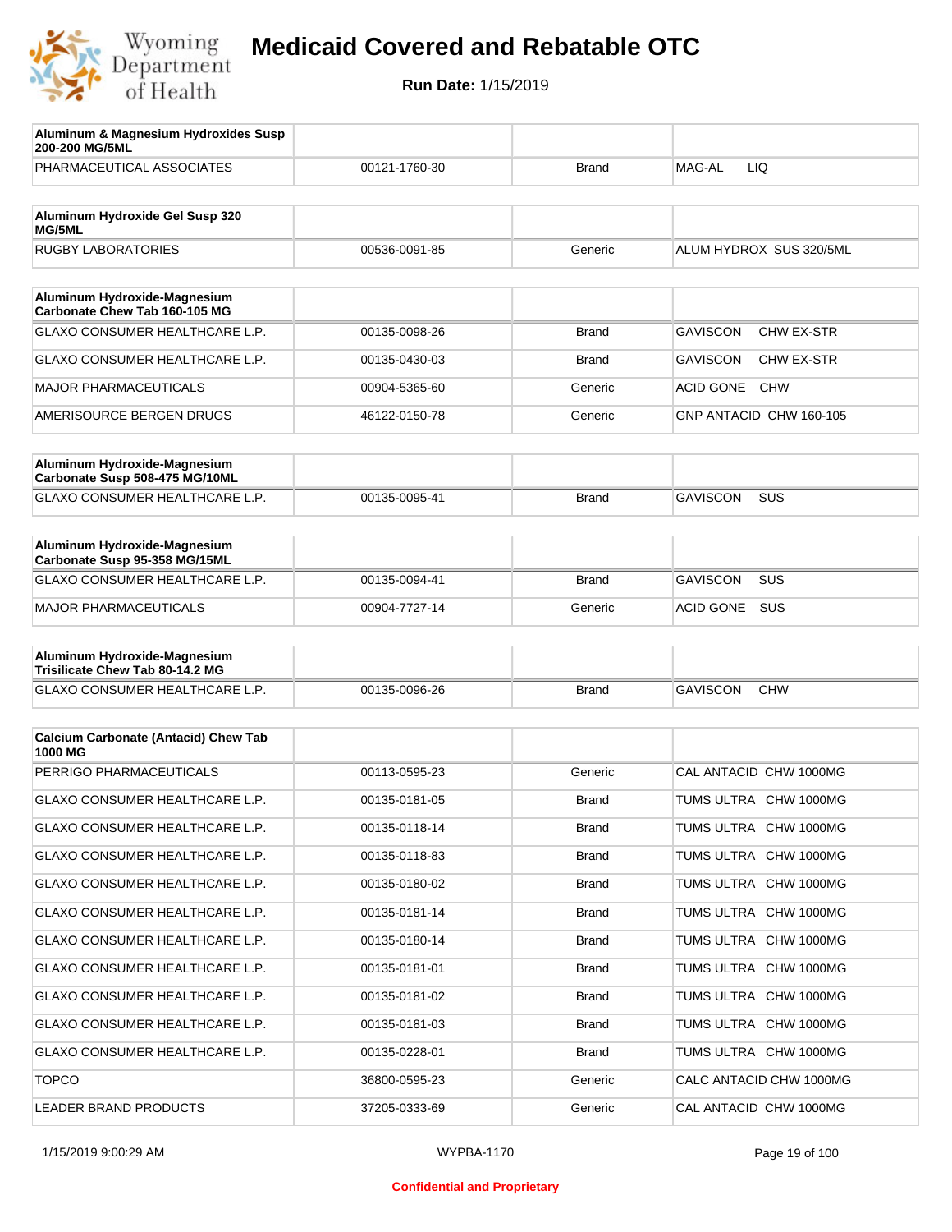# Medicaid Covered and Rebatable OTC

**Run Date:** 1/15/2019

| **Aluminum & Magnesium Hydroxides Susp 200-200 MG/5ML** | | | |
|---|---|---|---|
| PHARMACEUTICAL ASSOCIATES | 00121-1760-30 | Brand | MAG-AL LIQ |

| **Aluminum Hydroxide Gel Susp 320 MG/5ML** | | | |
|---|---|---|---|
| RUGBY LABORATORIES | 00536-0091-85 | Generic | ALUM HYDROX SUS 320/5ML |

| **Aluminum Hydroxide-Magnesium Carbonate Chew Tab 160-105 MG** | | | |
|---|---|---|---|
| GLAXO CONSUMER HEALTHCARE L.P. | 00135-0098-26 | Brand | GAVISCON CHW EX-STR |
| GLAXO CONSUMER HEALTHCARE L.P. | 00135-0430-03 | Brand | GAVISCON CHW EX-STR |
| MAJOR PHARMACEUTICALS | 00904-5365-60 | Generic | ACID GONE CHW |
| AMERISOURCE BERGEN DRUGS | 46122-0150-78 | Generic | GNP ANTACID CHW 160-105 |

| **Aluminum Hydroxide-Magnesium Carbonate Susp 508-475 MG/10ML** | | | |
|---|---|---|---|
| GLAXO CONSUMER HEALTHCARE L.P. | 00135-0095-41 | Brand | GAVISCON SUS |

| **Aluminum Hydroxide-Magnesium Carbonate Susp 95-358 MG/15ML** | | | |
|---|---|---|---|
| GLAXO CONSUMER HEALTHCARE L.P. | 00135-0094-41 | Brand | GAVISCON SUS |
| MAJOR PHARMACEUTICALS | 00904-7727-14 | Generic | ACID GONE SUS |

| **Aluminum Hydroxide-Magnesium Trisilicate Chew Tab 80-14.2 MG** | | | |
|---|---|---|---|
| GLAXO CONSUMER HEALTHCARE L.P. | 00135-0096-26 | Brand | GAVISCON CHW |

| **Calcium Carbonate (Antacid) Chew Tab 1000 MG** | | | |
|---|---|---|---|
| PERRIGO PHARMACEUTICALS | 00113-0595-23 | Generic | CAL ANTACID CHW 1000MG |
| GLAXO CONSUMER HEALTHCARE L.P. | 00135-0181-05 | Brand | TUMS ULTRA CHW 1000MG |
| GLAXO CONSUMER HEALTHCARE L.P. | 00135-0118-14 | Brand | TUMS ULTRA CHW 1000MG |
| GLAXO CONSUMER HEALTHCARE L.P. | 00135-0118-83 | Brand | TUMS ULTRA CHW 1000MG |
| GLAXO CONSUMER HEALTHCARE L.P. | 00135-0180-02 | Brand | TUMS ULTRA CHW 1000MG |
| GLAXO CONSUMER HEALTHCARE L.P. | 00135-0181-14 | Brand | TUMS ULTRA CHW 1000MG |
| GLAXO CONSUMER HEALTHCARE L.P. | 00135-0180-14 | Brand | TUMS ULTRA CHW 1000MG |
| GLAXO CONSUMER HEALTHCARE L.P. | 00135-0181-01 | Brand | TUMS ULTRA CHW 1000MG |
| GLAXO CONSUMER HEALTHCARE L.P. | 00135-0181-02 | Brand | TUMS ULTRA CHW 1000MG |
| GLAXO CONSUMER HEALTHCARE L.P. | 00135-0181-03 | Brand | TUMS ULTRA CHW 1000MG |
| GLAXO CONSUMER HEALTHCARE L.P. | 00135-0228-01 | Brand | TUMS ULTRA CHW 1000MG |
| TOPCO | 36800-0595-23 | Generic | CALC ANTACID CHW 1000MG |
| LEADER BRAND PRODUCTS | 37205-0333-69 | Generic | CAL ANTACID CHW 1000MG |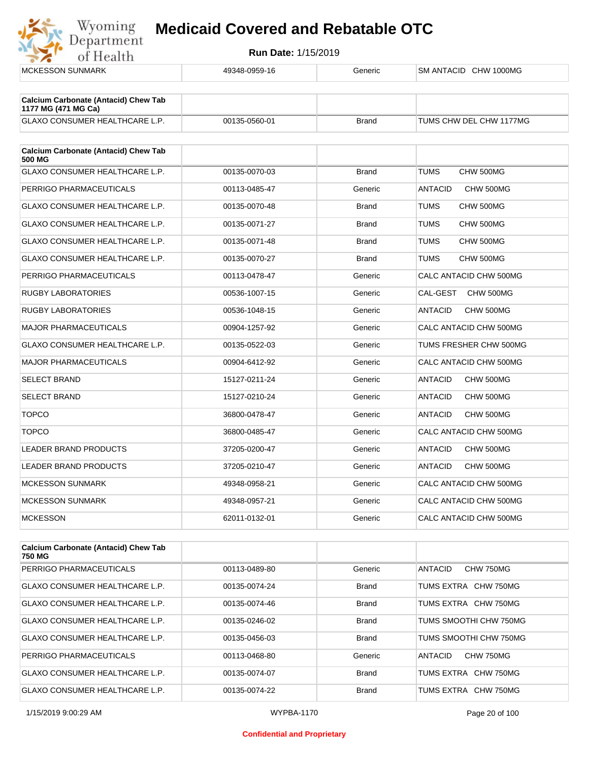| | | | |
|---|---|---|---|
| MCKESSON SUNMARK | 49348-0959-16 | Generic | SM ANTACID CHW 1000MG |

| Calcium Carbonate (Antacid) Chew Tab 1177 MG (471 MG Ca) | | | |
|---|---|---|---|
| GLAXO CONSUMER HEALTHCARE L.P. | 00135-0560-01 | Brand | TUMS CHW DEL CHW 1177MG |

| Calcium Carbonate (Antacid) Chew Tab 500 MG | | | |
|---|---|---|---|
| GLAXO CONSUMER HEALTHCARE L.P. | 00135-0070-03 | Brand | TUMS CHW 500MG |
| PERRIGO PHARMACEUTICALS | 00113-0485-47 | Generic | ANTACID CHW 500MG |
| GLAXO CONSUMER HEALTHCARE L.P. | 00135-0070-48 | Brand | TUMS CHW 500MG |
| GLAXO CONSUMER HEALTHCARE L.P. | 00135-0071-27 | Brand | TUMS CHW 500MG |
| GLAXO CONSUMER HEALTHCARE L.P. | 00135-0071-48 | Brand | TUMS CHW 500MG |
| GLAXO CONSUMER HEALTHCARE L.P. | 00135-0070-27 | Brand | TUMS CHW 500MG |
| PERRIGO PHARMACEUTICALS | 00113-0478-47 | Generic | CALC ANTACID CHW 500MG |
| RUGBY LABORATORIES | 00536-1007-15 | Generic | CAL-GEST CHW 500MG |
| RUGBY LABORATORIES | 00536-1048-15 | Generic | ANTACID CHW 500MG |
| MAJOR PHARMACEUTICALS | 00904-1257-92 | Generic | CALC ANTACID CHW 500MG |
| GLAXO CONSUMER HEALTHCARE L.P. | 00135-0522-03 | Generic | TUMS FRESHER CHW 500MG |
| MAJOR PHARMACEUTICALS | 00904-6412-92 | Generic | CALC ANTACID CHW 500MG |
| SELECT BRAND | 15127-0211-24 | Generic | ANTACID CHW 500MG |
| SELECT BRAND | 15127-0210-24 | Generic | ANTACID CHW 500MG |
| TOPCO | 36800-0478-47 | Generic | ANTACID CHW 500MG |
| TOPCO | 36800-0485-47 | Generic | CALC ANTACID CHW 500MG |
| LEADER BRAND PRODUCTS | 37205-0200-47 | Generic | ANTACID CHW 500MG |
| LEADER BRAND PRODUCTS | 37205-0210-47 | Generic | ANTACID CHW 500MG |
| MCKESSON SUNMARK | 49348-0958-21 | Generic | CALC ANTACID CHW 500MG |
| MCKESSON SUNMARK | 49348-0957-21 | Generic | CALC ANTACID CHW 500MG |
| MCKESSON | 62011-0132-01 | Generic | CALC ANTACID CHW 500MG |

| Calcium Carbonate (Antacid) Chew Tab 750 MG | | | |
|---|---|---|---|
| PERRIGO PHARMACEUTICALS | 00113-0489-80 | Generic | ANTACID CHW 750MG |
| GLAXO CONSUMER HEALTHCARE L.P. | 00135-0074-24 | Brand | TUMS EXTRA CHW 750MG |
| GLAXO CONSUMER HEALTHCARE L.P. | 00135-0074-46 | Brand | TUMS EXTRA CHW 750MG |
| GLAXO CONSUMER HEALTHCARE L.P. | 00135-0246-02 | Brand | TUMS SMOOTHI CHW 750MG |
| GLAXO CONSUMER HEALTHCARE L.P. | 00135-0456-03 | Brand | TUMS SMOOTHI CHW 750MG |
| PERRIGO PHARMACEUTICALS | 00113-0468-80 | Generic | ANTACID CHW 750MG |
| GLAXO CONSUMER HEALTHCARE L.P. | 00135-0074-07 | Brand | TUMS EXTRA CHW 750MG |
| GLAXO CONSUMER HEALTHCARE L.P. | 00135-0074-22 | Brand | TUMS EXTRA CHW 750MG |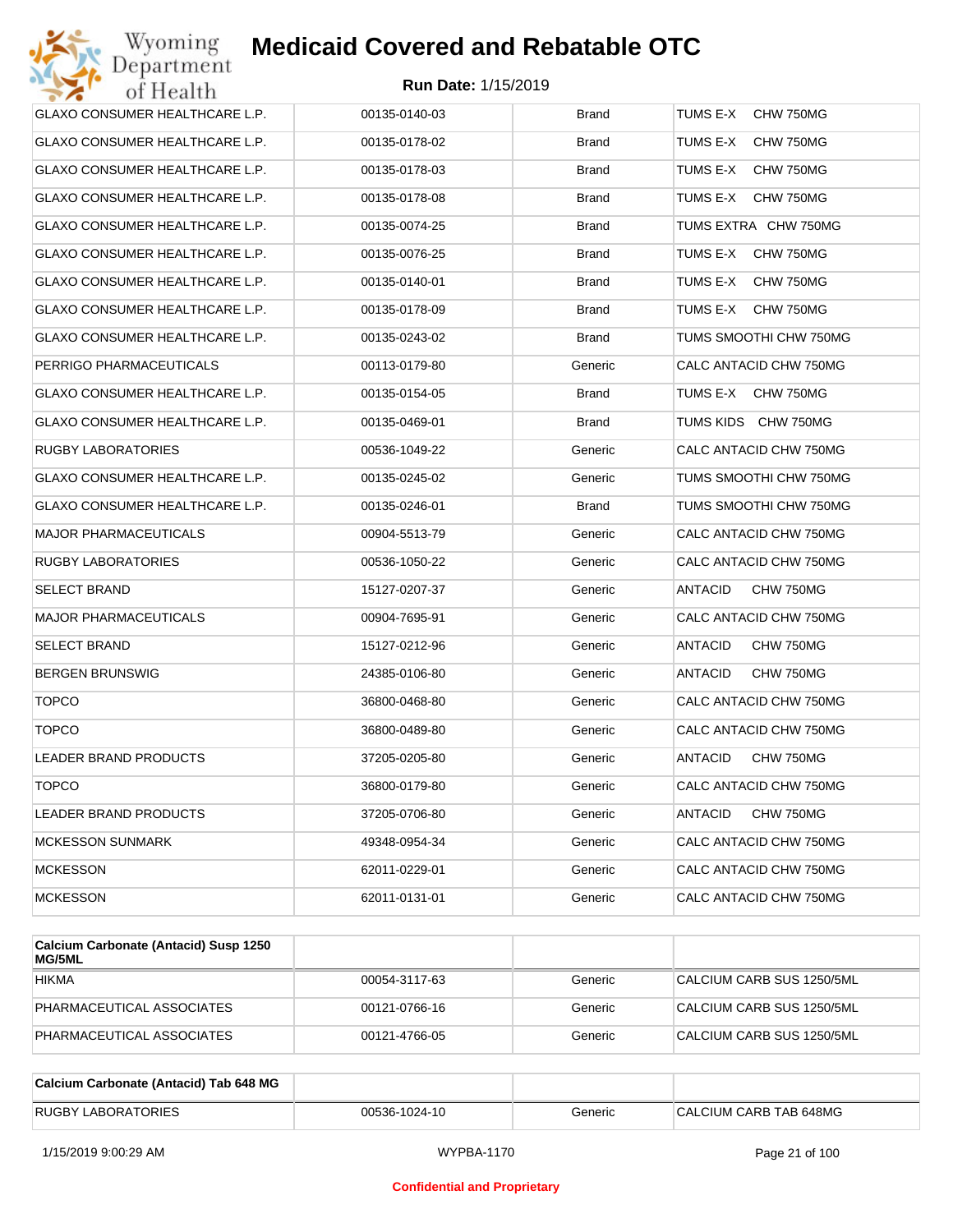# Medicaid Covered and Rebatable OTC

**Run Date:** 1/15/2019

| | | | |
|---|---|---|---|
| GLAXO CONSUMER HEALTHCARE L.P. | 00135-0140-03 | Brand | TUMS E-X CHW 750MG |
| GLAXO CONSUMER HEALTHCARE L.P. | 00135-0178-02 | Brand | TUMS E-X CHW 750MG |
| GLAXO CONSUMER HEALTHCARE L.P. | 00135-0178-03 | Brand | TUMS E-X CHW 750MG |
| GLAXO CONSUMER HEALTHCARE L.P. | 00135-0178-08 | Brand | TUMS E-X CHW 750MG |
| GLAXO CONSUMER HEALTHCARE L.P. | 00135-0074-25 | Brand | TUMS EXTRA CHW 750MG |
| GLAXO CONSUMER HEALTHCARE L.P. | 00135-0076-25 | Brand | TUMS E-X CHW 750MG |
| GLAXO CONSUMER HEALTHCARE L.P. | 00135-0140-01 | Brand | TUMS E-X CHW 750MG |
| GLAXO CONSUMER HEALTHCARE L.P. | 00135-0178-09 | Brand | TUMS E-X CHW 750MG |
| GLAXO CONSUMER HEALTHCARE L.P. | 00135-0243-02 | Brand | TUMS SMOOTHI CHW 750MG |
| PERRIGO PHARMACEUTICALS | 00113-0179-80 | Generic | CALC ANTACID CHW 750MG |
| GLAXO CONSUMER HEALTHCARE L.P. | 00135-0154-05 | Brand | TUMS E-X CHW 750MG |
| GLAXO CONSUMER HEALTHCARE L.P. | 00135-0469-01 | Brand | TUMS KIDS CHW 750MG |
| RUGBY LABORATORIES | 00536-1049-22 | Generic | CALC ANTACID CHW 750MG |
| GLAXO CONSUMER HEALTHCARE L.P. | 00135-0245-02 | Generic | TUMS SMOOTHI CHW 750MG |
| GLAXO CONSUMER HEALTHCARE L.P. | 00135-0246-01 | Brand | TUMS SMOOTHI CHW 750MG |
| MAJOR PHARMACEUTICALS | 00904-5513-79 | Generic | CALC ANTACID CHW 750MG |
| RUGBY LABORATORIES | 00536-1050-22 | Generic | CALC ANTACID CHW 750MG |
| SELECT BRAND | 15127-0207-37 | Generic | ANTACID CHW 750MG |
| MAJOR PHARMACEUTICALS | 00904-7695-91 | Generic | CALC ANTACID CHW 750MG |
| SELECT BRAND | 15127-0212-96 | Generic | ANTACID CHW 750MG |
| BERGEN BRUNSWIG | 24385-0106-80 | Generic | ANTACID CHW 750MG |
| TOPCO | 36800-0468-80 | Generic | CALC ANTACID CHW 750MG |
| TOPCO | 36800-0489-80 | Generic | CALC ANTACID CHW 750MG |
| LEADER BRAND PRODUCTS | 37205-0205-80 | Generic | ANTACID CHW 750MG |
| TOPCO | 36800-0179-80 | Generic | CALC ANTACID CHW 750MG |
| LEADER BRAND PRODUCTS | 37205-0706-80 | Generic | ANTACID CHW 750MG |
| MCKESSON SUNMARK | 49348-0954-34 | Generic | CALC ANTACID CHW 750MG |
| MCKESSON | 62011-0229-01 | Generic | CALC ANTACID CHW 750MG |
| MCKESSON | 62011-0131-01 | Generic | CALC ANTACID CHW 750MG |

| Calcium Carbonate (Antacid) Susp 1250 MG/5ML | | | |
|---|---|---|---|
| HIKMA | 00054-3117-63 | Generic | CALCIUM CARB SUS 1250/5ML |
| PHARMACEUTICAL ASSOCIATES | 00121-0766-16 | Generic | CALCIUM CARB SUS 1250/5ML |
| PHARMACEUTICAL ASSOCIATES | 00121-4766-05 | Generic | CALCIUM CARB SUS 1250/5ML |

| Calcium Carbonate (Antacid) Tab 648 MG | | | |
|---|---|---|---|
| RUGBY LABORATORIES | 00536-1024-10 | Generic | CALCIUM CARB TAB 648MG |

1/15/2019 9:00:29 AM WYPBA-1170

Confidential and Proprietary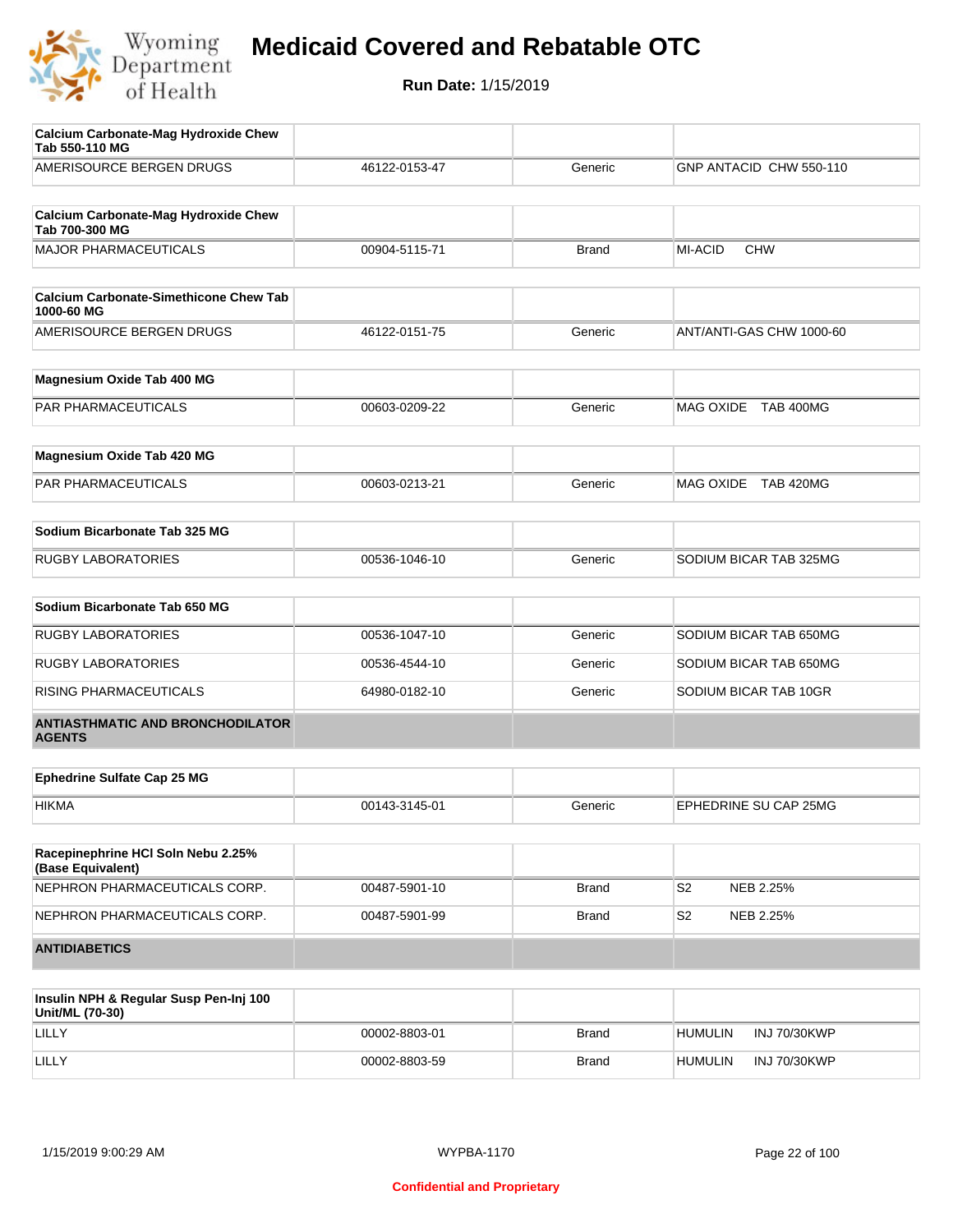# Medicaid Covered and Rebatable OTC

**Run Date:** 1/15/2019

| **Calcium Carbonate-Mag Hydroxide Chew Tab 550-110 MG** | | | |
|---|---|---|---|
| AMERISOURCE BERGEN DRUGS | 46122-0153-47 | Generic | GNP ANTACID CHW 550-110 |

| **Calcium Carbonate-Mag Hydroxide Chew Tab 700-300 MG** | | | |
|---|---|---|---|
| MAJOR PHARMACEUTICALS | 00904-5115-71 | Brand | MI-ACID CHW |

| **Calcium Carbonate-Simethicone Chew Tab 1000-60 MG** | | | |
|---|---|---|---|
| AMERISOURCE BERGEN DRUGS | 46122-0151-75 | Generic | ANT/ANTI-GAS CHW 1000-60 |

| **Magnesium Oxide Tab 400 MG** | | | |
|---|---|---|---|
| PAR PHARMACEUTICALS | 00603-0209-22 | Generic | MAG OXIDE TAB 400MG |

| **Magnesium Oxide Tab 420 MG** | | | |
|---|---|---|---|
| PAR PHARMACEUTICALS | 00603-0213-21 | Generic | MAG OXIDE TAB 420MG |

| **Sodium Bicarbonate Tab 325 MG** | | | |
|---|---|---|---|
| RUGBY LABORATORIES | 00536-1046-10 | Generic | SODIUM BICAR TAB 325MG |

| **Sodium Bicarbonate Tab 650 MG** | | | |
|---|---|---|---|
| RUGBY LABORATORIES | 00536-1047-10 | Generic | SODIUM BICAR TAB 650MG |
| RUGBY LABORATORIES | 00536-4544-10 | Generic | SODIUM BICAR TAB 650MG |
| RISING PHARMACEUTICALS | 64980-0182-10 | Generic | SODIUM BICAR TAB 10GR |

## ANTIASTHMATIC AND BRONCHODILATOR AGENTS

| **Ephedrine Sulfate Cap 25 MG** | | | |
|---|---|---|---|
| HIKMA | 00143-3145-01 | Generic | EPHEDRINE SU CAP 25MG |

| **Racepinephrine HCl Soln Nebu 2.25% (Base Equivalent)** | | | |
|---|---|---|---|
| NEPHRON PHARMACEUTICALS CORP. | 00487-5901-10 | Brand | S2 NEB 2.25% |
| NEPHRON PHARMACEUTICALS CORP. | 00487-5901-99 | Brand | S2 NEB 2.25% |

## ANTIDIABETICS

| **Insulin NPH & Regular Susp Pen-Inj 100 Unit/ML (70-30)** | | | |
|---|---|---|---|
| LILLY | 00002-8803-01 | Brand | HUMULIN INJ 70/30KWP |
| LILLY | 00002-8803-59 | Brand | HUMULIN INJ 70/30KWP |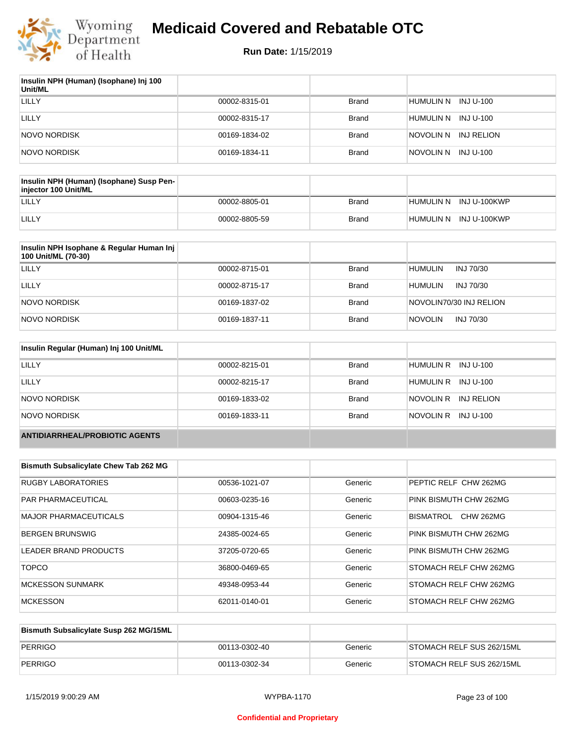# Medicaid Covered and Rebatable OTC

**Run Date:** 1/15/2019

| Insulin NPH (Human) (Isophane) Inj 100 Unit/ML | | | |
|---|---|---|---|
| LILLY | 00002-8315-01 | Brand | HUMULIN N INJ U-100 |
| LILLY | 00002-8315-17 | Brand | HUMULIN N INJ U-100 |
| NOVO NORDISK | 00169-1834-02 | Brand | NOVOLIN N INJ RELION |
| NOVO NORDISK | 00169-1834-11 | Brand | NOVOLIN N INJ U-100 |

| Insulin NPH (Human) (Isophane) Susp Pen-injector 100 Unit/ML | | | |
|---|---|---|---|
| LILLY | 00002-8805-01 | Brand | HUMULIN N INJ U-100KWP |
| LILLY | 00002-8805-59 | Brand | HUMULIN N INJ U-100KWP |

| Insulin NPH Isophane & Regular Human Inj 100 Unit/ML (70-30) | | | |
|---|---|---|---|
| LILLY | 00002-8715-01 | Brand | HUMULIN INJ 70/30 |
| LILLY | 00002-8715-17 | Brand | HUMULIN INJ 70/30 |
| NOVO NORDISK | 00169-1837-02 | Brand | NOVOLIN70/30 INJ RELION |
| NOVO NORDISK | 00169-1837-11 | Brand | NOVOLIN INJ 70/30 |

| Insulin Regular (Human) Inj 100 Unit/ML | | | |
|---|---|---|---|
| LILLY | 00002-8215-01 | Brand | HUMULIN R INJ U-100 |
| LILLY | 00002-8215-17 | Brand | HUMULIN R INJ U-100 |
| NOVO NORDISK | 00169-1833-02 | Brand | NOVOLIN R INJ RELION |
| NOVO NORDISK | 00169-1833-11 | Brand | NOVOLIN R INJ U-100 |
| **ANTIDIARRHEAL/PROBIOTIC AGENTS** | | | |

| Bismuth Subsalicylate Chew Tab 262 MG | | | |
|---|---|---|---|
| RUGBY LABORATORIES | 00536-1021-07 | Generic | PEPTIC RELF CHW 262MG |
| PAR PHARMACEUTICAL | 00603-0235-16 | Generic | PINK BISMUTH CHW 262MG |
| MAJOR PHARMACEUTICALS | 00904-1315-46 | Generic | BISMATROL CHW 262MG |
| BERGEN BRUNSWIG | 24385-0024-65 | Generic | PINK BISMUTH CHW 262MG |
| LEADER BRAND PRODUCTS | 37205-0720-65 | Generic | PINK BISMUTH CHW 262MG |
| TOPCO | 36800-0469-65 | Generic | STOMACH RELF CHW 262MG |
| MCKESSON SUNMARK | 49348-0953-44 | Generic | STOMACH RELF CHW 262MG |
| MCKESSON | 62011-0140-01 | Generic | STOMACH RELF CHW 262MG |

| Bismuth Subsalicylate Susp 262 MG/15ML | | | |
|---|---|---|---|
| PERRIGO | 00113-0302-40 | Generic | STOMACH RELF SUS 262/15ML |
| PERRIGO | 00113-0302-34 | Generic | STOMACH RELF SUS 262/15ML |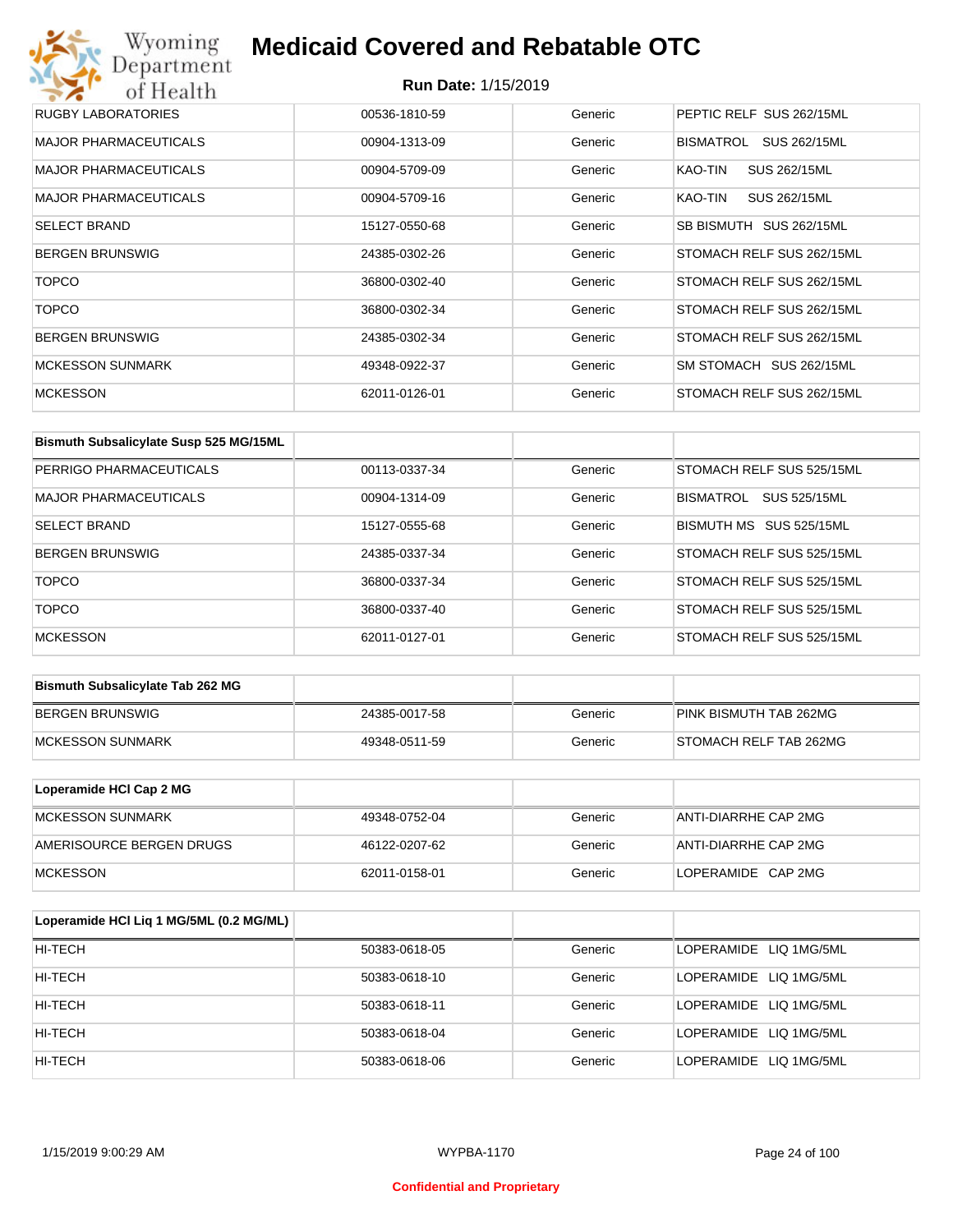| RUGBY LABORATORIES | 00536-1810-59 | Generic | PEPTIC RELF SUS 262/15ML |
|---|---|---|---|
| MAJOR PHARMACEUTICALS | 00904-1313-09 | Generic | BISMATROL SUS 262/15ML |
| MAJOR PHARMACEUTICALS | 00904-5709-09 | Generic | KAO-TIN SUS 262/15ML |
| MAJOR PHARMACEUTICALS | 00904-5709-16 | Generic | KAO-TIN SUS 262/15ML |
| SELECT BRAND | 15127-0550-68 | Generic | SB BISMUTH SUS 262/15ML |
| BERGEN BRUNSWIG | 24385-0302-26 | Generic | STOMACH RELF SUS 262/15ML |
| TOPCO | 36800-0302-40 | Generic | STOMACH RELF SUS 262/15ML |
| TOPCO | 36800-0302-34 | Generic | STOMACH RELF SUS 262/15ML |
| BERGEN BRUNSWIG | 24385-0302-34 | Generic | STOMACH RELF SUS 262/15ML |
| MCKESSON SUNMARK | 49348-0922-37 | Generic | SM STOMACH SUS 262/15ML |
| MCKESSON | 62011-0126-01 | Generic | STOMACH RELF SUS 262/15ML |

| Bismuth Subsalicylate Susp 525 MG/15ML | | | |
|---|---|---|---|
| PERRIGO PHARMACEUTICALS | 00113-0337-34 | Generic | STOMACH RELF SUS 525/15ML |
| MAJOR PHARMACEUTICALS | 00904-1314-09 | Generic | BISMATROL SUS 525/15ML |
| SELECT BRAND | 15127-0555-68 | Generic | BISMUTH MS SUS 525/15ML |
| BERGEN BRUNSWIG | 24385-0337-34 | Generic | STOMACH RELF SUS 525/15ML |
| TOPCO | 36800-0337-34 | Generic | STOMACH RELF SUS 525/15ML |
| TOPCO | 36800-0337-40 | Generic | STOMACH RELF SUS 525/15ML |
| MCKESSON | 62011-0127-01 | Generic | STOMACH RELF SUS 525/15ML |

| Bismuth Subsalicylate Tab 262 MG | | | |
|---|---|---|---|
| BERGEN BRUNSWIG | 24385-0017-58 | Generic | PINK BISMUTH TAB 262MG |
| MCKESSON SUNMARK | 49348-0511-59 | Generic | STOMACH RELF TAB 262MG |

| Loperamide HCl Cap 2 MG | | | |
|---|---|---|---|
| MCKESSON SUNMARK | 49348-0752-04 | Generic | ANTI-DIARRHE CAP 2MG |
| AMERISOURCE BERGEN DRUGS | 46122-0207-62 | Generic | ANTI-DIARRHE CAP 2MG |
| MCKESSON | 62011-0158-01 | Generic | LOPERAMIDE CAP 2MG |

| Loperamide HCl Liq 1 MG/5ML (0.2 MG/ML) | | | |
|---|---|---|---|
| HI-TECH | 50383-0618-05 | Generic | LOPERAMIDE LIQ 1MG/5ML |
| HI-TECH | 50383-0618-10 | Generic | LOPERAMIDE LIQ 1MG/5ML |
| HI-TECH | 50383-0618-11 | Generic | LOPERAMIDE LIQ 1MG/5ML |
| HI-TECH | 50383-0618-04 | Generic | LOPERAMIDE LIQ 1MG/5ML |
| HI-TECH | 50383-0618-06 | Generic | LOPERAMIDE LIQ 1MG/5ML |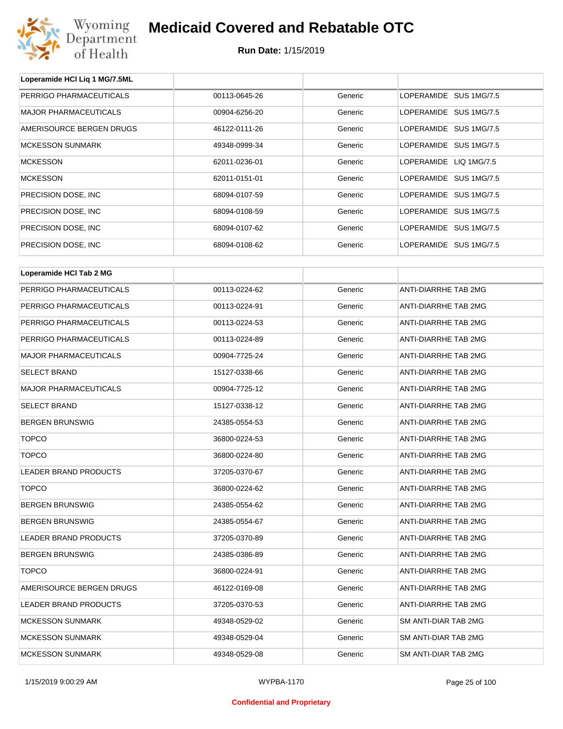| Loperamide HCl Liq 1 MG/7.5ML | | | |
|---|---|---|---|
| PERRIGO PHARMACEUTICALS | 00113-0645-26 | Generic | LOPERAMIDE SUS 1MG/7.5 |
| MAJOR PHARMACEUTICALS | 00904-6256-20 | Generic | LOPERAMIDE SUS 1MG/7.5 |
| AMERISOURCE BERGEN DRUGS | 46122-0111-26 | Generic | LOPERAMIDE SUS 1MG/7.5 |
| MCKESSON SUNMARK | 49348-0999-34 | Generic | LOPERAMIDE SUS 1MG/7.5 |
| MCKESSON | 62011-0236-01 | Generic | LOPERAMIDE LIQ 1MG/7.5 |
| MCKESSON | 62011-0151-01 | Generic | LOPERAMIDE SUS 1MG/7.5 |
| PRECISION DOSE, INC | 68094-0107-59 | Generic | LOPERAMIDE SUS 1MG/7.5 |
| PRECISION DOSE, INC | 68094-0108-59 | Generic | LOPERAMIDE SUS 1MG/7.5 |
| PRECISION DOSE, INC | 68094-0107-62 | Generic | LOPERAMIDE SUS 1MG/7.5 |
| PRECISION DOSE, INC | 68094-0108-62 | Generic | LOPERAMIDE SUS 1MG/7.5 |

| Loperamide HCl Tab 2 MG | | | |
|---|---|---|---|
| PERRIGO PHARMACEUTICALS | 00113-0224-62 | Generic | ANTI-DIARRHE TAB 2MG |
| PERRIGO PHARMACEUTICALS | 00113-0224-91 | Generic | ANTI-DIARRHE TAB 2MG |
| PERRIGO PHARMACEUTICALS | 00113-0224-53 | Generic | ANTI-DIARRHE TAB 2MG |
| PERRIGO PHARMACEUTICALS | 00113-0224-89 | Generic | ANTI-DIARRHE TAB 2MG |
| MAJOR PHARMACEUTICALS | 00904-7725-24 | Generic | ANTI-DIARRHE TAB 2MG |
| SELECT BRAND | 15127-0338-66 | Generic | ANTI-DIARRHE TAB 2MG |
| MAJOR PHARMACEUTICALS | 00904-7725-12 | Generic | ANTI-DIARRHE TAB 2MG |
| SELECT BRAND | 15127-0338-12 | Generic | ANTI-DIARRHE TAB 2MG |
| BERGEN BRUNSWIG | 24385-0554-53 | Generic | ANTI-DIARRHE TAB 2MG |
| TOPCO | 36800-0224-53 | Generic | ANTI-DIARRHE TAB 2MG |
| TOPCO | 36800-0224-80 | Generic | ANTI-DIARRHE TAB 2MG |
| LEADER BRAND PRODUCTS | 37205-0370-67 | Generic | ANTI-DIARRHE TAB 2MG |
| TOPCO | 36800-0224-62 | Generic | ANTI-DIARRHE TAB 2MG |
| BERGEN BRUNSWIG | 24385-0554-62 | Generic | ANTI-DIARRHE TAB 2MG |
| BERGEN BRUNSWIG | 24385-0554-67 | Generic | ANTI-DIARRHE TAB 2MG |
| LEADER BRAND PRODUCTS | 37205-0370-89 | Generic | ANTI-DIARRHE TAB 2MG |
| BERGEN BRUNSWIG | 24385-0386-89 | Generic | ANTI-DIARRHE TAB 2MG |
| TOPCO | 36800-0224-91 | Generic | ANTI-DIARRHE TAB 2MG |
| AMERISOURCE BERGEN DRUGS | 46122-0169-08 | Generic | ANTI-DIARRHE TAB 2MG |
| LEADER BRAND PRODUCTS | 37205-0370-53 | Generic | ANTI-DIARRHE TAB 2MG |
| MCKESSON SUNMARK | 49348-0529-02 | Generic | SM ANTI-DIAR TAB 2MG |
| MCKESSON SUNMARK | 49348-0529-04 | Generic | SM ANTI-DIAR TAB 2MG |
| MCKESSON SUNMARK | 49348-0529-08 | Generic | SM ANTI-DIAR TAB 2MG |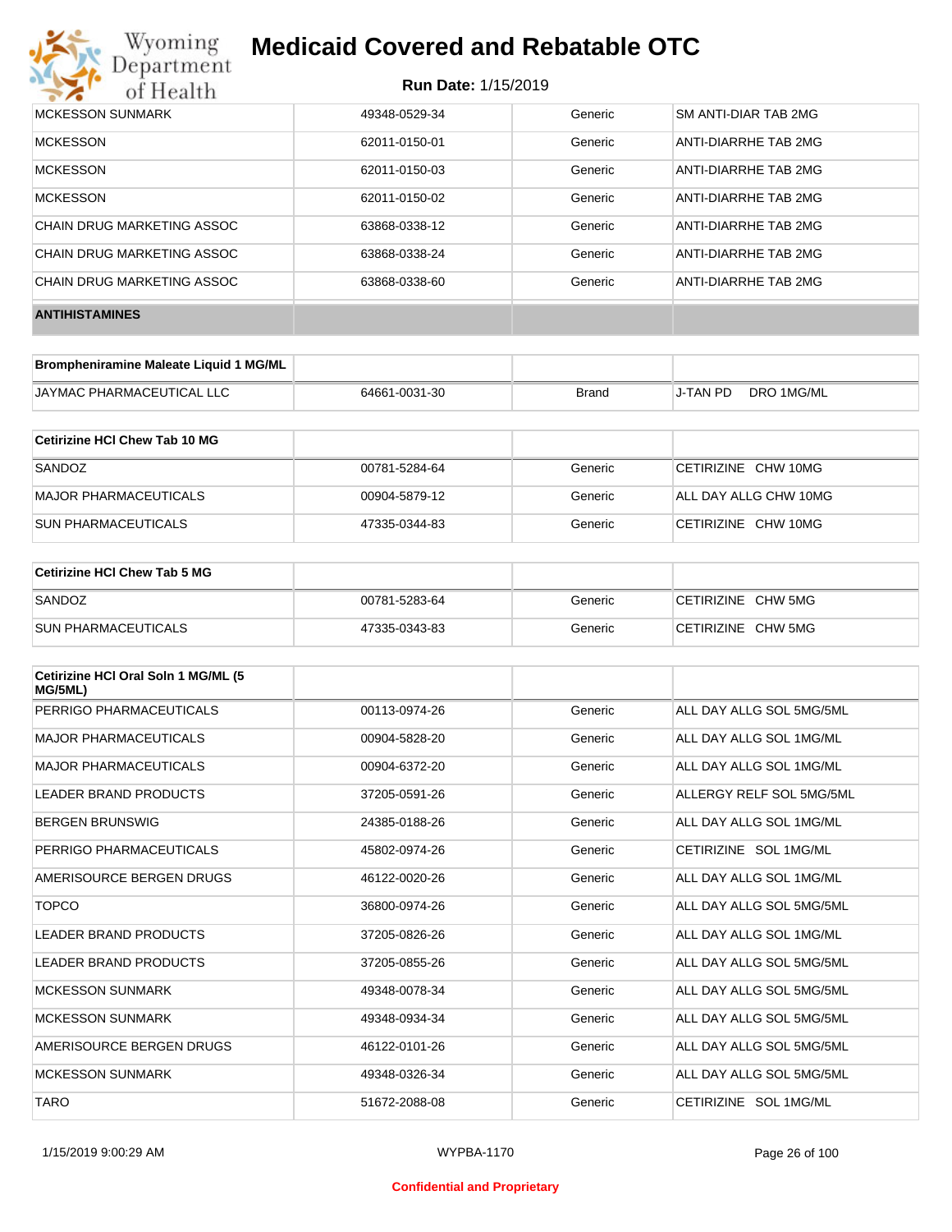| | | | |
|---|---|---|---|
| MCKESSON SUNMARK | 49348-0529-34 | Generic | SM ANTI-DIAR TAB 2MG |
| MCKESSON | 62011-0150-01 | Generic | ANTI-DIARRHE TAB 2MG |
| MCKESSON | 62011-0150-03 | Generic | ANTI-DIARRHE TAB 2MG |
| MCKESSON | 62011-0150-02 | Generic | ANTI-DIARRHE TAB 2MG |
| CHAIN DRUG MARKETING ASSOC | 63868-0338-12 | Generic | ANTI-DIARRHE TAB 2MG |
| CHAIN DRUG MARKETING ASSOC | 63868-0338-24 | Generic | ANTI-DIARRHE TAB 2MG |
| CHAIN DRUG MARKETING ASSOC | 63868-0338-60 | Generic | ANTI-DIARRHE TAB 2MG |

## ANTIHISTAMINES

| Brompheniramine Maleate Liquid 1 MG/ML | | | |
|---|---|---|---|
| JAYMAC PHARMACEUTICAL LLC | 64661-0031-30 | Brand | J-TAN PD DRO 1MG/ML |

| Cetirizine HCl Chew Tab 10 MG | | | |
|---|---|---|---|
| SANDOZ | 00781-5284-64 | Generic | CETIRIZINE CHW 10MG |
| MAJOR PHARMACEUTICALS | 00904-5879-12 | Generic | ALL DAY ALLG CHW 10MG |
| SUN PHARMACEUTICALS | 47335-0344-83 | Generic | CETIRIZINE CHW 10MG |

| Cetirizine HCl Chew Tab 5 MG | | | |
|---|---|---|---|
| SANDOZ | 00781-5283-64 | Generic | CETIRIZINE CHW 5MG |
| SUN PHARMACEUTICALS | 47335-0343-83 | Generic | CETIRIZINE CHW 5MG |

| Cetirizine HCl Oral Soln 1 MG/ML (5 MG/5ML) | | | |
|---|---|---|---|
| PERRIGO PHARMACEUTICALS | 00113-0974-26 | Generic | ALL DAY ALLG SOL 5MG/5ML |
| MAJOR PHARMACEUTICALS | 00904-5828-20 | Generic | ALL DAY ALLG SOL 1MG/ML |
| MAJOR PHARMACEUTICALS | 00904-6372-20 | Generic | ALL DAY ALLG SOL 1MG/ML |
| LEADER BRAND PRODUCTS | 37205-0591-26 | Generic | ALLERGY RELF SOL 5MG/5ML |
| BERGEN BRUNSWIG | 24385-0188-26 | Generic | ALL DAY ALLG SOL 1MG/ML |
| PERRIGO PHARMACEUTICALS | 45802-0974-26 | Generic | CETIRIZINE SOL 1MG/ML |
| AMERISOURCE BERGEN DRUGS | 46122-0020-26 | Generic | ALL DAY ALLG SOL 1MG/ML |
| TOPCO | 36800-0974-26 | Generic | ALL DAY ALLG SOL 5MG/5ML |
| LEADER BRAND PRODUCTS | 37205-0826-26 | Generic | ALL DAY ALLG SOL 1MG/ML |
| LEADER BRAND PRODUCTS | 37205-0855-26 | Generic | ALL DAY ALLG SOL 5MG/5ML |
| MCKESSON SUNMARK | 49348-0078-34 | Generic | ALL DAY ALLG SOL 5MG/5ML |
| MCKESSON SUNMARK | 49348-0934-34 | Generic | ALL DAY ALLG SOL 5MG/5ML |
| AMERISOURCE BERGEN DRUGS | 46122-0101-26 | Generic | ALL DAY ALLG SOL 5MG/5ML |
| MCKESSON SUNMARK | 49348-0326-34 | Generic | ALL DAY ALLG SOL 5MG/5ML |
| TARO | 51672-2088-08 | Generic | CETIRIZINE SOL 1MG/ML |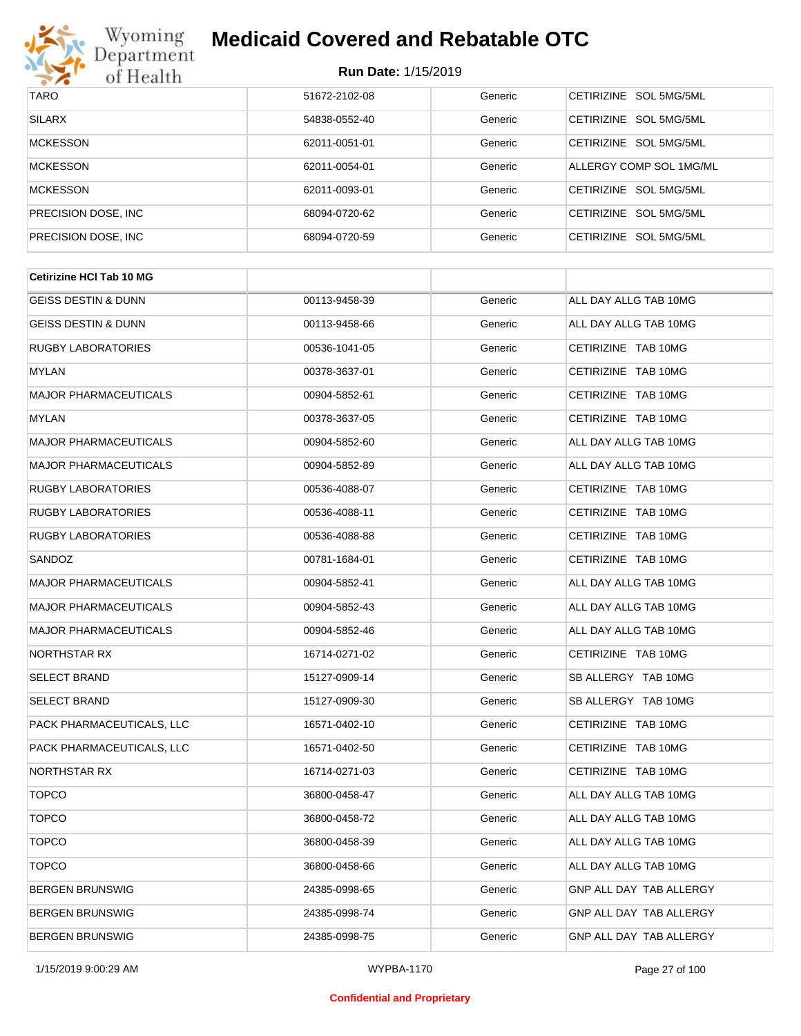| | | | |
|---|---|---|---|
| TARO | 51672-2102-08 | Generic | CETIRIZINE SOL 5MG/5ML |
| SILARX | 54838-0552-40 | Generic | CETIRIZINE SOL 5MG/5ML |
| MCKESSON | 62011-0051-01 | Generic | CETIRIZINE SOL 5MG/5ML |
| MCKESSON | 62011-0054-01 | Generic | ALLERGY COMP SOL 1MG/ML |
| MCKESSON | 62011-0093-01 | Generic | CETIRIZINE SOL 5MG/5ML |
| PRECISION DOSE, INC | 68094-0720-62 | Generic | CETIRIZINE SOL 5MG/5ML |
| PRECISION DOSE, INC | 68094-0720-59 | Generic | CETIRIZINE SOL 5MG/5ML |

| **Cetirizine HCl Tab 10 MG** | | | |
|---|---|---|---|
| GEISS DESTIN & DUNN | 00113-9458-39 | Generic | ALL DAY ALLG TAB 10MG |
| GEISS DESTIN & DUNN | 00113-9458-66 | Generic | ALL DAY ALLG TAB 10MG |
| RUGBY LABORATORIES | 00536-1041-05 | Generic | CETIRIZINE TAB 10MG |
| MYLAN | 00378-3637-01 | Generic | CETIRIZINE TAB 10MG |
| MAJOR PHARMACEUTICALS | 00904-5852-61 | Generic | CETIRIZINE TAB 10MG |
| MYLAN | 00378-3637-05 | Generic | CETIRIZINE TAB 10MG |
| MAJOR PHARMACEUTICALS | 00904-5852-60 | Generic | ALL DAY ALLG TAB 10MG |
| MAJOR PHARMACEUTICALS | 00904-5852-89 | Generic | ALL DAY ALLG TAB 10MG |
| RUGBY LABORATORIES | 00536-4088-07 | Generic | CETIRIZINE TAB 10MG |
| RUGBY LABORATORIES | 00536-4088-11 | Generic | CETIRIZINE TAB 10MG |
| RUGBY LABORATORIES | 00536-4088-88 | Generic | CETIRIZINE TAB 10MG |
| SANDOZ | 00781-1684-01 | Generic | CETIRIZINE TAB 10MG |
| MAJOR PHARMACEUTICALS | 00904-5852-41 | Generic | ALL DAY ALLG TAB 10MG |
| MAJOR PHARMACEUTICALS | 00904-5852-43 | Generic | ALL DAY ALLG TAB 10MG |
| MAJOR PHARMACEUTICALS | 00904-5852-46 | Generic | ALL DAY ALLG TAB 10MG |
| NORTHSTAR RX | 16714-0271-02 | Generic | CETIRIZINE TAB 10MG |
| SELECT BRAND | 15127-0909-14 | Generic | SB ALLERGY TAB 10MG |
| SELECT BRAND | 15127-0909-30 | Generic | SB ALLERGY TAB 10MG |
| PACK PHARMACEUTICALS, LLC | 16571-0402-10 | Generic | CETIRIZINE TAB 10MG |
| PACK PHARMACEUTICALS, LLC | 16571-0402-50 | Generic | CETIRIZINE TAB 10MG |
| NORTHSTAR RX | 16714-0271-03 | Generic | CETIRIZINE TAB 10MG |
| TOPCO | 36800-0458-47 | Generic | ALL DAY ALLG TAB 10MG |
| TOPCO | 36800-0458-72 | Generic | ALL DAY ALLG TAB 10MG |
| TOPCO | 36800-0458-39 | Generic | ALL DAY ALLG TAB 10MG |
| TOPCO | 36800-0458-66 | Generic | ALL DAY ALLG TAB 10MG |
| BERGEN BRUNSWIG | 24385-0998-65 | Generic | GNP ALL DAY TAB ALLERGY |
| BERGEN BRUNSWIG | 24385-0998-74 | Generic | GNP ALL DAY TAB ALLERGY |
| BERGEN BRUNSWIG | 24385-0998-75 | Generic | GNP ALL DAY TAB ALLERGY |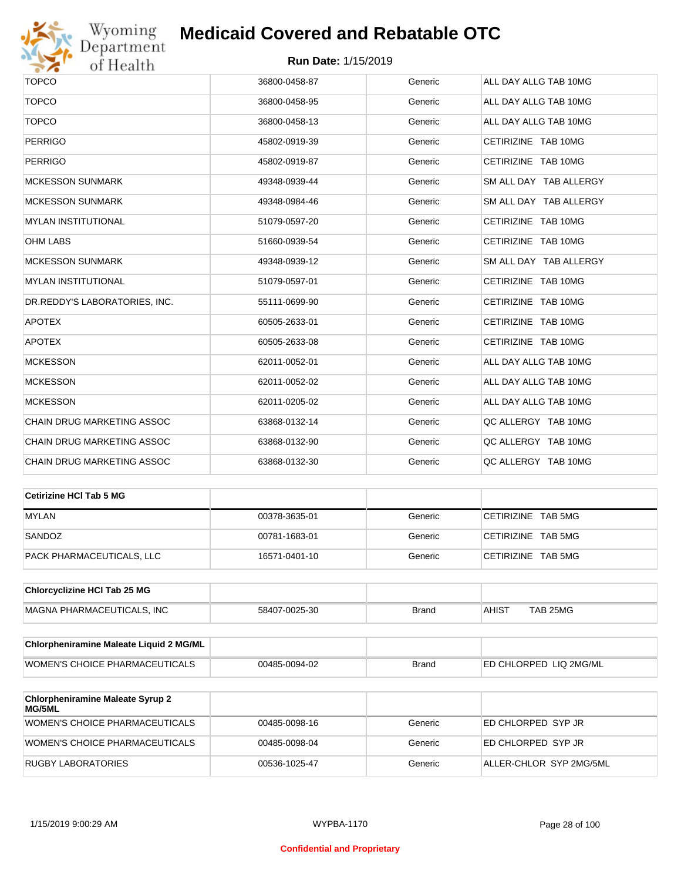# Medicaid Covered and Rebatable OTC

**Run Date:** 1/15/2019

| | | | |
|---|---|---|---|
| TOPCO | 36800-0458-87 | Generic | ALL DAY ALLG TAB 10MG |
| TOPCO | 36800-0458-95 | Generic | ALL DAY ALLG TAB 10MG |
| TOPCO | 36800-0458-13 | Generic | ALL DAY ALLG TAB 10MG |
| PERRIGO | 45802-0919-39 | Generic | CETIRIZINE TAB 10MG |
| PERRIGO | 45802-0919-87 | Generic | CETIRIZINE TAB 10MG |
| MCKESSON SUNMARK | 49348-0939-44 | Generic | SM ALL DAY TAB ALLERGY |
| MCKESSON SUNMARK | 49348-0984-46 | Generic | SM ALL DAY TAB ALLERGY |
| MYLAN INSTITUTIONAL | 51079-0597-20 | Generic | CETIRIZINE TAB 10MG |
| OHM LABS | 51660-0939-54 | Generic | CETIRIZINE TAB 10MG |
| MCKESSON SUNMARK | 49348-0939-12 | Generic | SM ALL DAY TAB ALLERGY |
| MYLAN INSTITUTIONAL | 51079-0597-01 | Generic | CETIRIZINE TAB 10MG |
| DR.REDDY'S LABORATORIES, INC. | 55111-0699-90 | Generic | CETIRIZINE TAB 10MG |
| APOTEX | 60505-2633-01 | Generic | CETIRIZINE TAB 10MG |
| APOTEX | 60505-2633-08 | Generic | CETIRIZINE TAB 10MG |
| MCKESSON | 62011-0052-01 | Generic | ALL DAY ALLG TAB 10MG |
| MCKESSON | 62011-0052-02 | Generic | ALL DAY ALLG TAB 10MG |
| MCKESSON | 62011-0205-02 | Generic | ALL DAY ALLG TAB 10MG |
| CHAIN DRUG MARKETING ASSOC | 63868-0132-14 | Generic | QC ALLERGY TAB 10MG |
| CHAIN DRUG MARKETING ASSOC | 63868-0132-90 | Generic | QC ALLERGY TAB 10MG |
| CHAIN DRUG MARKETING ASSOC | 63868-0132-30 | Generic | QC ALLERGY TAB 10MG |

| **Cetirizine HCl Tab 5 MG** | | | |
|---|---|---|---|
| MYLAN | 00378-3635-01 | Generic | CETIRIZINE TAB 5MG |
| SANDOZ | 00781-1683-01 | Generic | CETIRIZINE TAB 5MG |
| PACK PHARMACEUTICALS, LLC | 16571-0401-10 | Generic | CETIRIZINE TAB 5MG |

| **Chlorcyclizine HCl Tab 25 MG** | | | |
|---|---|---|---|
| MAGNA PHARMACEUTICALS, INC | 58407-0025-30 | Brand | AHIST TAB 25MG |

| **Chlorpheniramine Maleate Liquid 2 MG/ML** | | | |
|---|---|---|---|
| WOMEN'S CHOICE PHARMACEUTICALS | 00485-0094-02 | Brand | ED CHLORPED LIQ 2MG/ML |

| **Chlorpheniramine Maleate Syrup 2 MG/5ML** | | | |
|---|---|---|---|
| WOMEN'S CHOICE PHARMACEUTICALS | 00485-0098-16 | Generic | ED CHLORPED SYP JR |
| WOMEN'S CHOICE PHARMACEUTICALS | 00485-0098-04 | Generic | ED CHLORPED SYP JR |
| RUGBY LABORATORIES | 00536-1025-47 | Generic | ALLER-CHLOR SYP 2MG/5ML |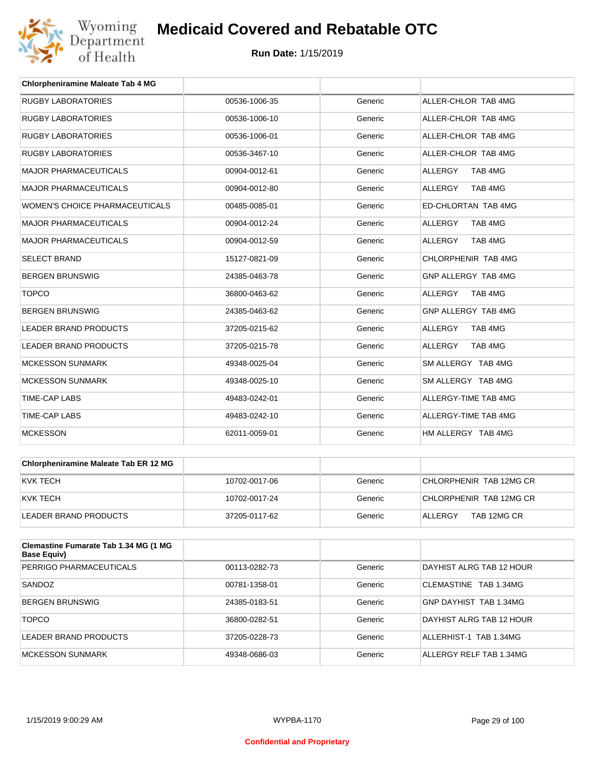# Medicaid Covered and Rebatable OTC

**Run Date:** 1/15/2019

| Chlorpheniramine Maleate Tab 4 MG | | | |
|---|---|---|---|
| RUGBY LABORATORIES | 00536-1006-35 | Generic | ALLER-CHLOR TAB 4MG |
| RUGBY LABORATORIES | 00536-1006-10 | Generic | ALLER-CHLOR TAB 4MG |
| RUGBY LABORATORIES | 00536-1006-01 | Generic | ALLER-CHLOR TAB 4MG |
| RUGBY LABORATORIES | 00536-3467-10 | Generic | ALLER-CHLOR TAB 4MG |
| MAJOR PHARMACEUTICALS | 00904-0012-61 | Generic | ALLERGY TAB 4MG |
| MAJOR PHARMACEUTICALS | 00904-0012-80 | Generic | ALLERGY TAB 4MG |
| WOMEN'S CHOICE PHARMACEUTICALS | 00485-0085-01 | Generic | ED-CHLORTAN TAB 4MG |
| MAJOR PHARMACEUTICALS | 00904-0012-24 | Generic | ALLERGY TAB 4MG |
| MAJOR PHARMACEUTICALS | 00904-0012-59 | Generic | ALLERGY TAB 4MG |
| SELECT BRAND | 15127-0821-09 | Generic | CHLORPHENIR TAB 4MG |
| BERGEN BRUNSWIG | 24385-0463-78 | Generic | GNP ALLERGY TAB 4MG |
| TOPCO | 36800-0463-62 | Generic | ALLERGY TAB 4MG |
| BERGEN BRUNSWIG | 24385-0463-62 | Generic | GNP ALLERGY TAB 4MG |
| LEADER BRAND PRODUCTS | 37205-0215-62 | Generic | ALLERGY TAB 4MG |
| LEADER BRAND PRODUCTS | 37205-0215-78 | Generic | ALLERGY TAB 4MG |
| MCKESSON SUNMARK | 49348-0025-04 | Generic | SM ALLERGY TAB 4MG |
| MCKESSON SUNMARK | 49348-0025-10 | Generic | SM ALLERGY TAB 4MG |
| TIME-CAP LABS | 49483-0242-01 | Generic | ALLERGY-TIME TAB 4MG |
| TIME-CAP LABS | 49483-0242-10 | Generic | ALLERGY-TIME TAB 4MG |
| MCKESSON | 62011-0059-01 | Generic | HM ALLERGY TAB 4MG |

| Chlorpheniramine Maleate Tab ER 12 MG | | | |
|---|---|---|---|
| KVK TECH | 10702-0017-06 | Generic | CHLORPHENIR TAB 12MG CR |
| KVK TECH | 10702-0017-24 | Generic | CHLORPHENIR TAB 12MG CR |
| LEADER BRAND PRODUCTS | 37205-0117-62 | Generic | ALLERGY TAB 12MG CR |

| Clemastine Fumarate Tab 1.34 MG (1 MG Base Equiv) | | | |
|---|---|---|---|
| PERRIGO PHARMACEUTICALS | 00113-0282-73 | Generic | DAYHIST ALRG TAB 12 HOUR |
| SANDOZ | 00781-1358-01 | Generic | CLEMASTINE TAB 1.34MG |
| BERGEN BRUNSWIG | 24385-0183-51 | Generic | GNP DAYHIST TAB 1.34MG |
| TOPCO | 36800-0282-51 | Generic | DAYHIST ALRG TAB 12 HOUR |
| LEADER BRAND PRODUCTS | 37205-0228-73 | Generic | ALLERHIST-1 TAB 1.34MG |
| MCKESSON SUNMARK | 49348-0686-03 | Generic | ALLERGY RELF TAB 1.34MG |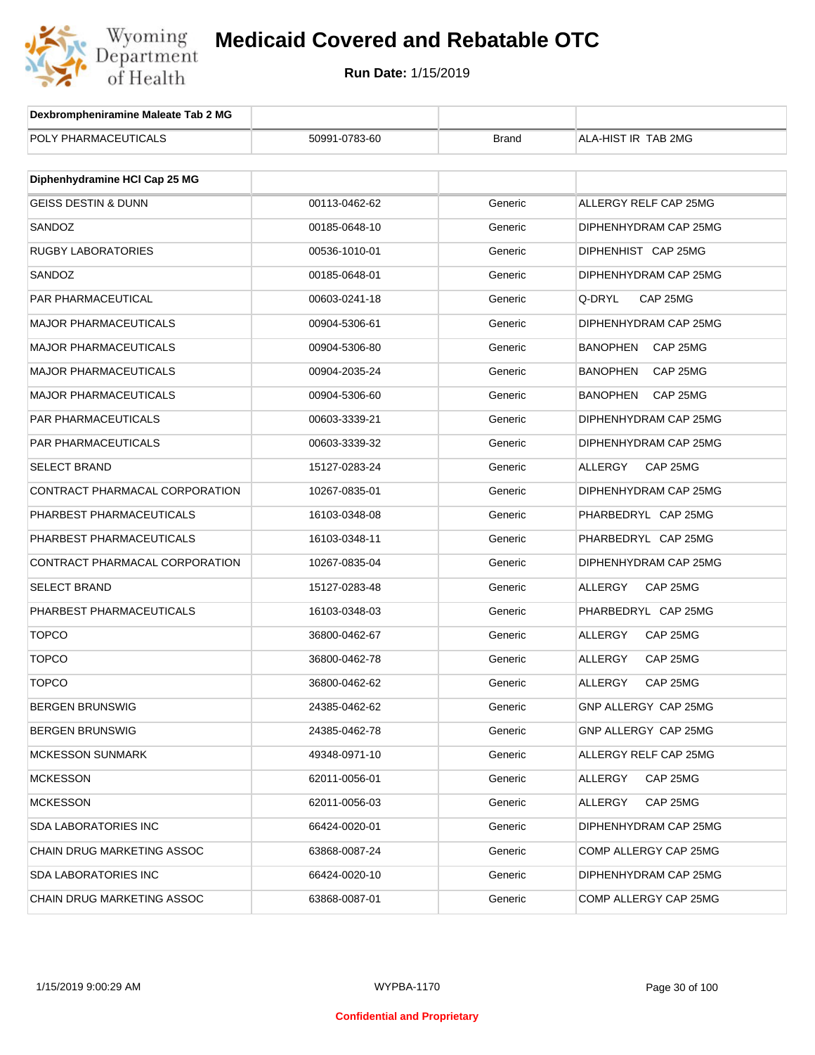# Medicaid Covered and Rebatable OTC

**Run Date:** 1/15/2019

| Dexbrompheniramine Maleate Tab 2 MG | | | |
|---|---|---|---|
| POLY PHARMACEUTICALS | 50991-0783-60 | Brand | ALA-HIST IR TAB 2MG |

| Diphenhydramine HCl Cap 25 MG | | | |
|---|---|---|---|
| GEISS DESTIN & DUNN | 00113-0462-62 | Generic | ALLERGY RELF CAP 25MG |
| SANDOZ | 00185-0648-10 | Generic | DIPHENHYDRAM CAP 25MG |
| RUGBY LABORATORIES | 00536-1010-01 | Generic | DIPHENHIST CAP 25MG |
| SANDOZ | 00185-0648-01 | Generic | DIPHENHYDRAM CAP 25MG |
| PAR PHARMACEUTICAL | 00603-0241-18 | Generic | Q-DRYL CAP 25MG |
| MAJOR PHARMACEUTICALS | 00904-5306-61 | Generic | DIPHENHYDRAM CAP 25MG |
| MAJOR PHARMACEUTICALS | 00904-5306-80 | Generic | BANOPHEN CAP 25MG |
| MAJOR PHARMACEUTICALS | 00904-2035-24 | Generic | BANOPHEN CAP 25MG |
| MAJOR PHARMACEUTICALS | 00904-5306-60 | Generic | BANOPHEN CAP 25MG |
| PAR PHARMACEUTICALS | 00603-3339-21 | Generic | DIPHENHYDRAM CAP 25MG |
| PAR PHARMACEUTICALS | 00603-3339-32 | Generic | DIPHENHYDRAM CAP 25MG |
| SELECT BRAND | 15127-0283-24 | Generic | ALLERGY CAP 25MG |
| CONTRACT PHARMACAL CORPORATION | 10267-0835-01 | Generic | DIPHENHYDRAM CAP 25MG |
| PHARBEST PHARMACEUTICALS | 16103-0348-08 | Generic | PHARBEDRYL CAP 25MG |
| PHARBEST PHARMACEUTICALS | 16103-0348-11 | Generic | PHARBEDRYL CAP 25MG |
| CONTRACT PHARMACAL CORPORATION | 10267-0835-04 | Generic | DIPHENHYDRAM CAP 25MG |
| SELECT BRAND | 15127-0283-48 | Generic | ALLERGY CAP 25MG |
| PHARBEST PHARMACEUTICALS | 16103-0348-03 | Generic | PHARBEDRYL CAP 25MG |
| TOPCO | 36800-0462-67 | Generic | ALLERGY CAP 25MG |
| TOPCO | 36800-0462-78 | Generic | ALLERGY CAP 25MG |
| TOPCO | 36800-0462-62 | Generic | ALLERGY CAP 25MG |
| BERGEN BRUNSWIG | 24385-0462-62 | Generic | GNP ALLERGY CAP 25MG |
| BERGEN BRUNSWIG | 24385-0462-78 | Generic | GNP ALLERGY CAP 25MG |
| MCKESSON SUNMARK | 49348-0971-10 | Generic | ALLERGY RELF CAP 25MG |
| MCKESSON | 62011-0056-01 | Generic | ALLERGY CAP 25MG |
| MCKESSON | 62011-0056-03 | Generic | ALLERGY CAP 25MG |
| SDA LABORATORIES INC | 66424-0020-01 | Generic | DIPHENHYDRAM CAP 25MG |
| CHAIN DRUG MARKETING ASSOC | 63868-0087-24 | Generic | COMP ALLERGY CAP 25MG |
| SDA LABORATORIES INC | 66424-0020-10 | Generic | DIPHENHYDRAM CAP 25MG |
| CHAIN DRUG MARKETING ASSOC | 63868-0087-01 | Generic | COMP ALLERGY CAP 25MG |

1/15/2019 9:00:29 AM WYPBA-1170

Confidential and Proprietary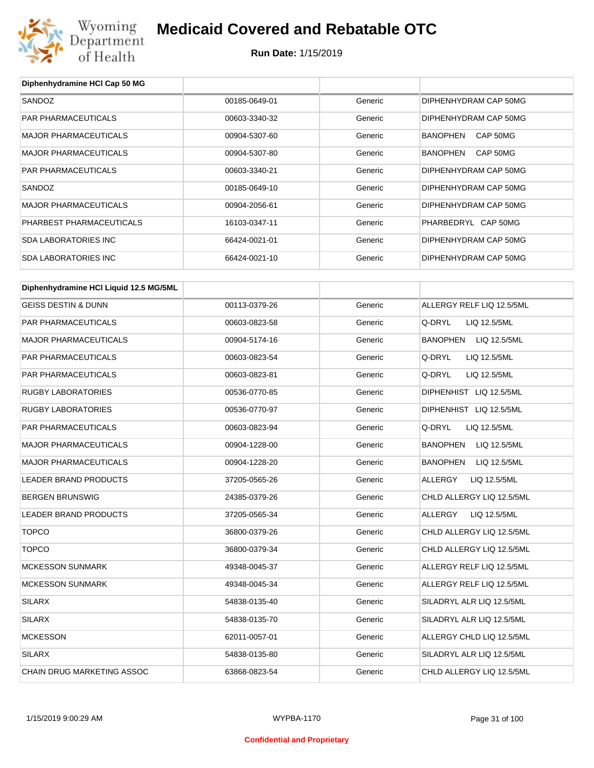| Diphenhydramine HCl Cap 50 MG | | | |
|---|---|---|---|
| SANDOZ | 00185-0649-01 | Generic | DIPHENHYDRAM CAP 50MG |
| PAR PHARMACEUTICALS | 00603-3340-32 | Generic | DIPHENHYDRAM CAP 50MG |
| MAJOR PHARMACEUTICALS | 00904-5307-60 | Generic | BANOPHEN CAP 50MG |
| MAJOR PHARMACEUTICALS | 00904-5307-80 | Generic | BANOPHEN CAP 50MG |
| PAR PHARMACEUTICALS | 00603-3340-21 | Generic | DIPHENHYDRAM CAP 50MG |
| SANDOZ | 00185-0649-10 | Generic | DIPHENHYDRAM CAP 50MG |
| MAJOR PHARMACEUTICALS | 00904-2056-61 | Generic | DIPHENHYDRAM CAP 50MG |
| PHARBEST PHARMACEUTICALS | 16103-0347-11 | Generic | PHARBEDRYL CAP 50MG |
| SDA LABORATORIES INC | 66424-0021-01 | Generic | DIPHENHYDRAM CAP 50MG |
| SDA LABORATORIES INC | 66424-0021-10 | Generic | DIPHENHYDRAM CAP 50MG |

| Diphenhydramine HCl Liquid 12.5 MG/5ML | | | |
|---|---|---|---|
| GEISS DESTIN & DUNN | 00113-0379-26 | Generic | ALLERGY RELF LIQ 12.5/5ML |
| PAR PHARMACEUTICALS | 00603-0823-58 | Generic | Q-DRYL LIQ 12.5/5ML |
| MAJOR PHARMACEUTICALS | 00904-5174-16 | Generic | BANOPHEN LIQ 12.5/5ML |
| PAR PHARMACEUTICALS | 00603-0823-54 | Generic | Q-DRYL LIQ 12.5/5ML |
| PAR PHARMACEUTICALS | 00603-0823-81 | Generic | Q-DRYL LIQ 12.5/5ML |
| RUGBY LABORATORIES | 00536-0770-85 | Generic | DIPHENHIST LIQ 12.5/5ML |
| RUGBY LABORATORIES | 00536-0770-97 | Generic | DIPHENHIST LIQ 12.5/5ML |
| PAR PHARMACEUTICALS | 00603-0823-94 | Generic | Q-DRYL LIQ 12.5/5ML |
| MAJOR PHARMACEUTICALS | 00904-1228-00 | Generic | BANOPHEN LIQ 12.5/5ML |
| MAJOR PHARMACEUTICALS | 00904-1228-20 | Generic | BANOPHEN LIQ 12.5/5ML |
| LEADER BRAND PRODUCTS | 37205-0565-26 | Generic | ALLERGY LIQ 12.5/5ML |
| BERGEN BRUNSWIG | 24385-0379-26 | Generic | CHLD ALLERGY LIQ 12.5/5ML |
| LEADER BRAND PRODUCTS | 37205-0565-34 | Generic | ALLERGY LIQ 12.5/5ML |
| TOPCO | 36800-0379-26 | Generic | CHLD ALLERGY LIQ 12.5/5ML |
| TOPCO | 36800-0379-34 | Generic | CHLD ALLERGY LIQ 12.5/5ML |
| MCKESSON SUNMARK | 49348-0045-37 | Generic | ALLERGY RELF LIQ 12.5/5ML |
| MCKESSON SUNMARK | 49348-0045-34 | Generic | ALLERGY RELF LIQ 12.5/5ML |
| SILARX | 54838-0135-40 | Generic | SILADRYL ALR LIQ 12.5/5ML |
| SILARX | 54838-0135-70 | Generic | SILADRYL ALR LIQ 12.5/5ML |
| MCKESSON | 62011-0057-01 | Generic | ALLERGY CHLD LIQ 12.5/5ML |
| SILARX | 54838-0135-80 | Generic | SILADRYL ALR LIQ 12.5/5ML |
| CHAIN DRUG MARKETING ASSOC | 63868-0823-54 | Generic | CHLD ALLERGY LIQ 12.5/5ML |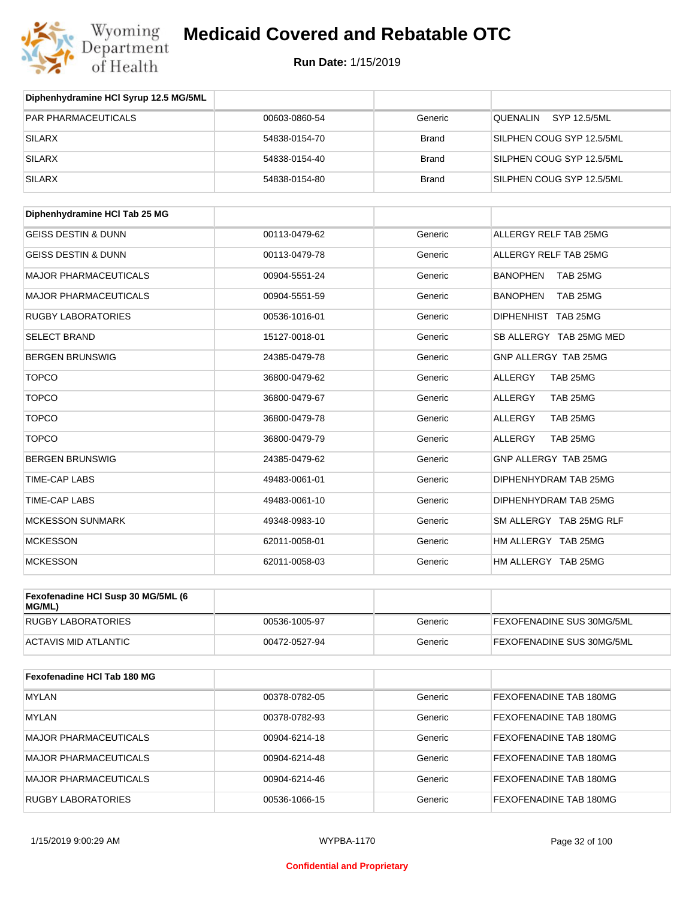# Medicaid Covered and Rebatable OTC

**Run Date:** 1/15/2019

| Diphenhydramine HCl Syrup 12.5 MG/5ML | | | |
|---|---|---|---|
| PAR PHARMACEUTICALS | 00603-0860-54 | Generic | QUENALIN SYP 12.5/5ML |
| SILARX | 54838-0154-70 | Brand | SILPHEN COUG SYP 12.5/5ML |
| SILARX | 54838-0154-40 | Brand | SILPHEN COUG SYP 12.5/5ML |
| SILARX | 54838-0154-80 | Brand | SILPHEN COUG SYP 12.5/5ML |

| Diphenhydramine HCl Tab 25 MG | | | |
|---|---|---|---|
| GEISS DESTIN & DUNN | 00113-0479-62 | Generic | ALLERGY RELF TAB 25MG |
| GEISS DESTIN & DUNN | 00113-0479-78 | Generic | ALLERGY RELF TAB 25MG |
| MAJOR PHARMACEUTICALS | 00904-5551-24 | Generic | BANOPHEN TAB 25MG |
| MAJOR PHARMACEUTICALS | 00904-5551-59 | Generic | BANOPHEN TAB 25MG |
| RUGBY LABORATORIES | 00536-1016-01 | Generic | DIPHENHIST TAB 25MG |
| SELECT BRAND | 15127-0018-01 | Generic | SB ALLERGY TAB 25MG MED |
| BERGEN BRUNSWIG | 24385-0479-78 | Generic | GNP ALLERGY TAB 25MG |
| TOPCO | 36800-0479-62 | Generic | ALLERGY TAB 25MG |
| TOPCO | 36800-0479-67 | Generic | ALLERGY TAB 25MG |
| TOPCO | 36800-0479-78 | Generic | ALLERGY TAB 25MG |
| TOPCO | 36800-0479-79 | Generic | ALLERGY TAB 25MG |
| BERGEN BRUNSWIG | 24385-0479-62 | Generic | GNP ALLERGY TAB 25MG |
| TIME-CAP LABS | 49483-0061-01 | Generic | DIPHENHYDRAM TAB 25MG |
| TIME-CAP LABS | 49483-0061-10 | Generic | DIPHENHYDRAM TAB 25MG |
| MCKESSON SUNMARK | 49348-0983-10 | Generic | SM ALLERGY TAB 25MG RLF |
| MCKESSON | 62011-0058-01 | Generic | HM ALLERGY TAB 25MG |
| MCKESSON | 62011-0058-03 | Generic | HM ALLERGY TAB 25MG |

| Fexofenadine HCl Susp 30 MG/5ML (6 MG/ML) | | | |
|---|---|---|---|
| RUGBY LABORATORIES | 00536-1005-97 | Generic | FEXOFENADINE SUS 30MG/5ML |
| ACTAVIS MID ATLANTIC | 00472-0527-94 | Generic | FEXOFENADINE SUS 30MG/5ML |

| Fexofenadine HCl Tab 180 MG | | | |
|---|---|---|---|
| MYLAN | 00378-0782-05 | Generic | FEXOFENADINE TAB 180MG |
| MYLAN | 00378-0782-93 | Generic | FEXOFENADINE TAB 180MG |
| MAJOR PHARMACEUTICALS | 00904-6214-18 | Generic | FEXOFENADINE TAB 180MG |
| MAJOR PHARMACEUTICALS | 00904-6214-48 | Generic | FEXOFENADINE TAB 180MG |
| MAJOR PHARMACEUTICALS | 00904-6214-46 | Generic | FEXOFENADINE TAB 180MG |
| RUGBY LABORATORIES | 00536-1066-15 | Generic | FEXOFENADINE TAB 180MG |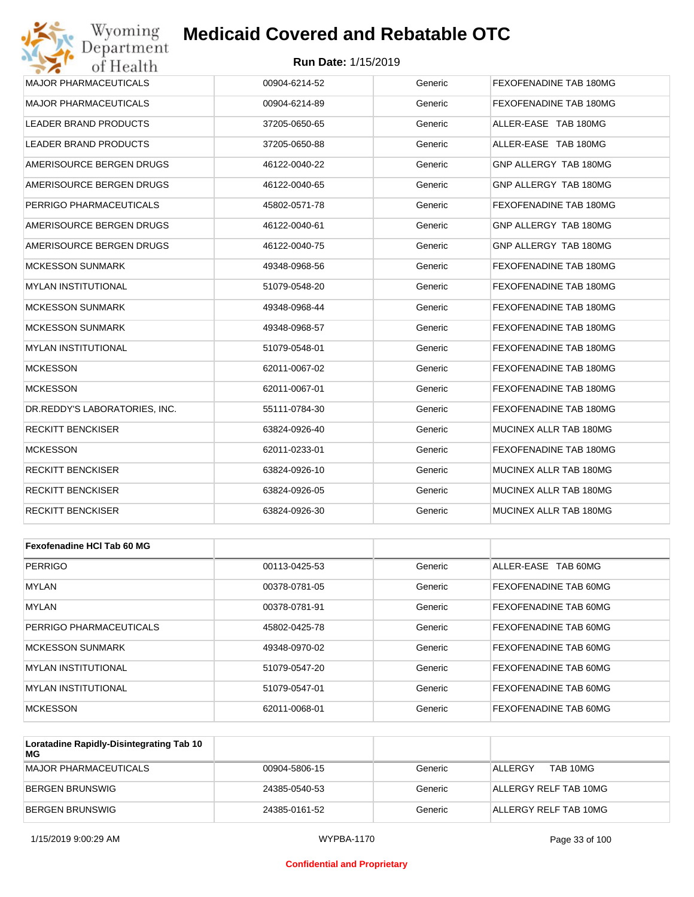| MAJOR PHARMACEUTICALS | 00904-6214-52 | Generic | FEXOFENADINE TAB 180MG |
|---|---|---|---|
| MAJOR PHARMACEUTICALS | 00904-6214-89 | Generic | FEXOFENADINE TAB 180MG |
| LEADER BRAND PRODUCTS | 37205-0650-65 | Generic | ALLER-EASE TAB 180MG |
| LEADER BRAND PRODUCTS | 37205-0650-88 | Generic | ALLER-EASE TAB 180MG |
| AMERISOURCE BERGEN DRUGS | 46122-0040-22 | Generic | GNP ALLERGY TAB 180MG |
| AMERISOURCE BERGEN DRUGS | 46122-0040-65 | Generic | GNP ALLERGY TAB 180MG |
| PERRIGO PHARMACEUTICALS | 45802-0571-78 | Generic | FEXOFENADINE TAB 180MG |
| AMERISOURCE BERGEN DRUGS | 46122-0040-61 | Generic | GNP ALLERGY TAB 180MG |
| AMERISOURCE BERGEN DRUGS | 46122-0040-75 | Generic | GNP ALLERGY TAB 180MG |
| MCKESSON SUNMARK | 49348-0968-56 | Generic | FEXOFENADINE TAB 180MG |
| MYLAN INSTITUTIONAL | 51079-0548-20 | Generic | FEXOFENADINE TAB 180MG |
| MCKESSON SUNMARK | 49348-0968-44 | Generic | FEXOFENADINE TAB 180MG |
| MCKESSON SUNMARK | 49348-0968-57 | Generic | FEXOFENADINE TAB 180MG |
| MYLAN INSTITUTIONAL | 51079-0548-01 | Generic | FEXOFENADINE TAB 180MG |
| MCKESSON | 62011-0067-02 | Generic | FEXOFENADINE TAB 180MG |
| MCKESSON | 62011-0067-01 | Generic | FEXOFENADINE TAB 180MG |
| DR.REDDY'S LABORATORIES, INC. | 55111-0784-30 | Generic | FEXOFENADINE TAB 180MG |
| RECKITT BENCKISER | 63824-0926-40 | Generic | MUCINEX ALLR TAB 180MG |
| MCKESSON | 62011-0233-01 | Generic | FEXOFENADINE TAB 180MG |
| RECKITT BENCKISER | 63824-0926-10 | Generic | MUCINEX ALLR TAB 180MG |
| RECKITT BENCKISER | 63824-0926-05 | Generic | MUCINEX ALLR TAB 180MG |
| RECKITT BENCKISER | 63824-0926-30 | Generic | MUCINEX ALLR TAB 180MG |

| **Fexofenadine HCl Tab 60 MG** | | | |
|---|---|---|---|
| PERRIGO | 00113-0425-53 | Generic | ALLER-EASE TAB 60MG |
| MYLAN | 00378-0781-05 | Generic | FEXOFENADINE TAB 60MG |
| MYLAN | 00378-0781-91 | Generic | FEXOFENADINE TAB 60MG |
| PERRIGO PHARMACEUTICALS | 45802-0425-78 | Generic | FEXOFENADINE TAB 60MG |
| MCKESSON SUNMARK | 49348-0970-02 | Generic | FEXOFENADINE TAB 60MG |
| MYLAN INSTITUTIONAL | 51079-0547-20 | Generic | FEXOFENADINE TAB 60MG |
| MYLAN INSTITUTIONAL | 51079-0547-01 | Generic | FEXOFENADINE TAB 60MG |
| MCKESSON | 62011-0068-01 | Generic | FEXOFENADINE TAB 60MG |

| **Loratadine Rapidly-Disintegrating Tab 10 MG** | | | |
|---|---|---|---|
| MAJOR PHARMACEUTICALS | 00904-5806-15 | Generic | ALLERGY TAB 10MG |
| BERGEN BRUNSWIG | 24385-0540-53 | Generic | ALLERGY RELF TAB 10MG |
| BERGEN BRUNSWIG | 24385-0161-52 | Generic | ALLERGY RELF TAB 10MG |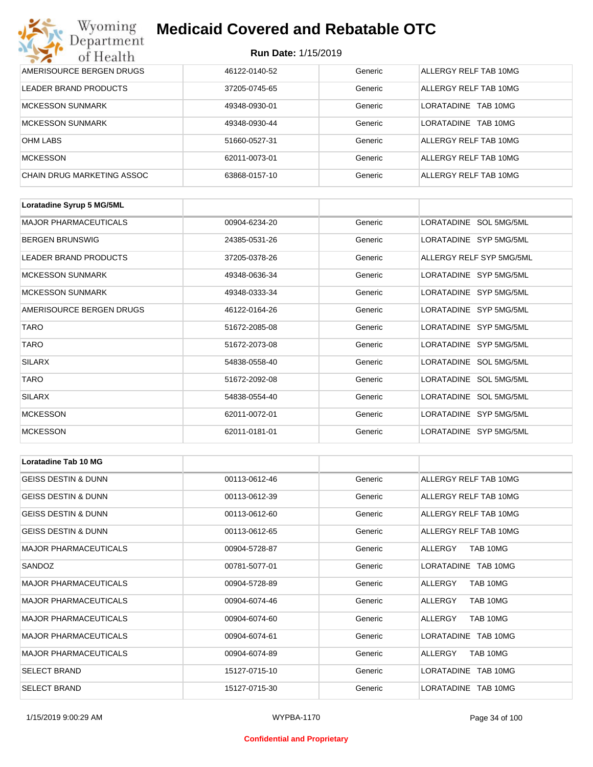# Medicaid Covered and Rebatable OTC

**Run Date:** 1/15/2019

| | | | |
|---|---|---|---|
| AMERISOURCE BERGEN DRUGS | 46122-0140-52 | Generic | ALLERGY RELF TAB 10MG |
| LEADER BRAND PRODUCTS | 37205-0745-65 | Generic | ALLERGY RELF TAB 10MG |
| MCKESSON SUNMARK | 49348-0930-01 | Generic | LORATADINE TAB 10MG |
| MCKESSON SUNMARK | 49348-0930-44 | Generic | LORATADINE TAB 10MG |
| OHM LABS | 51660-0527-31 | Generic | ALLERGY RELF TAB 10MG |
| MCKESSON | 62011-0073-01 | Generic | ALLERGY RELF TAB 10MG |
| CHAIN DRUG MARKETING ASSOC | 63868-0157-10 | Generic | ALLERGY RELF TAB 10MG |

| **Loratadine Syrup 5 MG/5ML** | | | |
|---|---|---|---|
| MAJOR PHARMACEUTICALS | 00904-6234-20 | Generic | LORATADINE SOL 5MG/5ML |
| BERGEN BRUNSWIG | 24385-0531-26 | Generic | LORATADINE SYP 5MG/5ML |
| LEADER BRAND PRODUCTS | 37205-0378-26 | Generic | ALLERGY RELF SYP 5MG/5ML |
| MCKESSON SUNMARK | 49348-0636-34 | Generic | LORATADINE SYP 5MG/5ML |
| MCKESSON SUNMARK | 49348-0333-34 | Generic | LORATADINE SYP 5MG/5ML |
| AMERISOURCE BERGEN DRUGS | 46122-0164-26 | Generic | LORATADINE SYP 5MG/5ML |
| TARO | 51672-2085-08 | Generic | LORATADINE SYP 5MG/5ML |
| TARO | 51672-2073-08 | Generic | LORATADINE SYP 5MG/5ML |
| SILARX | 54838-0558-40 | Generic | LORATADINE SOL 5MG/5ML |
| TARO | 51672-2092-08 | Generic | LORATADINE SOL 5MG/5ML |
| SILARX | 54838-0554-40 | Generic | LORATADINE SOL 5MG/5ML |
| MCKESSON | 62011-0072-01 | Generic | LORATADINE SYP 5MG/5ML |
| MCKESSON | 62011-0181-01 | Generic | LORATADINE SYP 5MG/5ML |

| **Loratadine Tab 10 MG** | | | |
|---|---|---|---|
| GEISS DESTIN & DUNN | 00113-0612-46 | Generic | ALLERGY RELF TAB 10MG |
| GEISS DESTIN & DUNN | 00113-0612-39 | Generic | ALLERGY RELF TAB 10MG |
| GEISS DESTIN & DUNN | 00113-0612-60 | Generic | ALLERGY RELF TAB 10MG |
| GEISS DESTIN & DUNN | 00113-0612-65 | Generic | ALLERGY RELF TAB 10MG |
| MAJOR PHARMACEUTICALS | 00904-5728-87 | Generic | ALLERGY TAB 10MG |
| SANDOZ | 00781-5077-01 | Generic | LORATADINE TAB 10MG |
| MAJOR PHARMACEUTICALS | 00904-5728-89 | Generic | ALLERGY TAB 10MG |
| MAJOR PHARMACEUTICALS | 00904-6074-46 | Generic | ALLERGY TAB 10MG |
| MAJOR PHARMACEUTICALS | 00904-6074-60 | Generic | ALLERGY TAB 10MG |
| MAJOR PHARMACEUTICALS | 00904-6074-61 | Generic | LORATADINE TAB 10MG |
| MAJOR PHARMACEUTICALS | 00904-6074-89 | Generic | ALLERGY TAB 10MG |
| SELECT BRAND | 15127-0715-10 | Generic | LORATADINE TAB 10MG |
| SELECT BRAND | 15127-0715-30 | Generic | LORATADINE TAB 10MG |

1/15/2019 9:00:29 AM WYPBA-1170

Confidential and Proprietary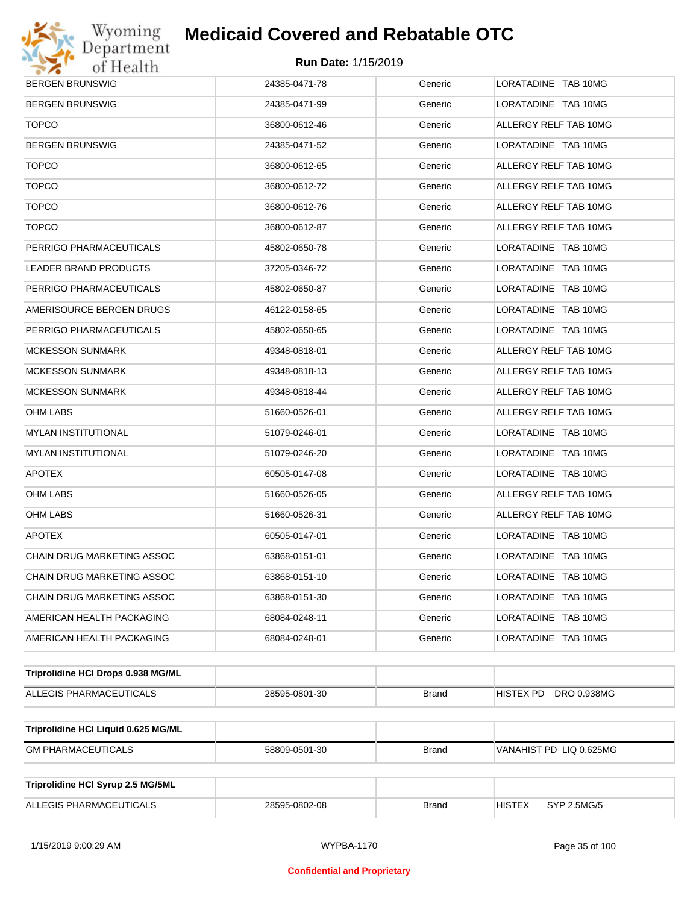| | | | |
|---|---|---|---|
| BERGEN BRUNSWIG | 24385-0471-78 | Generic | LORATADINE TAB 10MG |
| BERGEN BRUNSWIG | 24385-0471-99 | Generic | LORATADINE TAB 10MG |
| TOPCO | 36800-0612-46 | Generic | ALLERGY RELF TAB 10MG |
| BERGEN BRUNSWIG | 24385-0471-52 | Generic | LORATADINE TAB 10MG |
| TOPCO | 36800-0612-65 | Generic | ALLERGY RELF TAB 10MG |
| TOPCO | 36800-0612-72 | Generic | ALLERGY RELF TAB 10MG |
| TOPCO | 36800-0612-76 | Generic | ALLERGY RELF TAB 10MG |
| TOPCO | 36800-0612-87 | Generic | ALLERGY RELF TAB 10MG |
| PERRIGO PHARMACEUTICALS | 45802-0650-78 | Generic | LORATADINE TAB 10MG |
| LEADER BRAND PRODUCTS | 37205-0346-72 | Generic | LORATADINE TAB 10MG |
| PERRIGO PHARMACEUTICALS | 45802-0650-87 | Generic | LORATADINE TAB 10MG |
| AMERISOURCE BERGEN DRUGS | 46122-0158-65 | Generic | LORATADINE TAB 10MG |
| PERRIGO PHARMACEUTICALS | 45802-0650-65 | Generic | LORATADINE TAB 10MG |
| MCKESSON SUNMARK | 49348-0818-01 | Generic | ALLERGY RELF TAB 10MG |
| MCKESSON SUNMARK | 49348-0818-13 | Generic | ALLERGY RELF TAB 10MG |
| MCKESSON SUNMARK | 49348-0818-44 | Generic | ALLERGY RELF TAB 10MG |
| OHM LABS | 51660-0526-01 | Generic | ALLERGY RELF TAB 10MG |
| MYLAN INSTITUTIONAL | 51079-0246-01 | Generic | LORATADINE TAB 10MG |
| MYLAN INSTITUTIONAL | 51079-0246-20 | Generic | LORATADINE TAB 10MG |
| APOTEX | 60505-0147-08 | Generic | LORATADINE TAB 10MG |
| OHM LABS | 51660-0526-05 | Generic | ALLERGY RELF TAB 10MG |
| OHM LABS | 51660-0526-31 | Generic | ALLERGY RELF TAB 10MG |
| APOTEX | 60505-0147-01 | Generic | LORATADINE TAB 10MG |
| CHAIN DRUG MARKETING ASSOC | 63868-0151-01 | Generic | LORATADINE TAB 10MG |
| CHAIN DRUG MARKETING ASSOC | 63868-0151-10 | Generic | LORATADINE TAB 10MG |
| CHAIN DRUG MARKETING ASSOC | 63868-0151-30 | Generic | LORATADINE TAB 10MG |
| AMERICAN HEALTH PACKAGING | 68084-0248-11 | Generic | LORATADINE TAB 10MG |
| AMERICAN HEALTH PACKAGING | 68084-0248-01 | Generic | LORATADINE TAB 10MG |

| **Triprolidine HCl Drops 0.938 MG/ML** | | | |
|---|---|---|---|
| ALLEGIS PHARMACEUTICALS | 28595-0801-30 | Brand | HISTEX PD DRO 0.938MG |

| **Triprolidine HCl Liquid 0.625 MG/ML** | | | |
|---|---|---|---|
| GM PHARMACEUTICALS | 58809-0501-30 | Brand | VANAHIST PD LIQ 0.625MG |

| **Triprolidine HCl Syrup 2.5 MG/5ML** | | | |
|---|---|---|---|
| ALLEGIS PHARMACEUTICALS | 28595-0802-08 | Brand | HISTEX SYP 2.5MG/5 |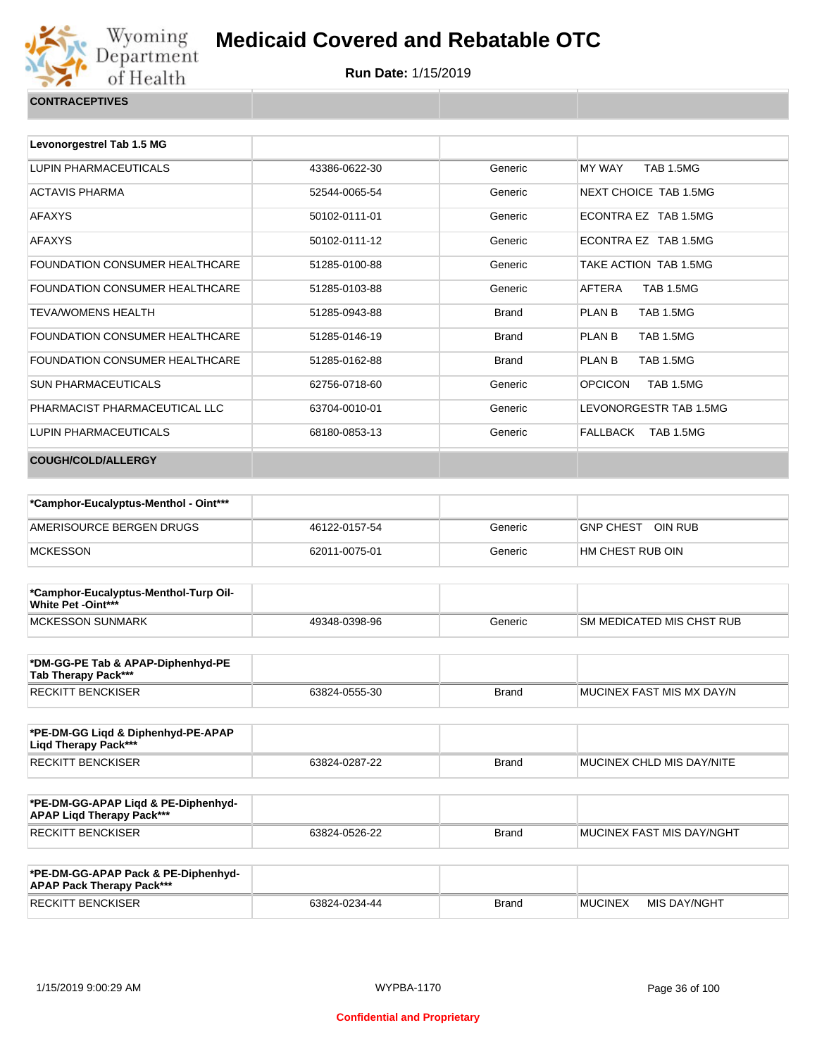# Medicaid Covered and Rebatable OTC

**Run Date:** 1/15/2019

| CONTRACEPTIVES | | | |
|---|---|---|---|

| Levonorgestrel Tab 1.5 MG | | | |
|---|---|---|---|
| LUPIN PHARMACEUTICALS | 43386-0622-30 | Generic | MY WAY TAB 1.5MG |
| ACTAVIS PHARMA | 52544-0065-54 | Generic | NEXT CHOICE TAB 1.5MG |
| AFAXYS | 50102-0111-01 | Generic | ECONTRA EZ TAB 1.5MG |
| AFAXYS | 50102-0111-12 | Generic | ECONTRA EZ TAB 1.5MG |
| FOUNDATION CONSUMER HEALTHCARE | 51285-0100-88 | Generic | TAKE ACTION TAB 1.5MG |
| FOUNDATION CONSUMER HEALTHCARE | 51285-0103-88 | Generic | AFTERA TAB 1.5MG |
| TEVA/WOMENS HEALTH | 51285-0943-88 | Brand | PLAN B TAB 1.5MG |
| FOUNDATION CONSUMER HEALTHCARE | 51285-0146-19 | Brand | PLAN B TAB 1.5MG |
| FOUNDATION CONSUMER HEALTHCARE | 51285-0162-88 | Brand | PLAN B TAB 1.5MG |
| SUN PHARMACEUTICALS | 62756-0718-60 | Generic | OPCICON TAB 1.5MG |
| PHARMACIST PHARMACEUTICAL LLC | 63704-0010-01 | Generic | LEVONORGESTR TAB 1.5MG |
| LUPIN PHARMACEUTICALS | 68180-0853-13 | Generic | FALLBACK TAB 1.5MG |

| COUGH/COLD/ALLERGY | | | |
|---|---|---|---|

| *Camphor-Eucalyptus-Menthol - Oint*** | | | |
|---|---|---|---|
| AMERISOURCE BERGEN DRUGS | 46122-0157-54 | Generic | GNP CHEST OIN RUB |
| MCKESSON | 62011-0075-01 | Generic | HM CHEST RUB OIN |

| *Camphor-Eucalyptus-Menthol-Turp Oil-White Pet -Oint*** | | | |
|---|---|---|---|
| MCKESSON SUNMARK | 49348-0398-96 | Generic | SM MEDICATED MIS CHST RUB |

| *DM-GG-PE Tab & APAP-Diphenhyd-PE Tab Therapy Pack*** | | | |
|---|---|---|---|
| RECKITT BENCKISER | 63824-0555-30 | Brand | MUCINEX FAST MIS MX DAY/N |

| *PE-DM-GG Liqd & Diphenhyd-PE-APAP Liqd Therapy Pack*** | | | |
|---|---|---|---|
| RECKITT BENCKISER | 63824-0287-22 | Brand | MUCINEX CHLD MIS DAY/NITE |

| *PE-DM-GG-APAP Liqd & PE-Diphenhyd-APAP Liqd Therapy Pack*** | | | |
|---|---|---|---|
| RECKITT BENCKISER | 63824-0526-22 | Brand | MUCINEX FAST MIS DAY/NGHT |

| *PE-DM-GG-APAP Pack & PE-Diphenhyd-APAP Pack Therapy Pack*** | | | |
|---|---|---|---|
| RECKITT BENCKISER | 63824-0234-44 | Brand | MUCINEX MIS DAY/NGHT |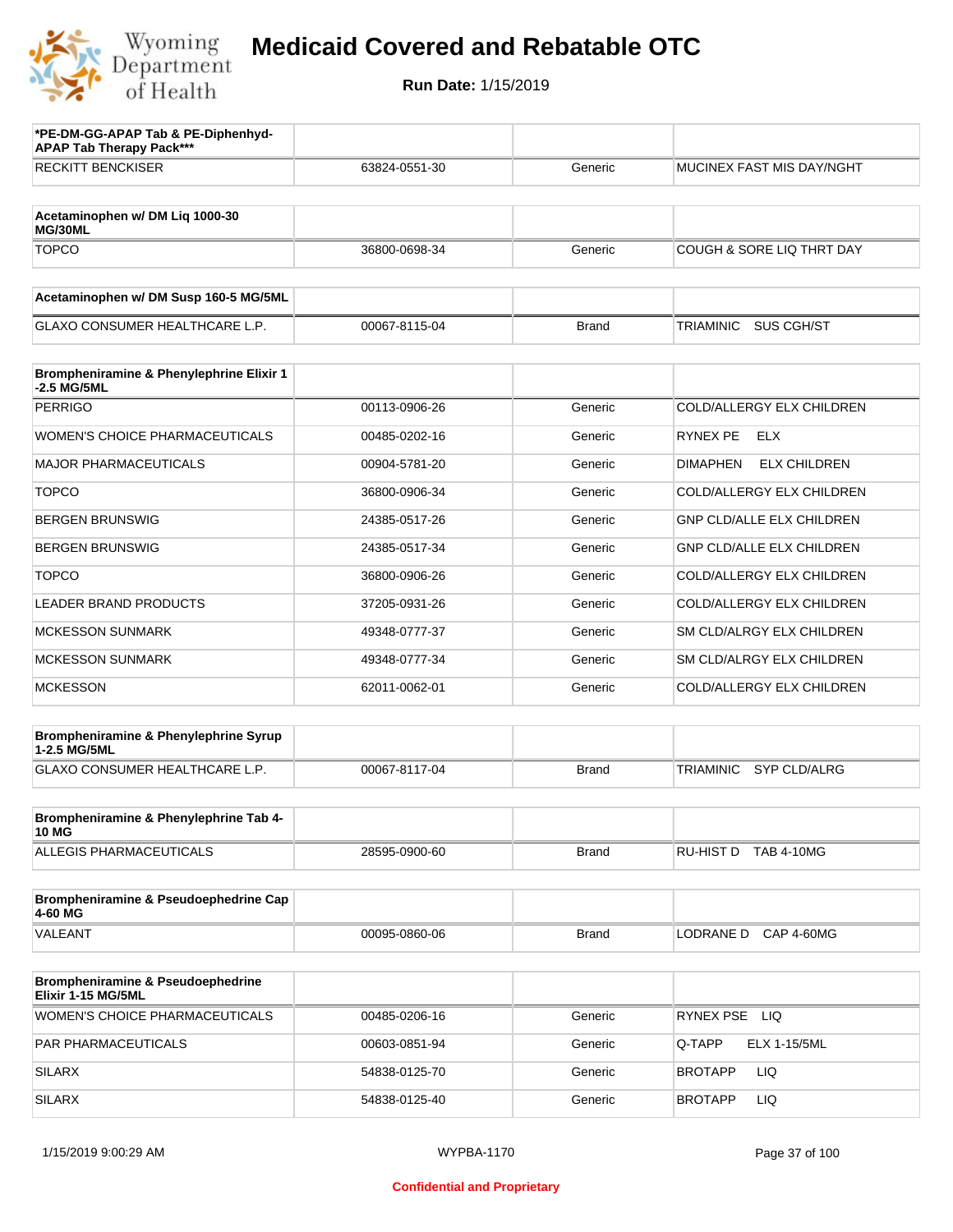# Medicaid Covered and Rebatable OTC

**Run Date:** 1/15/2019

| *PE-DM-GG-APAP Tab & PE-Diphenhyd-APAP Tab Therapy Pack*** | | | |
|---|---|---|---|
| RECKITT BENCKISER | 63824-0551-30 | Generic | MUCINEX FAST MIS DAY/NGHT |

| Acetaminophen w/ DM Liq 1000-30 MG/30ML | | | |
|---|---|---|---|
| TOPCO | 36800-0698-34 | Generic | COUGH & SORE LIQ THRT DAY |

| Acetaminophen w/ DM Susp 160-5 MG/5ML | | | |
|---|---|---|---|
| GLAXO CONSUMER HEALTHCARE L.P. | 00067-8115-04 | Brand | TRIAMINIC SUS CGH/ST |

| Brompheniramine & Phenylephrine Elixir 1-2.5 MG/5ML | | | |
|---|---|---|---|
| PERRIGO | 00113-0906-26 | Generic | COLD/ALLERGY ELX CHILDREN |
| WOMEN'S CHOICE PHARMACEUTICALS | 00485-0202-16 | Generic | RYNEX PE ELX |
| MAJOR PHARMACEUTICALS | 00904-5781-20 | Generic | DIMAPHEN ELX CHILDREN |
| TOPCO | 36800-0906-34 | Generic | COLD/ALLERGY ELX CHILDREN |
| BERGEN BRUNSWIG | 24385-0517-26 | Generic | GNP CLD/ALLE ELX CHILDREN |
| BERGEN BRUNSWIG | 24385-0517-34 | Generic | GNP CLD/ALLE ELX CHILDREN |
| TOPCO | 36800-0906-26 | Generic | COLD/ALLERGY ELX CHILDREN |
| LEADER BRAND PRODUCTS | 37205-0931-26 | Generic | COLD/ALLERGY ELX CHILDREN |
| MCKESSON SUNMARK | 49348-0777-37 | Generic | SM CLD/ALRGY ELX CHILDREN |
| MCKESSON SUNMARK | 49348-0777-34 | Generic | SM CLD/ALRGY ELX CHILDREN |
| MCKESSON | 62011-0062-01 | Generic | COLD/ALLERGY ELX CHILDREN |

| Brompheniramine & Phenylephrine Syrup 1-2.5 MG/5ML | | | |
|---|---|---|---|
| GLAXO CONSUMER HEALTHCARE L.P. | 00067-8117-04 | Brand | TRIAMINIC SYP CLD/ALRG |

| Brompheniramine & Phenylephrine Tab 4-10 MG | | | |
|---|---|---|---|
| ALLEGIS PHARMACEUTICALS | 28595-0900-60 | Brand | RU-HIST D TAB 4-10MG |

| Brompheniramine & Pseudoephedrine Cap 4-60 MG | | | |
|---|---|---|---|
| VALEANT | 00095-0860-06 | Brand | LODRANE D CAP 4-60MG |

| Brompheniramine & Pseudoephedrine Elixir 1-15 MG/5ML | | | |
|---|---|---|---|
| WOMEN'S CHOICE PHARMACEUTICALS | 00485-0206-16 | Generic | RYNEX PSE LIQ |
| PAR PHARMACEUTICALS | 00603-0851-94 | Generic | Q-TAPP ELX 1-15/5ML |
| SILARX | 54838-0125-70 | Generic | BROTAPP LIQ |
| SILARX | 54838-0125-40 | Generic | BROTAPP LIQ |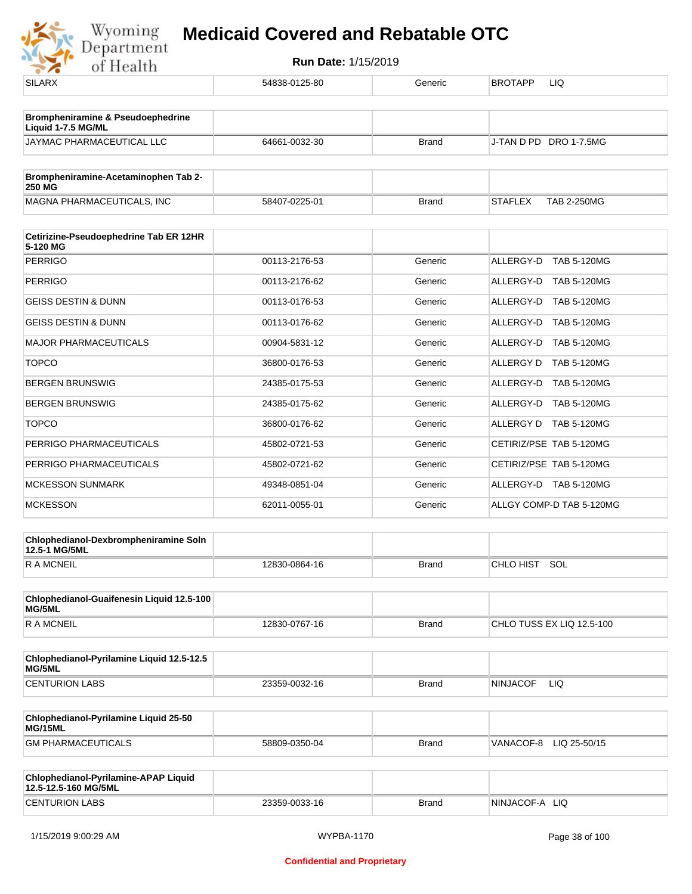| SILARX | 54838-0125-80 | Generic | BROTAPP LIQ |
|---|---|---|---|

| Brompheniramine & Pseudoephedrine Liquid 1-7.5 MG/ML | | | |
|---|---|---|---|
| JAYMAC PHARMACEUTICAL LLC | 64661-0032-30 | Brand | J-TAN D PD DRO 1-7.5MG |

| Brompheniramine-Acetaminophen Tab 2-250 MG | | | |
|---|---|---|---|
| MAGNA PHARMACEUTICALS, INC | 58407-0225-01 | Brand | STAFLEX TAB 2-250MG |

| Cetirizine-Pseudoephedrine Tab ER 12HR 5-120 MG | | | |
|---|---|---|---|
| PERRIGO | 00113-2176-53 | Generic | ALLERGY-D TAB 5-120MG |
| PERRIGO | 00113-2176-62 | Generic | ALLERGY-D TAB 5-120MG |
| GEISS DESTIN & DUNN | 00113-0176-53 | Generic | ALLERGY-D TAB 5-120MG |
| GEISS DESTIN & DUNN | 00113-0176-62 | Generic | ALLERGY-D TAB 5-120MG |
| MAJOR PHARMACEUTICALS | 00904-5831-12 | Generic | ALLERGY-D TAB 5-120MG |
| TOPCO | 36800-0176-53 | Generic | ALLERGY D TAB 5-120MG |
| BERGEN BRUNSWIG | 24385-0175-53 | Generic | ALLERGY-D TAB 5-120MG |
| BERGEN BRUNSWIG | 24385-0175-62 | Generic | ALLERGY-D TAB 5-120MG |
| TOPCO | 36800-0176-62 | Generic | ALLERGY D TAB 5-120MG |
| PERRIGO PHARMACEUTICALS | 45802-0721-53 | Generic | CETIRIZ/PSE TAB 5-120MG |
| PERRIGO PHARMACEUTICALS | 45802-0721-62 | Generic | CETIRIZ/PSE TAB 5-120MG |
| MCKESSON SUNMARK | 49348-0851-04 | Generic | ALLERGY-D TAB 5-120MG |
| MCKESSON | 62011-0055-01 | Generic | ALLGY COMP-D TAB 5-120MG |

| Chlophedianol-Dexbrompheniramine Soln 12.5-1 MG/5ML | | | |
|---|---|---|---|
| R A MCNEIL | 12830-0864-16 | Brand | CHLO HIST SOL |

| Chlophedianol-Guaifenesin Liquid 12.5-100 MG/5ML | | | |
|---|---|---|---|
| R A MCNEIL | 12830-0767-16 | Brand | CHLO TUSS EX LIQ 12.5-100 |

| Chlophedianol-Pyrilamine Liquid 12.5-12.5 MG/5ML | | | |
|---|---|---|---|
| CENTURION LABS | 23359-0032-16 | Brand | NINJACOF LIQ |

| Chlophedianol-Pyrilamine Liquid 25-50 MG/15ML | | | |
|---|---|---|---|
| GM PHARMACEUTICALS | 58809-0350-04 | Brand | VANACOF-8 LIQ 25-50/15 |

| Chlophedianol-Pyrilamine-APAP Liquid 12.5-12.5-160 MG/5ML | | | |
|---|---|---|---|
| CENTURION LABS | 23359-0033-16 | Brand | NINJACOF-A LIQ |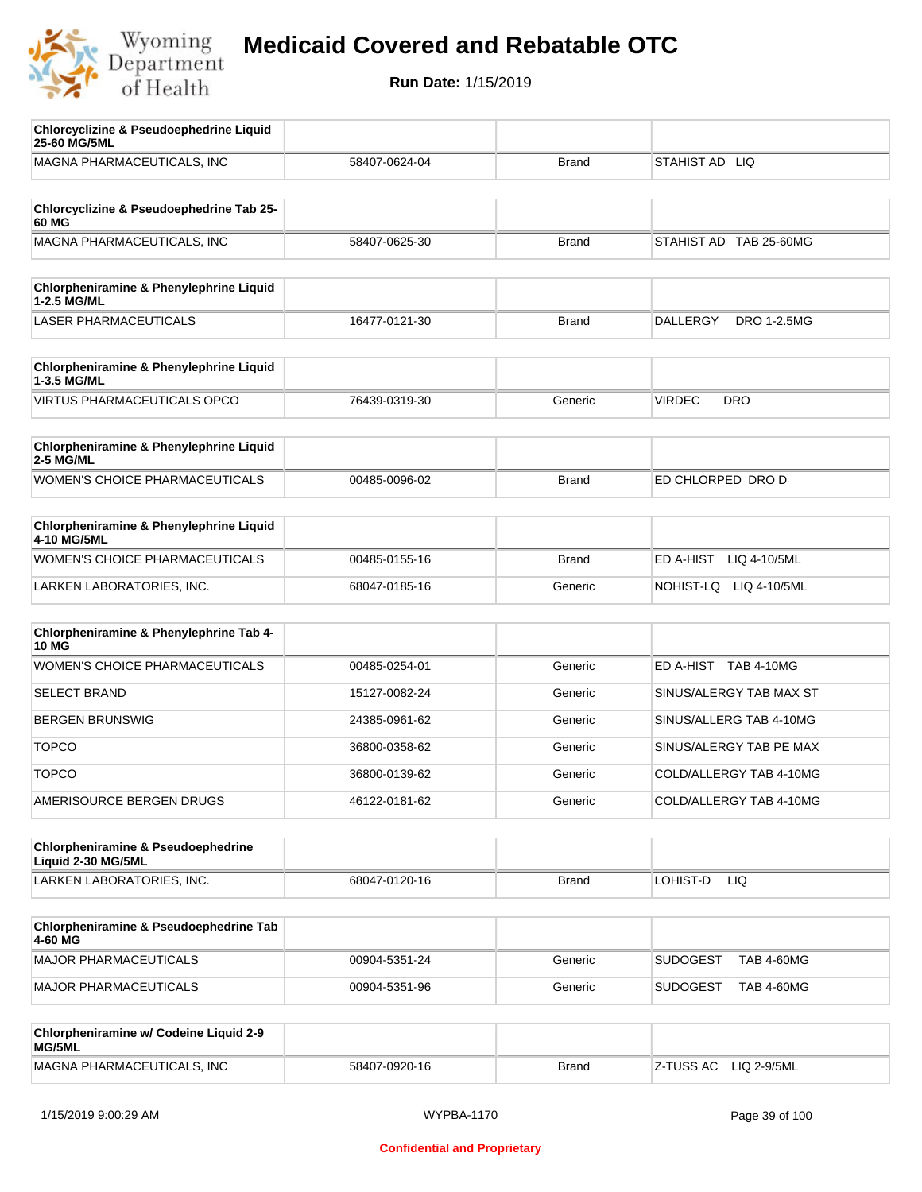# Medicaid Covered and Rebatable OTC

**Run Date:** 1/15/2019

| Chlorcyclizine & Pseudoephedrine Liquid 25-60 MG/5ML | | | |
|---|---|---|---|
| MAGNA PHARMACEUTICALS, INC | 58407-0624-04 | Brand | STAHIST AD LIQ |

| Chlorcyclizine & Pseudoephedrine Tab 25-60 MG | | | |
|---|---|---|---|
| MAGNA PHARMACEUTICALS, INC | 58407-0625-30 | Brand | STAHIST AD TAB 25-60MG |

| Chlorpheniramine & Phenylephrine Liquid 1-2.5 MG/ML | | | |
|---|---|---|---|
| LASER PHARMACEUTICALS | 16477-0121-30 | Brand | DALLERGY DRO 1-2.5MG |

| Chlorpheniramine & Phenylephrine Liquid 1-3.5 MG/ML | | | |
|---|---|---|---|
| VIRTUS PHARMACEUTICALS OPCO | 76439-0319-30 | Generic | VIRDEC DRO |

| Chlorpheniramine & Phenylephrine Liquid 2-5 MG/ML | | | |
|---|---|---|---|
| WOMEN'S CHOICE PHARMACEUTICALS | 00485-0096-02 | Brand | ED CHLORPED DRO D |

| Chlorpheniramine & Phenylephrine Liquid 4-10 MG/5ML | | | |
|---|---|---|---|
| WOMEN'S CHOICE PHARMACEUTICALS | 00485-0155-16 | Brand | ED A-HIST LIQ 4-10/5ML |
| LARKEN LABORATORIES, INC. | 68047-0185-16 | Generic | NOHIST-LQ LIQ 4-10/5ML |

| Chlorpheniramine & Phenylephrine Tab 4-10 MG | | | |
|---|---|---|---|
| WOMEN'S CHOICE PHARMACEUTICALS | 00485-0254-01 | Generic | ED A-HIST TAB 4-10MG |
| SELECT BRAND | 15127-0082-24 | Generic | SINUS/ALERGY TAB MAX ST |
| BERGEN BRUNSWIG | 24385-0961-62 | Generic | SINUS/ALLERG TAB 4-10MG |
| TOPCO | 36800-0358-62 | Generic | SINUS/ALERGY TAB PE MAX |
| TOPCO | 36800-0139-62 | Generic | COLD/ALLERGY TAB 4-10MG |
| AMERISOURCE BERGEN DRUGS | 46122-0181-62 | Generic | COLD/ALLERGY TAB 4-10MG |

| Chlorpheniramine & Pseudoephedrine Liquid 2-30 MG/5ML | | | |
|---|---|---|---|
| LARKEN LABORATORIES, INC. | 68047-0120-16 | Brand | LOHIST-D LIQ |

| Chlorpheniramine & Pseudoephedrine Tab 4-60 MG | | | |
|---|---|---|---|
| MAJOR PHARMACEUTICALS | 00904-5351-24 | Generic | SUDOGEST TAB 4-60MG |
| MAJOR PHARMACEUTICALS | 00904-5351-96 | Generic | SUDOGEST TAB 4-60MG |

| Chlorpheniramine w/ Codeine Liquid 2-9 MG/5ML | | | |
|---|---|---|---|
| MAGNA PHARMACEUTICALS, INC | 58407-0920-16 | Brand | Z-TUSS AC LIQ 2-9/5ML |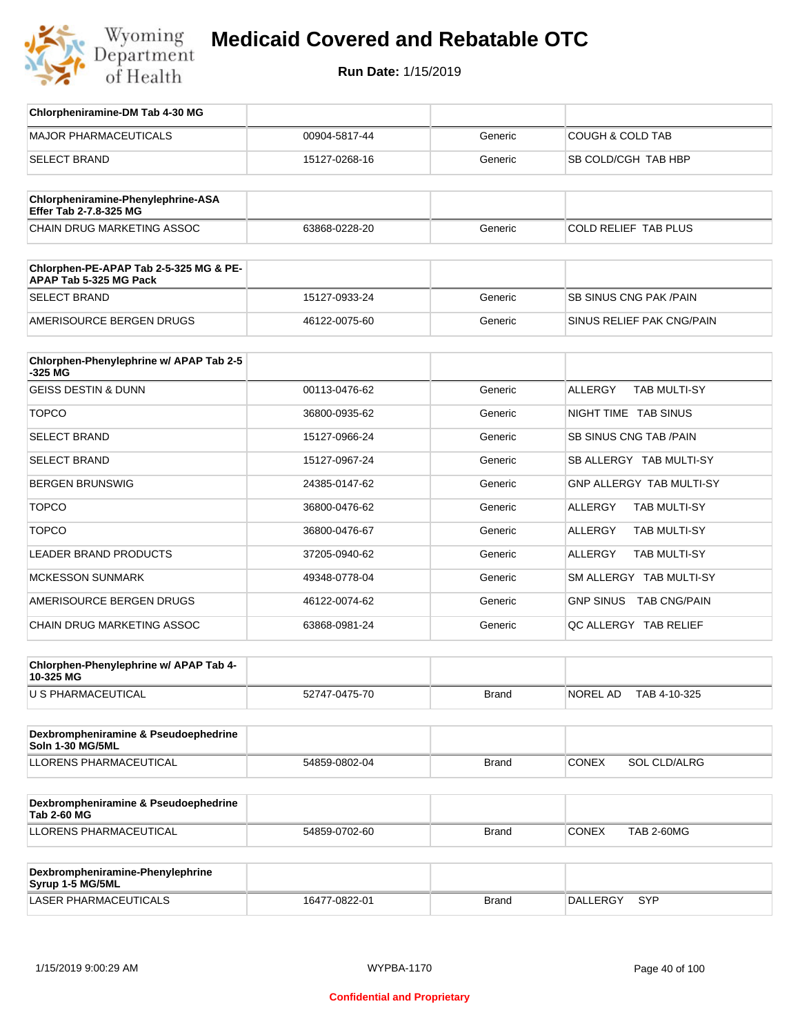# Medicaid Covered and Rebatable OTC

**Run Date:** 1/15/2019

| Chlorpheniramine-DM Tab 4-30 MG | | | |
|---|---|---|---|
| MAJOR PHARMACEUTICALS | 00904-5817-44 | Generic | COUGH & COLD TAB |
| SELECT BRAND | 15127-0268-16 | Generic | SB COLD/CGH TAB HBP |

| Chlorpheniramine-Phenylephrine-ASA Effer Tab 2-7.8-325 MG | | | |
|---|---|---|---|
| CHAIN DRUG MARKETING ASSOC | 63868-0228-20 | Generic | COLD RELIEF TAB PLUS |

| Chlorphen-PE-APAP Tab 2-5-325 MG & PE-APAP Tab 5-325 MG Pack | | | |
|---|---|---|---|
| SELECT BRAND | 15127-0933-24 | Generic | SB SINUS CNG PAK /PAIN |
| AMERISOURCE BERGEN DRUGS | 46122-0075-60 | Generic | SINUS RELIEF PAK CNG/PAIN |

| Chlorphen-Phenylephrine w/ APAP Tab 2-5-325 MG | | | |
|---|---|---|---|
| GEISS DESTIN & DUNN | 00113-0476-62 | Generic | ALLERGY TAB MULTI-SY |
| TOPCO | 36800-0935-62 | Generic | NIGHT TIME TAB SINUS |
| SELECT BRAND | 15127-0966-24 | Generic | SB SINUS CNG TAB /PAIN |
| SELECT BRAND | 15127-0967-24 | Generic | SB ALLERGY TAB MULTI-SY |
| BERGEN BRUNSWIG | 24385-0147-62 | Generic | GNP ALLERGY TAB MULTI-SY |
| TOPCO | 36800-0476-62 | Generic | ALLERGY TAB MULTI-SY |
| TOPCO | 36800-0476-67 | Generic | ALLERGY TAB MULTI-SY |
| LEADER BRAND PRODUCTS | 37205-0940-62 | Generic | ALLERGY TAB MULTI-SY |
| MCKESSON SUNMARK | 49348-0778-04 | Generic | SM ALLERGY TAB MULTI-SY |
| AMERISOURCE BERGEN DRUGS | 46122-0074-62 | Generic | GNP SINUS TAB CNG/PAIN |
| CHAIN DRUG MARKETING ASSOC | 63868-0981-24 | Generic | QC ALLERGY TAB RELIEF |

| Chlorphen-Phenylephrine w/ APAP Tab 4-10-325 MG | | | |
|---|---|---|---|
| U S PHARMACEUTICAL | 52747-0475-70 | Brand | NOREL AD TAB 4-10-325 |

| Dexbrompheniramine & Pseudoephedrine Soln 1-30 MG/5ML | | | |
|---|---|---|---|
| LLORENS PHARMACEUTICAL | 54859-0802-04 | Brand | CONEX SOL CLD/ALRG |

| Dexbrompheniramine & Pseudoephedrine Tab 2-60 MG | | | |
|---|---|---|---|
| LLORENS PHARMACEUTICAL | 54859-0702-60 | Brand | CONEX TAB 2-60MG |

| Dexbrompheniramine-Phenylephrine Syrup 1-5 MG/5ML | | | |
|---|---|---|---|
| LASER PHARMACEUTICALS | 16477-0822-01 | Brand | DALLERGY SYP |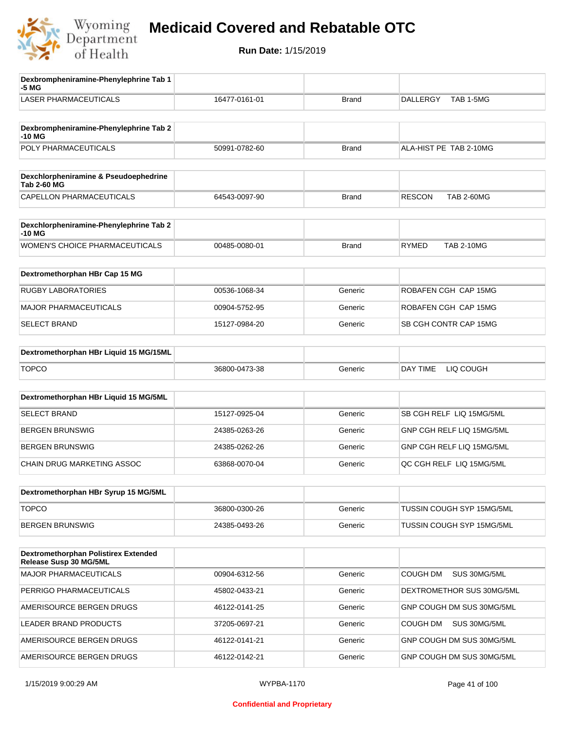# Medicaid Covered and Rebatable OTC

**Run Date:** 1/15/2019

| Dexbrompheniramine-Phenylephrine Tab 1-5 MG | | | |
|---|---|---|---|
| LASER PHARMACEUTICALS | 16477-0161-01 | Brand | DALLERGY TAB 1-5MG |

| Dexbrompheniramine-Phenylephrine Tab 2-10 MG | | | |
|---|---|---|---|
| POLY PHARMACEUTICALS | 50991-0782-60 | Brand | ALA-HIST PE TAB 2-10MG |

| Dexchlorpheniramine & Pseudoephedrine Tab 2-60 MG | | | |
|---|---|---|---|
| CAPELLON PHARMACEUTICALS | 64543-0097-90 | Brand | RESCON TAB 2-60MG |

| Dexchlorpheniramine-Phenylephrine Tab 2-10 MG | | | |
|---|---|---|---|
| WOMEN'S CHOICE PHARMACEUTICALS | 00485-0080-01 | Brand | RYMED TAB 2-10MG |

| Dextromethorphan HBr Cap 15 MG | | | |
|---|---|---|---|
| RUGBY LABORATORIES | 00536-1068-34 | Generic | ROBAFEN CGH CAP 15MG |
| MAJOR PHARMACEUTICALS | 00904-5752-95 | Generic | ROBAFEN CGH CAP 15MG |
| SELECT BRAND | 15127-0984-20 | Generic | SB CGH CONTR CAP 15MG |

| Dextromethorphan HBr Liquid 15 MG/15ML | | | |
|---|---|---|---|
| TOPCO | 36800-0473-38 | Generic | DAY TIME LIQ COUGH |

| Dextromethorphan HBr Liquid 15 MG/5ML | | | |
|---|---|---|---|
| SELECT BRAND | 15127-0925-04 | Generic | SB CGH RELF LIQ 15MG/5ML |
| BERGEN BRUNSWIG | 24385-0263-26 | Generic | GNP CGH RELF LIQ 15MG/5ML |
| BERGEN BRUNSWIG | 24385-0262-26 | Generic | GNP CGH RELF LIQ 15MG/5ML |
| CHAIN DRUG MARKETING ASSOC | 63868-0070-04 | Generic | QC CGH RELF LIQ 15MG/5ML |

| Dextromethorphan HBr Syrup 15 MG/5ML | | | |
|---|---|---|---|
| TOPCO | 36800-0300-26 | Generic | TUSSIN COUGH SYP 15MG/5ML |
| BERGEN BRUNSWIG | 24385-0493-26 | Generic | TUSSIN COUGH SYP 15MG/5ML |

| Dextromethorphan Polistirex Extended Release Susp 30 MG/5ML | | | |
|---|---|---|---|
| MAJOR PHARMACEUTICALS | 00904-6312-56 | Generic | COUGH DM SUS 30MG/5ML |
| PERRIGO PHARMACEUTICALS | 45802-0433-21 | Generic | DEXTROMETHOR SUS 30MG/5ML |
| AMERISOURCE BERGEN DRUGS | 46122-0141-25 | Generic | GNP COUGH DM SUS 30MG/5ML |
| LEADER BRAND PRODUCTS | 37205-0697-21 | Generic | COUGH DM SUS 30MG/5ML |
| AMERISOURCE BERGEN DRUGS | 46122-0141-21 | Generic | GNP COUGH DM SUS 30MG/5ML |
| AMERISOURCE BERGEN DRUGS | 46122-0142-21 | Generic | GNP COUGH DM SUS 30MG/5ML |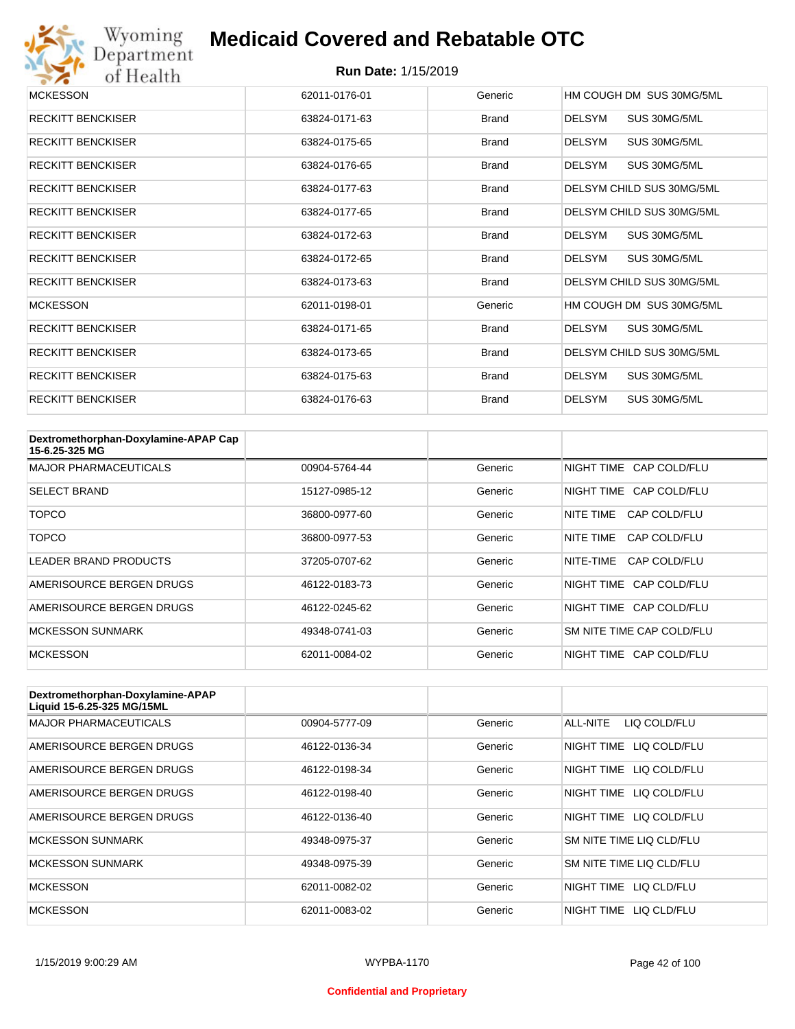| | | | |
|---|---|---|---|
| MCKESSON | 62011-0176-01 | Generic | HM COUGH DM SUS 30MG/5ML |
| RECKITT BENCKISER | 63824-0171-63 | Brand | DELSYM SUS 30MG/5ML |
| RECKITT BENCKISER | 63824-0175-65 | Brand | DELSYM SUS 30MG/5ML |
| RECKITT BENCKISER | 63824-0176-65 | Brand | DELSYM SUS 30MG/5ML |
| RECKITT BENCKISER | 63824-0177-63 | Brand | DELSYM CHILD SUS 30MG/5ML |
| RECKITT BENCKISER | 63824-0177-65 | Brand | DELSYM CHILD SUS 30MG/5ML |
| RECKITT BENCKISER | 63824-0172-63 | Brand | DELSYM SUS 30MG/5ML |
| RECKITT BENCKISER | 63824-0172-65 | Brand | DELSYM SUS 30MG/5ML |
| RECKITT BENCKISER | 63824-0173-63 | Brand | DELSYM CHILD SUS 30MG/5ML |
| MCKESSON | 62011-0198-01 | Generic | HM COUGH DM SUS 30MG/5ML |
| RECKITT BENCKISER | 63824-0171-65 | Brand | DELSYM SUS 30MG/5ML |
| RECKITT BENCKISER | 63824-0173-65 | Brand | DELSYM CHILD SUS 30MG/5ML |
| RECKITT BENCKISER | 63824-0175-63 | Brand | DELSYM SUS 30MG/5ML |
| RECKITT BENCKISER | 63824-0176-63 | Brand | DELSYM SUS 30MG/5ML |

| Dextromethorphan-Doxylamine-APAP Cap 15-6.25-325 MG | | | |
|---|---|---|---|
| MAJOR PHARMACEUTICALS | 00904-5764-44 | Generic | NIGHT TIME CAP COLD/FLU |
| SELECT BRAND | 15127-0985-12 | Generic | NIGHT TIME CAP COLD/FLU |
| TOPCO | 36800-0977-60 | Generic | NITE TIME CAP COLD/FLU |
| TOPCO | 36800-0977-53 | Generic | NITE TIME CAP COLD/FLU |
| LEADER BRAND PRODUCTS | 37205-0707-62 | Generic | NITE-TIME CAP COLD/FLU |
| AMERISOURCE BERGEN DRUGS | 46122-0183-73 | Generic | NIGHT TIME CAP COLD/FLU |
| AMERISOURCE BERGEN DRUGS | 46122-0245-62 | Generic | NIGHT TIME CAP COLD/FLU |
| MCKESSON SUNMARK | 49348-0741-03 | Generic | SM NITE TIME CAP COLD/FLU |
| MCKESSON | 62011-0084-02 | Generic | NIGHT TIME CAP COLD/FLU |

| Dextromethorphan-Doxylamine-APAP Liquid 15-6.25-325 MG/15ML | | | |
|---|---|---|---|
| MAJOR PHARMACEUTICALS | 00904-5777-09 | Generic | ALL-NITE LIQ COLD/FLU |
| AMERISOURCE BERGEN DRUGS | 46122-0136-34 | Generic | NIGHT TIME LIQ COLD/FLU |
| AMERISOURCE BERGEN DRUGS | 46122-0198-34 | Generic | NIGHT TIME LIQ COLD/FLU |
| AMERISOURCE BERGEN DRUGS | 46122-0198-40 | Generic | NIGHT TIME LIQ COLD/FLU |
| AMERISOURCE BERGEN DRUGS | 46122-0136-40 | Generic | NIGHT TIME LIQ COLD/FLU |
| MCKESSON SUNMARK | 49348-0975-37 | Generic | SM NITE TIME LIQ CLD/FLU |
| MCKESSON SUNMARK | 49348-0975-39 | Generic | SM NITE TIME LIQ CLD/FLU |
| MCKESSON | 62011-0082-02 | Generic | NIGHT TIME LIQ CLD/FLU |
| MCKESSON | 62011-0083-02 | Generic | NIGHT TIME LIQ CLD/FLU |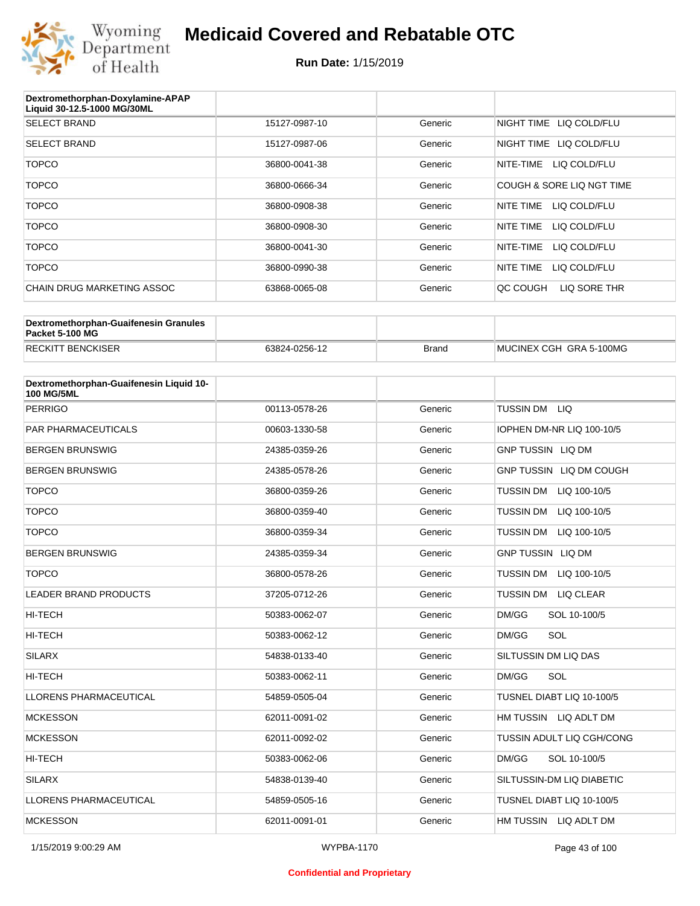# Medicaid Covered and Rebatable OTC

**Run Date:** 1/15/2019

| Dextromethorphan-Doxylamine-APAP Liquid 30-12.5-1000 MG/30ML | | | |
|---|---|---|---|
| SELECT BRAND | 15127-0987-10 | Generic | NIGHT TIME LIQ COLD/FLU |
| SELECT BRAND | 15127-0987-06 | Generic | NIGHT TIME LIQ COLD/FLU |
| TOPCO | 36800-0041-38 | Generic | NITE-TIME LIQ COLD/FLU |
| TOPCO | 36800-0666-34 | Generic | COUGH & SORE LIQ NGT TIME |
| TOPCO | 36800-0908-38 | Generic | NITE TIME LIQ COLD/FLU |
| TOPCO | 36800-0908-30 | Generic | NITE TIME LIQ COLD/FLU |
| TOPCO | 36800-0041-30 | Generic | NITE-TIME LIQ COLD/FLU |
| TOPCO | 36800-0990-38 | Generic | NITE TIME LIQ COLD/FLU |
| CHAIN DRUG MARKETING ASSOC | 63868-0065-08 | Generic | QC COUGH LIQ SORE THR |

| Dextromethorphan-Guaifenesin Granules Packet 5-100 MG | | | |
|---|---|---|---|
| RECKITT BENCKISER | 63824-0256-12 | Brand | MUCINEX CGH GRA 5-100MG |

| Dextromethorphan-Guaifenesin Liquid 10-100 MG/5ML | | | |
|---|---|---|---|
| PERRIGO | 00113-0578-26 | Generic | TUSSIN DM LIQ |
| PAR PHARMACEUTICALS | 00603-1330-58 | Generic | IOPHEN DM-NR LIQ 100-10/5 |
| BERGEN BRUNSWIG | 24385-0359-26 | Generic | GNP TUSSIN LIQ DM |
| BERGEN BRUNSWIG | 24385-0578-26 | Generic | GNP TUSSIN LIQ DM COUGH |
| TOPCO | 36800-0359-26 | Generic | TUSSIN DM LIQ 100-10/5 |
| TOPCO | 36800-0359-40 | Generic | TUSSIN DM LIQ 100-10/5 |
| TOPCO | 36800-0359-34 | Generic | TUSSIN DM LIQ 100-10/5 |
| BERGEN BRUNSWIG | 24385-0359-34 | Generic | GNP TUSSIN LIQ DM |
| TOPCO | 36800-0578-26 | Generic | TUSSIN DM LIQ 100-10/5 |
| LEADER BRAND PRODUCTS | 37205-0712-26 | Generic | TUSSIN DM LIQ CLEAR |
| HI-TECH | 50383-0062-07 | Generic | DM/GG SOL 10-100/5 |
| HI-TECH | 50383-0062-12 | Generic | DM/GG SOL |
| SILARX | 54838-0133-40 | Generic | SILTUSSIN DM LIQ DAS |
| HI-TECH | 50383-0062-11 | Generic | DM/GG SOL |
| LLORENS PHARMACEUTICAL | 54859-0505-04 | Generic | TUSNEL DIABT LIQ 10-100/5 |
| MCKESSON | 62011-0091-02 | Generic | HM TUSSIN LIQ ADLT DM |
| MCKESSON | 62011-0092-02 | Generic | TUSSIN ADULT LIQ CGH/CONG |
| HI-TECH | 50383-0062-06 | Generic | DM/GG SOL 10-100/5 |
| SILARX | 54838-0139-40 | Generic | SILTUSSIN-DM LIQ DIABETIC |
| LLORENS PHARMACEUTICAL | 54859-0505-16 | Generic | TUSNEL DIABT LIQ 10-100/5 |
| MCKESSON | 62011-0091-01 | Generic | HM TUSSIN LIQ ADLT DM |

Confidential and Proprietary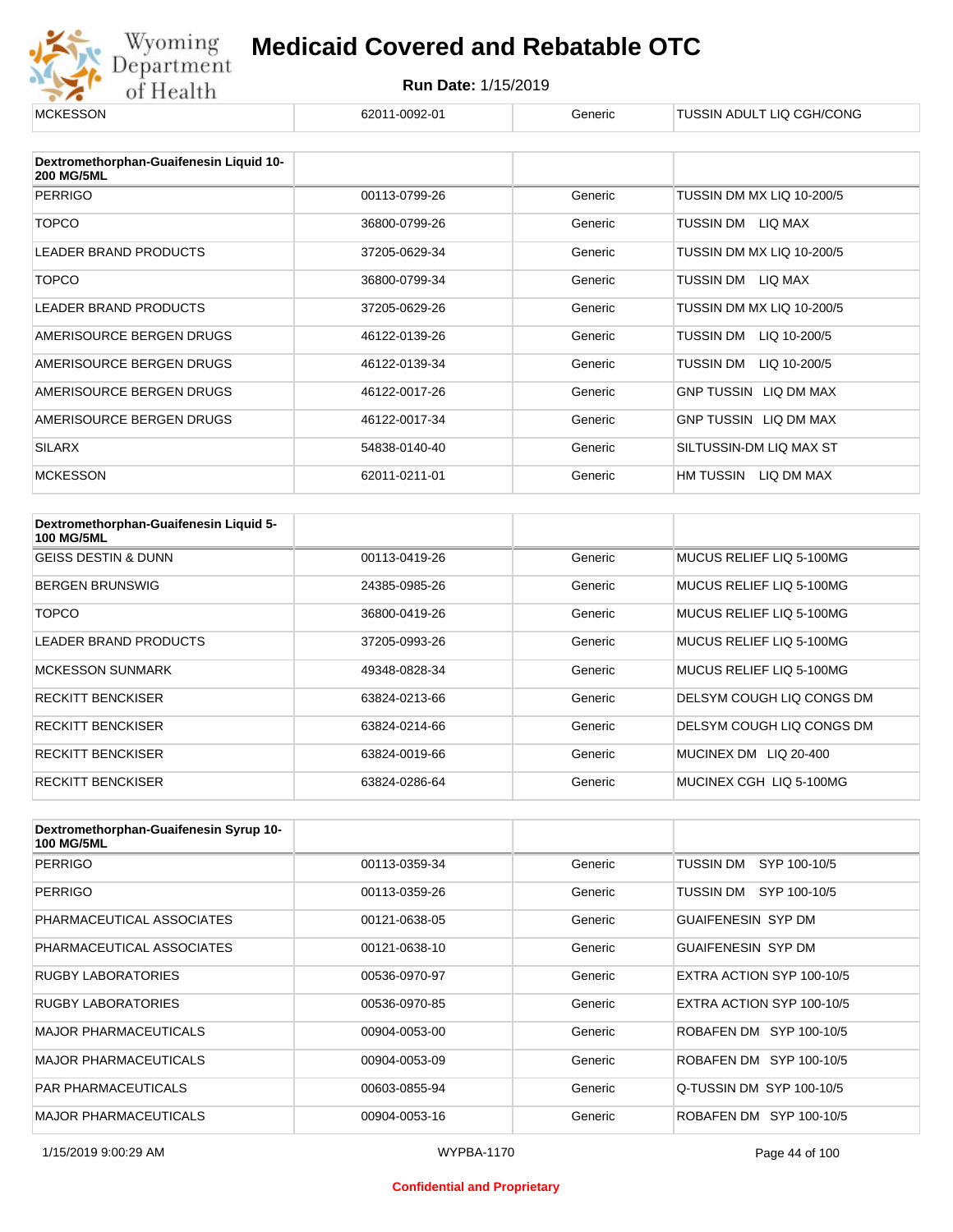| | | | |
|---|---|---|---|
| MCKESSON | 62011-0092-01 | Generic | TUSSIN ADULT LIQ CGH/CONG |

| Dextromethorphan-Guaifenesin Liquid 10-200 MG/5ML | | | |
|---|---|---|---|
| PERRIGO | 00113-0799-26 | Generic | TUSSIN DM MX LIQ 10-200/5 |
| TOPCO | 36800-0799-26 | Generic | TUSSIN DM LIQ MAX |
| LEADER BRAND PRODUCTS | 37205-0629-34 | Generic | TUSSIN DM MX LIQ 10-200/5 |
| TOPCO | 36800-0799-34 | Generic | TUSSIN DM LIQ MAX |
| LEADER BRAND PRODUCTS | 37205-0629-26 | Generic | TUSSIN DM MX LIQ 10-200/5 |
| AMERISOURCE BERGEN DRUGS | 46122-0139-26 | Generic | TUSSIN DM LIQ 10-200/5 |
| AMERISOURCE BERGEN DRUGS | 46122-0139-34 | Generic | TUSSIN DM LIQ 10-200/5 |
| AMERISOURCE BERGEN DRUGS | 46122-0017-26 | Generic | GNP TUSSIN LIQ DM MAX |
| AMERISOURCE BERGEN DRUGS | 46122-0017-34 | Generic | GNP TUSSIN LIQ DM MAX |
| SILARX | 54838-0140-40 | Generic | SILTUSSIN-DM LIQ MAX ST |
| MCKESSON | 62011-0211-01 | Generic | HM TUSSIN LIQ DM MAX |

| Dextromethorphan-Guaifenesin Liquid 5-100 MG/5ML | | | |
|---|---|---|---|
| GEISS DESTIN & DUNN | 00113-0419-26 | Generic | MUCUS RELIEF LIQ 5-100MG |
| BERGEN BRUNSWIG | 24385-0985-26 | Generic | MUCUS RELIEF LIQ 5-100MG |
| TOPCO | 36800-0419-26 | Generic | MUCUS RELIEF LIQ 5-100MG |
| LEADER BRAND PRODUCTS | 37205-0993-26 | Generic | MUCUS RELIEF LIQ 5-100MG |
| MCKESSON SUNMARK | 49348-0828-34 | Generic | MUCUS RELIEF LIQ 5-100MG |
| RECKITT BENCKISER | 63824-0213-66 | Generic | DELSYM COUGH LIQ CONGS DM |
| RECKITT BENCKISER | 63824-0214-66 | Generic | DELSYM COUGH LIQ CONGS DM |
| RECKITT BENCKISER | 63824-0019-66 | Generic | MUCINEX DM LIQ 20-400 |
| RECKITT BENCKISER | 63824-0286-64 | Generic | MUCINEX CGH LIQ 5-100MG |

| Dextromethorphan-Guaifenesin Syrup 10-100 MG/5ML | | | |
|---|---|---|---|
| PERRIGO | 00113-0359-34 | Generic | TUSSIN DM SYP 100-10/5 |
| PERRIGO | 00113-0359-26 | Generic | TUSSIN DM SYP 100-10/5 |
| PHARMACEUTICAL ASSOCIATES | 00121-0638-05 | Generic | GUAIFENESIN SYP DM |
| PHARMACEUTICAL ASSOCIATES | 00121-0638-10 | Generic | GUAIFENESIN SYP DM |
| RUGBY LABORATORIES | 00536-0970-97 | Generic | EXTRA ACTION SYP 100-10/5 |
| RUGBY LABORATORIES | 00536-0970-85 | Generic | EXTRA ACTION SYP 100-10/5 |
| MAJOR PHARMACEUTICALS | 00904-0053-00 | Generic | ROBAFEN DM SYP 100-10/5 |
| MAJOR PHARMACEUTICALS | 00904-0053-09 | Generic | ROBAFEN DM SYP 100-10/5 |
| PAR PHARMACEUTICALS | 00603-0855-94 | Generic | Q-TUSSIN DM SYP 100-10/5 |
| MAJOR PHARMACEUTICALS | 00904-0053-16 | Generic | ROBAFEN DM SYP 100-10/5 |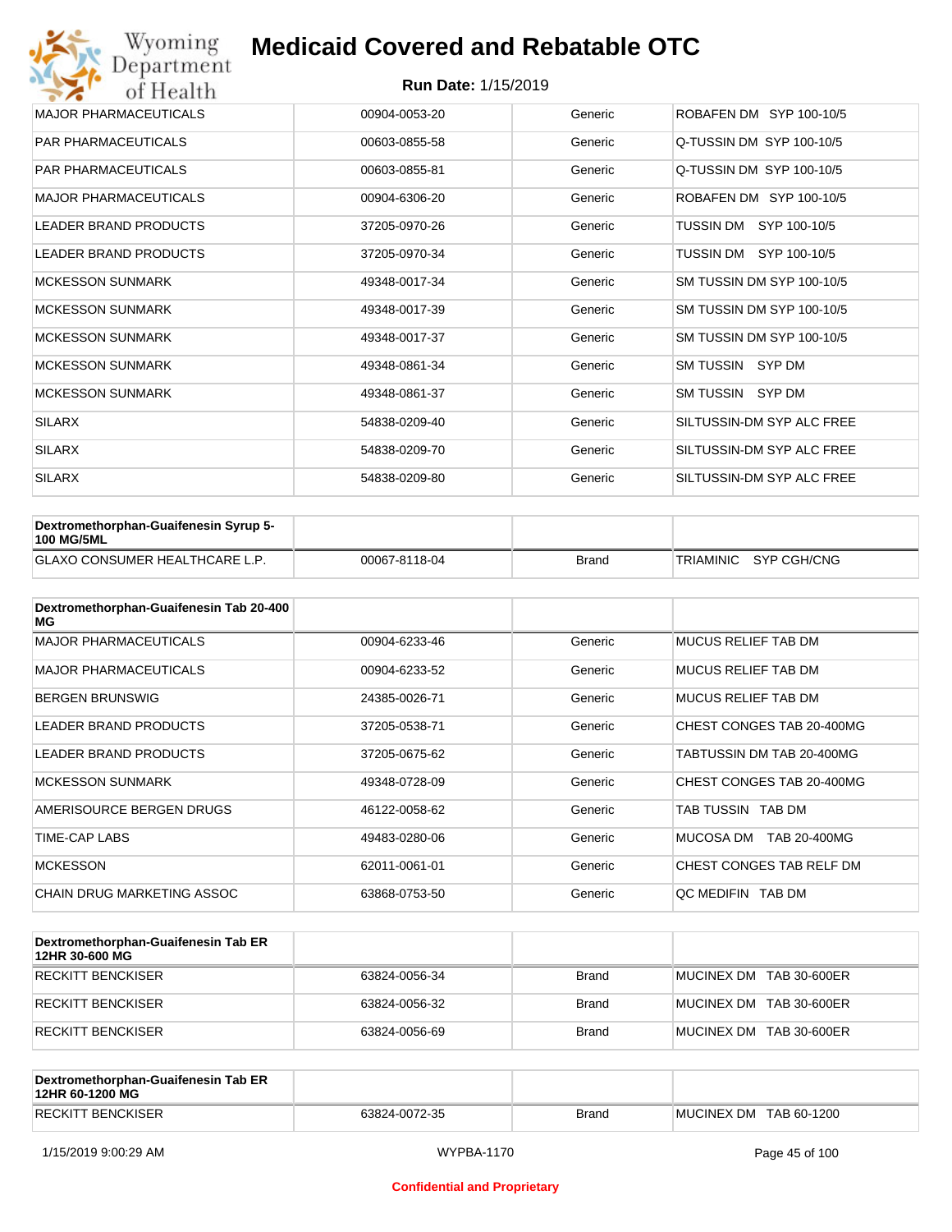# Medicaid Covered and Rebatable OTC

**Run Date:** 1/15/2019

| | | | |
|---|---|---|---|
| MAJOR PHARMACEUTICALS | 00904-0053-20 | Generic | ROBAFEN DM SYP 100-10/5 |
| PAR PHARMACEUTICALS | 00603-0855-58 | Generic | Q-TUSSIN DM SYP 100-10/5 |
| PAR PHARMACEUTICALS | 00603-0855-81 | Generic | Q-TUSSIN DM SYP 100-10/5 |
| MAJOR PHARMACEUTICALS | 00904-6306-20 | Generic | ROBAFEN DM SYP 100-10/5 |
| LEADER BRAND PRODUCTS | 37205-0970-26 | Generic | TUSSIN DM SYP 100-10/5 |
| LEADER BRAND PRODUCTS | 37205-0970-34 | Generic | TUSSIN DM SYP 100-10/5 |
| MCKESSON SUNMARK | 49348-0017-34 | Generic | SM TUSSIN DM SYP 100-10/5 |
| MCKESSON SUNMARK | 49348-0017-39 | Generic | SM TUSSIN DM SYP 100-10/5 |
| MCKESSON SUNMARK | 49348-0017-37 | Generic | SM TUSSIN DM SYP 100-10/5 |
| MCKESSON SUNMARK | 49348-0861-34 | Generic | SM TUSSIN SYP DM |
| MCKESSON SUNMARK | 49348-0861-37 | Generic | SM TUSSIN SYP DM |
| SILARX | 54838-0209-40 | Generic | SILTUSSIN-DM SYP ALC FREE |
| SILARX | 54838-0209-70 | Generic | SILTUSSIN-DM SYP ALC FREE |
| SILARX | 54838-0209-80 | Generic | SILTUSSIN-DM SYP ALC FREE |

| **Dextromethorphan-Guaifenesin Syrup 5-100 MG/5ML** | | | |
|---|---|---|---|
| GLAXO CONSUMER HEALTHCARE L.P. | 00067-8118-04 | Brand | TRIAMINIC SYP CGH/CNG |

| **Dextromethorphan-Guaifenesin Tab 20-400 MG** | | | |
|---|---|---|---|
| MAJOR PHARMACEUTICALS | 00904-6233-46 | Generic | MUCUS RELIEF TAB DM |
| MAJOR PHARMACEUTICALS | 00904-6233-52 | Generic | MUCUS RELIEF TAB DM |
| BERGEN BRUNSWIG | 24385-0026-71 | Generic | MUCUS RELIEF TAB DM |
| LEADER BRAND PRODUCTS | 37205-0538-71 | Generic | CHEST CONGES TAB 20-400MG |
| LEADER BRAND PRODUCTS | 37205-0675-62 | Generic | TABTUSSIN DM TAB 20-400MG |
| MCKESSON SUNMARK | 49348-0728-09 | Generic | CHEST CONGES TAB 20-400MG |
| AMERISOURCE BERGEN DRUGS | 46122-0058-62 | Generic | TAB TUSSIN TAB DM |
| TIME-CAP LABS | 49483-0280-06 | Generic | MUCOSA DM TAB 20-400MG |
| MCKESSON | 62011-0061-01 | Generic | CHEST CONGES TAB RELF DM |
| CHAIN DRUG MARKETING ASSOC | 63868-0753-50 | Generic | QC MEDIFIN TAB DM |

| **Dextromethorphan-Guaifenesin Tab ER 12HR 30-600 MG** | | | |
|---|---|---|---|
| RECKITT BENCKISER | 63824-0056-34 | Brand | MUCINEX DM TAB 30-600ER |
| RECKITT BENCKISER | 63824-0056-32 | Brand | MUCINEX DM TAB 30-600ER |
| RECKITT BENCKISER | 63824-0056-69 | Brand | MUCINEX DM TAB 30-600ER |

| **Dextromethorphan-Guaifenesin Tab ER 12HR 60-1200 MG** | | | |
|---|---|---|---|
| RECKITT BENCKISER | 63824-0072-35 | Brand | MUCINEX DM TAB 60-1200 |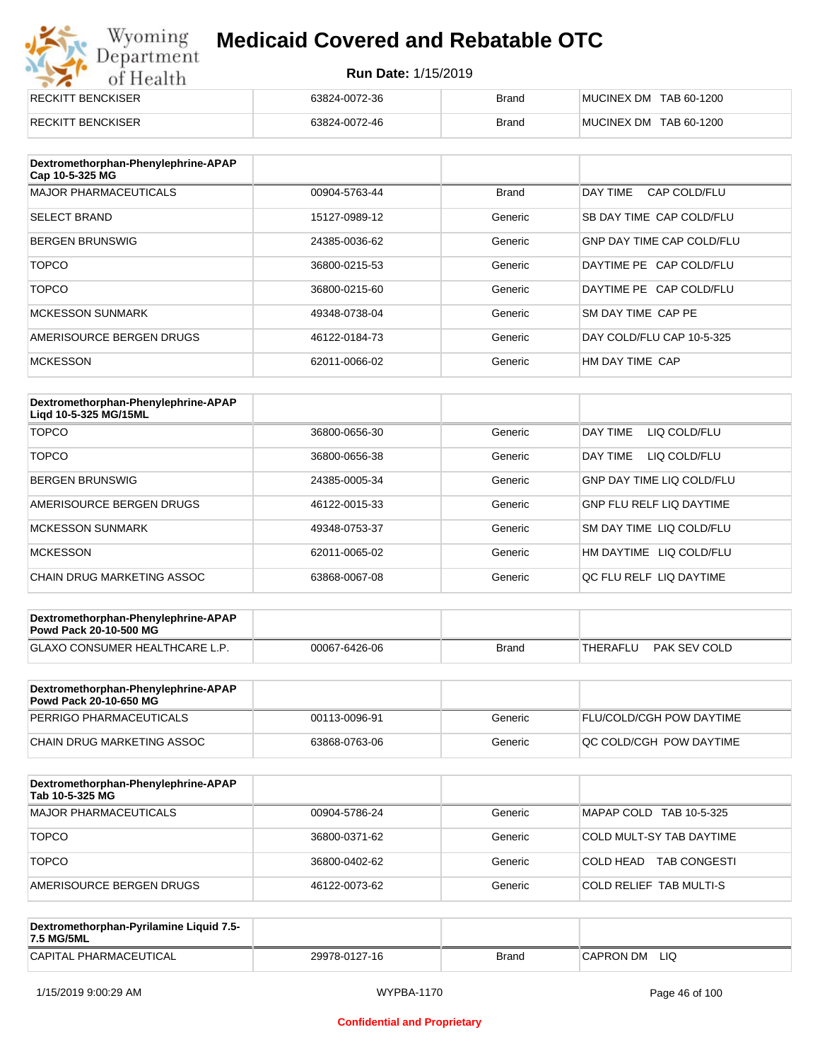| | | | |
|---|---|---|---|
| RECKITT BENCKISER | 63824-0072-36 | Brand | MUCINEX DM TAB 60-1200 |
| RECKITT BENCKISER | 63824-0072-46 | Brand | MUCINEX DM TAB 60-1200 |

| Dextromethorphan-Phenylephrine-APAP Cap 10-5-325 MG | | | |
|---|---|---|---|
| MAJOR PHARMACEUTICALS | 00904-5763-44 | Brand | DAY TIME CAP COLD/FLU |
| SELECT BRAND | 15127-0989-12 | Generic | SB DAY TIME CAP COLD/FLU |
| BERGEN BRUNSWIG | 24385-0036-62 | Generic | GNP DAY TIME CAP COLD/FLU |
| TOPCO | 36800-0215-53 | Generic | DAYTIME PE CAP COLD/FLU |
| TOPCO | 36800-0215-60 | Generic | DAYTIME PE CAP COLD/FLU |
| MCKESSON SUNMARK | 49348-0738-04 | Generic | SM DAY TIME CAP PE |
| AMERISOURCE BERGEN DRUGS | 46122-0184-73 | Generic | DAY COLD/FLU CAP 10-5-325 |
| MCKESSON | 62011-0066-02 | Generic | HM DAY TIME CAP |

| Dextromethorphan-Phenylephrine-APAP Liqd 10-5-325 MG/15ML | | | |
|---|---|---|---|
| TOPCO | 36800-0656-30 | Generic | DAY TIME LIQ COLD/FLU |
| TOPCO | 36800-0656-38 | Generic | DAY TIME LIQ COLD/FLU |
| BERGEN BRUNSWIG | 24385-0005-34 | Generic | GNP DAY TIME LIQ COLD/FLU |
| AMERISOURCE BERGEN DRUGS | 46122-0015-33 | Generic | GNP FLU RELF LIQ DAYTIME |
| MCKESSON SUNMARK | 49348-0753-37 | Generic | SM DAY TIME LIQ COLD/FLU |
| MCKESSON | 62011-0065-02 | Generic | HM DAYTIME LIQ COLD/FLU |
| CHAIN DRUG MARKETING ASSOC | 63868-0067-08 | Generic | QC FLU RELF LIQ DAYTIME |

| Dextromethorphan-Phenylephrine-APAP Powd Pack 20-10-500 MG | | | |
|---|---|---|---|
| GLAXO CONSUMER HEALTHCARE L.P. | 00067-6426-06 | Brand | THERAFLU PAK SEV COLD |

| Dextromethorphan-Phenylephrine-APAP Powd Pack 20-10-650 MG | | | |
|---|---|---|---|
| PERRIGO PHARMACEUTICALS | 00113-0096-91 | Generic | FLU/COLD/CGH POW DAYTIME |
| CHAIN DRUG MARKETING ASSOC | 63868-0763-06 | Generic | QC COLD/CGH POW DAYTIME |

| Dextromethorphan-Phenylephrine-APAP Tab 10-5-325 MG | | | |
|---|---|---|---|
| MAJOR PHARMACEUTICALS | 00904-5786-24 | Generic | MAPAP COLD TAB 10-5-325 |
| TOPCO | 36800-0371-62 | Generic | COLD MULT-SY TAB DAYTIME |
| TOPCO | 36800-0402-62 | Generic | COLD HEAD TAB CONGESTI |
| AMERISOURCE BERGEN DRUGS | 46122-0073-62 | Generic | COLD RELIEF TAB MULTI-S |

| Dextromethorphan-Pyrilamine Liquid 7.5-7.5 MG/5ML | | | |
|---|---|---|---|
| CAPITAL PHARMACEUTICAL | 29978-0127-16 | Brand | CAPRON DM LIQ |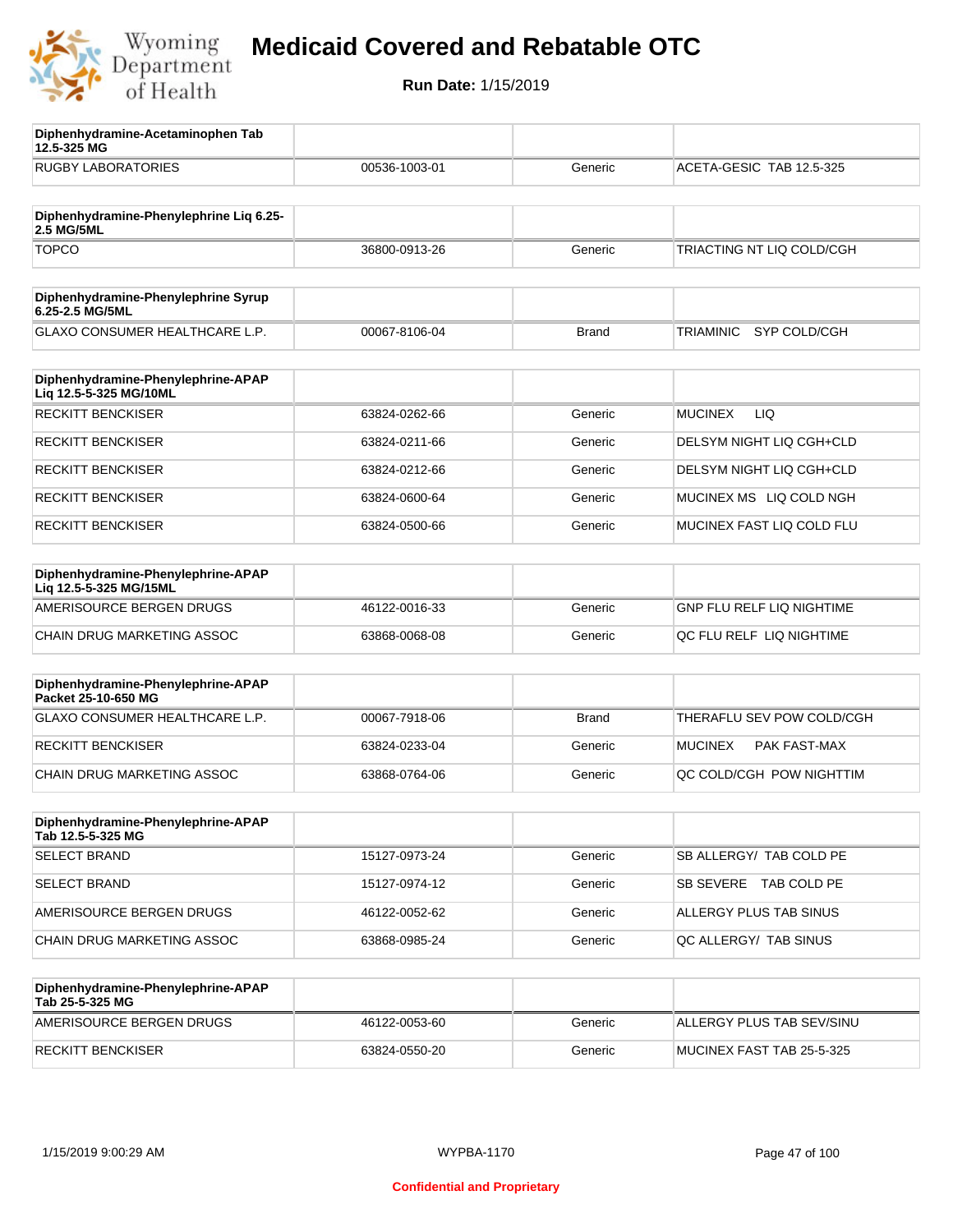# Medicaid Covered and Rebatable OTC

**Run Date:** 1/15/2019

| Diphenhydramine-Acetaminophen Tab 12.5-325 MG | | | |
|---|---|---|---|
| RUGBY LABORATORIES | 00536-1003-01 | Generic | ACETA-GESIC TAB 12.5-325 |

| Diphenhydramine-Phenylephrine Liq 6.25-2.5 MG/5ML | | | |
|---|---|---|---|
| TOPCO | 36800-0913-26 | Generic | TRIACTING NT LIQ COLD/CGH |

| Diphenhydramine-Phenylephrine Syrup 6.25-2.5 MG/5ML | | | |
|---|---|---|---|
| GLAXO CONSUMER HEALTHCARE L.P. | 00067-8106-04 | Brand | TRIAMINIC SYP COLD/CGH |

| Diphenhydramine-Phenylephrine-APAP Liq 12.5-5-325 MG/10ML | | | |
|---|---|---|---|
| RECKITT BENCKISER | 63824-0262-66 | Generic | MUCINEX LIQ |
| RECKITT BENCKISER | 63824-0211-66 | Generic | DELSYM NIGHT LIQ CGH+CLD |
| RECKITT BENCKISER | 63824-0212-66 | Generic | DELSYM NIGHT LIQ CGH+CLD |
| RECKITT BENCKISER | 63824-0600-64 | Generic | MUCINEX MS LIQ COLD NGH |
| RECKITT BENCKISER | 63824-0500-66 | Generic | MUCINEX FAST LIQ COLD FLU |

| Diphenhydramine-Phenylephrine-APAP Liq 12.5-5-325 MG/15ML | | | |
|---|---|---|---|
| AMERISOURCE BERGEN DRUGS | 46122-0016-33 | Generic | GNP FLU RELF LIQ NIGHTIME |
| CHAIN DRUG MARKETING ASSOC | 63868-0068-08 | Generic | QC FLU RELF LIQ NIGHTIME |

| Diphenhydramine-Phenylephrine-APAP Packet 25-10-650 MG | | | |
|---|---|---|---|
| GLAXO CONSUMER HEALTHCARE L.P. | 00067-7918-06 | Brand | THERAFLU SEV POW COLD/CGH |
| RECKITT BENCKISER | 63824-0233-04 | Generic | MUCINEX PAK FAST-MAX |
| CHAIN DRUG MARKETING ASSOC | 63868-0764-06 | Generic | QC COLD/CGH POW NIGHTTIM |

| Diphenhydramine-Phenylephrine-APAP Tab 12.5-5-325 MG | | | |
|---|---|---|---|
| SELECT BRAND | 15127-0973-24 | Generic | SB ALLERGY/ TAB COLD PE |
| SELECT BRAND | 15127-0974-12 | Generic | SB SEVERE TAB COLD PE |
| AMERISOURCE BERGEN DRUGS | 46122-0052-62 | Generic | ALLERGY PLUS TAB SINUS |
| CHAIN DRUG MARKETING ASSOC | 63868-0985-24 | Generic | QC ALLERGY/ TAB SINUS |

| Diphenhydramine-Phenylephrine-APAP Tab 25-5-325 MG | | | |
|---|---|---|---|
| AMERISOURCE BERGEN DRUGS | 46122-0053-60 | Generic | ALLERGY PLUS TAB SEV/SINU |
| RECKITT BENCKISER | 63824-0550-20 | Generic | MUCINEX FAST TAB 25-5-325 |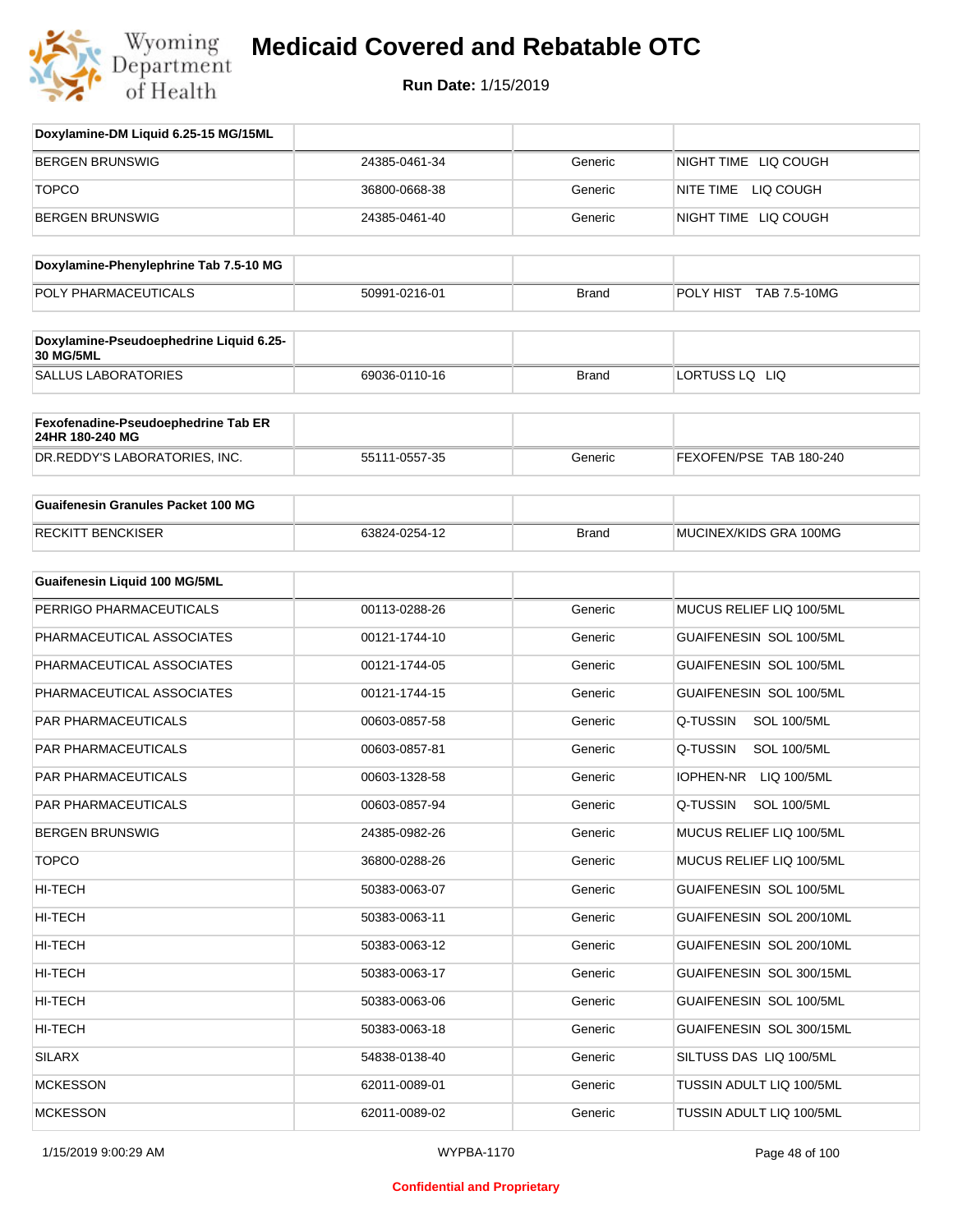# Medicaid Covered and Rebatable OTC

**Run Date:** 1/15/2019

| Doxylamine-DM Liquid 6.25-15 MG/15ML | | | |
|---|---|---|---|
| BERGEN BRUNSWIG | 24385-0461-34 | Generic | NIGHT TIME LIQ COUGH |
| TOPCO | 36800-0668-38 | Generic | NITE TIME LIQ COUGH |
| BERGEN BRUNSWIG | 24385-0461-40 | Generic | NIGHT TIME LIQ COUGH |

| Doxylamine-Phenylephrine Tab 7.5-10 MG | | | |
|---|---|---|---|
| POLY PHARMACEUTICALS | 50991-0216-01 | Brand | POLY HIST TAB 7.5-10MG |

| Doxylamine-Pseudoephedrine Liquid 6.25-30 MG/5ML | | | |
|---|---|---|---|
| SALLUS LABORATORIES | 69036-0110-16 | Brand | LORTUSS LQ LIQ |

| Fexofenadine-Pseudoephedrine Tab ER 24HR 180-240 MG | | | |
|---|---|---|---|
| DR.REDDY'S LABORATORIES, INC. | 55111-0557-35 | Generic | FEXOFEN/PSE TAB 180-240 |

| Guaifenesin Granules Packet 100 MG | | | |
|---|---|---|---|
| RECKITT BENCKISER | 63824-0254-12 | Brand | MUCINEX/KIDS GRA 100MG |

| Guaifenesin Liquid 100 MG/5ML | | | |
|---|---|---|---|
| PERRIGO PHARMACEUTICALS | 00113-0288-26 | Generic | MUCUS RELIEF LIQ 100/5ML |
| PHARMACEUTICAL ASSOCIATES | 00121-1744-10 | Generic | GUAIFENESIN SOL 100/5ML |
| PHARMACEUTICAL ASSOCIATES | 00121-1744-05 | Generic | GUAIFENESIN SOL 100/5ML |
| PHARMACEUTICAL ASSOCIATES | 00121-1744-15 | Generic | GUAIFENESIN SOL 100/5ML |
| PAR PHARMACEUTICALS | 00603-0857-58 | Generic | Q-TUSSIN SOL 100/5ML |
| PAR PHARMACEUTICALS | 00603-0857-81 | Generic | Q-TUSSIN SOL 100/5ML |
| PAR PHARMACEUTICALS | 00603-1328-58 | Generic | IOPHEN-NR LIQ 100/5ML |
| PAR PHARMACEUTICALS | 00603-0857-94 | Generic | Q-TUSSIN SOL 100/5ML |
| BERGEN BRUNSWIG | 24385-0982-26 | Generic | MUCUS RELIEF LIQ 100/5ML |
| TOPCO | 36800-0288-26 | Generic | MUCUS RELIEF LIQ 100/5ML |
| HI-TECH | 50383-0063-07 | Generic | GUAIFENESIN SOL 100/5ML |
| HI-TECH | 50383-0063-11 | Generic | GUAIFENESIN SOL 200/10ML |
| HI-TECH | 50383-0063-12 | Generic | GUAIFENESIN SOL 200/10ML |
| HI-TECH | 50383-0063-17 | Generic | GUAIFENESIN SOL 300/15ML |
| HI-TECH | 50383-0063-06 | Generic | GUAIFENESIN SOL 100/5ML |
| HI-TECH | 50383-0063-18 | Generic | GUAIFENESIN SOL 300/15ML |
| SILARX | 54838-0138-40 | Generic | SILTUSS DAS LIQ 100/5ML |
| MCKESSON | 62011-0089-01 | Generic | TUSSIN ADULT LIQ 100/5ML |
| MCKESSON | 62011-0089-02 | Generic | TUSSIN ADULT LIQ 100/5ML |

1/15/2019 9:00:29 AM WYPBA-1170

Confidential and Proprietary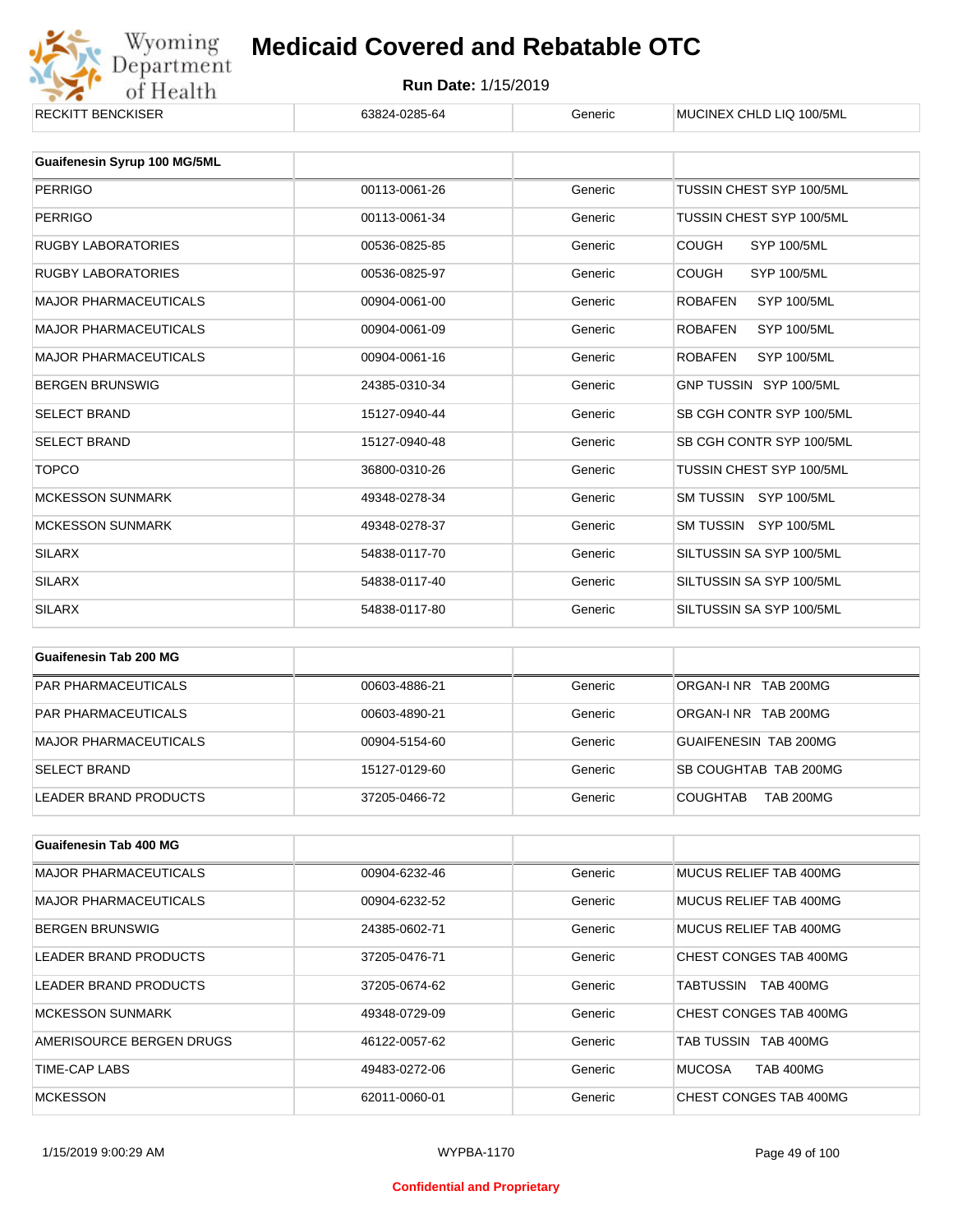| RECKITT BENCKISER | 63824-0285-64 | Generic | MUCINEX CHLD LIQ 100/5ML |
|---|---|---|---|

| Guaifenesin Syrup 100 MG/5ML | | | |
|---|---|---|---|
| PERRIGO | 00113-0061-26 | Generic | TUSSIN CHEST SYP 100/5ML |
| PERRIGO | 00113-0061-34 | Generic | TUSSIN CHEST SYP 100/5ML |
| RUGBY LABORATORIES | 00536-0825-85 | Generic | COUGH SYP 100/5ML |
| RUGBY LABORATORIES | 00536-0825-97 | Generic | COUGH SYP 100/5ML |
| MAJOR PHARMACEUTICALS | 00904-0061-00 | Generic | ROBAFEN SYP 100/5ML |
| MAJOR PHARMACEUTICALS | 00904-0061-09 | Generic | ROBAFEN SYP 100/5ML |
| MAJOR PHARMACEUTICALS | 00904-0061-16 | Generic | ROBAFEN SYP 100/5ML |
| BERGEN BRUNSWIG | 24385-0310-34 | Generic | GNP TUSSIN SYP 100/5ML |
| SELECT BRAND | 15127-0940-44 | Generic | SB CGH CONTR SYP 100/5ML |
| SELECT BRAND | 15127-0940-48 | Generic | SB CGH CONTR SYP 100/5ML |
| TOPCO | 36800-0310-26 | Generic | TUSSIN CHEST SYP 100/5ML |
| MCKESSON SUNMARK | 49348-0278-34 | Generic | SM TUSSIN SYP 100/5ML |
| MCKESSON SUNMARK | 49348-0278-37 | Generic | SM TUSSIN SYP 100/5ML |
| SILARX | 54838-0117-70 | Generic | SILTUSSIN SA SYP 100/5ML |
| SILARX | 54838-0117-40 | Generic | SILTUSSIN SA SYP 100/5ML |
| SILARX | 54838-0117-80 | Generic | SILTUSSIN SA SYP 100/5ML |

| Guaifenesin Tab 200 MG | | | |
|---|---|---|---|
| PAR PHARMACEUTICALS | 00603-4886-21 | Generic | ORGAN-I NR TAB 200MG |
| PAR PHARMACEUTICALS | 00603-4890-21 | Generic | ORGAN-I NR TAB 200MG |
| MAJOR PHARMACEUTICALS | 00904-5154-60 | Generic | GUAIFENESIN TAB 200MG |
| SELECT BRAND | 15127-0129-60 | Generic | SB COUGHTAB TAB 200MG |
| LEADER BRAND PRODUCTS | 37205-0466-72 | Generic | COUGHTAB TAB 200MG |

| Guaifenesin Tab 400 MG | | | |
|---|---|---|---|
| MAJOR PHARMACEUTICALS | 00904-6232-46 | Generic | MUCUS RELIEF TAB 400MG |
| MAJOR PHARMACEUTICALS | 00904-6232-52 | Generic | MUCUS RELIEF TAB 400MG |
| BERGEN BRUNSWIG | 24385-0602-71 | Generic | MUCUS RELIEF TAB 400MG |
| LEADER BRAND PRODUCTS | 37205-0476-71 | Generic | CHEST CONGES TAB 400MG |
| LEADER BRAND PRODUCTS | 37205-0674-62 | Generic | TABTUSSIN TAB 400MG |
| MCKESSON SUNMARK | 49348-0729-09 | Generic | CHEST CONGES TAB 400MG |
| AMERISOURCE BERGEN DRUGS | 46122-0057-62 | Generic | TAB TUSSIN TAB 400MG |
| TIME-CAP LABS | 49483-0272-06 | Generic | MUCOSA TAB 400MG |
| MCKESSON | 62011-0060-01 | Generic | CHEST CONGES TAB 400MG |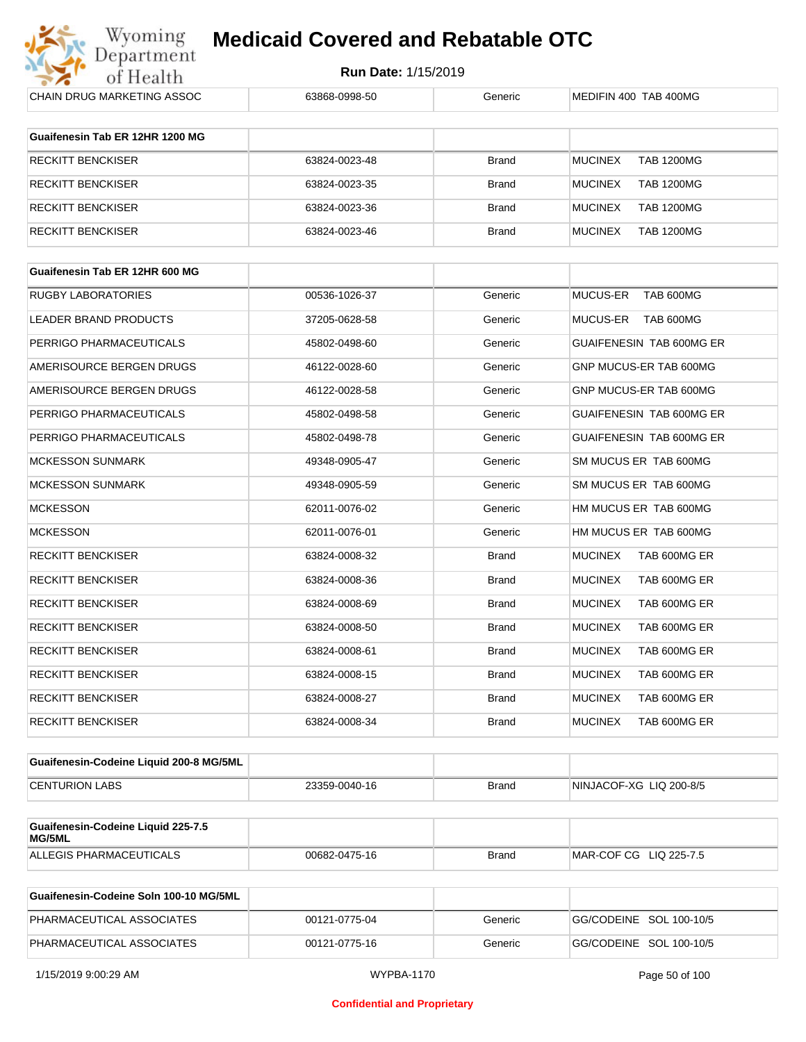| CHAIN DRUG MARKETING ASSOC | 63868-0998-50 | Generic | MEDIFIN 400 TAB 400MG |
|---|---|---|---|

| Guaifenesin Tab ER 12HR 1200 MG | | | |
|---|---|---|---|
| RECKITT BENCKISER | 63824-0023-48 | Brand | MUCINEX TAB 1200MG |
| RECKITT BENCKISER | 63824-0023-35 | Brand | MUCINEX TAB 1200MG |
| RECKITT BENCKISER | 63824-0023-36 | Brand | MUCINEX TAB 1200MG |
| RECKITT BENCKISER | 63824-0023-46 | Brand | MUCINEX TAB 1200MG |

| Guaifenesin Tab ER 12HR 600 MG | | | |
|---|---|---|---|
| RUGBY LABORATORIES | 00536-1026-37 | Generic | MUCUS-ER TAB 600MG |
| LEADER BRAND PRODUCTS | 37205-0628-58 | Generic | MUCUS-ER TAB 600MG |
| PERRIGO PHARMACEUTICALS | 45802-0498-60 | Generic | GUAIFENESIN TAB 600MG ER |
| AMERISOURCE BERGEN DRUGS | 46122-0028-60 | Generic | GNP MUCUS-ER TAB 600MG |
| AMERISOURCE BERGEN DRUGS | 46122-0028-58 | Generic | GNP MUCUS-ER TAB 600MG |
| PERRIGO PHARMACEUTICALS | 45802-0498-58 | Generic | GUAIFENESIN TAB 600MG ER |
| PERRIGO PHARMACEUTICALS | 45802-0498-78 | Generic | GUAIFENESIN TAB 600MG ER |
| MCKESSON SUNMARK | 49348-0905-47 | Generic | SM MUCUS ER TAB 600MG |
| MCKESSON SUNMARK | 49348-0905-59 | Generic | SM MUCUS ER TAB 600MG |
| MCKESSON | 62011-0076-02 | Generic | HM MUCUS ER TAB 600MG |
| MCKESSON | 62011-0076-01 | Generic | HM MUCUS ER TAB 600MG |
| RECKITT BENCKISER | 63824-0008-32 | Brand | MUCINEX TAB 600MG ER |
| RECKITT BENCKISER | 63824-0008-36 | Brand | MUCINEX TAB 600MG ER |
| RECKITT BENCKISER | 63824-0008-69 | Brand | MUCINEX TAB 600MG ER |
| RECKITT BENCKISER | 63824-0008-50 | Brand | MUCINEX TAB 600MG ER |
| RECKITT BENCKISER | 63824-0008-61 | Brand | MUCINEX TAB 600MG ER |
| RECKITT BENCKISER | 63824-0008-15 | Brand | MUCINEX TAB 600MG ER |
| RECKITT BENCKISER | 63824-0008-27 | Brand | MUCINEX TAB 600MG ER |
| RECKITT BENCKISER | 63824-0008-34 | Brand | MUCINEX TAB 600MG ER |

| Guaifenesin-Codeine Liquid 200-8 MG/5ML | | | |
|---|---|---|---|
| CENTURION LABS | 23359-0040-16 | Brand | NINJACOF-XG LIQ 200-8/5 |

| Guaifenesin-Codeine Liquid 225-7.5 MG/5ML | | | |
|---|---|---|---|
| ALLEGIS PHARMACEUTICALS | 00682-0475-16 | Brand | MAR-COF CG LIQ 225-7.5 |

| Guaifenesin-Codeine Soln 100-10 MG/5ML | | | |
|---|---|---|---|
| PHARMACEUTICAL ASSOCIATES | 00121-0775-04 | Generic | GG/CODEINE SOL 100-10/5 |
| PHARMACEUTICAL ASSOCIATES | 00121-0775-16 | Generic | GG/CODEINE SOL 100-10/5 |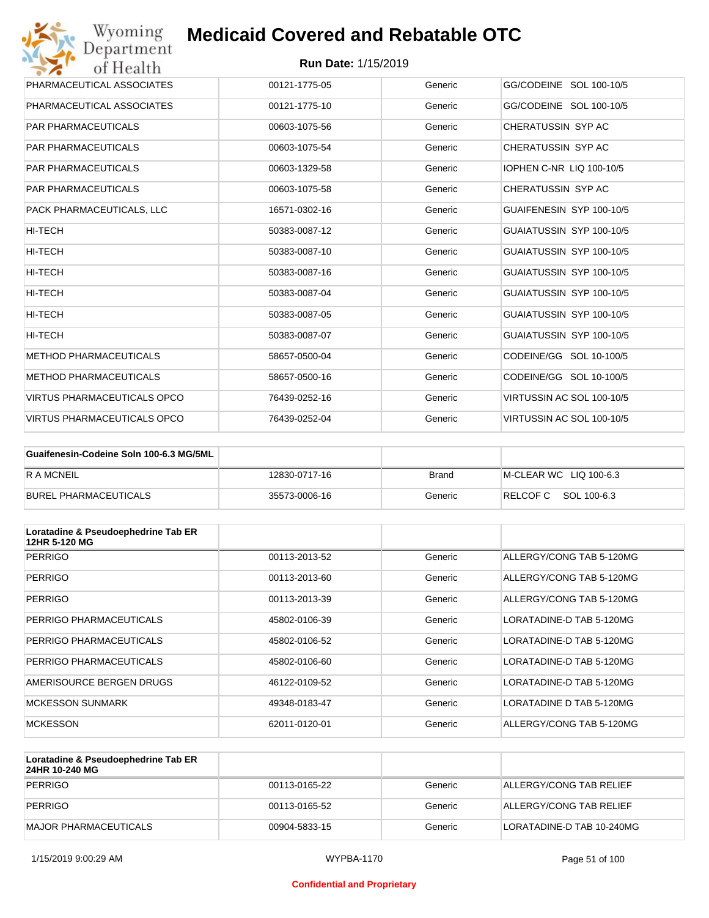# Medicaid Covered and Rebatable OTC

**Run Date:** 1/15/2019

| | | | |
|---|---|---|---|
| PHARMACEUTICAL ASSOCIATES | 00121-1775-05 | Generic | GG/CODEINE SOL 100-10/5 |
| PHARMACEUTICAL ASSOCIATES | 00121-1775-10 | Generic | GG/CODEINE SOL 100-10/5 |
| PAR PHARMACEUTICALS | 00603-1075-56 | Generic | CHERATUSSIN SYP AC |
| PAR PHARMACEUTICALS | 00603-1075-54 | Generic | CHERATUSSIN SYP AC |
| PAR PHARMACEUTICALS | 00603-1329-58 | Generic | IOPHEN C-NR LIQ 100-10/5 |
| PAR PHARMACEUTICALS | 00603-1075-58 | Generic | CHERATUSSIN SYP AC |
| PACK PHARMACEUTICALS, LLC | 16571-0302-16 | Generic | GUAIFENESIN SYP 100-10/5 |
| HI-TECH | 50383-0087-12 | Generic | GUAIATUSSIN SYP 100-10/5 |
| HI-TECH | 50383-0087-10 | Generic | GUAIATUSSIN SYP 100-10/5 |
| HI-TECH | 50383-0087-16 | Generic | GUAIATUSSIN SYP 100-10/5 |
| HI-TECH | 50383-0087-04 | Generic | GUAIATUSSIN SYP 100-10/5 |
| HI-TECH | 50383-0087-05 | Generic | GUAIATUSSIN SYP 100-10/5 |
| HI-TECH | 50383-0087-07 | Generic | GUAIATUSSIN SYP 100-10/5 |
| METHOD PHARMACEUTICALS | 58657-0500-04 | Generic | CODEINE/GG SOL 10-100/5 |
| METHOD PHARMACEUTICALS | 58657-0500-16 | Generic | CODEINE/GG SOL 10-100/5 |
| VIRTUS PHARMACEUTICALS OPCO | 76439-0252-16 | Generic | VIRTUSSIN AC SOL 100-10/5 |
| VIRTUS PHARMACEUTICALS OPCO | 76439-0252-04 | Generic | VIRTUSSIN AC SOL 100-10/5 |

| **Guaifenesin-Codeine Soln 100-6.3 MG/5ML** | | | |
|---|---|---|---|
| R A MCNEIL | 12830-0717-16 | Brand | M-CLEAR WC LIQ 100-6.3 |
| BUREL PHARMACEUTICALS | 35573-0006-16 | Generic | RELCOF C SOL 100-6.3 |

| **Loratadine & Pseudoephedrine Tab ER 12HR 5-120 MG** | | | |
|---|---|---|---|
| PERRIGO | 00113-2013-52 | Generic | ALLERGY/CONG TAB 5-120MG |
| PERRIGO | 00113-2013-60 | Generic | ALLERGY/CONG TAB 5-120MG |
| PERRIGO | 00113-2013-39 | Generic | ALLERGY/CONG TAB 5-120MG |
| PERRIGO PHARMACEUTICALS | 45802-0106-39 | Generic | LORATADINE-D TAB 5-120MG |
| PERRIGO PHARMACEUTICALS | 45802-0106-52 | Generic | LORATADINE-D TAB 5-120MG |
| PERRIGO PHARMACEUTICALS | 45802-0106-60 | Generic | LORATADINE-D TAB 5-120MG |
| AMERISOURCE BERGEN DRUGS | 46122-0109-52 | Generic | LORATADINE-D TAB 5-120MG |
| MCKESSON SUNMARK | 49348-0183-47 | Generic | LORATADINE D TAB 5-120MG |
| MCKESSON | 62011-0120-01 | Generic | ALLERGY/CONG TAB 5-120MG |

| **Loratadine & Pseudoephedrine Tab ER 24HR 10-240 MG** | | | |
|---|---|---|---|
| PERRIGO | 00113-0165-22 | Generic | ALLERGY/CONG TAB RELIEF |
| PERRIGO | 00113-0165-52 | Generic | ALLERGY/CONG TAB RELIEF |
| MAJOR PHARMACEUTICALS | 00904-5833-15 | Generic | LORATADINE-D TAB 10-240MG |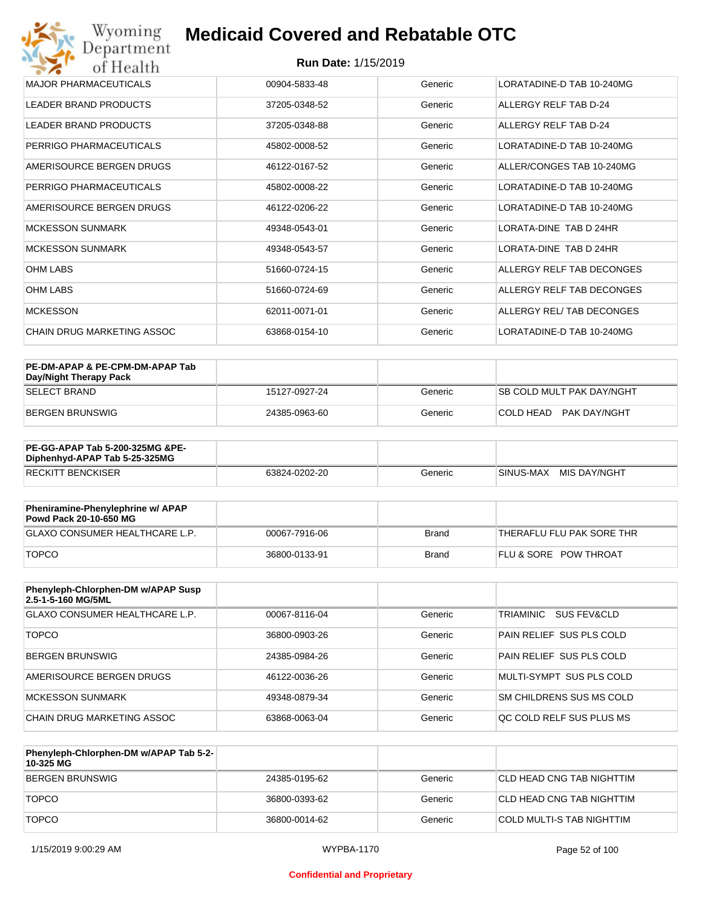# Medicaid Covered and Rebatable OTC

**Run Date:** 1/15/2019

| | | | |
|---|---|---|---|
| MAJOR PHARMACEUTICALS | 00904-5833-48 | Generic | LORATADINE-D TAB 10-240MG |
| LEADER BRAND PRODUCTS | 37205-0348-52 | Generic | ALLERGY RELF TAB D-24 |
| LEADER BRAND PRODUCTS | 37205-0348-88 | Generic | ALLERGY RELF TAB D-24 |
| PERRIGO PHARMACEUTICALS | 45802-0008-52 | Generic | LORATADINE-D TAB 10-240MG |
| AMERISOURCE BERGEN DRUGS | 46122-0167-52 | Generic | ALLER/CONGES TAB 10-240MG |
| PERRIGO PHARMACEUTICALS | 45802-0008-22 | Generic | LORATADINE-D TAB 10-240MG |
| AMERISOURCE BERGEN DRUGS | 46122-0206-22 | Generic | LORATADINE-D TAB 10-240MG |
| MCKESSON SUNMARK | 49348-0543-01 | Generic | LORATA-DINE TAB D 24HR |
| MCKESSON SUNMARK | 49348-0543-57 | Generic | LORATA-DINE TAB D 24HR |
| OHM LABS | 51660-0724-15 | Generic | ALLERGY RELF TAB DECONGES |
| OHM LABS | 51660-0724-69 | Generic | ALLERGY RELF TAB DECONGES |
| MCKESSON | 62011-0071-01 | Generic | ALLERGY REL/ TAB DECONGES |
| CHAIN DRUG MARKETING ASSOC | 63868-0154-10 | Generic | LORATADINE-D TAB 10-240MG |

| PE-DM-APAP & PE-CPM-DM-APAP Tab Day/Night Therapy Pack | | | |
|---|---|---|---|
| SELECT BRAND | 15127-0927-24 | Generic | SB COLD MULT PAK DAY/NGHT |
| BERGEN BRUNSWIG | 24385-0963-60 | Generic | COLD HEAD PAK DAY/NGHT |

| PE-GG-APAP Tab 5-200-325MG &PE-Diphenhyd-APAP Tab 5-25-325MG | | | |
|---|---|---|---|
| RECKITT BENCKISER | 63824-0202-20 | Generic | SINUS-MAX MIS DAY/NGHT |

| Pheniramine-Phenylephrine w/ APAP Powd Pack 20-10-650 MG | | | |
|---|---|---|---|
| GLAXO CONSUMER HEALTHCARE L.P. | 00067-7916-06 | Brand | THERAFLU FLU PAK SORE THR |
| TOPCO | 36800-0133-91 | Brand | FLU & SORE POW THROAT |

| Phenyleph-Chlorphen-DM w/APAP Susp 2.5-1-5-160 MG/5ML | | | |
|---|---|---|---|
| GLAXO CONSUMER HEALTHCARE L.P. | 00067-8116-04 | Generic | TRIAMINIC SUS FEV&CLD |
| TOPCO | 36800-0903-26 | Generic | PAIN RELIEF SUS PLS COLD |
| BERGEN BRUNSWIG | 24385-0984-26 | Generic | PAIN RELIEF SUS PLS COLD |
| AMERISOURCE BERGEN DRUGS | 46122-0036-26 | Generic | MULTI-SYMPT SUS PLS COLD |
| MCKESSON SUNMARK | 49348-0879-34 | Generic | SM CHILDRENS SUS MS COLD |
| CHAIN DRUG MARKETING ASSOC | 63868-0063-04 | Generic | QC COLD RELF SUS PLUS MS |

| Phenyleph-Chlorphen-DM w/APAP Tab 5-2-10-325 MG | | | |
|---|---|---|---|
| BERGEN BRUNSWIG | 24385-0195-62 | Generic | CLD HEAD CNG TAB NIGHTTIM |
| TOPCO | 36800-0393-62 | Generic | CLD HEAD CNG TAB NIGHTTIM |
| TOPCO | 36800-0014-62 | Generic | COLD MULTI-S TAB NIGHTTIM |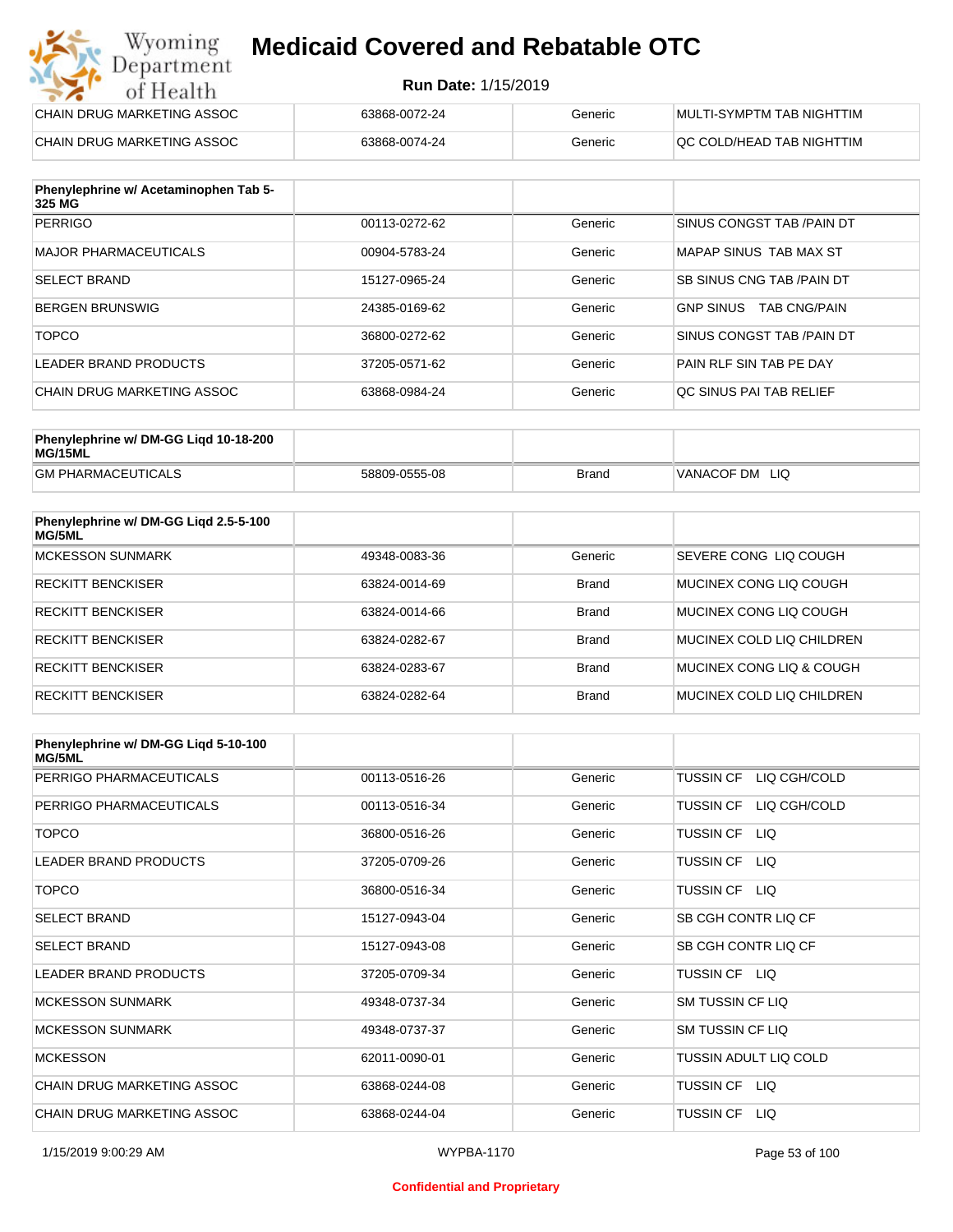| | | | |
|---|---|---|---|
| CHAIN DRUG MARKETING ASSOC | 63868-0072-24 | Generic | MULTI-SYMPTM TAB NIGHTTIM |
| CHAIN DRUG MARKETING ASSOC | 63868-0074-24 | Generic | QC COLD/HEAD TAB NIGHTTIM |

| Phenylephrine w/ Acetaminophen Tab 5-325 MG | | | |
|---|---|---|---|
| PERRIGO | 00113-0272-62 | Generic | SINUS CONGST TAB /PAIN DT |
| MAJOR PHARMACEUTICALS | 00904-5783-24 | Generic | MAPAP SINUS TAB MAX ST |
| SELECT BRAND | 15127-0965-24 | Generic | SB SINUS CNG TAB /PAIN DT |
| BERGEN BRUNSWIG | 24385-0169-62 | Generic | GNP SINUS TAB CNG/PAIN |
| TOPCO | 36800-0272-62 | Generic | SINUS CONGST TAB /PAIN DT |
| LEADER BRAND PRODUCTS | 37205-0571-62 | Generic | PAIN RLF SIN TAB PE DAY |
| CHAIN DRUG MARKETING ASSOC | 63868-0984-24 | Generic | QC SINUS PAI TAB RELIEF |

| Phenylephrine w/ DM-GG Liqd 10-18-200 MG/15ML | | | |
|---|---|---|---|
| GM PHARMACEUTICALS | 58809-0555-08 | Brand | VANACOF DM LIQ |

| Phenylephrine w/ DM-GG Liqd 2.5-5-100 MG/5ML | | | |
|---|---|---|---|
| MCKESSON SUNMARK | 49348-0083-36 | Generic | SEVERE CONG LIQ COUGH |
| RECKITT BENCKISER | 63824-0014-69 | Brand | MUCINEX CONG LIQ COUGH |
| RECKITT BENCKISER | 63824-0014-66 | Brand | MUCINEX CONG LIQ COUGH |
| RECKITT BENCKISER | 63824-0282-67 | Brand | MUCINEX COLD LIQ CHILDREN |
| RECKITT BENCKISER | 63824-0283-67 | Brand | MUCINEX CONG LIQ & COUGH |
| RECKITT BENCKISER | 63824-0282-64 | Brand | MUCINEX COLD LIQ CHILDREN |

| Phenylephrine w/ DM-GG Liqd 5-10-100 MG/5ML | | | |
|---|---|---|---|
| PERRIGO PHARMACEUTICALS | 00113-0516-26 | Generic | TUSSIN CF LIQ CGH/COLD |
| PERRIGO PHARMACEUTICALS | 00113-0516-34 | Generic | TUSSIN CF LIQ CGH/COLD |
| TOPCO | 36800-0516-26 | Generic | TUSSIN CF LIQ |
| LEADER BRAND PRODUCTS | 37205-0709-26 | Generic | TUSSIN CF LIQ |
| TOPCO | 36800-0516-34 | Generic | TUSSIN CF LIQ |
| SELECT BRAND | 15127-0943-04 | Generic | SB CGH CONTR LIQ CF |
| SELECT BRAND | 15127-0943-08 | Generic | SB CGH CONTR LIQ CF |
| LEADER BRAND PRODUCTS | 37205-0709-34 | Generic | TUSSIN CF LIQ |
| MCKESSON SUNMARK | 49348-0737-34 | Generic | SM TUSSIN CF LIQ |
| MCKESSON SUNMARK | 49348-0737-37 | Generic | SM TUSSIN CF LIQ |
| MCKESSON | 62011-0090-01 | Generic | TUSSIN ADULT LIQ COLD |
| CHAIN DRUG MARKETING ASSOC | 63868-0244-08 | Generic | TUSSIN CF LIQ |
| CHAIN DRUG MARKETING ASSOC | 63868-0244-04 | Generic | TUSSIN CF LIQ |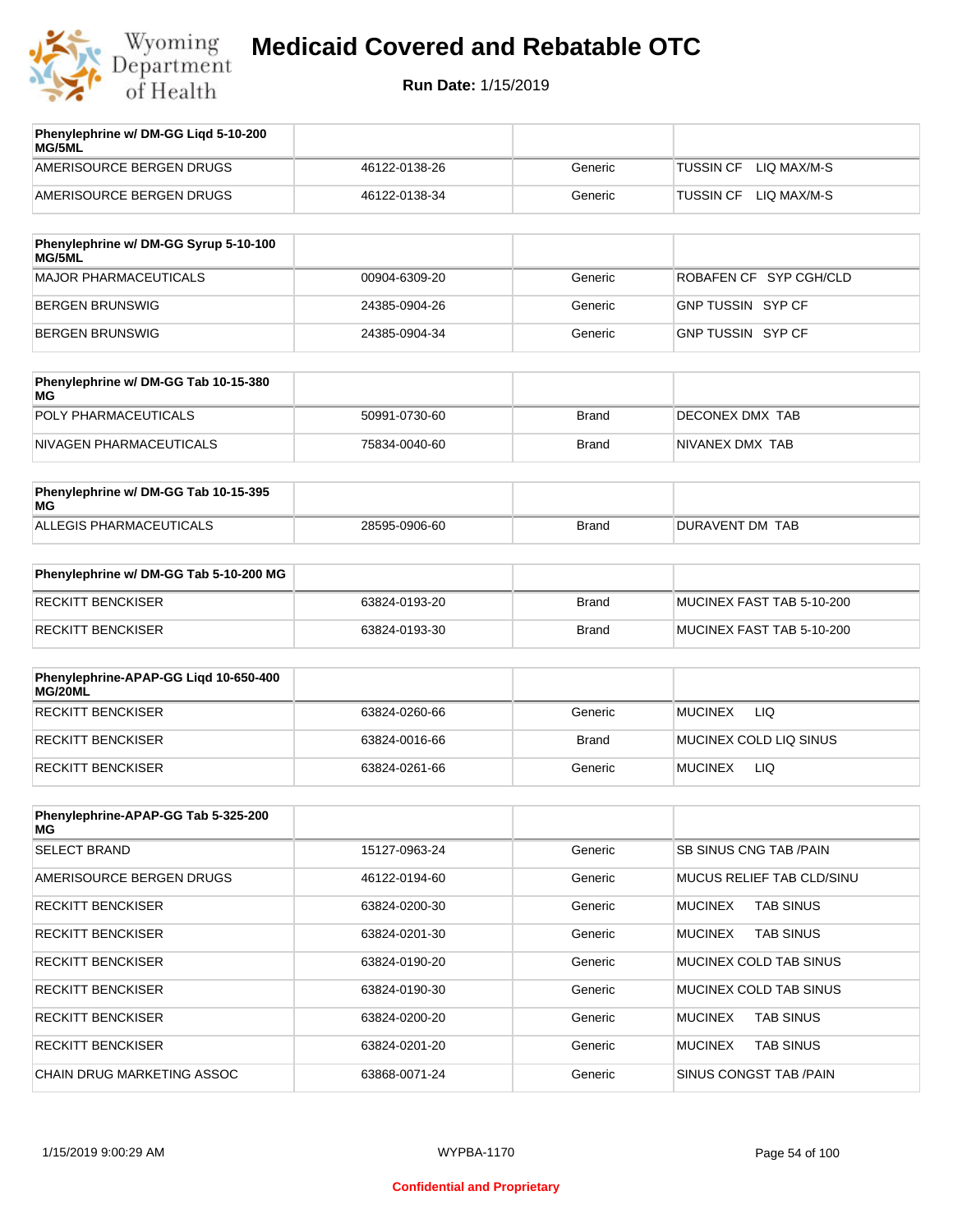# Medicaid Covered and Rebatable OTC

**Run Date:** 1/15/2019

| Phenylephrine w/ DM-GG Liqd 5-10-200 MG/5ML | | | |
|---|---|---|---|
| AMERISOURCE BERGEN DRUGS | 46122-0138-26 | Generic | TUSSIN CF LIQ MAX/M-S |
| AMERISOURCE BERGEN DRUGS | 46122-0138-34 | Generic | TUSSIN CF LIQ MAX/M-S |

| Phenylephrine w/ DM-GG Syrup 5-10-100 MG/5ML | | | |
|---|---|---|---|
| MAJOR PHARMACEUTICALS | 00904-6309-20 | Generic | ROBAFEN CF SYP CGH/CLD |
| BERGEN BRUNSWIG | 24385-0904-26 | Generic | GNP TUSSIN SYP CF |
| BERGEN BRUNSWIG | 24385-0904-34 | Generic | GNP TUSSIN SYP CF |

| Phenylephrine w/ DM-GG Tab 10-15-380 MG | | | |
|---|---|---|---|
| POLY PHARMACEUTICALS | 50991-0730-60 | Brand | DECONEX DMX TAB |
| NIVAGEN PHARMACEUTICALS | 75834-0040-60 | Brand | NIVANEX DMX TAB |

| Phenylephrine w/ DM-GG Tab 10-15-395 MG | | | |
|---|---|---|---|
| ALLEGIS PHARMACEUTICALS | 28595-0906-60 | Brand | DURAVENT DM TAB |

| Phenylephrine w/ DM-GG Tab 5-10-200 MG | | | |
|---|---|---|---|
| RECKITT BENCKISER | 63824-0193-20 | Brand | MUCINEX FAST TAB 5-10-200 |
| RECKITT BENCKISER | 63824-0193-30 | Brand | MUCINEX FAST TAB 5-10-200 |

| Phenylephrine-APAP-GG Liqd 10-650-400 MG/20ML | | | |
|---|---|---|---|
| RECKITT BENCKISER | 63824-0260-66 | Generic | MUCINEX LIQ |
| RECKITT BENCKISER | 63824-0016-66 | Brand | MUCINEX COLD LIQ SINUS |
| RECKITT BENCKISER | 63824-0261-66 | Generic | MUCINEX LIQ |

| Phenylephrine-APAP-GG Tab 5-325-200 MG | | | |
|---|---|---|---|
| SELECT BRAND | 15127-0963-24 | Generic | SB SINUS CNG TAB /PAIN |
| AMERISOURCE BERGEN DRUGS | 46122-0194-60 | Generic | MUCUS RELIEF TAB CLD/SINU |
| RECKITT BENCKISER | 63824-0200-30 | Generic | MUCINEX TAB SINUS |
| RECKITT BENCKISER | 63824-0201-30 | Generic | MUCINEX TAB SINUS |
| RECKITT BENCKISER | 63824-0190-20 | Generic | MUCINEX COLD TAB SINUS |
| RECKITT BENCKISER | 63824-0190-30 | Generic | MUCINEX COLD TAB SINUS |
| RECKITT BENCKISER | 63824-0200-20 | Generic | MUCINEX TAB SINUS |
| RECKITT BENCKISER | 63824-0201-20 | Generic | MUCINEX TAB SINUS |
| CHAIN DRUG MARKETING ASSOC | 63868-0071-24 | Generic | SINUS CONGST TAB /PAIN |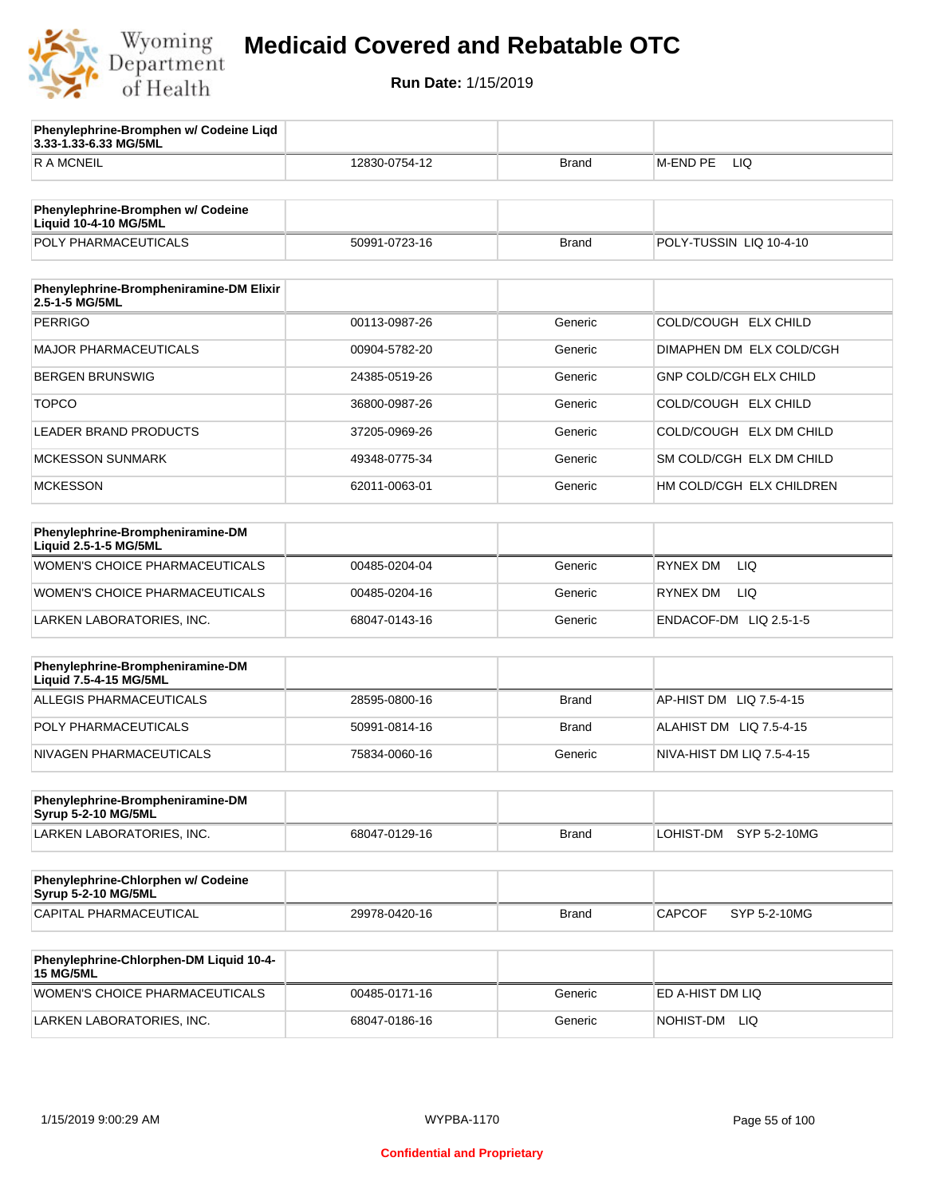# Medicaid Covered and Rebatable OTC

**Run Date:** 1/15/2019

| Phenylephrine-Bromphen w/ Codeine Liqd 3.33-1.33-6.33 MG/5ML | | | |
|---|---|---|---|
| R A MCNEIL | 12830-0754-12 | Brand | M-END PE LIQ |

| Phenylephrine-Bromphen w/ Codeine Liquid 10-4-10 MG/5ML | | | |
|---|---|---|---|
| POLY PHARMACEUTICALS | 50991-0723-16 | Brand | POLY-TUSSIN LIQ 10-4-10 |

| Phenylephrine-Brompheniramine-DM Elixir 2.5-1-5 MG/5ML | | | |
|---|---|---|---|
| PERRIGO | 00113-0987-26 | Generic | COLD/COUGH ELX CHILD |
| MAJOR PHARMACEUTICALS | 00904-5782-20 | Generic | DIMAPHEN DM ELX COLD/CGH |
| BERGEN BRUNSWIG | 24385-0519-26 | Generic | GNP COLD/CGH ELX CHILD |
| TOPCO | 36800-0987-26 | Generic | COLD/COUGH ELX CHILD |
| LEADER BRAND PRODUCTS | 37205-0969-26 | Generic | COLD/COUGH ELX DM CHILD |
| MCKESSON SUNMARK | 49348-0775-34 | Generic | SM COLD/CGH ELX DM CHILD |
| MCKESSON | 62011-0063-01 | Generic | HM COLD/CGH ELX CHILDREN |

| Phenylephrine-Brompheniramine-DM Liquid 2.5-1-5 MG/5ML | | | |
|---|---|---|---|
| WOMEN'S CHOICE PHARMACEUTICALS | 00485-0204-04 | Generic | RYNEX DM LIQ |
| WOMEN'S CHOICE PHARMACEUTICALS | 00485-0204-16 | Generic | RYNEX DM LIQ |
| LARKEN LABORATORIES, INC. | 68047-0143-16 | Generic | ENDACOF-DM LIQ 2.5-1-5 |

| Phenylephrine-Brompheniramine-DM Liquid 7.5-4-15 MG/5ML | | | |
|---|---|---|---|
| ALLEGIS PHARMACEUTICALS | 28595-0800-16 | Brand | AP-HIST DM LIQ 7.5-4-15 |
| POLY PHARMACEUTICALS | 50991-0814-16 | Brand | ALAHIST DM LIQ 7.5-4-15 |
| NIVAGEN PHARMACEUTICALS | 75834-0060-16 | Generic | NIVA-HIST DM LIQ 7.5-4-15 |

| Phenylephrine-Brompheniramine-DM Syrup 5-2-10 MG/5ML | | | |
|---|---|---|---|
| LARKEN LABORATORIES, INC. | 68047-0129-16 | Brand | LOHIST-DM SYP 5-2-10MG |

| Phenylephrine-Chlorphen w/ Codeine Syrup 5-2-10 MG/5ML | | | |
|---|---|---|---|
| CAPITAL PHARMACEUTICAL | 29978-0420-16 | Brand | CAPCOF SYP 5-2-10MG |

| Phenylephrine-Chlorphen-DM Liquid 10-4-15 MG/5ML | | | |
|---|---|---|---|
| WOMEN'S CHOICE PHARMACEUTICALS | 00485-0171-16 | Generic | ED A-HIST DM LIQ |
| LARKEN LABORATORIES, INC. | 68047-0186-16 | Generic | NOHIST-DM LIQ |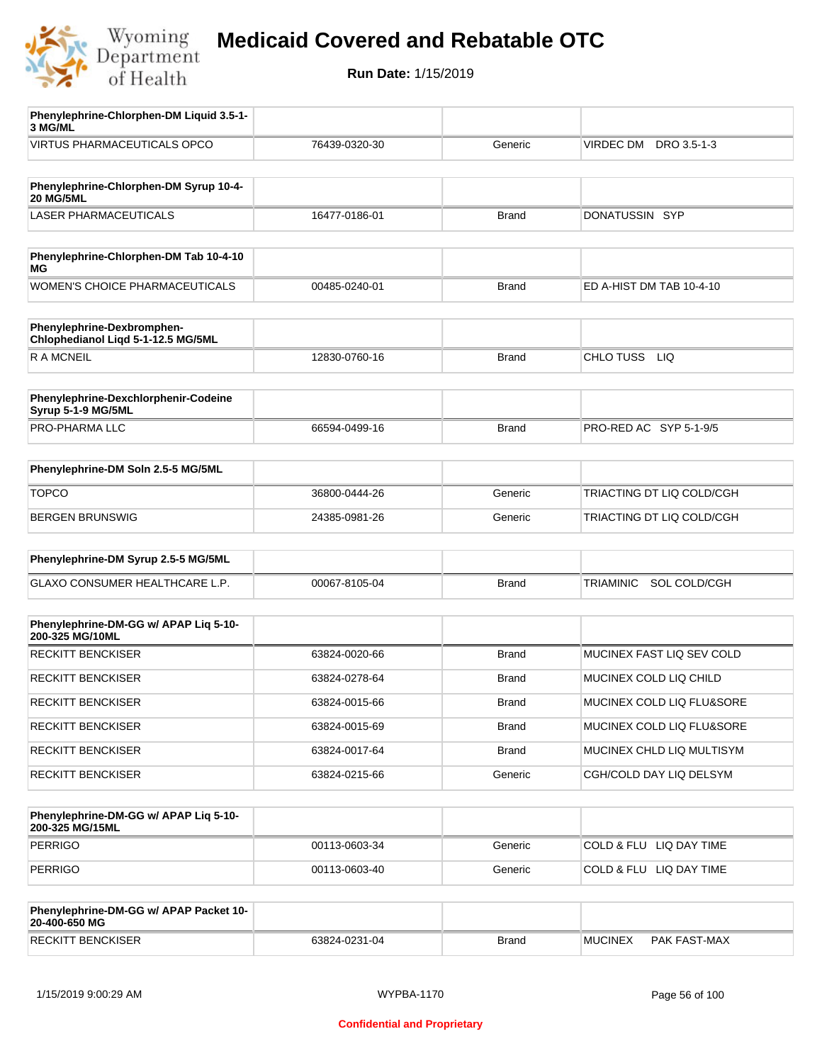# Medicaid Covered and Rebatable OTC

**Run Date:** 1/15/2019

| **Phenylephrine-Chlorphen-DM Liquid 3.5-1-3 MG/ML** | | | |
|---|---|---|---|
| VIRTUS PHARMACEUTICALS OPCO | 76439-0320-30 | Generic | VIRDEC DM DRO 3.5-1-3 |

| **Phenylephrine-Chlorphen-DM Syrup 10-4-20 MG/5ML** | | | |
|---|---|---|---|
| LASER PHARMACEUTICALS | 16477-0186-01 | Brand | DONATUSSIN SYP |

| **Phenylephrine-Chlorphen-DM Tab 10-4-10 MG** | | | |
|---|---|---|---|
| WOMEN'S CHOICE PHARMACEUTICALS | 00485-0240-01 | Brand | ED A-HIST DM TAB 10-4-10 |

| **Phenylephrine-Dexbromphen-Chlophedianol Liqd 5-1-12.5 MG/5ML** | | | |
|---|---|---|---|
| R A MCNEIL | 12830-0760-16 | Brand | CHLO TUSS LIQ |

| **Phenylephrine-Dexchlorphenir-Codeine Syrup 5-1-9 MG/5ML** | | | |
|---|---|---|---|
| PRO-PHARMA LLC | 66594-0499-16 | Brand | PRO-RED AC SYP 5-1-9/5 |

| **Phenylephrine-DM Soln 2.5-5 MG/5ML** | | | |
|---|---|---|---|
| TOPCO | 36800-0444-26 | Generic | TRIACTING DT LIQ COLD/CGH |
| BERGEN BRUNSWIG | 24385-0981-26 | Generic | TRIACTING DT LIQ COLD/CGH |

| **Phenylephrine-DM Syrup 2.5-5 MG/5ML** | | | |
|---|---|---|---|
| GLAXO CONSUMER HEALTHCARE L.P. | 00067-8105-04 | Brand | TRIAMINIC SOL COLD/CGH |

| **Phenylephrine-DM-GG w/ APAP Liq 5-10-200-325 MG/10ML** | | | |
|---|---|---|---|
| RECKITT BENCKISER | 63824-0020-66 | Brand | MUCINEX FAST LIQ SEV COLD |
| RECKITT BENCKISER | 63824-0278-64 | Brand | MUCINEX COLD LIQ CHILD |
| RECKITT BENCKISER | 63824-0015-66 | Brand | MUCINEX COLD LIQ FLU&SORE |
| RECKITT BENCKISER | 63824-0015-69 | Brand | MUCINEX COLD LIQ FLU&SORE |
| RECKITT BENCKISER | 63824-0017-64 | Brand | MUCINEX CHLD LIQ MULTISYM |
| RECKITT BENCKISER | 63824-0215-66 | Generic | CGH/COLD DAY LIQ DELSYM |

| **Phenylephrine-DM-GG w/ APAP Liq 5-10-200-325 MG/15ML** | | | |
|---|---|---|---|
| PERRIGO | 00113-0603-34 | Generic | COLD & FLU LIQ DAY TIME |
| PERRIGO | 00113-0603-40 | Generic | COLD & FLU LIQ DAY TIME |

| **Phenylephrine-DM-GG w/ APAP Packet 10-20-400-650 MG** | | | |
|---|---|---|---|
| RECKITT BENCKISER | 63824-0231-04 | Brand | MUCINEX PAK FAST-MAX |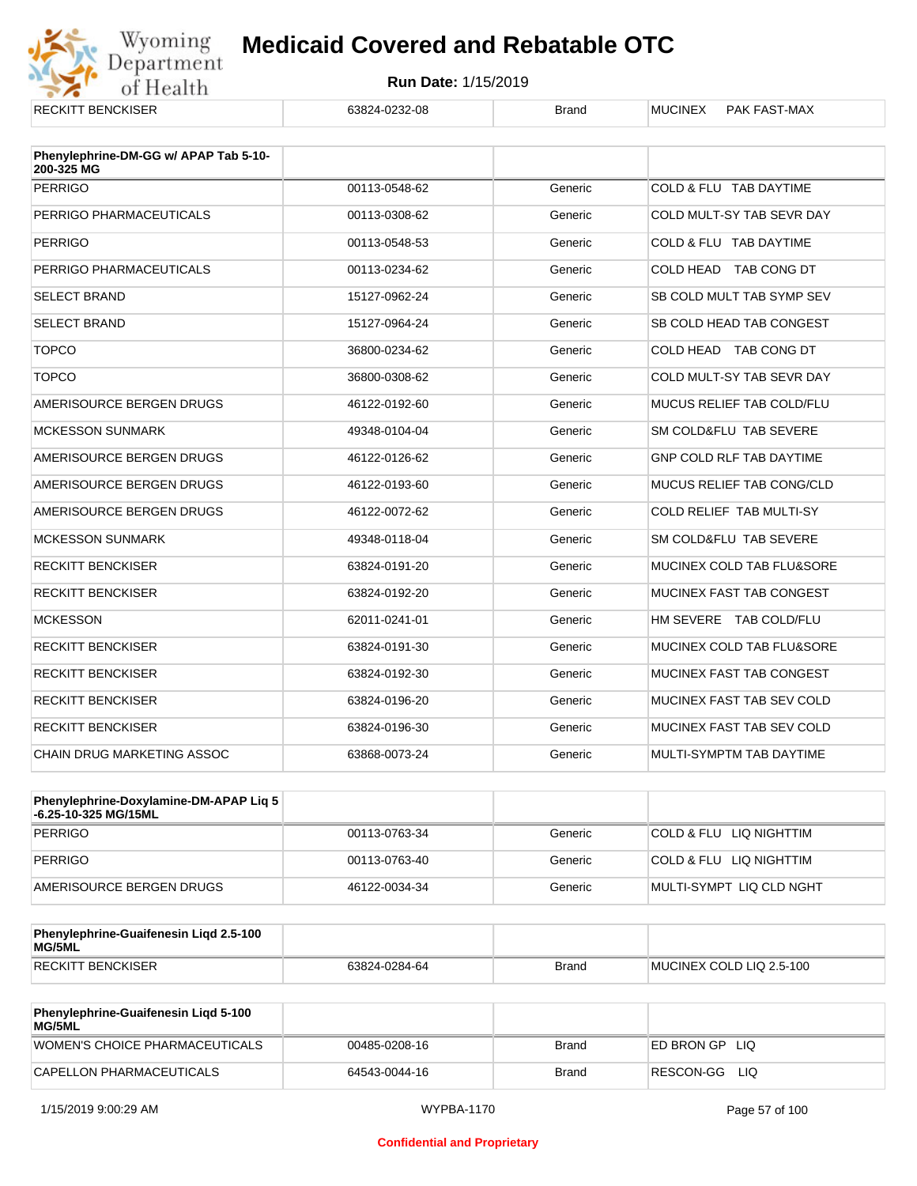| RECKITT BENCKISER | 63824-0232-08 | Brand | MUCINEX PAK FAST-MAX |
|---|---|---|---|

| Phenylephrine-DM-GG w/ APAP Tab 5-10-200-325 MG | | | |
|---|---|---|---|
| PERRIGO | 00113-0548-62 | Generic | COLD & FLU TAB DAYTIME |
| PERRIGO PHARMACEUTICALS | 00113-0308-62 | Generic | COLD MULT-SY TAB SEVR DAY |
| PERRIGO | 00113-0548-53 | Generic | COLD & FLU TAB DAYTIME |
| PERRIGO PHARMACEUTICALS | 00113-0234-62 | Generic | COLD HEAD TAB CONG DT |
| SELECT BRAND | 15127-0962-24 | Generic | SB COLD MULT TAB SYMP SEV |
| SELECT BRAND | 15127-0964-24 | Generic | SB COLD HEAD TAB CONGEST |
| TOPCO | 36800-0234-62 | Generic | COLD HEAD TAB CONG DT |
| TOPCO | 36800-0308-62 | Generic | COLD MULT-SY TAB SEVR DAY |
| AMERISOURCE BERGEN DRUGS | 46122-0192-60 | Generic | MUCUS RELIEF TAB COLD/FLU |
| MCKESSON SUNMARK | 49348-0104-04 | Generic | SM COLD&FLU TAB SEVERE |
| AMERISOURCE BERGEN DRUGS | 46122-0126-62 | Generic | GNP COLD RLF TAB DAYTIME |
| AMERISOURCE BERGEN DRUGS | 46122-0193-60 | Generic | MUCUS RELIEF TAB CONG/CLD |
| AMERISOURCE BERGEN DRUGS | 46122-0072-62 | Generic | COLD RELIEF TAB MULTI-SY |
| MCKESSON SUNMARK | 49348-0118-04 | Generic | SM COLD&FLU TAB SEVERE |
| RECKITT BENCKISER | 63824-0191-20 | Generic | MUCINEX COLD TAB FLU&SORE |
| RECKITT BENCKISER | 63824-0192-20 | Generic | MUCINEX FAST TAB CONGEST |
| MCKESSON | 62011-0241-01 | Generic | HM SEVERE TAB COLD/FLU |
| RECKITT BENCKISER | 63824-0191-30 | Generic | MUCINEX COLD TAB FLU&SORE |
| RECKITT BENCKISER | 63824-0192-30 | Generic | MUCINEX FAST TAB CONGEST |
| RECKITT BENCKISER | 63824-0196-20 | Generic | MUCINEX FAST TAB SEV COLD |
| RECKITT BENCKISER | 63824-0196-30 | Generic | MUCINEX FAST TAB SEV COLD |
| CHAIN DRUG MARKETING ASSOC | 63868-0073-24 | Generic | MULTI-SYMPTM TAB DAYTIME |

| Phenylephrine-Doxylamine-DM-APAP Liq 5-6.25-10-325 MG/15ML | | | |
|---|---|---|---|
| PERRIGO | 00113-0763-34 | Generic | COLD & FLU LIQ NIGHTTIM |
| PERRIGO | 00113-0763-40 | Generic | COLD & FLU LIQ NIGHTTIM |
| AMERISOURCE BERGEN DRUGS | 46122-0034-34 | Generic | MULTI-SYMPT LIQ CLD NGHT |

| Phenylephrine-Guaifenesin Liqd 2.5-100 MG/5ML | | | |
|---|---|---|---|
| RECKITT BENCKISER | 63824-0284-64 | Brand | MUCINEX COLD LIQ 2.5-100 |

| Phenylephrine-Guaifenesin Liqd 5-100 MG/5ML | | | |
|---|---|---|---|
| WOMEN'S CHOICE PHARMACEUTICALS | 00485-0208-16 | Brand | ED BRON GP LIQ |
| CAPELLON PHARMACEUTICALS | 64543-0044-16 | Brand | RESCON-GG LIQ |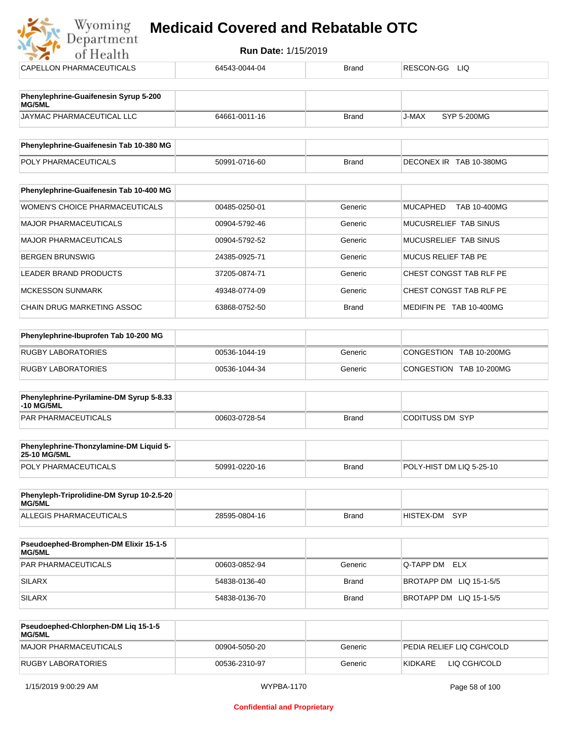| | | | |
|---|---|---|---|
| CAPELLON PHARMACEUTICALS | 64543-0044-04 | Brand | RESCON-GG LIQ |

| Phenylephrine-Guaifenesin Syrup 5-200 MG/5ML | | | |
|---|---|---|---|
| JAYMAC PHARMACEUTICAL LLC | 64661-0011-16 | Brand | J-MAX SYP 5-200MG |

| Phenylephrine-Guaifenesin Tab 10-380 MG | | | |
|---|---|---|---|
| POLY PHARMACEUTICALS | 50991-0716-60 | Brand | DECONEX IR TAB 10-380MG |

| Phenylephrine-Guaifenesin Tab 10-400 MG | | | |
|---|---|---|---|
| WOMEN'S CHOICE PHARMACEUTICALS | 00485-0250-01 | Generic | MUCAPHED TAB 10-400MG |
| MAJOR PHARMACEUTICALS | 00904-5792-46 | Generic | MUCUSRELIEF TAB SINUS |
| MAJOR PHARMACEUTICALS | 00904-5792-52 | Generic | MUCUSRELIEF TAB SINUS |
| BERGEN BRUNSWIG | 24385-0925-71 | Generic | MUCUS RELIEF TAB PE |
| LEADER BRAND PRODUCTS | 37205-0874-71 | Generic | CHEST CONGST TAB RLF PE |
| MCKESSON SUNMARK | 49348-0774-09 | Generic | CHEST CONGST TAB RLF PE |
| CHAIN DRUG MARKETING ASSOC | 63868-0752-50 | Brand | MEDIFIN PE TAB 10-400MG |

| Phenylephrine-Ibuprofen Tab 10-200 MG | | | |
|---|---|---|---|
| RUGBY LABORATORIES | 00536-1044-19 | Generic | CONGESTION TAB 10-200MG |
| RUGBY LABORATORIES | 00536-1044-34 | Generic | CONGESTION TAB 10-200MG |

| Phenylephrine-Pyrilamine-DM Syrup 5-8.33 -10 MG/5ML | | | |
|---|---|---|---|
| PAR PHARMACEUTICALS | 00603-0728-54 | Brand | CODITUSS DM SYP |

| Phenylephrine-Thonzylamine-DM Liquid 5-25-10 MG/5ML | | | |
|---|---|---|---|
| POLY PHARMACEUTICALS | 50991-0220-16 | Brand | POLY-HIST DM LIQ 5-25-10 |

| Phenyleph-Triprolidine-DM Syrup 10-2.5-20 MG/5ML | | | |
|---|---|---|---|
| ALLEGIS PHARMACEUTICALS | 28595-0804-16 | Brand | HISTEX-DM SYP |

| Pseudoephed-Bromphen-DM Elixir 15-1-5 MG/5ML | | | |
|---|---|---|---|
| PAR PHARMACEUTICALS | 00603-0852-94 | Generic | Q-TAPP DM ELX |
| SILARX | 54838-0136-40 | Brand | BROTAPP DM LIQ 15-1-5/5 |
| SILARX | 54838-0136-70 | Brand | BROTAPP DM LIQ 15-1-5/5 |

| Pseudoephed-Chlorphen-DM Liq 15-1-5 MG/5ML | | | |
|---|---|---|---|
| MAJOR PHARMACEUTICALS | 00904-5050-20 | Generic | PEDIA RELIEF LIQ CGH/COLD |
| RUGBY LABORATORIES | 00536-2310-97 | Generic | KIDKARE LIQ CGH/COLD |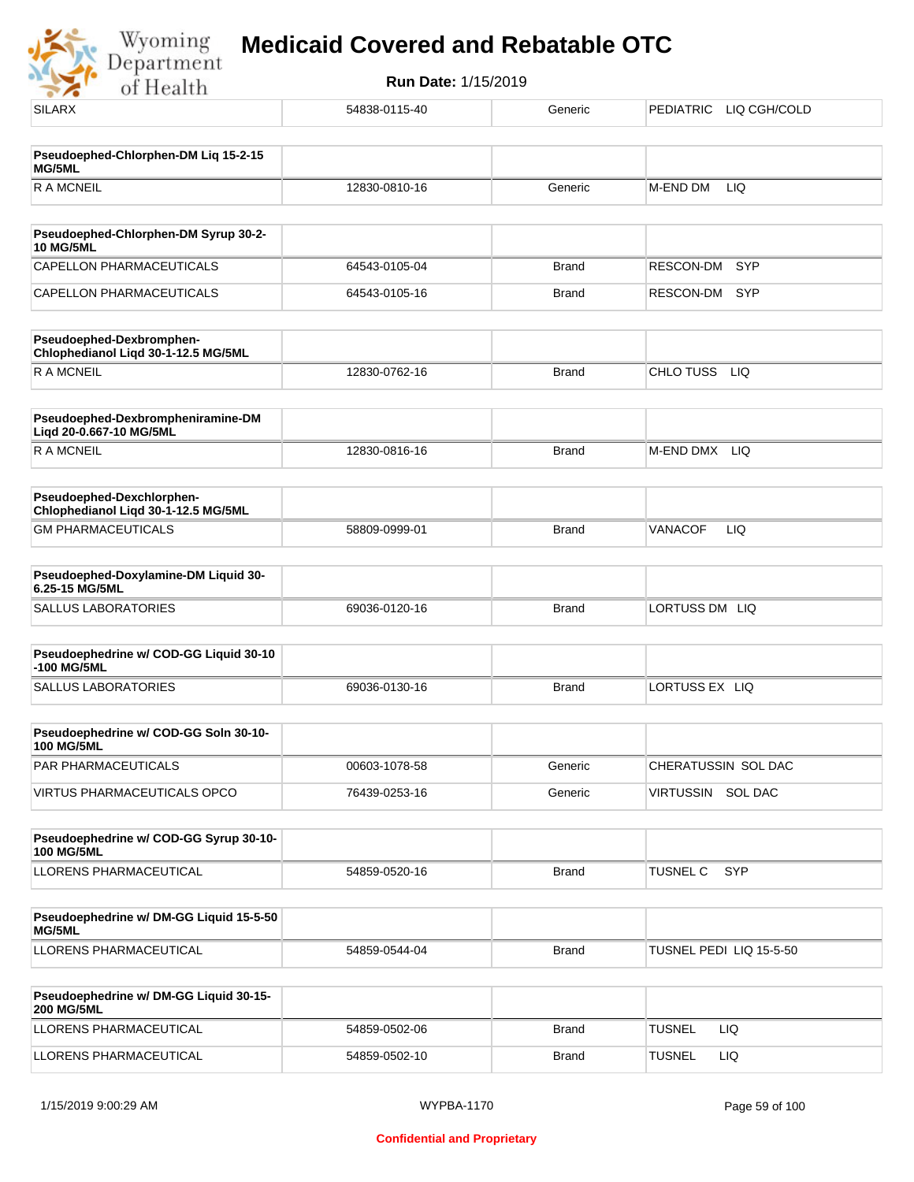| SILARX | 54838-0115-40 | Generic | PEDIATRIC LIQ CGH/COLD |
|---|---|---|---|

| **Pseudoephed-Chlorphen-DM Liq 15-2-15 MG/5ML** | | | |
|---|---|---|---|
| R A MCNEIL | 12830-0810-16 | Generic | M-END DM LIQ |

| **Pseudoephed-Chlorphen-DM Syrup 30-2-10 MG/5ML** | | | |
|---|---|---|---|
| CAPELLON PHARMACEUTICALS | 64543-0105-04 | Brand | RESCON-DM SYP |
| CAPELLON PHARMACEUTICALS | 64543-0105-16 | Brand | RESCON-DM SYP |

| **Pseudoephed-Dexbromphen-Chlophedianol Liqd 30-1-12.5 MG/5ML** | | | |
|---|---|---|---|
| R A MCNEIL | 12830-0762-16 | Brand | CHLO TUSS LIQ |

| **Pseudoephed-Dexbrompheniramine-DM Liqd 20-0.667-10 MG/5ML** | | | |
|---|---|---|---|
| R A MCNEIL | 12830-0816-16 | Brand | M-END DMX LIQ |

| **Pseudoephed-Dexchlorphen-Chlophedianol Liqd 30-1-12.5 MG/5ML** | | | |
|---|---|---|---|
| GM PHARMACEUTICALS | 58809-0999-01 | Brand | VANACOF LIQ |

| **Pseudoephed-Doxylamine-DM Liquid 30-6.25-15 MG/5ML** | | | |
|---|---|---|---|
| SALLUS LABORATORIES | 69036-0120-16 | Brand | LORTUSS DM LIQ |

| **Pseudoephedrine w/ COD-GG Liquid 30-10-100 MG/5ML** | | | |
|---|---|---|---|
| SALLUS LABORATORIES | 69036-0130-16 | Brand | LORTUSS EX LIQ |

| **Pseudoephedrine w/ COD-GG Soln 30-10-100 MG/5ML** | | | |
|---|---|---|---|
| PAR PHARMACEUTICALS | 00603-1078-58 | Generic | CHERATUSSIN SOL DAC |
| VIRTUS PHARMACEUTICALS OPCO | 76439-0253-16 | Generic | VIRTUSSIN SOL DAC |

| **Pseudoephedrine w/ COD-GG Syrup 30-10-100 MG/5ML** | | | |
|---|---|---|---|
| LLORENS PHARMACEUTICAL | 54859-0520-16 | Brand | TUSNEL C SYP |

| **Pseudoephedrine w/ DM-GG Liquid 15-5-50 MG/5ML** | | | |
|---|---|---|---|
| LLORENS PHARMACEUTICAL | 54859-0544-04 | Brand | TUSNEL PEDI LIQ 15-5-50 |

| **Pseudoephedrine w/ DM-GG Liquid 30-15-200 MG/5ML** | | | |
|---|---|---|---|
| LLORENS PHARMACEUTICAL | 54859-0502-06 | Brand | TUSNEL LIQ |
| LLORENS PHARMACEUTICAL | 54859-0502-10 | Brand | TUSNEL LIQ |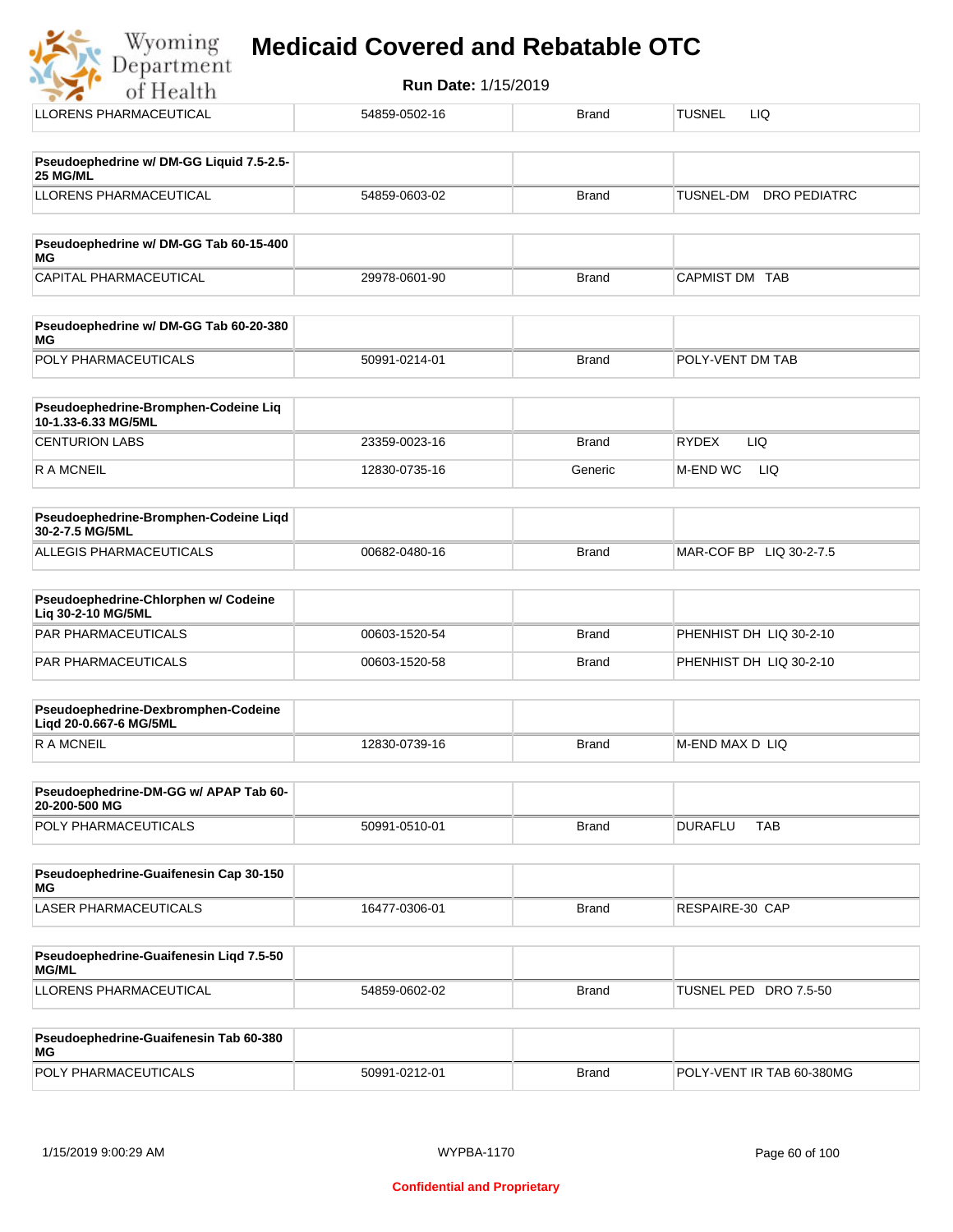# Medicaid Covered and Rebatable OTC

**Run Date:** 1/15/2019

| LLORENS PHARMACEUTICAL | 54859-0502-16 | Brand | TUSNEL LIQ |
|---|---|---|---|

| Pseudoephedrine w/ DM-GG Liquid 7.5-2.5-25 MG/ML | | | |
|---|---|---|---|
| LLORENS PHARMACEUTICAL | 54859-0603-02 | Brand | TUSNEL-DM DRO PEDIATRC |

| Pseudoephedrine w/ DM-GG Tab 60-15-400 MG | | | |
|---|---|---|---|
| CAPITAL PHARMACEUTICAL | 29978-0601-90 | Brand | CAPMIST DM TAB |

| Pseudoephedrine w/ DM-GG Tab 60-20-380 MG | | | |
|---|---|---|---|
| POLY PHARMACEUTICALS | 50991-0214-01 | Brand | POLY-VENT DM TAB |

| Pseudoephedrine-Bromphen-Codeine Liq 10-1.33-6.33 MG/5ML | | | |
|---|---|---|---|
| CENTURION LABS | 23359-0023-16 | Brand | RYDEX LIQ |
| R A MCNEIL | 12830-0735-16 | Generic | M-END WC LIQ |

| Pseudoephedrine-Bromphen-Codeine Liqd 30-2-7.5 MG/5ML | | | |
|---|---|---|---|
| ALLEGIS PHARMACEUTICALS | 00682-0480-16 | Brand | MAR-COF BP LIQ 30-2-7.5 |

| Pseudoephedrine-Chlorphen w/ Codeine Liq 30-2-10 MG/5ML | | | |
|---|---|---|---|
| PAR PHARMACEUTICALS | 00603-1520-54 | Brand | PHENHIST DH LIQ 30-2-10 |
| PAR PHARMACEUTICALS | 00603-1520-58 | Brand | PHENHIST DH LIQ 30-2-10 |

| Pseudoephedrine-Dexbromphen-Codeine Liqd 20-0.667-6 MG/5ML | | | |
|---|---|---|---|
| R A MCNEIL | 12830-0739-16 | Brand | M-END MAX D LIQ |

| Pseudoephedrine-DM-GG w/ APAP Tab 60-20-200-500 MG | | | |
|---|---|---|---|
| POLY PHARMACEUTICALS | 50991-0510-01 | Brand | DURAFLU TAB |

| Pseudoephedrine-Guaifenesin Cap 30-150 MG | | | |
|---|---|---|---|
| LASER PHARMACEUTICALS | 16477-0306-01 | Brand | RESPAIRE-30 CAP |

| Pseudoephedrine-Guaifenesin Liqd 7.5-50 MG/ML | | | |
|---|---|---|---|
| LLORENS PHARMACEUTICAL | 54859-0602-02 | Brand | TUSNEL PED DRO 7.5-50 |

| Pseudoephedrine-Guaifenesin Tab 60-380 MG | | | |
|---|---|---|---|
| POLY PHARMACEUTICALS | 50991-0212-01 | Brand | POLY-VENT IR TAB 60-380MG |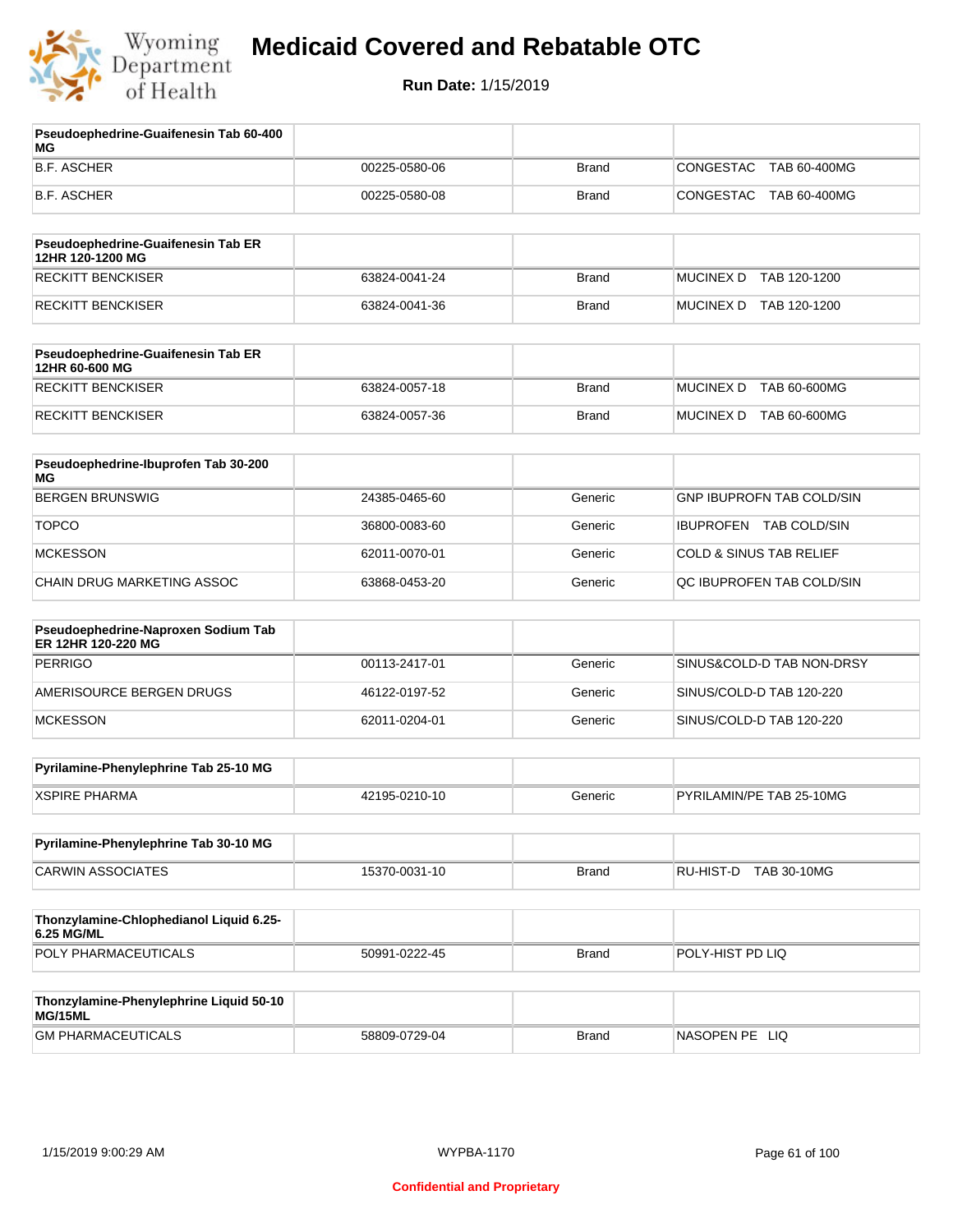# Medicaid Covered and Rebatable OTC

**Run Date:** 1/15/2019

| Pseudoephedrine-Guaifenesin Tab 60-400 MG | | | |
|---|---|---|---|
| B.F. ASCHER | 00225-0580-06 | Brand | CONGESTAC TAB 60-400MG |
| B.F. ASCHER | 00225-0580-08 | Brand | CONGESTAC TAB 60-400MG |

| Pseudoephedrine-Guaifenesin Tab ER 12HR 120-1200 MG | | | |
|---|---|---|---|
| RECKITT BENCKISER | 63824-0041-24 | Brand | MUCINEX D TAB 120-1200 |
| RECKITT BENCKISER | 63824-0041-36 | Brand | MUCINEX D TAB 120-1200 |

| Pseudoephedrine-Guaifenesin Tab ER 12HR 60-600 MG | | | |
|---|---|---|---|
| RECKITT BENCKISER | 63824-0057-18 | Brand | MUCINEX D TAB 60-600MG |
| RECKITT BENCKISER | 63824-0057-36 | Brand | MUCINEX D TAB 60-600MG |

| Pseudoephedrine-Ibuprofen Tab 30-200 MG | | | |
|---|---|---|---|
| BERGEN BRUNSWIG | 24385-0465-60 | Generic | GNP IBUPROFN TAB COLD/SIN |
| TOPCO | 36800-0083-60 | Generic | IBUPROFEN TAB COLD/SIN |
| MCKESSON | 62011-0070-01 | Generic | COLD & SINUS TAB RELIEF |
| CHAIN DRUG MARKETING ASSOC | 63868-0453-20 | Generic | QC IBUPROFEN TAB COLD/SIN |

| Pseudoephedrine-Naproxen Sodium Tab ER 12HR 120-220 MG | | | |
|---|---|---|---|
| PERRIGO | 00113-2417-01 | Generic | SINUS&COLD-D TAB NON-DRSY |
| AMERISOURCE BERGEN DRUGS | 46122-0197-52 | Generic | SINUS/COLD-D TAB 120-220 |
| MCKESSON | 62011-0204-01 | Generic | SINUS/COLD-D TAB 120-220 |

| Pyrilamine-Phenylephrine Tab 25-10 MG | | | |
|---|---|---|---|
| XSPIRE PHARMA | 42195-0210-10 | Generic | PYRILAMIN/PE TAB 25-10MG |

| Pyrilamine-Phenylephrine Tab 30-10 MG | | | |
|---|---|---|---|
| CARWIN ASSOCIATES | 15370-0031-10 | Brand | RU-HIST-D TAB 30-10MG |

| Thonzylamine-Chlophedianol Liquid 6.25-6.25 MG/ML | | | |
|---|---|---|---|
| POLY PHARMACEUTICALS | 50991-0222-45 | Brand | POLY-HIST PD LIQ |

| Thonzylamine-Phenylephrine Liquid 50-10 MG/15ML | | | |
|---|---|---|---|
| GM PHARMACEUTICALS | 58809-0729-04 | Brand | NASOPEN PE LIQ |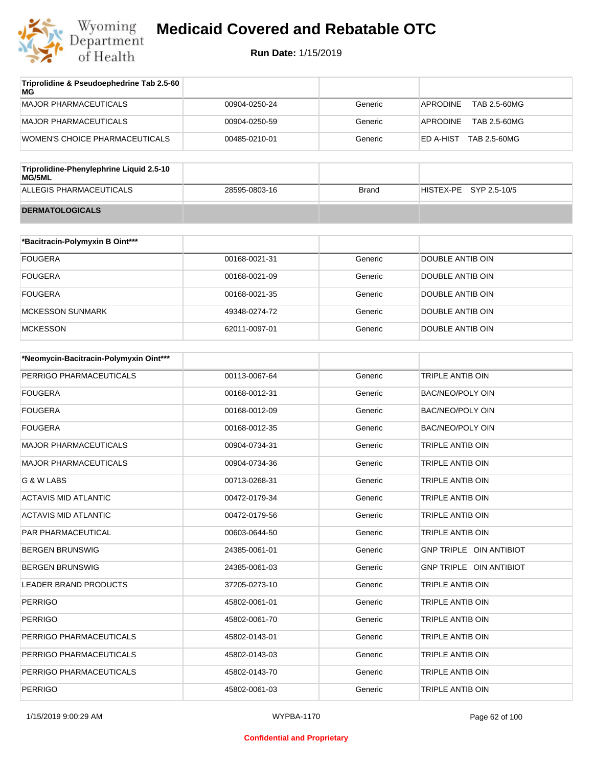| Triprolidine & Pseudoephedrine Tab 2.5-60 MG | | | |
|---|---|---|---|
| MAJOR PHARMACEUTICALS | 00904-0250-24 | Generic | APRODINE TAB 2.5-60MG |
| MAJOR PHARMACEUTICALS | 00904-0250-59 | Generic | APRODINE TAB 2.5-60MG |
| WOMEN'S CHOICE PHARMACEUTICALS | 00485-0210-01 | Generic | ED A-HIST TAB 2.5-60MG |

| Triprolidine-Phenylephrine Liquid 2.5-10 MG/5ML | | | |
|---|---|---|---|
| ALLEGIS PHARMACEUTICALS | 28595-0803-16 | Brand | HISTEX-PE SYP 2.5-10/5 |

**DERMATOLOGICALS**

| *Bacitracin-Polymyxin B Oint*** | | | |
|---|---|---|---|
| FOUGERA | 00168-0021-31 | Generic | DOUBLE ANTIB OIN |
| FOUGERA | 00168-0021-09 | Generic | DOUBLE ANTIB OIN |
| FOUGERA | 00168-0021-35 | Generic | DOUBLE ANTIB OIN |
| MCKESSON SUNMARK | 49348-0274-72 | Generic | DOUBLE ANTIB OIN |
| MCKESSON | 62011-0097-01 | Generic | DOUBLE ANTIB OIN |

| *Neomycin-Bacitracin-Polymyxin Oint*** | | | |
|---|---|---|---|
| PERRIGO PHARMACEUTICALS | 00113-0067-64 | Generic | TRIPLE ANTIB OIN |
| FOUGERA | 00168-0012-31 | Generic | BAC/NEO/POLY OIN |
| FOUGERA | 00168-0012-09 | Generic | BAC/NEO/POLY OIN |
| FOUGERA | 00168-0012-35 | Generic | BAC/NEO/POLY OIN |
| MAJOR PHARMACEUTICALS | 00904-0734-31 | Generic | TRIPLE ANTIB OIN |
| MAJOR PHARMACEUTICALS | 00904-0734-36 | Generic | TRIPLE ANTIB OIN |
| G & W LABS | 00713-0268-31 | Generic | TRIPLE ANTIB OIN |
| ACTAVIS MID ATLANTIC | 00472-0179-34 | Generic | TRIPLE ANTIB OIN |
| ACTAVIS MID ATLANTIC | 00472-0179-56 | Generic | TRIPLE ANTIB OIN |
| PAR PHARMACEUTICAL | 00603-0644-50 | Generic | TRIPLE ANTIB OIN |
| BERGEN BRUNSWIG | 24385-0061-01 | Generic | GNP TRIPLE OIN ANTIBIOT |
| BERGEN BRUNSWIG | 24385-0061-03 | Generic | GNP TRIPLE OIN ANTIBIOT |
| LEADER BRAND PRODUCTS | 37205-0273-10 | Generic | TRIPLE ANTIB OIN |
| PERRIGO | 45802-0061-01 | Generic | TRIPLE ANTIB OIN |
| PERRIGO | 45802-0061-70 | Generic | TRIPLE ANTIB OIN |
| PERRIGO PHARMACEUTICALS | 45802-0143-01 | Generic | TRIPLE ANTIB OIN |
| PERRIGO PHARMACEUTICALS | 45802-0143-03 | Generic | TRIPLE ANTIB OIN |
| PERRIGO PHARMACEUTICALS | 45802-0143-70 | Generic | TRIPLE ANTIB OIN |
| PERRIGO | 45802-0061-03 | Generic | TRIPLE ANTIB OIN |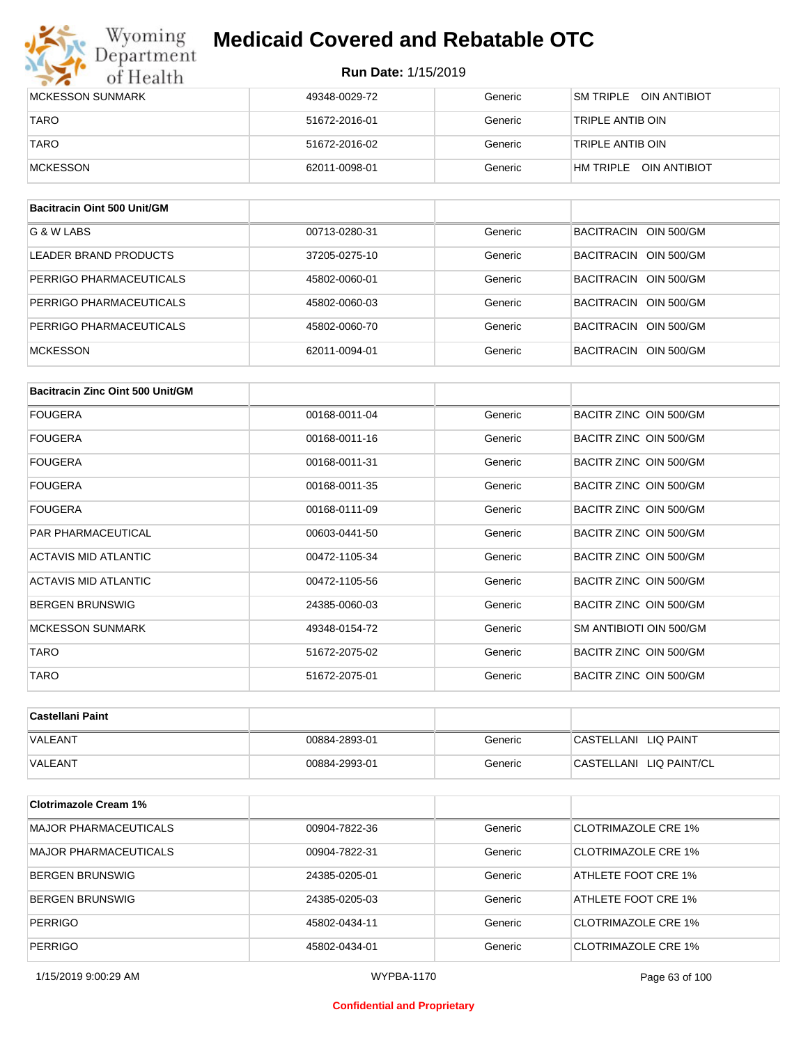| | | | |
|---|---|---|---|
| MCKESSON SUNMARK | 49348-0029-72 | Generic | SM TRIPLE OIN ANTIBIOT |
| TARO | 51672-2016-01 | Generic | TRIPLE ANTIB OIN |
| TARO | 51672-2016-02 | Generic | TRIPLE ANTIB OIN |
| MCKESSON | 62011-0098-01 | Generic | HM TRIPLE OIN ANTIBIOT |

| **Bacitracin Oint 500 Unit/GM** | | | |
|---|---|---|---|
| G & W LABS | 00713-0280-31 | Generic | BACITRACIN OIN 500/GM |
| LEADER BRAND PRODUCTS | 37205-0275-10 | Generic | BACITRACIN OIN 500/GM |
| PERRIGO PHARMACEUTICALS | 45802-0060-01 | Generic | BACITRACIN OIN 500/GM |
| PERRIGO PHARMACEUTICALS | 45802-0060-03 | Generic | BACITRACIN OIN 500/GM |
| PERRIGO PHARMACEUTICALS | 45802-0060-70 | Generic | BACITRACIN OIN 500/GM |
| MCKESSON | 62011-0094-01 | Generic | BACITRACIN OIN 500/GM |

| **Bacitracin Zinc Oint 500 Unit/GM** | | | |
|---|---|---|---|
| FOUGERA | 00168-0011-04 | Generic | BACITR ZINC OIN 500/GM |
| FOUGERA | 00168-0011-16 | Generic | BACITR ZINC OIN 500/GM |
| FOUGERA | 00168-0011-31 | Generic | BACITR ZINC OIN 500/GM |
| FOUGERA | 00168-0011-35 | Generic | BACITR ZINC OIN 500/GM |
| FOUGERA | 00168-0111-09 | Generic | BACITR ZINC OIN 500/GM |
| PAR PHARMACEUTICAL | 00603-0441-50 | Generic | BACITR ZINC OIN 500/GM |
| ACTAVIS MID ATLANTIC | 00472-1105-34 | Generic | BACITR ZINC OIN 500/GM |
| ACTAVIS MID ATLANTIC | 00472-1105-56 | Generic | BACITR ZINC OIN 500/GM |
| BERGEN BRUNSWIG | 24385-0060-03 | Generic | BACITR ZINC OIN 500/GM |
| MCKESSON SUNMARK | 49348-0154-72 | Generic | SM ANTIBIOTI OIN 500/GM |
| TARO | 51672-2075-02 | Generic | BACITR ZINC OIN 500/GM |
| TARO | 51672-2075-01 | Generic | BACITR ZINC OIN 500/GM |

| **Castellani Paint** | | | |
|---|---|---|---|
| VALEANT | 00884-2893-01 | Generic | CASTELLANI LIQ PAINT |
| VALEANT | 00884-2993-01 | Generic | CASTELLANI LIQ PAINT/CL |

| **Clotrimazole Cream 1%** | | | |
|---|---|---|---|
| MAJOR PHARMACEUTICALS | 00904-7822-36 | Generic | CLOTRIMAZOLE CRE 1% |
| MAJOR PHARMACEUTICALS | 00904-7822-31 | Generic | CLOTRIMAZOLE CRE 1% |
| BERGEN BRUNSWIG | 24385-0205-01 | Generic | ATHLETE FOOT CRE 1% |
| BERGEN BRUNSWIG | 24385-0205-03 | Generic | ATHLETE FOOT CRE 1% |
| PERRIGO | 45802-0434-11 | Generic | CLOTRIMAZOLE CRE 1% |
| PERRIGO | 45802-0434-01 | Generic | CLOTRIMAZOLE CRE 1% |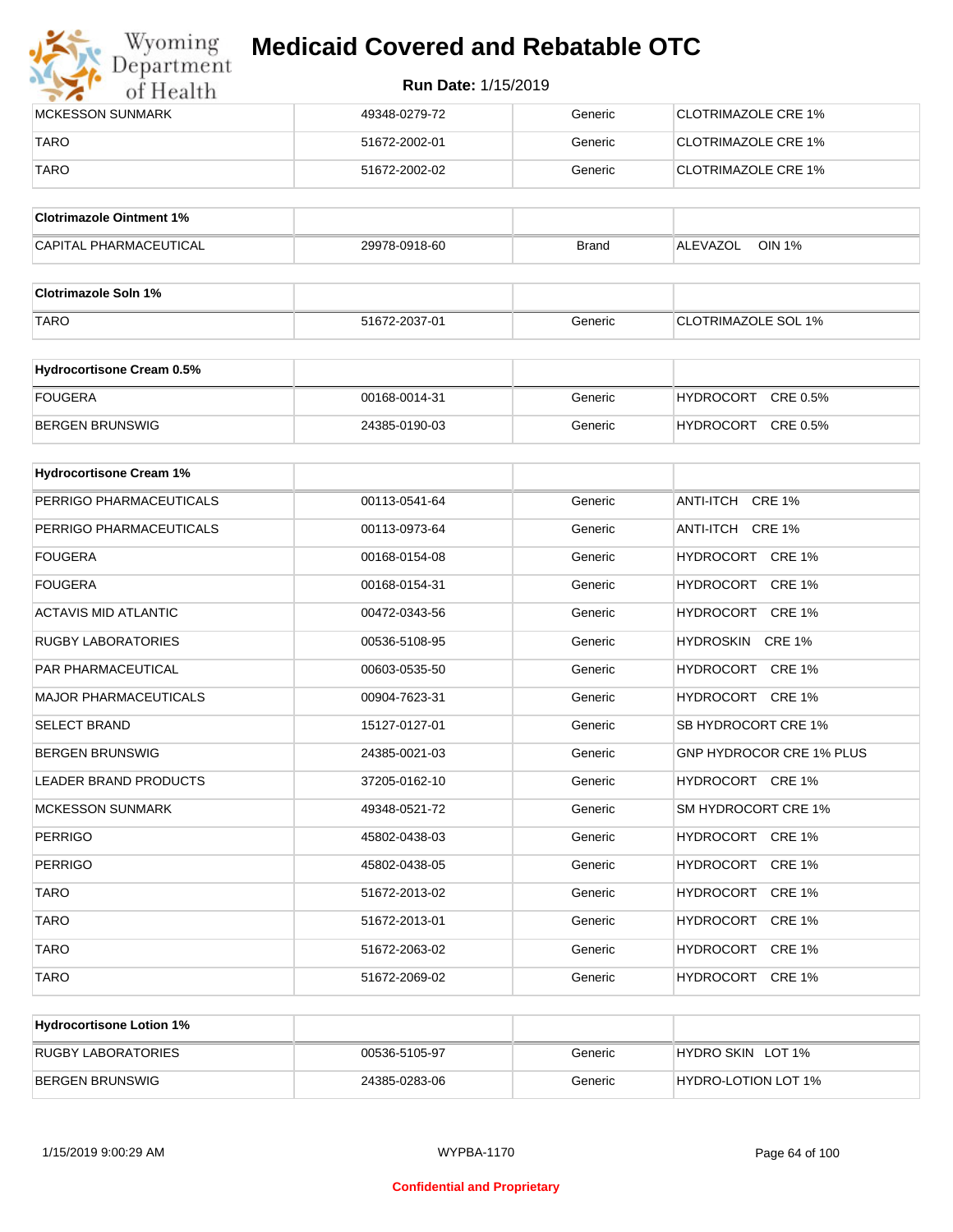# Medicaid Covered and Rebatable OTC

**Run Date:** 1/15/2019

| | | | |
|---|---|---|---|
| MCKESSON SUNMARK | 49348-0279-72 | Generic | CLOTRIMAZOLE CRE 1% |
| TARO | 51672-2002-01 | Generic | CLOTRIMAZOLE CRE 1% |
| TARO | 51672-2002-02 | Generic | CLOTRIMAZOLE CRE 1% |

| **Clotrimazole Ointment 1%** | | | |
|---|---|---|---|
| CAPITAL PHARMACEUTICAL | 29978-0918-60 | Brand | ALEVAZOL OIN 1% |

| **Clotrimazole Soln 1%** | | | |
|---|---|---|---|
| TARO | 51672-2037-01 | Generic | CLOTRIMAZOLE SOL 1% |

| **Hydrocortisone Cream 0.5%** | | | |
|---|---|---|---|
| FOUGERA | 00168-0014-31 | Generic | HYDROCORT CRE 0.5% |
| BERGEN BRUNSWIG | 24385-0190-03 | Generic | HYDROCORT CRE 0.5% |

| **Hydrocortisone Cream 1%** | | | |
|---|---|---|---|
| PERRIGO PHARMACEUTICALS | 00113-0541-64 | Generic | ANTI-ITCH CRE 1% |
| PERRIGO PHARMACEUTICALS | 00113-0973-64 | Generic | ANTI-ITCH CRE 1% |
| FOUGERA | 00168-0154-08 | Generic | HYDROCORT CRE 1% |
| FOUGERA | 00168-0154-31 | Generic | HYDROCORT CRE 1% |
| ACTAVIS MID ATLANTIC | 00472-0343-56 | Generic | HYDROCORT CRE 1% |
| RUGBY LABORATORIES | 00536-5108-95 | Generic | HYDROSKIN CRE 1% |
| PAR PHARMACEUTICAL | 00603-0535-50 | Generic | HYDROCORT CRE 1% |
| MAJOR PHARMACEUTICALS | 00904-7623-31 | Generic | HYDROCORT CRE 1% |
| SELECT BRAND | 15127-0127-01 | Generic | SB HYDROCORT CRE 1% |
| BERGEN BRUNSWIG | 24385-0021-03 | Generic | GNP HYDROCOR CRE 1% PLUS |
| LEADER BRAND PRODUCTS | 37205-0162-10 | Generic | HYDROCORT CRE 1% |
| MCKESSON SUNMARK | 49348-0521-72 | Generic | SM HYDROCORT CRE 1% |
| PERRIGO | 45802-0438-03 | Generic | HYDROCORT CRE 1% |
| PERRIGO | 45802-0438-05 | Generic | HYDROCORT CRE 1% |
| TARO | 51672-2013-02 | Generic | HYDROCORT CRE 1% |
| TARO | 51672-2013-01 | Generic | HYDROCORT CRE 1% |
| TARO | 51672-2063-02 | Generic | HYDROCORT CRE 1% |
| TARO | 51672-2069-02 | Generic | HYDROCORT CRE 1% |

| **Hydrocortisone Lotion 1%** | | | |
|---|---|---|---|
| RUGBY LABORATORIES | 00536-5105-97 | Generic | HYDRO SKIN LOT 1% |
| BERGEN BRUNSWIG | 24385-0283-06 | Generic | HYDRO-LOTION LOT 1% |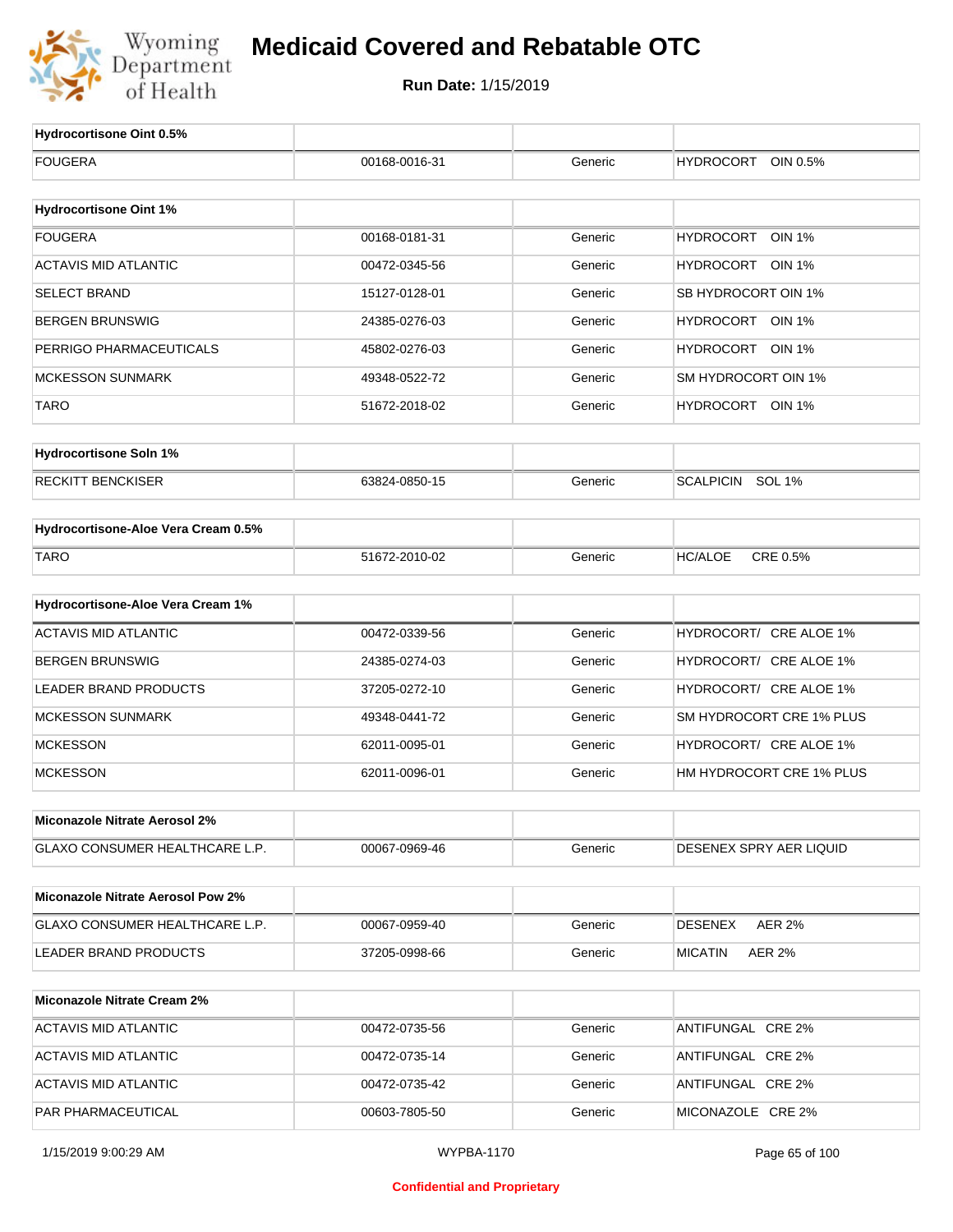# Medicaid Covered and Rebatable OTC

**Run Date:** 1/15/2019

| Hydrocortisone Oint 0.5% | | | |
|---|---|---|---|
| FOUGERA | 00168-0016-31 | Generic | HYDROCORT OIN 0.5% |

| Hydrocortisone Oint 1% | | | |
|---|---|---|---|
| FOUGERA | 00168-0181-31 | Generic | HYDROCORT OIN 1% |
| ACTAVIS MID ATLANTIC | 00472-0345-56 | Generic | HYDROCORT OIN 1% |
| SELECT BRAND | 15127-0128-01 | Generic | SB HYDROCORT OIN 1% |
| BERGEN BRUNSWIG | 24385-0276-03 | Generic | HYDROCORT OIN 1% |
| PERRIGO PHARMACEUTICALS | 45802-0276-03 | Generic | HYDROCORT OIN 1% |
| MCKESSON SUNMARK | 49348-0522-72 | Generic | SM HYDROCORT OIN 1% |
| TARO | 51672-2018-02 | Generic | HYDROCORT OIN 1% |

| Hydrocortisone Soln 1% | | | |
|---|---|---|---|
| RECKITT BENCKISER | 63824-0850-15 | Generic | SCALPICIN SOL 1% |

| Hydrocortisone-Aloe Vera Cream 0.5% | | | |
|---|---|---|---|
| TARO | 51672-2010-02 | Generic | HC/ALOE CRE 0.5% |

| Hydrocortisone-Aloe Vera Cream 1% | | | |
|---|---|---|---|
| ACTAVIS MID ATLANTIC | 00472-0339-56 | Generic | HYDROCORT/ CRE ALOE 1% |
| BERGEN BRUNSWIG | 24385-0274-03 | Generic | HYDROCORT/ CRE ALOE 1% |
| LEADER BRAND PRODUCTS | 37205-0272-10 | Generic | HYDROCORT/ CRE ALOE 1% |
| MCKESSON SUNMARK | 49348-0441-72 | Generic | SM HYDROCORT CRE 1% PLUS |
| MCKESSON | 62011-0095-01 | Generic | HYDROCORT/ CRE ALOE 1% |
| MCKESSON | 62011-0096-01 | Generic | HM HYDROCORT CRE 1% PLUS |

| Miconazole Nitrate Aerosol 2% | | | |
|---|---|---|---|
| GLAXO CONSUMER HEALTHCARE L.P. | 00067-0969-46 | Generic | DESENEX SPRY AER LIQUID |

| Miconazole Nitrate Aerosol Pow 2% | | | |
|---|---|---|---|
| GLAXO CONSUMER HEALTHCARE L.P. | 00067-0959-40 | Generic | DESENEX AER 2% |
| LEADER BRAND PRODUCTS | 37205-0998-66 | Generic | MICATIN AER 2% |

| Miconazole Nitrate Cream 2% | | | |
|---|---|---|---|
| ACTAVIS MID ATLANTIC | 00472-0735-56 | Generic | ANTIFUNGAL CRE 2% |
| ACTAVIS MID ATLANTIC | 00472-0735-14 | Generic | ANTIFUNGAL CRE 2% |
| ACTAVIS MID ATLANTIC | 00472-0735-42 | Generic | ANTIFUNGAL CRE 2% |
| PAR PHARMACEUTICAL | 00603-7805-50 | Generic | MICONAZOLE CRE 2% |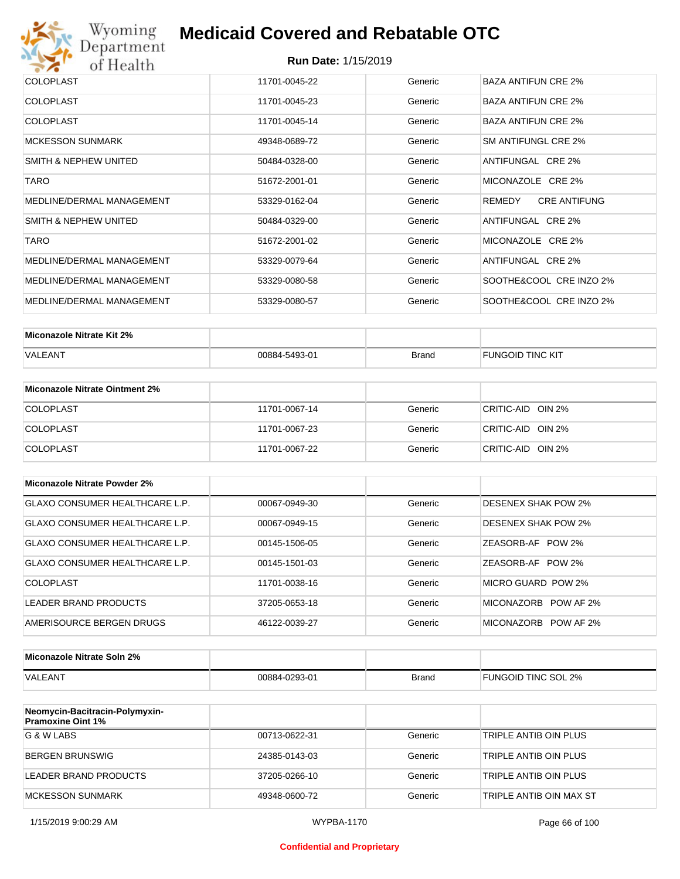| COLOPLAST | 11701-0045-22 | Generic | BAZA ANTIFUN CRE 2% |
|---|---|---|---|
| COLOPLAST | 11701-0045-23 | Generic | BAZA ANTIFUN CRE 2% |
| COLOPLAST | 11701-0045-14 | Generic | BAZA ANTIFUN CRE 2% |
| MCKESSON SUNMARK | 49348-0689-72 | Generic | SM ANTIFUNGL CRE 2% |
| SMITH & NEPHEW UNITED | 50484-0328-00 | Generic | ANTIFUNGAL CRE 2% |
| TARO | 51672-2001-01 | Generic | MICONAZOLE CRE 2% |
| MEDLINE/DERMAL MANAGEMENT | 53329-0162-04 | Generic | REMEDY CRE ANTIFUNG |
| SMITH & NEPHEW UNITED | 50484-0329-00 | Generic | ANTIFUNGAL CRE 2% |
| TARO | 51672-2001-02 | Generic | MICONAZOLE CRE 2% |
| MEDLINE/DERMAL MANAGEMENT | 53329-0079-64 | Generic | ANTIFUNGAL CRE 2% |
| MEDLINE/DERMAL MANAGEMENT | 53329-0080-58 | Generic | SOOTHE&COOL CRE INZO 2% |
| MEDLINE/DERMAL MANAGEMENT | 53329-0080-57 | Generic | SOOTHE&COOL CRE INZO 2% |

| Miconazole Nitrate Kit 2% | | | |
|---|---|---|---|
| VALEANT | 00884-5493-01 | Brand | FUNGOID TINC KIT |

| Miconazole Nitrate Ointment 2% | | | |
|---|---|---|---|
| COLOPLAST | 11701-0067-14 | Generic | CRITIC-AID OIN 2% |
| COLOPLAST | 11701-0067-23 | Generic | CRITIC-AID OIN 2% |
| COLOPLAST | 11701-0067-22 | Generic | CRITIC-AID OIN 2% |

| Miconazole Nitrate Powder 2% | | | |
|---|---|---|---|
| GLAXO CONSUMER HEALTHCARE L.P. | 00067-0949-30 | Generic | DESENEX SHAK POW 2% |
| GLAXO CONSUMER HEALTHCARE L.P. | 00067-0949-15 | Generic | DESENEX SHAK POW 2% |
| GLAXO CONSUMER HEALTHCARE L.P. | 00145-1506-05 | Generic | ZEASORB-AF POW 2% |
| GLAXO CONSUMER HEALTHCARE L.P. | 00145-1501-03 | Generic | ZEASORB-AF POW 2% |
| COLOPLAST | 11701-0038-16 | Generic | MICRO GUARD POW 2% |
| LEADER BRAND PRODUCTS | 37205-0653-18 | Generic | MICONAZORB POW AF 2% |
| AMERISOURCE BERGEN DRUGS | 46122-0039-27 | Generic | MICONAZORB POW AF 2% |

| Miconazole Nitrate Soln 2% | | | |
|---|---|---|---|
| VALEANT | 00884-0293-01 | Brand | FUNGOID TINC SOL 2% |

| Neomycin-Bacitracin-Polymyxin-Pramoxine Oint 1% | | | |
|---|---|---|---|
| G & W LABS | 00713-0622-31 | Generic | TRIPLE ANTIB OIN PLUS |
| BERGEN BRUNSWIG | 24385-0143-03 | Generic | TRIPLE ANTIB OIN PLUS |
| LEADER BRAND PRODUCTS | 37205-0266-10 | Generic | TRIPLE ANTIB OIN PLUS |
| MCKESSON SUNMARK | 49348-0600-72 | Generic | TRIPLE ANTIB OIN MAX ST |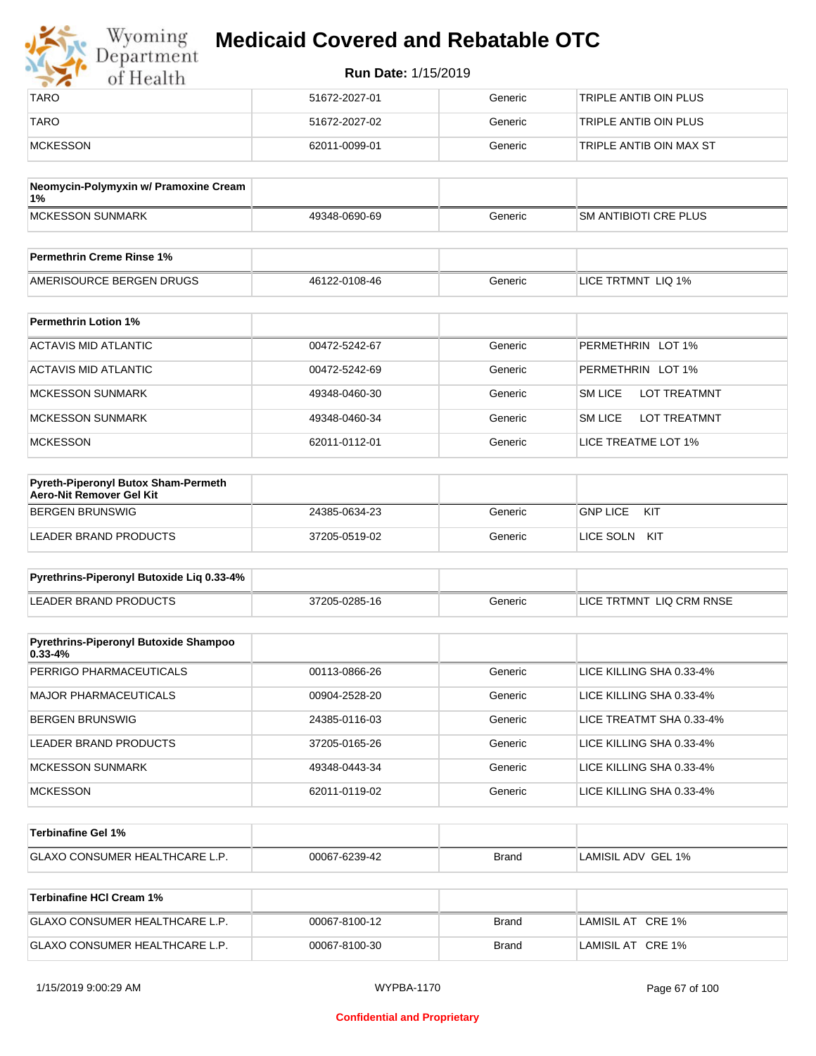| | | | |
|---|---|---|---|
| TARO | 51672-2027-01 | Generic | TRIPLE ANTIB OIN PLUS |
| TARO | 51672-2027-02 | Generic | TRIPLE ANTIB OIN PLUS |
| MCKESSON | 62011-0099-01 | Generic | TRIPLE ANTIB OIN MAX ST |

| Neomycin-Polymyxin w/ Pramoxine Cream 1% | | | |
|---|---|---|---|
| MCKESSON SUNMARK | 49348-0690-69 | Generic | SM ANTIBIOTI CRE PLUS |

| Permethrin Creme Rinse 1% | | | |
|---|---|---|---|
| AMERISOURCE BERGEN DRUGS | 46122-0108-46 | Generic | LICE TRTMNT LIQ 1% |

| Permethrin Lotion 1% | | | |
|---|---|---|---|
| ACTAVIS MID ATLANTIC | 00472-5242-67 | Generic | PERMETHRIN LOT 1% |
| ACTAVIS MID ATLANTIC | 00472-5242-69 | Generic | PERMETHRIN LOT 1% |
| MCKESSON SUNMARK | 49348-0460-30 | Generic | SM LICE LOT TREATMNT |
| MCKESSON SUNMARK | 49348-0460-34 | Generic | SM LICE LOT TREATMNT |
| MCKESSON | 62011-0112-01 | Generic | LICE TREATME LOT 1% |

| Pyreth-Piperonyl Butox Sham-Permeth Aero-Nit Remover Gel Kit | | | |
|---|---|---|---|
| BERGEN BRUNSWIG | 24385-0634-23 | Generic | GNP LICE KIT |
| LEADER BRAND PRODUCTS | 37205-0519-02 | Generic | LICE SOLN KIT |

| Pyrethrins-Piperonyl Butoxide Liq 0.33-4% | | | |
|---|---|---|---|
| LEADER BRAND PRODUCTS | 37205-0285-16 | Generic | LICE TRTMNT LIQ CRM RNSE |

| Pyrethrins-Piperonyl Butoxide Shampoo 0.33-4% | | | |
|---|---|---|---|
| PERRIGO PHARMACEUTICALS | 00113-0866-26 | Generic | LICE KILLING SHA 0.33-4% |
| MAJOR PHARMACEUTICALS | 00904-2528-20 | Generic | LICE KILLING SHA 0.33-4% |
| BERGEN BRUNSWIG | 24385-0116-03 | Generic | LICE TREATMT SHA 0.33-4% |
| LEADER BRAND PRODUCTS | 37205-0165-26 | Generic | LICE KILLING SHA 0.33-4% |
| MCKESSON SUNMARK | 49348-0443-34 | Generic | LICE KILLING SHA 0.33-4% |
| MCKESSON | 62011-0119-02 | Generic | LICE KILLING SHA 0.33-4% |

| Terbinafine Gel 1% | | | |
|---|---|---|---|
| GLAXO CONSUMER HEALTHCARE L.P. | 00067-6239-42 | Brand | LAMISIL ADV GEL 1% |

| Terbinafine HCl Cream 1% | | | |
|---|---|---|---|
| GLAXO CONSUMER HEALTHCARE L.P. | 00067-8100-12 | Brand | LAMISIL AT CRE 1% |
| GLAXO CONSUMER HEALTHCARE L.P. | 00067-8100-30 | Brand | LAMISIL AT CRE 1% |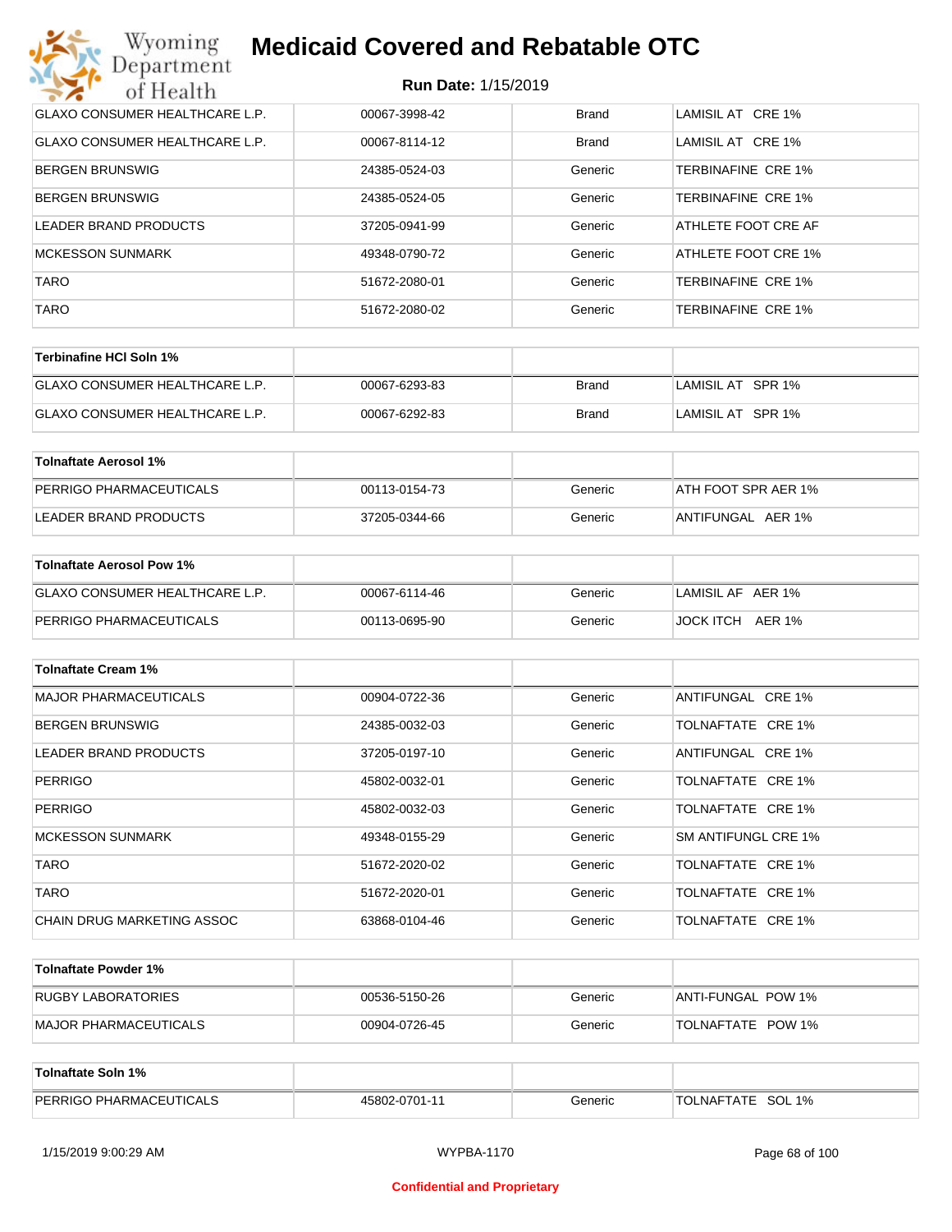| | | | |
|---|---|---|---|
| GLAXO CONSUMER HEALTHCARE L.P. | 00067-3998-42 | Brand | LAMISIL AT CRE 1% |
| GLAXO CONSUMER HEALTHCARE L.P. | 00067-8114-12 | Brand | LAMISIL AT CRE 1% |
| BERGEN BRUNSWIG | 24385-0524-03 | Generic | TERBINAFINE CRE 1% |
| BERGEN BRUNSWIG | 24385-0524-05 | Generic | TERBINAFINE CRE 1% |
| LEADER BRAND PRODUCTS | 37205-0941-99 | Generic | ATHLETE FOOT CRE AF |
| MCKESSON SUNMARK | 49348-0790-72 | Generic | ATHLETE FOOT CRE 1% |
| TARO | 51672-2080-01 | Generic | TERBINAFINE CRE 1% |
| TARO | 51672-2080-02 | Generic | TERBINAFINE CRE 1% |

| **Terbinafine HCl Soln 1%** | | | |
|---|---|---|---|
| GLAXO CONSUMER HEALTHCARE L.P. | 00067-6293-83 | Brand | LAMISIL AT SPR 1% |
| GLAXO CONSUMER HEALTHCARE L.P. | 00067-6292-83 | Brand | LAMISIL AT SPR 1% |

| **Tolnaftate Aerosol 1%** | | | |
|---|---|---|---|
| PERRIGO PHARMACEUTICALS | 00113-0154-73 | Generic | ATH FOOT SPR AER 1% |
| LEADER BRAND PRODUCTS | 37205-0344-66 | Generic | ANTIFUNGAL AER 1% |

| **Tolnaftate Aerosol Pow 1%** | | | |
|---|---|---|---|
| GLAXO CONSUMER HEALTHCARE L.P. | 00067-6114-46 | Generic | LAMISIL AF AER 1% |
| PERRIGO PHARMACEUTICALS | 00113-0695-90 | Generic | JOCK ITCH AER 1% |

| **Tolnaftate Cream 1%** | | | |
|---|---|---|---|
| MAJOR PHARMACEUTICALS | 00904-0722-36 | Generic | ANTIFUNGAL CRE 1% |
| BERGEN BRUNSWIG | 24385-0032-03 | Generic | TOLNAFTATE CRE 1% |
| LEADER BRAND PRODUCTS | 37205-0197-10 | Generic | ANTIFUNGAL CRE 1% |
| PERRIGO | 45802-0032-01 | Generic | TOLNAFTATE CRE 1% |
| PERRIGO | 45802-0032-03 | Generic | TOLNAFTATE CRE 1% |
| MCKESSON SUNMARK | 49348-0155-29 | Generic | SM ANTIFUNGL CRE 1% |
| TARO | 51672-2020-02 | Generic | TOLNAFTATE CRE 1% |
| TARO | 51672-2020-01 | Generic | TOLNAFTATE CRE 1% |
| CHAIN DRUG MARKETING ASSOC | 63868-0104-46 | Generic | TOLNAFTATE CRE 1% |

| **Tolnaftate Powder 1%** | | | |
|---|---|---|---|
| RUGBY LABORATORIES | 00536-5150-26 | Generic | ANTI-FUNGAL POW 1% |
| MAJOR PHARMACEUTICALS | 00904-0726-45 | Generic | TOLNAFTATE POW 1% |

| **Tolnaftate Soln 1%** | | | |
|---|---|---|---|
| PERRIGO PHARMACEUTICALS | 45802-0701-11 | Generic | TOLNAFTATE SOL 1% |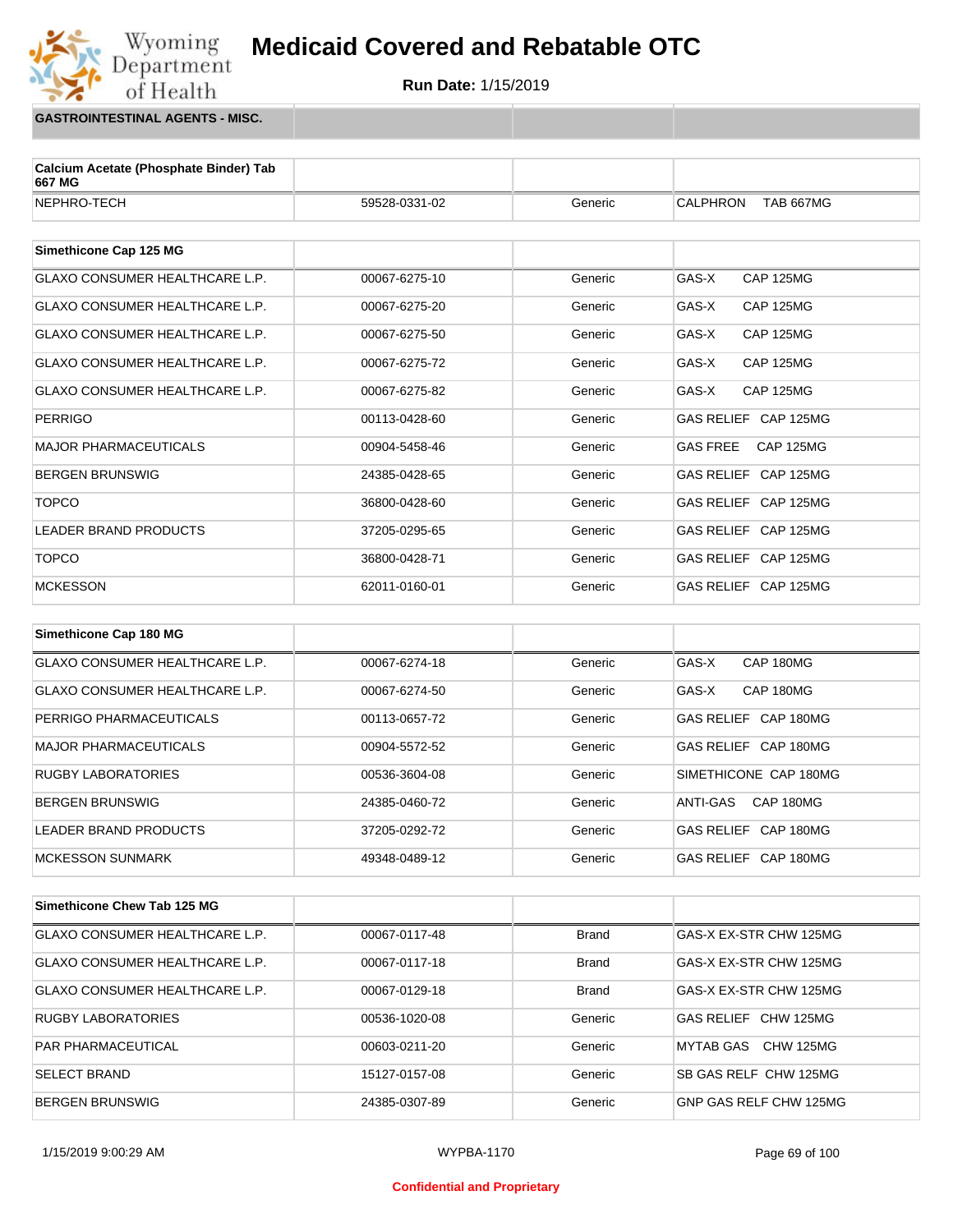# Medicaid Covered and Rebatable OTC

**Run Date:** 1/15/2019

## GASTROINTESTINAL AGENTS - MISC.

| Calcium Acetate (Phosphate Binder) Tab 667 MG | | | |
|---|---|---|---|
| NEPHRO-TECH | 59528-0331-02 | Generic | CALPHRON TAB 667MG |

| Simethicone Cap 125 MG | | | |
|---|---|---|---|
| GLAXO CONSUMER HEALTHCARE L.P. | 00067-6275-10 | Generic | GAS-X CAP 125MG |
| GLAXO CONSUMER HEALTHCARE L.P. | 00067-6275-20 | Generic | GAS-X CAP 125MG |
| GLAXO CONSUMER HEALTHCARE L.P. | 00067-6275-50 | Generic | GAS-X CAP 125MG |
| GLAXO CONSUMER HEALTHCARE L.P. | 00067-6275-72 | Generic | GAS-X CAP 125MG |
| GLAXO CONSUMER HEALTHCARE L.P. | 00067-6275-82 | Generic | GAS-X CAP 125MG |
| PERRIGO | 00113-0428-60 | Generic | GAS RELIEF CAP 125MG |
| MAJOR PHARMACEUTICALS | 00904-5458-46 | Generic | GAS FREE CAP 125MG |
| BERGEN BRUNSWIG | 24385-0428-65 | Generic | GAS RELIEF CAP 125MG |
| TOPCO | 36800-0428-60 | Generic | GAS RELIEF CAP 125MG |
| LEADER BRAND PRODUCTS | 37205-0295-65 | Generic | GAS RELIEF CAP 125MG |
| TOPCO | 36800-0428-71 | Generic | GAS RELIEF CAP 125MG |
| MCKESSON | 62011-0160-01 | Generic | GAS RELIEF CAP 125MG |

| Simethicone Cap 180 MG | | | |
|---|---|---|---|
| GLAXO CONSUMER HEALTHCARE L.P. | 00067-6274-18 | Generic | GAS-X CAP 180MG |
| GLAXO CONSUMER HEALTHCARE L.P. | 00067-6274-50 | Generic | GAS-X CAP 180MG |
| PERRIGO PHARMACEUTICALS | 00113-0657-72 | Generic | GAS RELIEF CAP 180MG |
| MAJOR PHARMACEUTICALS | 00904-5572-52 | Generic | GAS RELIEF CAP 180MG |
| RUGBY LABORATORIES | 00536-3604-08 | Generic | SIMETHICONE CAP 180MG |
| BERGEN BRUNSWIG | 24385-0460-72 | Generic | ANTI-GAS CAP 180MG |
| LEADER BRAND PRODUCTS | 37205-0292-72 | Generic | GAS RELIEF CAP 180MG |
| MCKESSON SUNMARK | 49348-0489-12 | Generic | GAS RELIEF CAP 180MG |

| Simethicone Chew Tab 125 MG | | | |
|---|---|---|---|
| GLAXO CONSUMER HEALTHCARE L.P. | 00067-0117-48 | Brand | GAS-X EX-STR CHW 125MG |
| GLAXO CONSUMER HEALTHCARE L.P. | 00067-0117-18 | Brand | GAS-X EX-STR CHW 125MG |
| GLAXO CONSUMER HEALTHCARE L.P. | 00067-0129-18 | Brand | GAS-X EX-STR CHW 125MG |
| RUGBY LABORATORIES | 00536-1020-08 | Generic | GAS RELIEF CHW 125MG |
| PAR PHARMACEUTICAL | 00603-0211-20 | Generic | MYTAB GAS CHW 125MG |
| SELECT BRAND | 15127-0157-08 | Generic | SB GAS RELF CHW 125MG |
| BERGEN BRUNSWIG | 24385-0307-89 | Generic | GNP GAS RELF CHW 125MG |

1/15/2019 9:00:29 AM WYPBA-1170

Confidential and Proprietary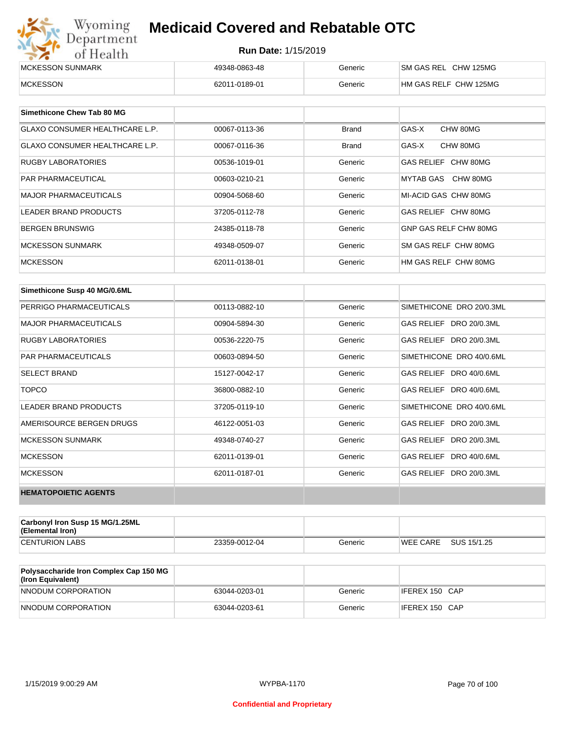| | | | |
|---|---|---|---|
| MCKESSON SUNMARK | 49348-0863-48 | Generic | SM GAS REL CHW 125MG |
| MCKESSON | 62011-0189-01 | Generic | HM GAS RELF CHW 125MG |

| Simethicone Chew Tab 80 MG | | | |
|---|---|---|---|
| GLAXO CONSUMER HEALTHCARE L.P. | 00067-0113-36 | Brand | GAS-X CHW 80MG |
| GLAXO CONSUMER HEALTHCARE L.P. | 00067-0116-36 | Brand | GAS-X CHW 80MG |
| RUGBY LABORATORIES | 00536-1019-01 | Generic | GAS RELIEF CHW 80MG |
| PAR PHARMACEUTICAL | 00603-0210-21 | Generic | MYTAB GAS CHW 80MG |
| MAJOR PHARMACEUTICALS | 00904-5068-60 | Generic | MI-ACID GAS CHW 80MG |
| LEADER BRAND PRODUCTS | 37205-0112-78 | Generic | GAS RELIEF CHW 80MG |
| BERGEN BRUNSWIG | 24385-0118-78 | Generic | GNP GAS RELF CHW 80MG |
| MCKESSON SUNMARK | 49348-0509-07 | Generic | SM GAS RELF CHW 80MG |
| MCKESSON | 62011-0138-01 | Generic | HM GAS RELF CHW 80MG |

| Simethicone Susp 40 MG/0.6ML | | | |
|---|---|---|---|
| PERRIGO PHARMACEUTICALS | 00113-0882-10 | Generic | SIMETHICONE DRO 20/0.3ML |
| MAJOR PHARMACEUTICALS | 00904-5894-30 | Generic | GAS RELIEF DRO 20/0.3ML |
| RUGBY LABORATORIES | 00536-2220-75 | Generic | GAS RELIEF DRO 20/0.3ML |
| PAR PHARMACEUTICALS | 00603-0894-50 | Generic | SIMETHICONE DRO 40/0.6ML |
| SELECT BRAND | 15127-0042-17 | Generic | GAS RELIEF DRO 40/0.6ML |
| TOPCO | 36800-0882-10 | Generic | GAS RELIEF DRO 40/0.6ML |
| LEADER BRAND PRODUCTS | 37205-0119-10 | Generic | SIMETHICONE DRO 40/0.6ML |
| AMERISOURCE BERGEN DRUGS | 46122-0051-03 | Generic | GAS RELIEF DRO 20/0.3ML |
| MCKESSON SUNMARK | 49348-0740-27 | Generic | GAS RELIEF DRO 20/0.3ML |
| MCKESSON | 62011-0139-01 | Generic | GAS RELIEF DRO 40/0.6ML |
| MCKESSON | 62011-0187-01 | Generic | GAS RELIEF DRO 20/0.3ML |
| **HEMATOPOIETIC AGENTS** | | | |

| Carbonyl Iron Susp 15 MG/1.25ML (Elemental Iron) | | | |
|---|---|---|---|
| CENTURION LABS | 23359-0012-04 | Generic | WEE CARE SUS 15/1.25 |

| Polysaccharide Iron Complex Cap 150 MG (Iron Equivalent) | | | |
|---|---|---|---|
| NNODUM CORPORATION | 63044-0203-01 | Generic | IFEREX 150 CAP |
| NNODUM CORPORATION | 63044-0203-61 | Generic | IFEREX 150 CAP |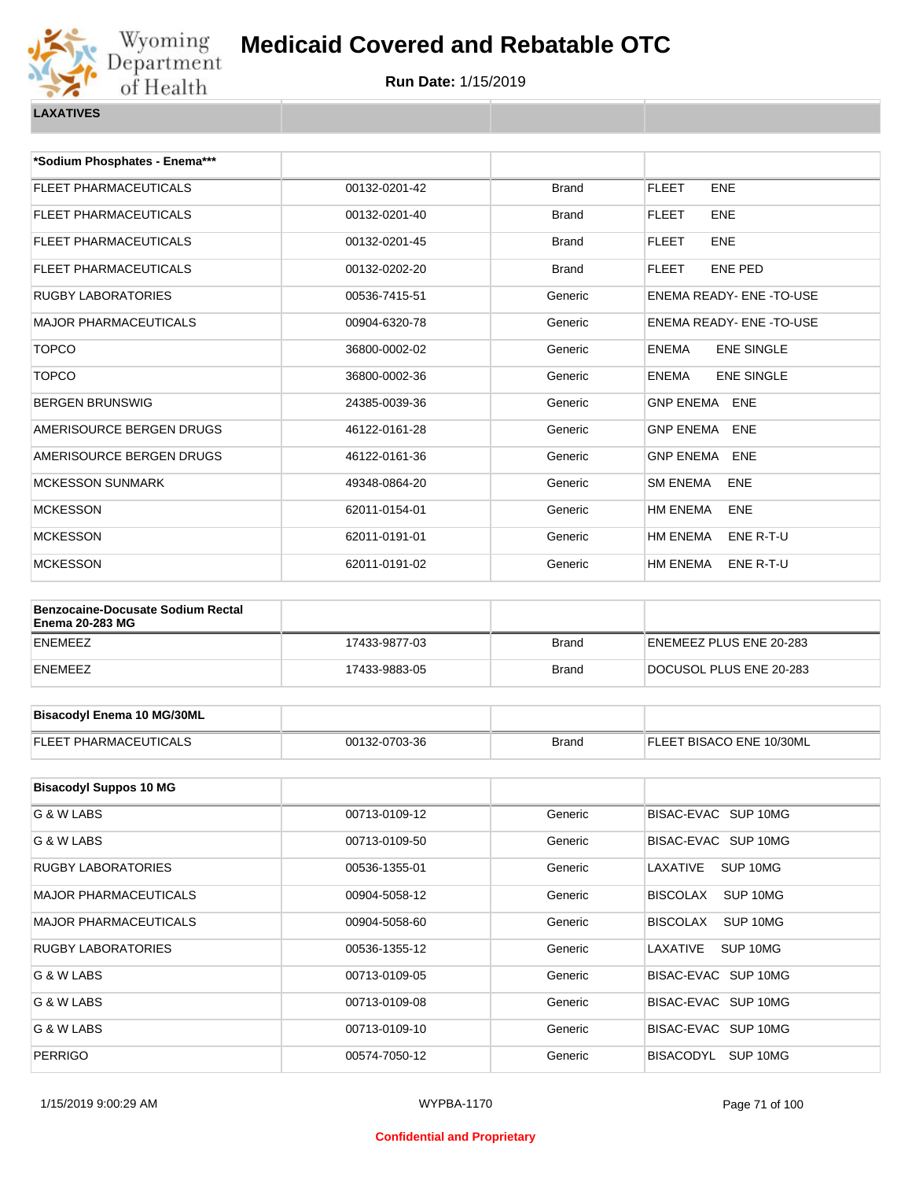# Medicaid Covered and Rebatable OTC

**Run Date:** 1/15/2019

**LAXATIVES**

| *Sodium Phosphates - Enema*** | | | |
|---|---|---|---|
| FLEET PHARMACEUTICALS | 00132-0201-42 | Brand | FLEET ENE |
| FLEET PHARMACEUTICALS | 00132-0201-40 | Brand | FLEET ENE |
| FLEET PHARMACEUTICALS | 00132-0201-45 | Brand | FLEET ENE |
| FLEET PHARMACEUTICALS | 00132-0202-20 | Brand | FLEET ENE PED |
| RUGBY LABORATORIES | 00536-7415-51 | Generic | ENEMA READY- ENE -TO-USE |
| MAJOR PHARMACEUTICALS | 00904-6320-78 | Generic | ENEMA READY- ENE -TO-USE |
| TOPCO | 36800-0002-02 | Generic | ENEMA ENE SINGLE |
| TOPCO | 36800-0002-36 | Generic | ENEMA ENE SINGLE |
| BERGEN BRUNSWIG | 24385-0039-36 | Generic | GNP ENEMA ENE |
| AMERISOURCE BERGEN DRUGS | 46122-0161-28 | Generic | GNP ENEMA ENE |
| AMERISOURCE BERGEN DRUGS | 46122-0161-36 | Generic | GNP ENEMA ENE |
| MCKESSON SUNMARK | 49348-0864-20 | Generic | SM ENEMA ENE |
| MCKESSON | 62011-0154-01 | Generic | HM ENEMA ENE |
| MCKESSON | 62011-0191-01 | Generic | HM ENEMA ENE R-T-U |
| MCKESSON | 62011-0191-02 | Generic | HM ENEMA ENE R-T-U |

| Benzocaine-Docusate Sodium Rectal Enema 20-283 MG | | | |
|---|---|---|---|
| ENEMEEZ | 17433-9877-03 | Brand | ENEMEEZ PLUS ENE 20-283 |
| ENEMEEZ | 17433-9883-05 | Brand | DOCUSOL PLUS ENE 20-283 |

| Bisacodyl Enema 10 MG/30ML | | | |
|---|---|---|---|
| FLEET PHARMACEUTICALS | 00132-0703-36 | Brand | FLEET BISACO ENE 10/30ML |

| Bisacodyl Suppos 10 MG | | | |
|---|---|---|---|
| G & W LABS | 00713-0109-12 | Generic | BISAC-EVAC SUP 10MG |
| G & W LABS | 00713-0109-50 | Generic | BISAC-EVAC SUP 10MG |
| RUGBY LABORATORIES | 00536-1355-01 | Generic | LAXATIVE SUP 10MG |
| MAJOR PHARMACEUTICALS | 00904-5058-12 | Generic | BISCOLAX SUP 10MG |
| MAJOR PHARMACEUTICALS | 00904-5058-60 | Generic | BISCOLAX SUP 10MG |
| RUGBY LABORATORIES | 00536-1355-12 | Generic | LAXATIVE SUP 10MG |
| G & W LABS | 00713-0109-05 | Generic | BISAC-EVAC SUP 10MG |
| G & W LABS | 00713-0109-08 | Generic | BISAC-EVAC SUP 10MG |
| G & W LABS | 00713-0109-10 | Generic | BISAC-EVAC SUP 10MG |
| PERRIGO | 00574-7050-12 | Generic | BISACODYL SUP 10MG |

1/15/2019 9:00:29 AM WYPBA-1170

Confidential and Proprietary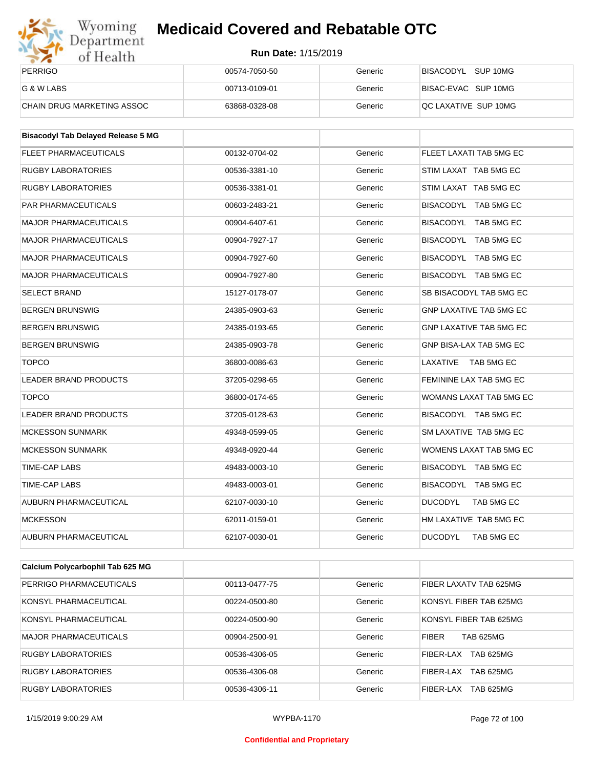| | | | |
|---|---|---|---|
| PERRIGO | 00574-7050-50 | Generic | BISACODYL SUP 10MG |
| G & W LABS | 00713-0109-01 | Generic | BISAC-EVAC SUP 10MG |
| CHAIN DRUG MARKETING ASSOC | 63868-0328-08 | Generic | QC LAXATIVE SUP 10MG |

| **Bisacodyl Tab Delayed Release 5 MG** | | | |
|---|---|---|---|
| FLEET PHARMACEUTICALS | 00132-0704-02 | Generic | FLEET LAXATI TAB 5MG EC |
| RUGBY LABORATORIES | 00536-3381-10 | Generic | STIM LAXAT TAB 5MG EC |
| RUGBY LABORATORIES | 00536-3381-01 | Generic | STIM LAXAT TAB 5MG EC |
| PAR PHARMACEUTICALS | 00603-2483-21 | Generic | BISACODYL TAB 5MG EC |
| MAJOR PHARMACEUTICALS | 00904-6407-61 | Generic | BISACODYL TAB 5MG EC |
| MAJOR PHARMACEUTICALS | 00904-7927-17 | Generic | BISACODYL TAB 5MG EC |
| MAJOR PHARMACEUTICALS | 00904-7927-60 | Generic | BISACODYL TAB 5MG EC |
| MAJOR PHARMACEUTICALS | 00904-7927-80 | Generic | BISACODYL TAB 5MG EC |
| SELECT BRAND | 15127-0178-07 | Generic | SB BISACODYL TAB 5MG EC |
| BERGEN BRUNSWIG | 24385-0903-63 | Generic | GNP LAXATIVE TAB 5MG EC |
| BERGEN BRUNSWIG | 24385-0193-65 | Generic | GNP LAXATIVE TAB 5MG EC |
| BERGEN BRUNSWIG | 24385-0903-78 | Generic | GNP BISA-LAX TAB 5MG EC |
| TOPCO | 36800-0086-63 | Generic | LAXATIVE TAB 5MG EC |
| LEADER BRAND PRODUCTS | 37205-0298-65 | Generic | FEMININE LAX TAB 5MG EC |
| TOPCO | 36800-0174-65 | Generic | WOMANS LAXAT TAB 5MG EC |
| LEADER BRAND PRODUCTS | 37205-0128-63 | Generic | BISACODYL TAB 5MG EC |
| MCKESSON SUNMARK | 49348-0599-05 | Generic | SM LAXATIVE TAB 5MG EC |
| MCKESSON SUNMARK | 49348-0920-44 | Generic | WOMENS LAXAT TAB 5MG EC |
| TIME-CAP LABS | 49483-0003-10 | Generic | BISACODYL TAB 5MG EC |
| TIME-CAP LABS | 49483-0003-01 | Generic | BISACODYL TAB 5MG EC |
| AUBURN PHARMACEUTICAL | 62107-0030-10 | Generic | DUCODYL TAB 5MG EC |
| MCKESSON | 62011-0159-01 | Generic | HM LAXATIVE TAB 5MG EC |
| AUBURN PHARMACEUTICAL | 62107-0030-01 | Generic | DUCODYL TAB 5MG EC |

| **Calcium Polycarbophil Tab 625 MG** | | | |
|---|---|---|---|
| PERRIGO PHARMACEUTICALS | 00113-0477-75 | Generic | FIBER LAXATV TAB 625MG |
| KONSYL PHARMACEUTICAL | 00224-0500-80 | Generic | KONSYL FIBER TAB 625MG |
| KONSYL PHARMACEUTICAL | 00224-0500-90 | Generic | KONSYL FIBER TAB 625MG |
| MAJOR PHARMACEUTICALS | 00904-2500-91 | Generic | FIBER TAB 625MG |
| RUGBY LABORATORIES | 00536-4306-05 | Generic | FIBER-LAX TAB 625MG |
| RUGBY LABORATORIES | 00536-4306-08 | Generic | FIBER-LAX TAB 625MG |
| RUGBY LABORATORIES | 00536-4306-11 | Generic | FIBER-LAX TAB 625MG |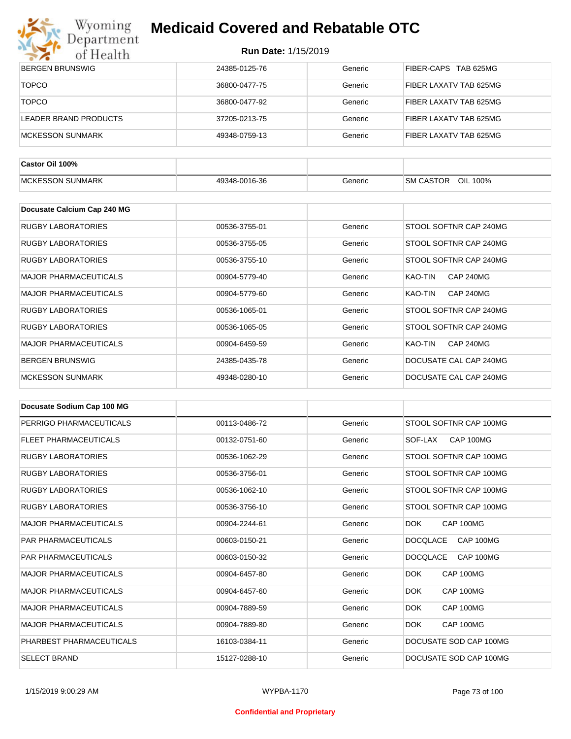# Medicaid Covered and Rebatable OTC

**Run Date:** 1/15/2019

| | | | |
|---|---|---|---|
| BERGEN BRUNSWIG | 24385-0125-76 | Generic | FIBER-CAPS TAB 625MG |
| TOPCO | 36800-0477-75 | Generic | FIBER LAXATV TAB 625MG |
| TOPCO | 36800-0477-92 | Generic | FIBER LAXATV TAB 625MG |
| LEADER BRAND PRODUCTS | 37205-0213-75 | Generic | FIBER LAXATV TAB 625MG |
| MCKESSON SUNMARK | 49348-0759-13 | Generic | FIBER LAXATV TAB 625MG |

| **Castor Oil 100%** | | | |
|---|---|---|---|
| MCKESSON SUNMARK | 49348-0016-36 | Generic | SM CASTOR OIL 100% |

| **Docusate Calcium Cap 240 MG** | | | |
|---|---|---|---|
| RUGBY LABORATORIES | 00536-3755-01 | Generic | STOOL SOFTNR CAP 240MG |
| RUGBY LABORATORIES | 00536-3755-05 | Generic | STOOL SOFTNR CAP 240MG |
| RUGBY LABORATORIES | 00536-3755-10 | Generic | STOOL SOFTNR CAP 240MG |
| MAJOR PHARMACEUTICALS | 00904-5779-40 | Generic | KAO-TIN CAP 240MG |
| MAJOR PHARMACEUTICALS | 00904-5779-60 | Generic | KAO-TIN CAP 240MG |
| RUGBY LABORATORIES | 00536-1065-01 | Generic | STOOL SOFTNR CAP 240MG |
| RUGBY LABORATORIES | 00536-1065-05 | Generic | STOOL SOFTNR CAP 240MG |
| MAJOR PHARMACEUTICALS | 00904-6459-59 | Generic | KAO-TIN CAP 240MG |
| BERGEN BRUNSWIG | 24385-0435-78 | Generic | DOCUSATE CAL CAP 240MG |
| MCKESSON SUNMARK | 49348-0280-10 | Generic | DOCUSATE CAL CAP 240MG |

| **Docusate Sodium Cap 100 MG** | | | |
|---|---|---|---|
| PERRIGO PHARMACEUTICALS | 00113-0486-72 | Generic | STOOL SOFTNR CAP 100MG |
| FLEET PHARMACEUTICALS | 00132-0751-60 | Generic | SOF-LAX CAP 100MG |
| RUGBY LABORATORIES | 00536-1062-29 | Generic | STOOL SOFTNR CAP 100MG |
| RUGBY LABORATORIES | 00536-3756-01 | Generic | STOOL SOFTNR CAP 100MG |
| RUGBY LABORATORIES | 00536-1062-10 | Generic | STOOL SOFTNR CAP 100MG |
| RUGBY LABORATORIES | 00536-3756-10 | Generic | STOOL SOFTNR CAP 100MG |
| MAJOR PHARMACEUTICALS | 00904-2244-61 | Generic | DOK CAP 100MG |
| PAR PHARMACEUTICALS | 00603-0150-21 | Generic | DOCQLACE CAP 100MG |
| PAR PHARMACEUTICALS | 00603-0150-32 | Generic | DOCQLACE CAP 100MG |
| MAJOR PHARMACEUTICALS | 00904-6457-80 | Generic | DOK CAP 100MG |
| MAJOR PHARMACEUTICALS | 00904-6457-60 | Generic | DOK CAP 100MG |
| MAJOR PHARMACEUTICALS | 00904-7889-59 | Generic | DOK CAP 100MG |
| MAJOR PHARMACEUTICALS | 00904-7889-80 | Generic | DOK CAP 100MG |
| PHARBEST PHARMACEUTICALS | 16103-0384-11 | Generic | DOCUSATE SOD CAP 100MG |
| SELECT BRAND | 15127-0288-10 | Generic | DOCUSATE SOD CAP 100MG |

Confidential and Proprietary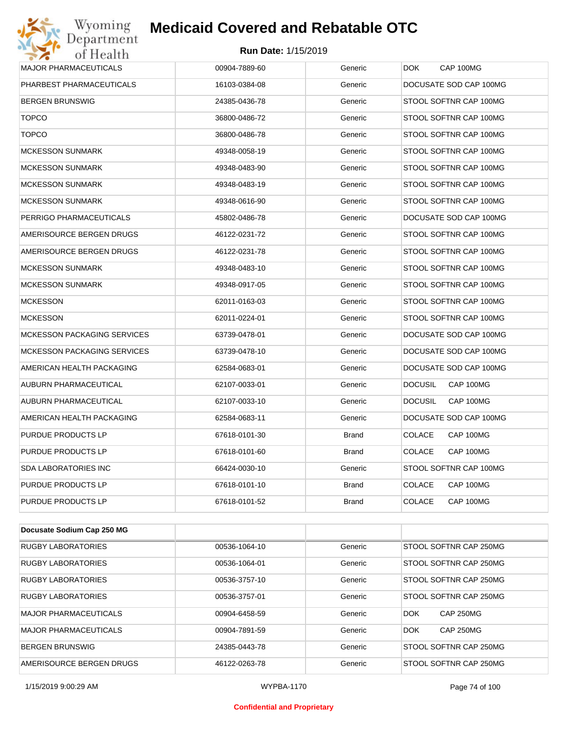| | | | |
|---|---|---|---|
| MAJOR PHARMACEUTICALS | 00904-7889-60 | Generic | DOK CAP 100MG |
| PHARBEST PHARMACEUTICALS | 16103-0384-08 | Generic | DOCUSATE SOD CAP 100MG |
| BERGEN BRUNSWIG | 24385-0436-78 | Generic | STOOL SOFTNR CAP 100MG |
| TOPCO | 36800-0486-72 | Generic | STOOL SOFTNR CAP 100MG |
| TOPCO | 36800-0486-78 | Generic | STOOL SOFTNR CAP 100MG |
| MCKESSON SUNMARK | 49348-0058-19 | Generic | STOOL SOFTNR CAP 100MG |
| MCKESSON SUNMARK | 49348-0483-90 | Generic | STOOL SOFTNR CAP 100MG |
| MCKESSON SUNMARK | 49348-0483-19 | Generic | STOOL SOFTNR CAP 100MG |
| MCKESSON SUNMARK | 49348-0616-90 | Generic | STOOL SOFTNR CAP 100MG |
| PERRIGO PHARMACEUTICALS | 45802-0486-78 | Generic | DOCUSATE SOD CAP 100MG |
| AMERISOURCE BERGEN DRUGS | 46122-0231-72 | Generic | STOOL SOFTNR CAP 100MG |
| AMERISOURCE BERGEN DRUGS | 46122-0231-78 | Generic | STOOL SOFTNR CAP 100MG |
| MCKESSON SUNMARK | 49348-0483-10 | Generic | STOOL SOFTNR CAP 100MG |
| MCKESSON SUNMARK | 49348-0917-05 | Generic | STOOL SOFTNR CAP 100MG |
| MCKESSON | 62011-0163-03 | Generic | STOOL SOFTNR CAP 100MG |
| MCKESSON | 62011-0224-01 | Generic | STOOL SOFTNR CAP 100MG |
| MCKESSON PACKAGING SERVICES | 63739-0478-01 | Generic | DOCUSATE SOD CAP 100MG |
| MCKESSON PACKAGING SERVICES | 63739-0478-10 | Generic | DOCUSATE SOD CAP 100MG |
| AMERICAN HEALTH PACKAGING | 62584-0683-01 | Generic | DOCUSATE SOD CAP 100MG |
| AUBURN PHARMACEUTICAL | 62107-0033-01 | Generic | DOCUSIL CAP 100MG |
| AUBURN PHARMACEUTICAL | 62107-0033-10 | Generic | DOCUSIL CAP 100MG |
| AMERICAN HEALTH PACKAGING | 62584-0683-11 | Generic | DOCUSATE SOD CAP 100MG |
| PURDUE PRODUCTS LP | 67618-0101-30 | Brand | COLACE CAP 100MG |
| PURDUE PRODUCTS LP | 67618-0101-60 | Brand | COLACE CAP 100MG |
| SDA LABORATORIES INC | 66424-0030-10 | Generic | STOOL SOFTNR CAP 100MG |
| PURDUE PRODUCTS LP | 67618-0101-10 | Brand | COLACE CAP 100MG |
| PURDUE PRODUCTS LP | 67618-0101-52 | Brand | COLACE CAP 100MG |

| **Docusate Sodium Cap 250 MG** | | | |
|---|---|---|---|
| RUGBY LABORATORIES | 00536-1064-10 | Generic | STOOL SOFTNR CAP 250MG |
| RUGBY LABORATORIES | 00536-1064-01 | Generic | STOOL SOFTNR CAP 250MG |
| RUGBY LABORATORIES | 00536-3757-10 | Generic | STOOL SOFTNR CAP 250MG |
| RUGBY LABORATORIES | 00536-3757-01 | Generic | STOOL SOFTNR CAP 250MG |
| MAJOR PHARMACEUTICALS | 00904-6458-59 | Generic | DOK CAP 250MG |
| MAJOR PHARMACEUTICALS | 00904-7891-59 | Generic | DOK CAP 250MG |
| BERGEN BRUNSWIG | 24385-0443-78 | Generic | STOOL SOFTNR CAP 250MG |
| AMERISOURCE BERGEN DRUGS | 46122-0263-78 | Generic | STOOL SOFTNR CAP 250MG |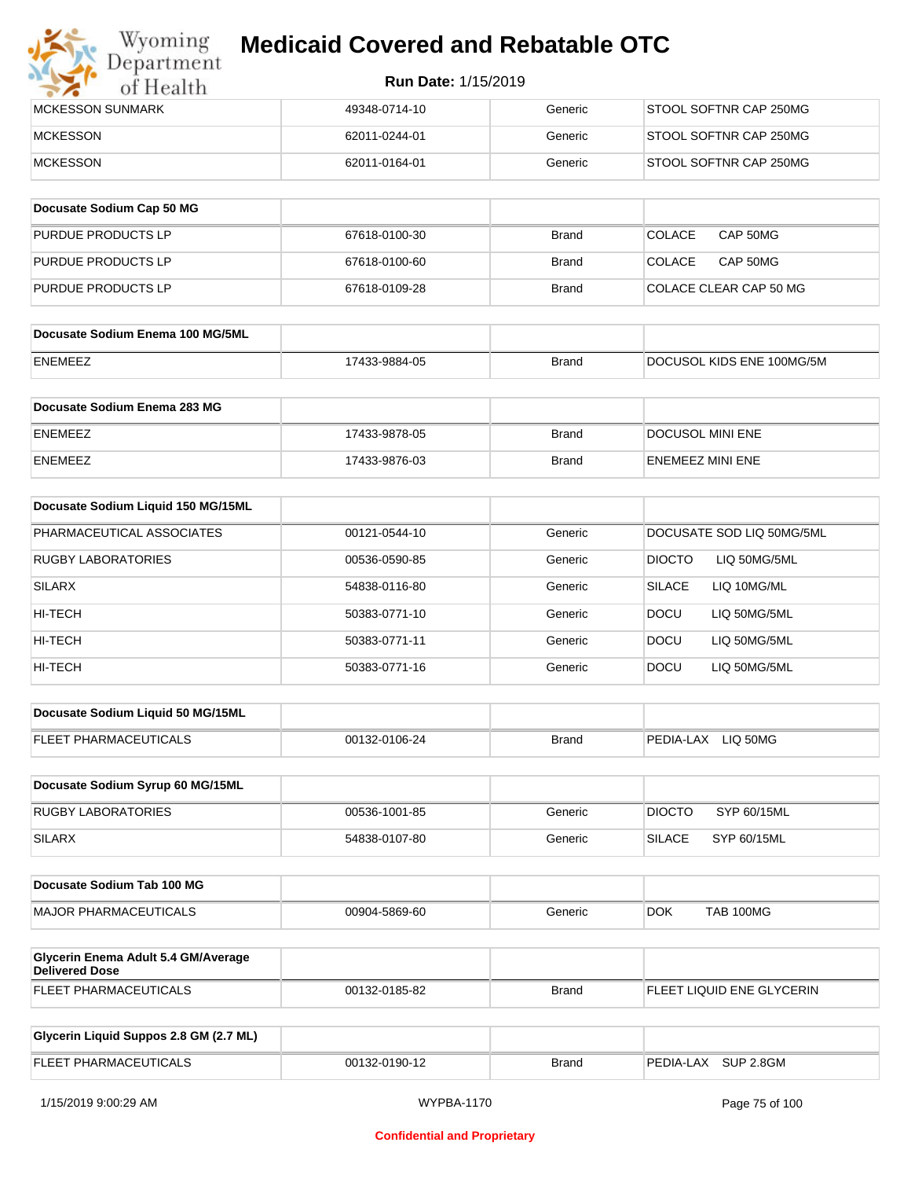# Medicaid Covered and Rebatable OTC

**Run Date:** 1/15/2019

| | | | |
|---|---|---|---|
| MCKESSON SUNMARK | 49348-0714-10 | Generic | STOOL SOFTNR CAP 250MG |
| MCKESSON | 62011-0244-01 | Generic | STOOL SOFTNR CAP 250MG |
| MCKESSON | 62011-0164-01 | Generic | STOOL SOFTNR CAP 250MG |

| **Docusate Sodium Cap 50 MG** | | | |
|---|---|---|---|
| PURDUE PRODUCTS LP | 67618-0100-30 | Brand | COLACE CAP 50MG |
| PURDUE PRODUCTS LP | 67618-0100-60 | Brand | COLACE CAP 50MG |
| PURDUE PRODUCTS LP | 67618-0109-28 | Brand | COLACE CLEAR CAP 50 MG |

| **Docusate Sodium Enema 100 MG/5ML** | | | |
|---|---|---|---|
| ENEMEEZ | 17433-9884-05 | Brand | DOCUSOL KIDS ENE 100MG/5M |

| **Docusate Sodium Enema 283 MG** | | | |
|---|---|---|---|
| ENEMEEZ | 17433-9878-05 | Brand | DOCUSOL MINI ENE |
| ENEMEEZ | 17433-9876-03 | Brand | ENEMEEZ MINI ENE |

| **Docusate Sodium Liquid 150 MG/15ML** | | | |
|---|---|---|---|
| PHARMACEUTICAL ASSOCIATES | 00121-0544-10 | Generic | DOCUSATE SOD LIQ 50MG/5ML |
| RUGBY LABORATORIES | 00536-0590-85 | Generic | DIOCTO LIQ 50MG/5ML |
| SILARX | 54838-0116-80 | Generic | SILACE LIQ 10MG/ML |
| HI-TECH | 50383-0771-10 | Generic | DOCU LIQ 50MG/5ML |
| HI-TECH | 50383-0771-11 | Generic | DOCU LIQ 50MG/5ML |
| HI-TECH | 50383-0771-16 | Generic | DOCU LIQ 50MG/5ML |

| **Docusate Sodium Liquid 50 MG/15ML** | | | |
|---|---|---|---|
| FLEET PHARMACEUTICALS | 00132-0106-24 | Brand | PEDIA-LAX LIQ 50MG |

| **Docusate Sodium Syrup 60 MG/15ML** | | | |
|---|---|---|---|
| RUGBY LABORATORIES | 00536-1001-85 | Generic | DIOCTO SYP 60/15ML |
| SILARX | 54838-0107-80 | Generic | SILACE SYP 60/15ML |

| **Docusate Sodium Tab 100 MG** | | | |
|---|---|---|---|
| MAJOR PHARMACEUTICALS | 00904-5869-60 | Generic | DOK TAB 100MG |

| **Glycerin Enema Adult 5.4 GM/Average Delivered Dose** | | | |
|---|---|---|---|
| FLEET PHARMACEUTICALS | 00132-0185-82 | Brand | FLEET LIQUID ENE GLYCERIN |

| **Glycerin Liquid Suppos 2.8 GM (2.7 ML)** | | | |
|---|---|---|---|
| FLEET PHARMACEUTICALS | 00132-0190-12 | Brand | PEDIA-LAX SUP 2.8GM |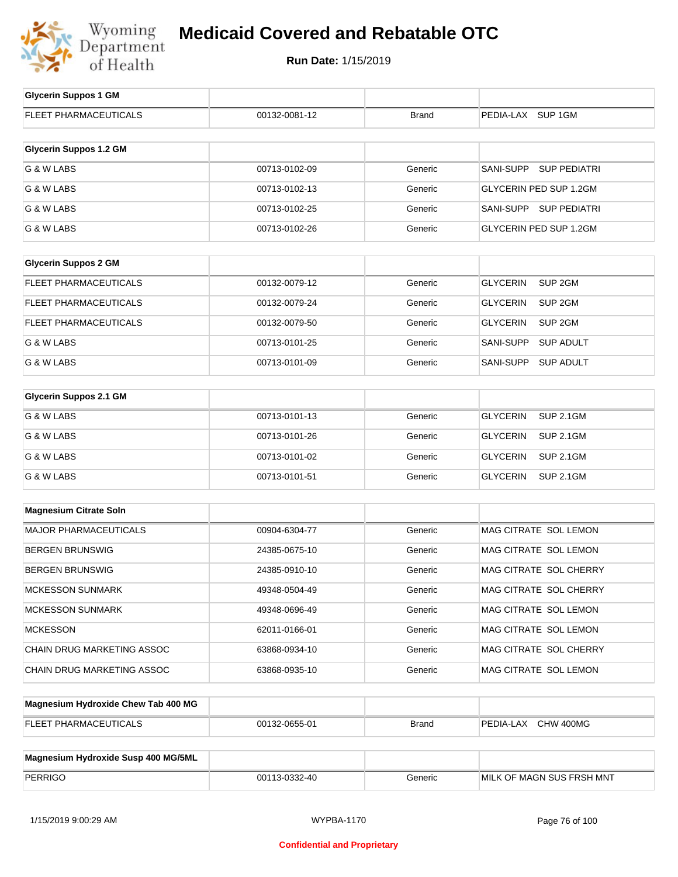# Medicaid Covered and Rebatable OTC

**Run Date:** 1/15/2019

| Glycerin Suppos 1 GM | | | |
|---|---|---|---|
| FLEET PHARMACEUTICALS | 00132-0081-12 | Brand | PEDIA-LAX SUP 1GM |

| Glycerin Suppos 1.2 GM | | | |
|---|---|---|---|
| G & W LABS | 00713-0102-09 | Generic | SANI-SUPP SUP PEDIATRI |
| G & W LABS | 00713-0102-13 | Generic | GLYCERIN PED SUP 1.2GM |
| G & W LABS | 00713-0102-25 | Generic | SANI-SUPP SUP PEDIATRI |
| G & W LABS | 00713-0102-26 | Generic | GLYCERIN PED SUP 1.2GM |

| Glycerin Suppos 2 GM | | | |
|---|---|---|---|
| FLEET PHARMACEUTICALS | 00132-0079-12 | Generic | GLYCERIN SUP 2GM |
| FLEET PHARMACEUTICALS | 00132-0079-24 | Generic | GLYCERIN SUP 2GM |
| FLEET PHARMACEUTICALS | 00132-0079-50 | Generic | GLYCERIN SUP 2GM |
| G & W LABS | 00713-0101-25 | Generic | SANI-SUPP SUP ADULT |
| G & W LABS | 00713-0101-09 | Generic | SANI-SUPP SUP ADULT |

| Glycerin Suppos 2.1 GM | | | |
|---|---|---|---|
| G & W LABS | 00713-0101-13 | Generic | GLYCERIN SUP 2.1GM |
| G & W LABS | 00713-0101-26 | Generic | GLYCERIN SUP 2.1GM |
| G & W LABS | 00713-0101-02 | Generic | GLYCERIN SUP 2.1GM |
| G & W LABS | 00713-0101-51 | Generic | GLYCERIN SUP 2.1GM |

| Magnesium Citrate Soln | | | |
|---|---|---|---|
| MAJOR PHARMACEUTICALS | 00904-6304-77 | Generic | MAG CITRATE SOL LEMON |
| BERGEN BRUNSWIG | 24385-0675-10 | Generic | MAG CITRATE SOL LEMON |
| BERGEN BRUNSWIG | 24385-0910-10 | Generic | MAG CITRATE SOL CHERRY |
| MCKESSON SUNMARK | 49348-0504-49 | Generic | MAG CITRATE SOL CHERRY |
| MCKESSON SUNMARK | 49348-0696-49 | Generic | MAG CITRATE SOL LEMON |
| MCKESSON | 62011-0166-01 | Generic | MAG CITRATE SOL LEMON |
| CHAIN DRUG MARKETING ASSOC | 63868-0934-10 | Generic | MAG CITRATE SOL CHERRY |
| CHAIN DRUG MARKETING ASSOC | 63868-0935-10 | Generic | MAG CITRATE SOL LEMON |

| Magnesium Hydroxide Chew Tab 400 MG | | | |
|---|---|---|---|
| FLEET PHARMACEUTICALS | 00132-0655-01 | Brand | PEDIA-LAX CHW 400MG |

| Magnesium Hydroxide Susp 400 MG/5ML | | | |
|---|---|---|---|
| PERRIGO | 00113-0332-40 | Generic | MILK OF MAGN SUS FRSH MNT |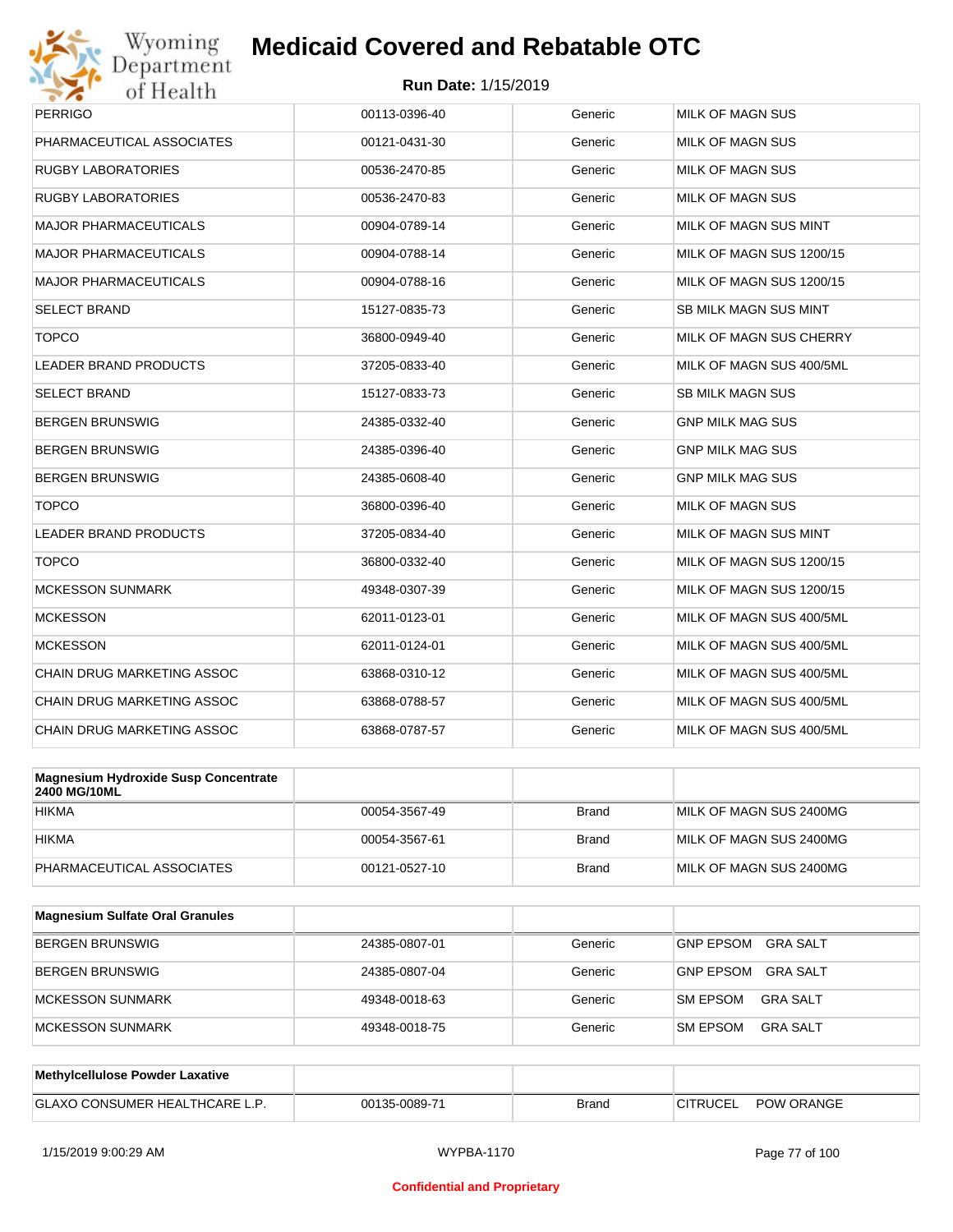| | | | |
|---|---|---|---|
| PERRIGO | 00113-0396-40 | Generic | MILK OF MAGN SUS |
| PHARMACEUTICAL ASSOCIATES | 00121-0431-30 | Generic | MILK OF MAGN SUS |
| RUGBY LABORATORIES | 00536-2470-85 | Generic | MILK OF MAGN SUS |
| RUGBY LABORATORIES | 00536-2470-83 | Generic | MILK OF MAGN SUS |
| MAJOR PHARMACEUTICALS | 00904-0789-14 | Generic | MILK OF MAGN SUS MINT |
| MAJOR PHARMACEUTICALS | 00904-0788-14 | Generic | MILK OF MAGN SUS 1200/15 |
| MAJOR PHARMACEUTICALS | 00904-0788-16 | Generic | MILK OF MAGN SUS 1200/15 |
| SELECT BRAND | 15127-0835-73 | Generic | SB MILK MAGN SUS MINT |
| TOPCO | 36800-0949-40 | Generic | MILK OF MAGN SUS CHERRY |
| LEADER BRAND PRODUCTS | 37205-0833-40 | Generic | MILK OF MAGN SUS 400/5ML |
| SELECT BRAND | 15127-0833-73 | Generic | SB MILK MAGN SUS |
| BERGEN BRUNSWIG | 24385-0332-40 | Generic | GNP MILK MAG SUS |
| BERGEN BRUNSWIG | 24385-0396-40 | Generic | GNP MILK MAG SUS |
| BERGEN BRUNSWIG | 24385-0608-40 | Generic | GNP MILK MAG SUS |
| TOPCO | 36800-0396-40 | Generic | MILK OF MAGN SUS |
| LEADER BRAND PRODUCTS | 37205-0834-40 | Generic | MILK OF MAGN SUS MINT |
| TOPCO | 36800-0332-40 | Generic | MILK OF MAGN SUS 1200/15 |
| MCKESSON SUNMARK | 49348-0307-39 | Generic | MILK OF MAGN SUS 1200/15 |
| MCKESSON | 62011-0123-01 | Generic | MILK OF MAGN SUS 400/5ML |
| MCKESSON | 62011-0124-01 | Generic | MILK OF MAGN SUS 400/5ML |
| CHAIN DRUG MARKETING ASSOC | 63868-0310-12 | Generic | MILK OF MAGN SUS 400/5ML |
| CHAIN DRUG MARKETING ASSOC | 63868-0788-57 | Generic | MILK OF MAGN SUS 400/5ML |
| CHAIN DRUG MARKETING ASSOC | 63868-0787-57 | Generic | MILK OF MAGN SUS 400/5ML |

| **Magnesium Hydroxide Susp Concentrate 2400 MG/10ML** | | | |
|---|---|---|---|
| HIKMA | 00054-3567-49 | Brand | MILK OF MAGN SUS 2400MG |
| HIKMA | 00054-3567-61 | Brand | MILK OF MAGN SUS 2400MG |
| PHARMACEUTICAL ASSOCIATES | 00121-0527-10 | Brand | MILK OF MAGN SUS 2400MG |

| **Magnesium Sulfate Oral Granules** | | | |
|---|---|---|---|
| BERGEN BRUNSWIG | 24385-0807-01 | Generic | GNP EPSOM GRA SALT |
| BERGEN BRUNSWIG | 24385-0807-04 | Generic | GNP EPSOM GRA SALT |
| MCKESSON SUNMARK | 49348-0018-63 | Generic | SM EPSOM GRA SALT |
| MCKESSON SUNMARK | 49348-0018-75 | Generic | SM EPSOM GRA SALT |

| **Methylcellulose Powder Laxative** | | | |
|---|---|---|---|
| GLAXO CONSUMER HEALTHCARE L.P. | 00135-0089-71 | Brand | CITRUCEL POW ORANGE |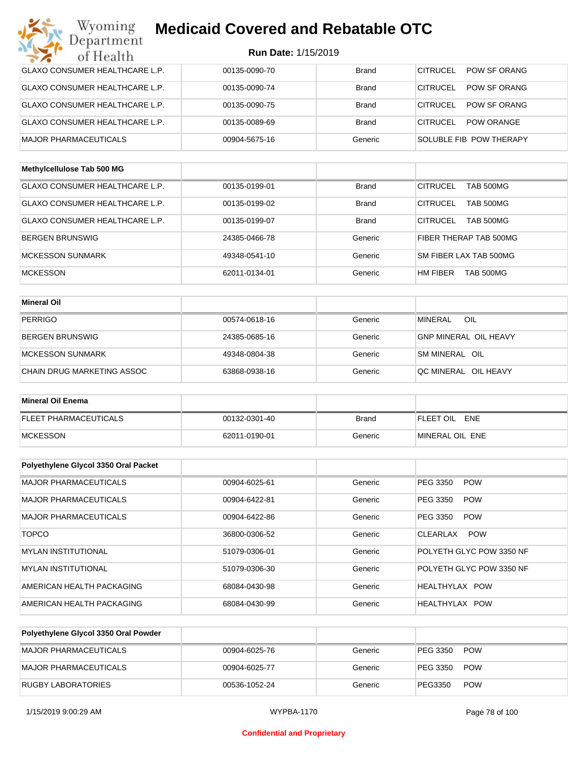| | | | |
|---|---|---|---|
| GLAXO CONSUMER HEALTHCARE L.P. | 00135-0090-70 | Brand | CITRUCEL POW SF ORANG |
| GLAXO CONSUMER HEALTHCARE L.P. | 00135-0090-74 | Brand | CITRUCEL POW SF ORANG |
| GLAXO CONSUMER HEALTHCARE L.P. | 00135-0090-75 | Brand | CITRUCEL POW SF ORANG |
| GLAXO CONSUMER HEALTHCARE L.P. | 00135-0089-69 | Brand | CITRUCEL POW ORANGE |
| MAJOR PHARMACEUTICALS | 00904-5675-16 | Generic | SOLUBLE FIB POW THERAPY |

| Methylcellulose Tab 500 MG | | | |
|---|---|---|---|
| GLAXO CONSUMER HEALTHCARE L.P. | 00135-0199-01 | Brand | CITRUCEL TAB 500MG |
| GLAXO CONSUMER HEALTHCARE L.P. | 00135-0199-02 | Brand | CITRUCEL TAB 500MG |
| GLAXO CONSUMER HEALTHCARE L.P. | 00135-0199-07 | Brand | CITRUCEL TAB 500MG |
| BERGEN BRUNSWIG | 24385-0466-78 | Generic | FIBER THERAP TAB 500MG |
| MCKESSON SUNMARK | 49348-0541-10 | Generic | SM FIBER LAX TAB 500MG |
| MCKESSON | 62011-0134-01 | Generic | HM FIBER TAB 500MG |

| Mineral Oil | | | |
|---|---|---|---|
| PERRIGO | 00574-0618-16 | Generic | MINERAL OIL |
| BERGEN BRUNSWIG | 24385-0685-16 | Generic | GNP MINERAL OIL HEAVY |
| MCKESSON SUNMARK | 49348-0804-38 | Generic | SM MINERAL OIL |
| CHAIN DRUG MARKETING ASSOC | 63868-0938-16 | Generic | QC MINERAL OIL HEAVY |

| Mineral Oil Enema | | | |
|---|---|---|---|
| FLEET PHARMACEUTICALS | 00132-0301-40 | Brand | FLEET OIL ENE |
| MCKESSON | 62011-0190-01 | Generic | MINERAL OIL ENE |

| Polyethylene Glycol 3350 Oral Packet | | | |
|---|---|---|---|
| MAJOR PHARMACEUTICALS | 00904-6025-61 | Generic | PEG 3350 POW |
| MAJOR PHARMACEUTICALS | 00904-6422-81 | Generic | PEG 3350 POW |
| MAJOR PHARMACEUTICALS | 00904-6422-86 | Generic | PEG 3350 POW |
| TOPCO | 36800-0306-52 | Generic | CLEARLAX POW |
| MYLAN INSTITUTIONAL | 51079-0306-01 | Generic | POLYETH GLYC POW 3350 NF |
| MYLAN INSTITUTIONAL | 51079-0306-30 | Generic | POLYETH GLYC POW 3350 NF |
| AMERICAN HEALTH PACKAGING | 68084-0430-98 | Generic | HEALTHYLAX POW |
| AMERICAN HEALTH PACKAGING | 68084-0430-99 | Generic | HEALTHYLAX POW |

| Polyethylene Glycol 3350 Oral Powder | | | |
|---|---|---|---|
| MAJOR PHARMACEUTICALS | 00904-6025-76 | Generic | PEG 3350 POW |
| MAJOR PHARMACEUTICALS | 00904-6025-77 | Generic | PEG 3350 POW |
| RUGBY LABORATORIES | 00536-1052-24 | Generic | PEG3350 POW |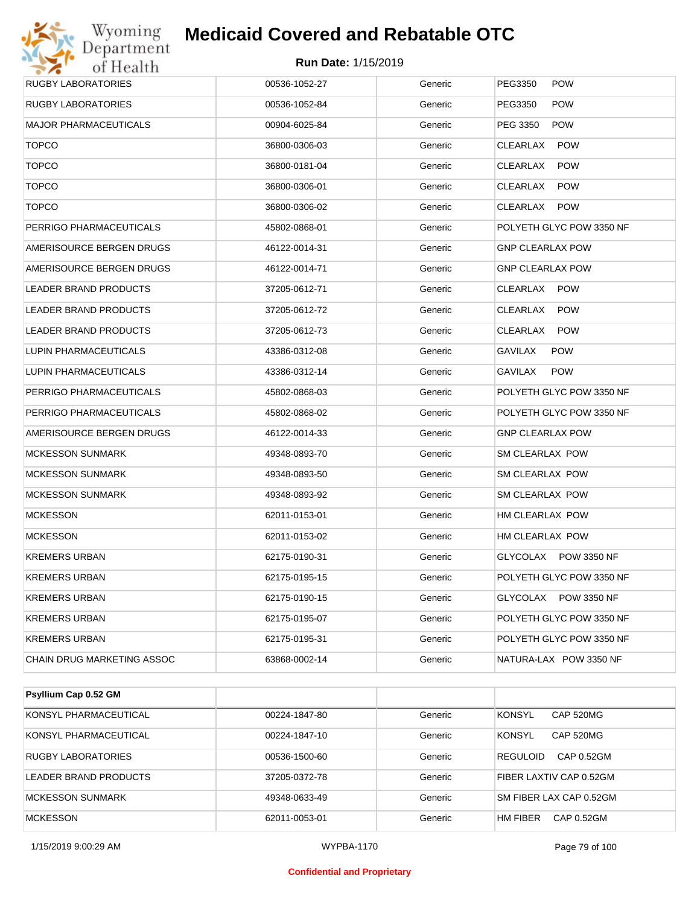# Medicaid Covered and Rebatable OTC

**Run Date:** 1/15/2019

| | | | |
|---|---|---|---|
| RUGBY LABORATORIES | 00536-1052-27 | Generic | PEG3350 POW |
| RUGBY LABORATORIES | 00536-1052-84 | Generic | PEG3350 POW |
| MAJOR PHARMACEUTICALS | 00904-6025-84 | Generic | PEG 3350 POW |
| TOPCO | 36800-0306-03 | Generic | CLEARLAX POW |
| TOPCO | 36800-0181-04 | Generic | CLEARLAX POW |
| TOPCO | 36800-0306-01 | Generic | CLEARLAX POW |
| TOPCO | 36800-0306-02 | Generic | CLEARLAX POW |
| PERRIGO PHARMACEUTICALS | 45802-0868-01 | Generic | POLYETH GLYC POW 3350 NF |
| AMERISOURCE BERGEN DRUGS | 46122-0014-31 | Generic | GNP CLEARLAX POW |
| AMERISOURCE BERGEN DRUGS | 46122-0014-71 | Generic | GNP CLEARLAX POW |
| LEADER BRAND PRODUCTS | 37205-0612-71 | Generic | CLEARLAX POW |
| LEADER BRAND PRODUCTS | 37205-0612-72 | Generic | CLEARLAX POW |
| LEADER BRAND PRODUCTS | 37205-0612-73 | Generic | CLEARLAX POW |
| LUPIN PHARMACEUTICALS | 43386-0312-08 | Generic | GAVILAX POW |
| LUPIN PHARMACEUTICALS | 43386-0312-14 | Generic | GAVILAX POW |
| PERRIGO PHARMACEUTICALS | 45802-0868-03 | Generic | POLYETH GLYC POW 3350 NF |
| PERRIGO PHARMACEUTICALS | 45802-0868-02 | Generic | POLYETH GLYC POW 3350 NF |
| AMERISOURCE BERGEN DRUGS | 46122-0014-33 | Generic | GNP CLEARLAX POW |
| MCKESSON SUNMARK | 49348-0893-70 | Generic | SM CLEARLAX POW |
| MCKESSON SUNMARK | 49348-0893-50 | Generic | SM CLEARLAX POW |
| MCKESSON SUNMARK | 49348-0893-92 | Generic | SM CLEARLAX POW |
| MCKESSON | 62011-0153-01 | Generic | HM CLEARLAX POW |
| MCKESSON | 62011-0153-02 | Generic | HM CLEARLAX POW |
| KREMERS URBAN | 62175-0190-31 | Generic | GLYCOLAX POW 3350 NF |
| KREMERS URBAN | 62175-0195-15 | Generic | POLYETH GLYC POW 3350 NF |
| KREMERS URBAN | 62175-0190-15 | Generic | GLYCOLAX POW 3350 NF |
| KREMERS URBAN | 62175-0195-07 | Generic | POLYETH GLYC POW 3350 NF |
| KREMERS URBAN | 62175-0195-31 | Generic | POLYETH GLYC POW 3350 NF |
| CHAIN DRUG MARKETING ASSOC | 63868-0002-14 | Generic | NATURA-LAX POW 3350 NF |

| **Psyllium Cap 0.52 GM** | | | |
|---|---|---|---|
| KONSYL PHARMACEUTICAL | 00224-1847-80 | Generic | KONSYL CAP 520MG |
| KONSYL PHARMACEUTICAL | 00224-1847-10 | Generic | KONSYL CAP 520MG |
| RUGBY LABORATORIES | 00536-1500-60 | Generic | REGULOID CAP 0.52GM |
| LEADER BRAND PRODUCTS | 37205-0372-78 | Generic | FIBER LAXTIV CAP 0.52GM |
| MCKESSON SUNMARK | 49348-0633-49 | Generic | SM FIBER LAX CAP 0.52GM |
| MCKESSON | 62011-0053-01 | Generic | HM FIBER CAP 0.52GM |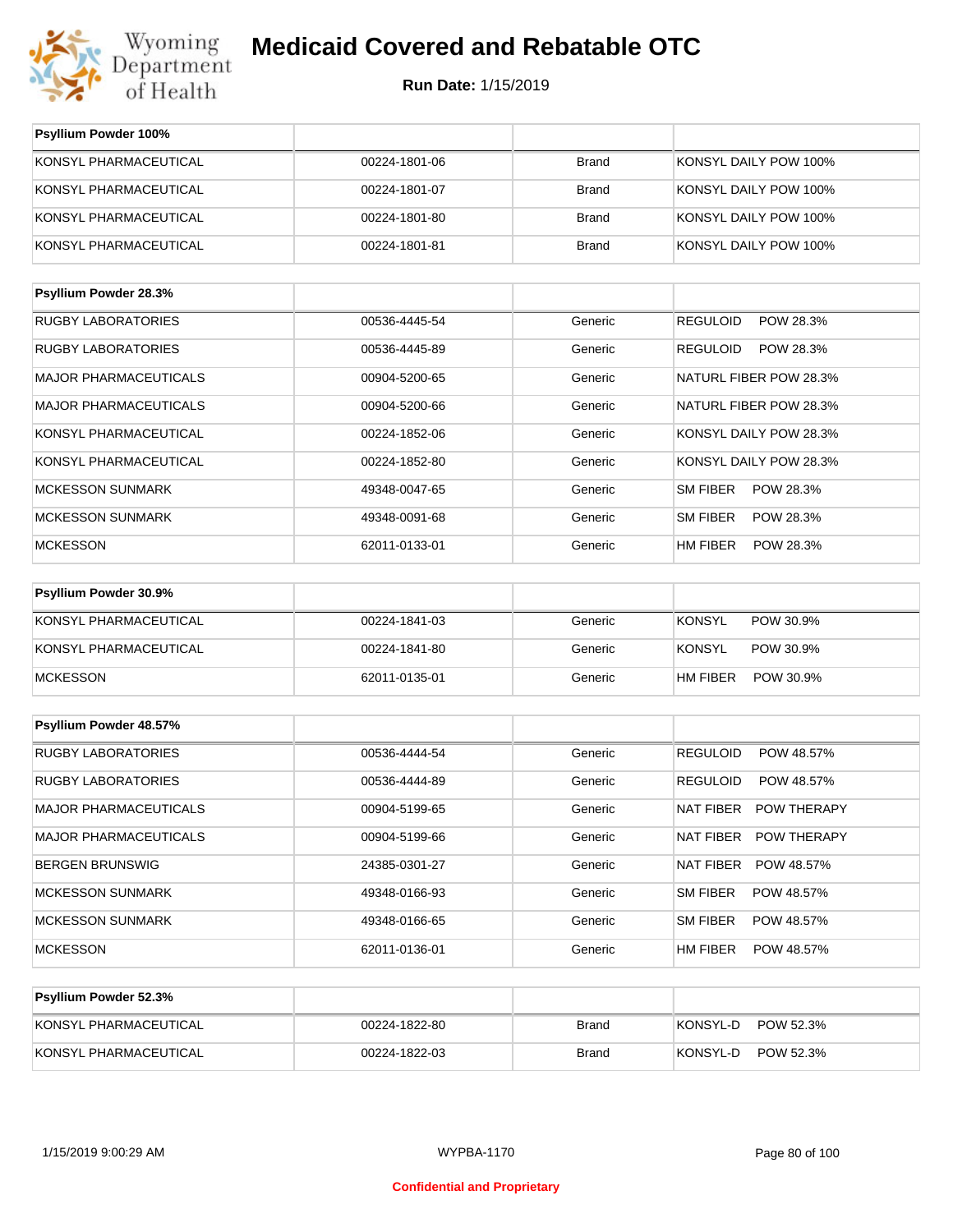# Medicaid Covered and Rebatable OTC

**Run Date:** 1/15/2019

| Psyllium Powder 100% | | | |
|---|---|---|---|
| KONSYL PHARMACEUTICAL | 00224-1801-06 | Brand | KONSYL DAILY POW 100% |
| KONSYL PHARMACEUTICAL | 00224-1801-07 | Brand | KONSYL DAILY POW 100% |
| KONSYL PHARMACEUTICAL | 00224-1801-80 | Brand | KONSYL DAILY POW 100% |
| KONSYL PHARMACEUTICAL | 00224-1801-81 | Brand | KONSYL DAILY POW 100% |

| Psyllium Powder 28.3% | | | |
|---|---|---|---|
| RUGBY LABORATORIES | 00536-4445-54 | Generic | REGULOID POW 28.3% |
| RUGBY LABORATORIES | 00536-4445-89 | Generic | REGULOID POW 28.3% |
| MAJOR PHARMACEUTICALS | 00904-5200-65 | Generic | NATURL FIBER POW 28.3% |
| MAJOR PHARMACEUTICALS | 00904-5200-66 | Generic | NATURL FIBER POW 28.3% |
| KONSYL PHARMACEUTICAL | 00224-1852-06 | Generic | KONSYL DAILY POW 28.3% |
| KONSYL PHARMACEUTICAL | 00224-1852-80 | Generic | KONSYL DAILY POW 28.3% |
| MCKESSON SUNMARK | 49348-0047-65 | Generic | SM FIBER POW 28.3% |
| MCKESSON SUNMARK | 49348-0091-68 | Generic | SM FIBER POW 28.3% |
| MCKESSON | 62011-0133-01 | Generic | HM FIBER POW 28.3% |

| Psyllium Powder 30.9% | | | |
|---|---|---|---|
| KONSYL PHARMACEUTICAL | 00224-1841-03 | Generic | KONSYL POW 30.9% |
| KONSYL PHARMACEUTICAL | 00224-1841-80 | Generic | KONSYL POW 30.9% |
| MCKESSON | 62011-0135-01 | Generic | HM FIBER POW 30.9% |

| Psyllium Powder 48.57% | | | |
|---|---|---|---|
| RUGBY LABORATORIES | 00536-4444-54 | Generic | REGULOID POW 48.57% |
| RUGBY LABORATORIES | 00536-4444-89 | Generic | REGULOID POW 48.57% |
| MAJOR PHARMACEUTICALS | 00904-5199-65 | Generic | NAT FIBER POW THERAPY |
| MAJOR PHARMACEUTICALS | 00904-5199-66 | Generic | NAT FIBER POW THERAPY |
| BERGEN BRUNSWIG | 24385-0301-27 | Generic | NAT FIBER POW 48.57% |
| MCKESSON SUNMARK | 49348-0166-93 | Generic | SM FIBER POW 48.57% |
| MCKESSON SUNMARK | 49348-0166-65 | Generic | SM FIBER POW 48.57% |
| MCKESSON | 62011-0136-01 | Generic | HM FIBER POW 48.57% |

| Psyllium Powder 52.3% | | | |
|---|---|---|---|
| KONSYL PHARMACEUTICAL | 00224-1822-80 | Brand | KONSYL-D POW 52.3% |
| KONSYL PHARMACEUTICAL | 00224-1822-03 | Brand | KONSYL-D POW 52.3% |

1/15/2019 9:00:29 AM WYPBA-1170

Confidential and Proprietary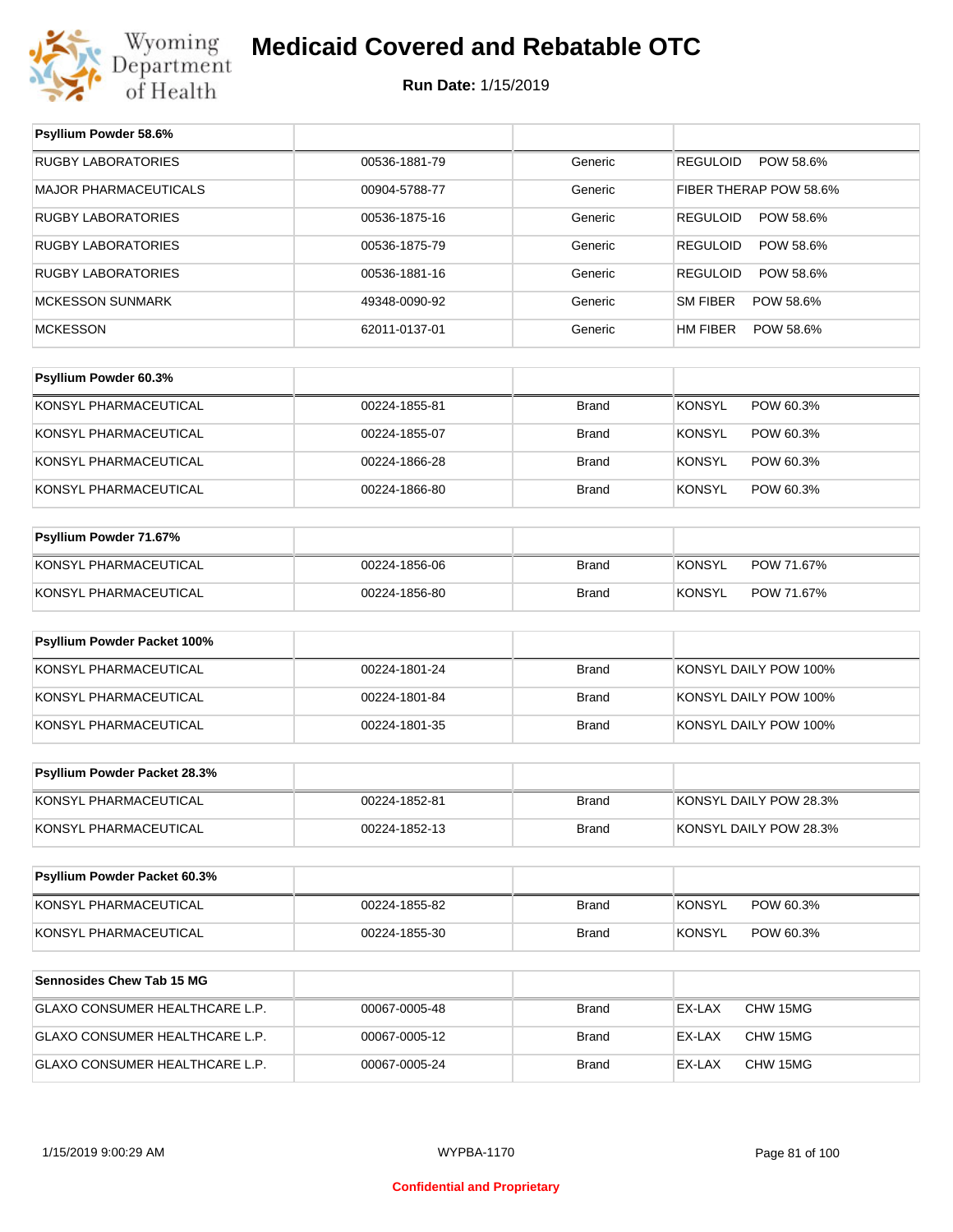# Medicaid Covered and Rebatable OTC

**Run Date:** 1/15/2019

| Psyllium Powder 58.6% | | | |
|---|---|---|---|
| RUGBY LABORATORIES | 00536-1881-79 | Generic | REGULOID POW 58.6% |
| MAJOR PHARMACEUTICALS | 00904-5788-77 | Generic | FIBER THERAP POW 58.6% |
| RUGBY LABORATORIES | 00536-1875-16 | Generic | REGULOID POW 58.6% |
| RUGBY LABORATORIES | 00536-1875-79 | Generic | REGULOID POW 58.6% |
| RUGBY LABORATORIES | 00536-1881-16 | Generic | REGULOID POW 58.6% |
| MCKESSON SUNMARK | 49348-0090-92 | Generic | SM FIBER POW 58.6% |
| MCKESSON | 62011-0137-01 | Generic | HM FIBER POW 58.6% |

| Psyllium Powder 60.3% | | | |
|---|---|---|---|
| KONSYL PHARMACEUTICAL | 00224-1855-81 | Brand | KONSYL POW 60.3% |
| KONSYL PHARMACEUTICAL | 00224-1855-07 | Brand | KONSYL POW 60.3% |
| KONSYL PHARMACEUTICAL | 00224-1866-28 | Brand | KONSYL POW 60.3% |
| KONSYL PHARMACEUTICAL | 00224-1866-80 | Brand | KONSYL POW 60.3% |

| Psyllium Powder 71.67% | | | |
|---|---|---|---|
| KONSYL PHARMACEUTICAL | 00224-1856-06 | Brand | KONSYL POW 71.67% |
| KONSYL PHARMACEUTICAL | 00224-1856-80 | Brand | KONSYL POW 71.67% |

| Psyllium Powder Packet 100% | | | |
|---|---|---|---|
| KONSYL PHARMACEUTICAL | 00224-1801-24 | Brand | KONSYL DAILY POW 100% |
| KONSYL PHARMACEUTICAL | 00224-1801-84 | Brand | KONSYL DAILY POW 100% |
| KONSYL PHARMACEUTICAL | 00224-1801-35 | Brand | KONSYL DAILY POW 100% |

| Psyllium Powder Packet 28.3% | | | |
|---|---|---|---|
| KONSYL PHARMACEUTICAL | 00224-1852-81 | Brand | KONSYL DAILY POW 28.3% |
| KONSYL PHARMACEUTICAL | 00224-1852-13 | Brand | KONSYL DAILY POW 28.3% |

| Psyllium Powder Packet 60.3% | | | |
|---|---|---|---|
| KONSYL PHARMACEUTICAL | 00224-1855-82 | Brand | KONSYL POW 60.3% |
| KONSYL PHARMACEUTICAL | 00224-1855-30 | Brand | KONSYL POW 60.3% |

| Sennosides Chew Tab 15 MG | | | |
|---|---|---|---|
| GLAXO CONSUMER HEALTHCARE L.P. | 00067-0005-48 | Brand | EX-LAX CHW 15MG |
| GLAXO CONSUMER HEALTHCARE L.P. | 00067-0005-12 | Brand | EX-LAX CHW 15MG |
| GLAXO CONSUMER HEALTHCARE L.P. | 00067-0005-24 | Brand | EX-LAX CHW 15MG |

Confidential and Proprietary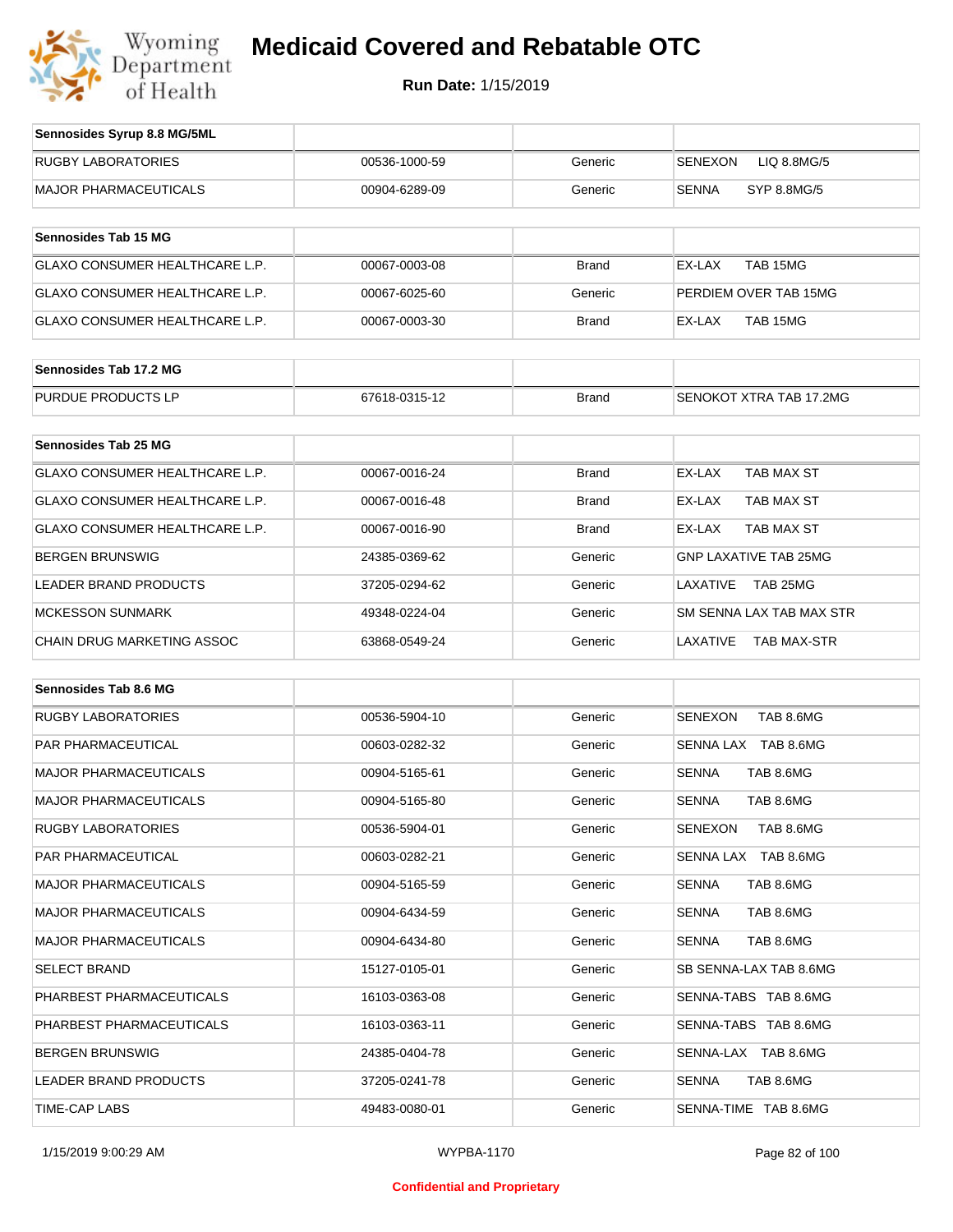# Medicaid Covered and Rebatable OTC

**Run Date:** 1/15/2019

| Sennosides Syrup 8.8 MG/5ML | | | |
|---|---|---|---|
| RUGBY LABORATORIES | 00536-1000-59 | Generic | SENEXON LIQ 8.8MG/5 |
| MAJOR PHARMACEUTICALS | 00904-6289-09 | Generic | SENNA SYP 8.8MG/5 |

| Sennosides Tab 15 MG | | | |
|---|---|---|---|
| GLAXO CONSUMER HEALTHCARE L.P. | 00067-0003-08 | Brand | EX-LAX TAB 15MG |
| GLAXO CONSUMER HEALTHCARE L.P. | 00067-6025-60 | Generic | PERDIEM OVER TAB 15MG |
| GLAXO CONSUMER HEALTHCARE L.P. | 00067-0003-30 | Brand | EX-LAX TAB 15MG |

| Sennosides Tab 17.2 MG | | | |
|---|---|---|---|
| PURDUE PRODUCTS LP | 67618-0315-12 | Brand | SENOKOT XTRA TAB 17.2MG |

| Sennosides Tab 25 MG | | | |
|---|---|---|---|
| GLAXO CONSUMER HEALTHCARE L.P. | 00067-0016-24 | Brand | EX-LAX TAB MAX ST |
| GLAXO CONSUMER HEALTHCARE L.P. | 00067-0016-48 | Brand | EX-LAX TAB MAX ST |
| GLAXO CONSUMER HEALTHCARE L.P. | 00067-0016-90 | Brand | EX-LAX TAB MAX ST |
| BERGEN BRUNSWIG | 24385-0369-62 | Generic | GNP LAXATIVE TAB 25MG |
| LEADER BRAND PRODUCTS | 37205-0294-62 | Generic | LAXATIVE TAB 25MG |
| MCKESSON SUNMARK | 49348-0224-04 | Generic | SM SENNA LAX TAB MAX STR |
| CHAIN DRUG MARKETING ASSOC | 63868-0549-24 | Generic | LAXATIVE TAB MAX-STR |

| Sennosides Tab 8.6 MG | | | |
|---|---|---|---|
| RUGBY LABORATORIES | 00536-5904-10 | Generic | SENEXON TAB 8.6MG |
| PAR PHARMACEUTICAL | 00603-0282-32 | Generic | SENNA LAX TAB 8.6MG |
| MAJOR PHARMACEUTICALS | 00904-5165-61 | Generic | SENNA TAB 8.6MG |
| MAJOR PHARMACEUTICALS | 00904-5165-80 | Generic | SENNA TAB 8.6MG |
| RUGBY LABORATORIES | 00536-5904-01 | Generic | SENEXON TAB 8.6MG |
| PAR PHARMACEUTICAL | 00603-0282-21 | Generic | SENNA LAX TAB 8.6MG |
| MAJOR PHARMACEUTICALS | 00904-5165-59 | Generic | SENNA TAB 8.6MG |
| MAJOR PHARMACEUTICALS | 00904-6434-59 | Generic | SENNA TAB 8.6MG |
| MAJOR PHARMACEUTICALS | 00904-6434-80 | Generic | SENNA TAB 8.6MG |
| SELECT BRAND | 15127-0105-01 | Generic | SB SENNA-LAX TAB 8.6MG |
| PHARBEST PHARMACEUTICALS | 16103-0363-08 | Generic | SENNA-TABS TAB 8.6MG |
| PHARBEST PHARMACEUTICALS | 16103-0363-11 | Generic | SENNA-TABS TAB 8.6MG |
| BERGEN BRUNSWIG | 24385-0404-78 | Generic | SENNA-LAX TAB 8.6MG |
| LEADER BRAND PRODUCTS | 37205-0241-78 | Generic | SENNA TAB 8.6MG |
| TIME-CAP LABS | 49483-0080-01 | Generic | SENNA-TIME TAB 8.6MG |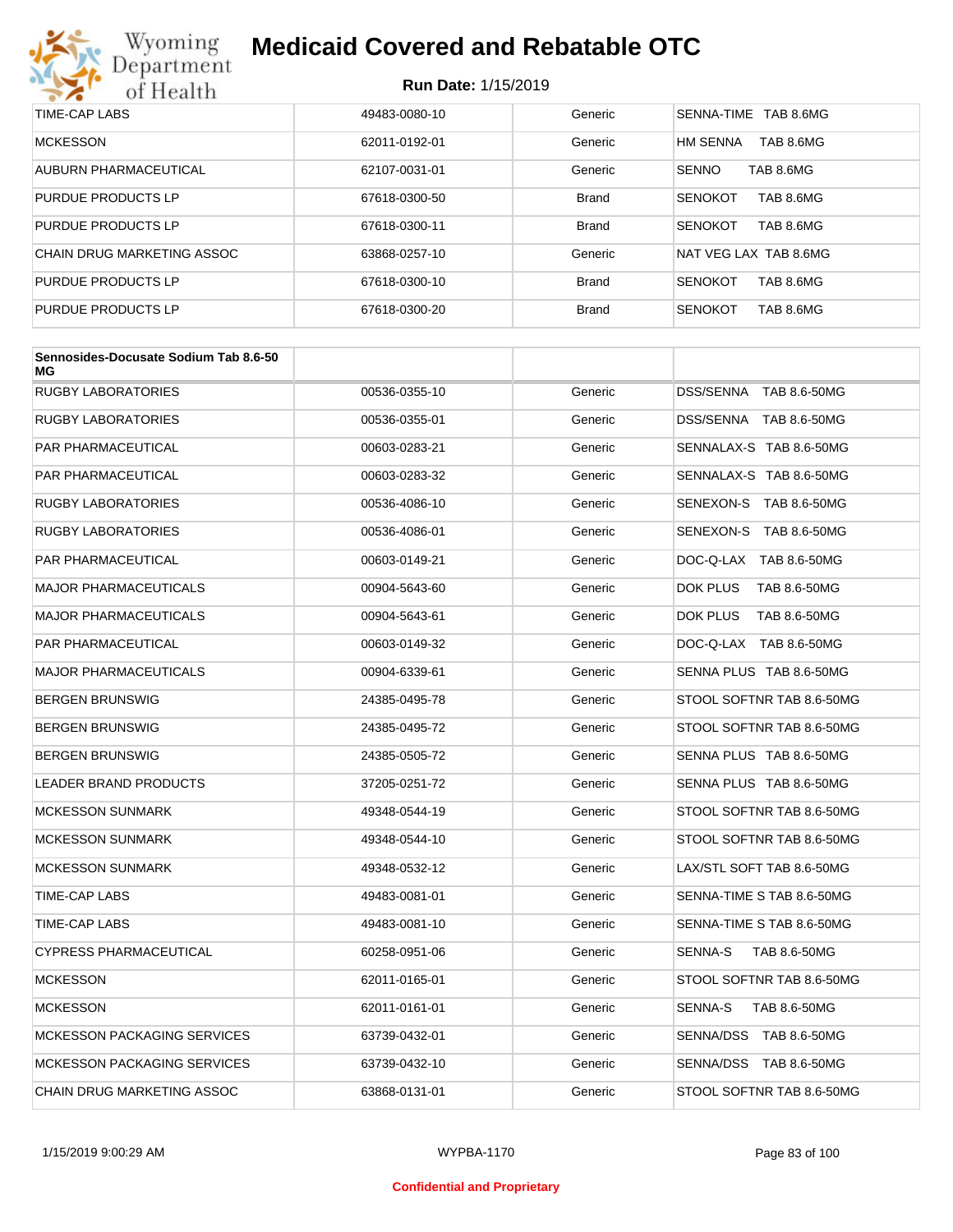| | | | |
|---|---|---|---|
| TIME-CAP LABS | 49483-0080-10 | Generic | SENNA-TIME TAB 8.6MG |
| MCKESSON | 62011-0192-01 | Generic | HM SENNA TAB 8.6MG |
| AUBURN PHARMACEUTICAL | 62107-0031-01 | Generic | SENNO TAB 8.6MG |
| PURDUE PRODUCTS LP | 67618-0300-50 | Brand | SENOKOT TAB 8.6MG |
| PURDUE PRODUCTS LP | 67618-0300-11 | Brand | SENOKOT TAB 8.6MG |
| CHAIN DRUG MARKETING ASSOC | 63868-0257-10 | Generic | NAT VEG LAX TAB 8.6MG |
| PURDUE PRODUCTS LP | 67618-0300-10 | Brand | SENOKOT TAB 8.6MG |
| PURDUE PRODUCTS LP | 67618-0300-20 | Brand | SENOKOT TAB 8.6MG |

| **Sennosides-Docusate Sodium Tab 8.6-50 MG** | | | |
|---|---|---|---|
| RUGBY LABORATORIES | 00536-0355-10 | Generic | DSS/SENNA TAB 8.6-50MG |
| RUGBY LABORATORIES | 00536-0355-01 | Generic | DSS/SENNA TAB 8.6-50MG |
| PAR PHARMACEUTICAL | 00603-0283-21 | Generic | SENNALAX-S TAB 8.6-50MG |
| PAR PHARMACEUTICAL | 00603-0283-32 | Generic | SENNALAX-S TAB 8.6-50MG |
| RUGBY LABORATORIES | 00536-4086-10 | Generic | SENEXON-S TAB 8.6-50MG |
| RUGBY LABORATORIES | 00536-4086-01 | Generic | SENEXON-S TAB 8.6-50MG |
| PAR PHARMACEUTICAL | 00603-0149-21 | Generic | DOC-Q-LAX TAB 8.6-50MG |
| MAJOR PHARMACEUTICALS | 00904-5643-60 | Generic | DOK PLUS TAB 8.6-50MG |
| MAJOR PHARMACEUTICALS | 00904-5643-61 | Generic | DOK PLUS TAB 8.6-50MG |
| PAR PHARMACEUTICAL | 00603-0149-32 | Generic | DOC-Q-LAX TAB 8.6-50MG |
| MAJOR PHARMACEUTICALS | 00904-6339-61 | Generic | SENNA PLUS TAB 8.6-50MG |
| BERGEN BRUNSWIG | 24385-0495-78 | Generic | STOOL SOFTNR TAB 8.6-50MG |
| BERGEN BRUNSWIG | 24385-0495-72 | Generic | STOOL SOFTNR TAB 8.6-50MG |
| BERGEN BRUNSWIG | 24385-0505-72 | Generic | SENNA PLUS TAB 8.6-50MG |
| LEADER BRAND PRODUCTS | 37205-0251-72 | Generic | SENNA PLUS TAB 8.6-50MG |
| MCKESSON SUNMARK | 49348-0544-19 | Generic | STOOL SOFTNR TAB 8.6-50MG |
| MCKESSON SUNMARK | 49348-0544-10 | Generic | STOOL SOFTNR TAB 8.6-50MG |
| MCKESSON SUNMARK | 49348-0532-12 | Generic | LAX/STL SOFT TAB 8.6-50MG |
| TIME-CAP LABS | 49483-0081-01 | Generic | SENNA-TIME S TAB 8.6-50MG |
| TIME-CAP LABS | 49483-0081-10 | Generic | SENNA-TIME S TAB 8.6-50MG |
| CYPRESS PHARMACEUTICAL | 60258-0951-06 | Generic | SENNA-S TAB 8.6-50MG |
| MCKESSON | 62011-0165-01 | Generic | STOOL SOFTNR TAB 8.6-50MG |
| MCKESSON | 62011-0161-01 | Generic | SENNA-S TAB 8.6-50MG |
| MCKESSON PACKAGING SERVICES | 63739-0432-01 | Generic | SENNA/DSS TAB 8.6-50MG |
| MCKESSON PACKAGING SERVICES | 63739-0432-10 | Generic | SENNA/DSS TAB 8.6-50MG |
| CHAIN DRUG MARKETING ASSOC | 63868-0131-01 | Generic | STOOL SOFTNR TAB 8.6-50MG |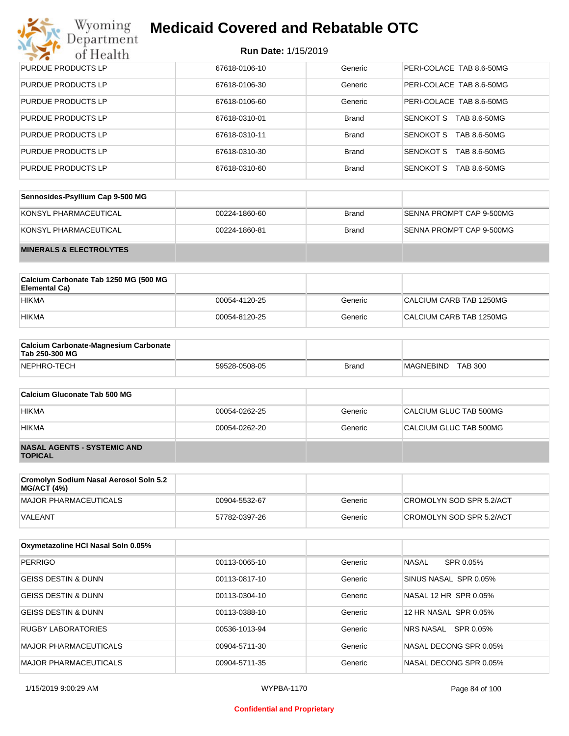| | | | |
|---|---|---|---|
| PURDUE PRODUCTS LP | 67618-0106-10 | Generic | PERI-COLACE TAB 8.6-50MG |
| PURDUE PRODUCTS LP | 67618-0106-30 | Generic | PERI-COLACE TAB 8.6-50MG |
| PURDUE PRODUCTS LP | 67618-0106-60 | Generic | PERI-COLACE TAB 8.6-50MG |
| PURDUE PRODUCTS LP | 67618-0310-01 | Brand | SENOKOT S TAB 8.6-50MG |
| PURDUE PRODUCTS LP | 67618-0310-11 | Brand | SENOKOT S TAB 8.6-50MG |
| PURDUE PRODUCTS LP | 67618-0310-30 | Brand | SENOKOT S TAB 8.6-50MG |
| PURDUE PRODUCTS LP | 67618-0310-60 | Brand | SENOKOT S TAB 8.6-50MG |

| Sennosides-Psyllium Cap 9-500 MG | | | |
|---|---|---|---|
| KONSYL PHARMACEUTICAL | 00224-1860-60 | Brand | SENNA PROMPT CAP 9-500MG |
| KONSYL PHARMACEUTICAL | 00224-1860-81 | Brand | SENNA PROMPT CAP 9-500MG |
| **MINERALS & ELECTROLYTES** | | | |

| Calcium Carbonate Tab 1250 MG (500 MG Elemental Ca) | | | |
|---|---|---|---|
| HIKMA | 00054-4120-25 | Generic | CALCIUM CARB TAB 1250MG |
| HIKMA | 00054-8120-25 | Generic | CALCIUM CARB TAB 1250MG |

| Calcium Carbonate-Magnesium Carbonate Tab 250-300 MG | | | |
|---|---|---|---|
| NEPHRO-TECH | 59528-0508-05 | Brand | MAGNEBIND TAB 300 |

| Calcium Gluconate Tab 500 MG | | | |
|---|---|---|---|
| HIKMA | 00054-0262-25 | Generic | CALCIUM GLUC TAB 500MG |
| HIKMA | 00054-0262-20 | Generic | CALCIUM GLUC TAB 500MG |
| **NASAL AGENTS - SYSTEMIC AND TOPICAL** | | | |

| Cromolyn Sodium Nasal Aerosol Soln 5.2 MG/ACT (4%) | | | |
|---|---|---|---|
| MAJOR PHARMACEUTICALS | 00904-5532-67 | Generic | CROMOLYN SOD SPR 5.2/ACT |
| VALEANT | 57782-0397-26 | Generic | CROMOLYN SOD SPR 5.2/ACT |

| Oxymetazoline HCl Nasal Soln 0.05% | | | |
|---|---|---|---|
| PERRIGO | 00113-0065-10 | Generic | NASAL SPR 0.05% |
| GEISS DESTIN & DUNN | 00113-0817-10 | Generic | SINUS NASAL SPR 0.05% |
| GEISS DESTIN & DUNN | 00113-0304-10 | Generic | NASAL 12 HR SPR 0.05% |
| GEISS DESTIN & DUNN | 00113-0388-10 | Generic | 12 HR NASAL SPR 0.05% |
| RUGBY LABORATORIES | 00536-1013-94 | Generic | NRS NASAL SPR 0.05% |
| MAJOR PHARMACEUTICALS | 00904-5711-30 | Generic | NASAL DECONG SPR 0.05% |
| MAJOR PHARMACEUTICALS | 00904-5711-35 | Generic | NASAL DECONG SPR 0.05% |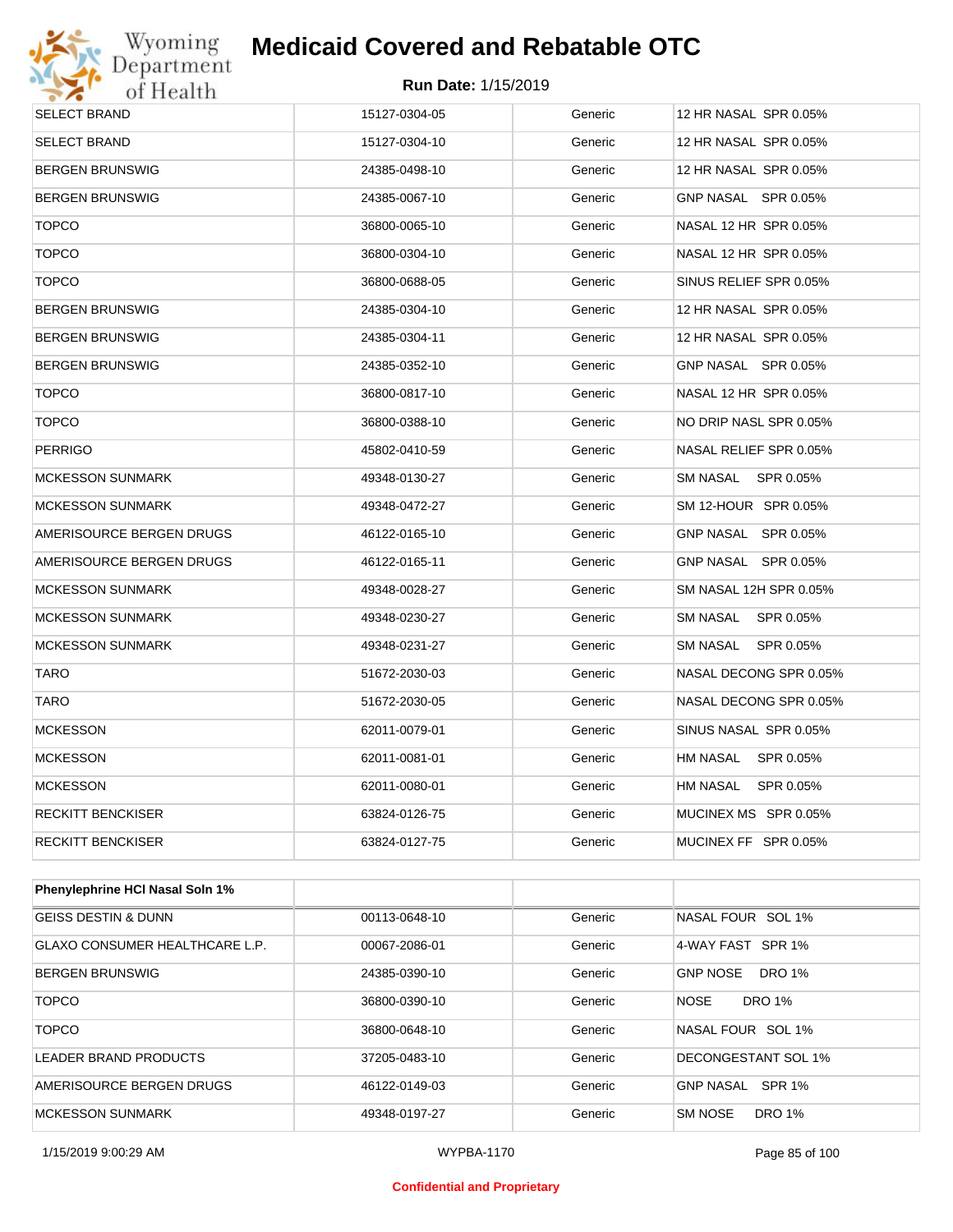# Medicaid Covered and Rebatable OTC

**Run Date:** 1/15/2019

| | | | |
|---|---|---|---|
| SELECT BRAND | 15127-0304-05 | Generic | 12 HR NASAL SPR 0.05% |
| SELECT BRAND | 15127-0304-10 | Generic | 12 HR NASAL SPR 0.05% |
| BERGEN BRUNSWIG | 24385-0498-10 | Generic | 12 HR NASAL SPR 0.05% |
| BERGEN BRUNSWIG | 24385-0067-10 | Generic | GNP NASAL SPR 0.05% |
| TOPCO | 36800-0065-10 | Generic | NASAL 12 HR SPR 0.05% |
| TOPCO | 36800-0304-10 | Generic | NASAL 12 HR SPR 0.05% |
| TOPCO | 36800-0688-05 | Generic | SINUS RELIEF SPR 0.05% |
| BERGEN BRUNSWIG | 24385-0304-10 | Generic | 12 HR NASAL SPR 0.05% |
| BERGEN BRUNSWIG | 24385-0304-11 | Generic | 12 HR NASAL SPR 0.05% |
| BERGEN BRUNSWIG | 24385-0352-10 | Generic | GNP NASAL SPR 0.05% |
| TOPCO | 36800-0817-10 | Generic | NASAL 12 HR SPR 0.05% |
| TOPCO | 36800-0388-10 | Generic | NO DRIP NASL SPR 0.05% |
| PERRIGO | 45802-0410-59 | Generic | NASAL RELIEF SPR 0.05% |
| MCKESSON SUNMARK | 49348-0130-27 | Generic | SM NASAL SPR 0.05% |
| MCKESSON SUNMARK | 49348-0472-27 | Generic | SM 12-HOUR SPR 0.05% |
| AMERISOURCE BERGEN DRUGS | 46122-0165-10 | Generic | GNP NASAL SPR 0.05% |
| AMERISOURCE BERGEN DRUGS | 46122-0165-11 | Generic | GNP NASAL SPR 0.05% |
| MCKESSON SUNMARK | 49348-0028-27 | Generic | SM NASAL 12H SPR 0.05% |
| MCKESSON SUNMARK | 49348-0230-27 | Generic | SM NASAL SPR 0.05% |
| MCKESSON SUNMARK | 49348-0231-27 | Generic | SM NASAL SPR 0.05% |
| TARO | 51672-2030-03 | Generic | NASAL DECONG SPR 0.05% |
| TARO | 51672-2030-05 | Generic | NASAL DECONG SPR 0.05% |
| MCKESSON | 62011-0079-01 | Generic | SINUS NASAL SPR 0.05% |
| MCKESSON | 62011-0081-01 | Generic | HM NASAL SPR 0.05% |
| MCKESSON | 62011-0080-01 | Generic | HM NASAL SPR 0.05% |
| RECKITT BENCKISER | 63824-0126-75 | Generic | MUCINEX MS SPR 0.05% |
| RECKITT BENCKISER | 63824-0127-75 | Generic | MUCINEX FF SPR 0.05% |

| Phenylephrine HCl Nasal Soln 1% | | | |
|---|---|---|---|
| GEISS DESTIN & DUNN | 00113-0648-10 | Generic | NASAL FOUR SOL 1% |
| GLAXO CONSUMER HEALTHCARE L.P. | 00067-2086-01 | Generic | 4-WAY FAST SPR 1% |
| BERGEN BRUNSWIG | 24385-0390-10 | Generic | GNP NOSE DRO 1% |
| TOPCO | 36800-0390-10 | Generic | NOSE DRO 1% |
| TOPCO | 36800-0648-10 | Generic | NASAL FOUR SOL 1% |
| LEADER BRAND PRODUCTS | 37205-0483-10 | Generic | DECONGESTANT SOL 1% |
| AMERISOURCE BERGEN DRUGS | 46122-0149-03 | Generic | GNP NASAL SPR 1% |
| MCKESSON SUNMARK | 49348-0197-27 | Generic | SM NOSE DRO 1% |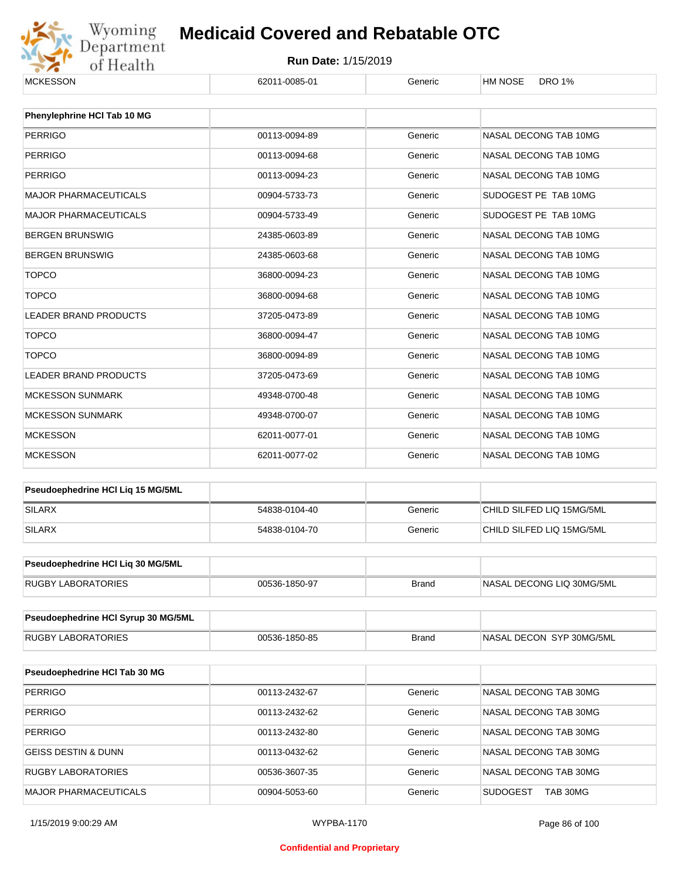| | | | |
|---|---|---|---|
| MCKESSON | 62011-0085-01 | Generic | HM NOSE DRO 1% |

| Phenylephrine HCl Tab 10 MG | | | |
|---|---|---|---|
| PERRIGO | 00113-0094-89 | Generic | NASAL DECONG TAB 10MG |
| PERRIGO | 00113-0094-68 | Generic | NASAL DECONG TAB 10MG |
| PERRIGO | 00113-0094-23 | Generic | NASAL DECONG TAB 10MG |
| MAJOR PHARMACEUTICALS | 00904-5733-73 | Generic | SUDOGEST PE TAB 10MG |
| MAJOR PHARMACEUTICALS | 00904-5733-49 | Generic | SUDOGEST PE TAB 10MG |
| BERGEN BRUNSWIG | 24385-0603-89 | Generic | NASAL DECONG TAB 10MG |
| BERGEN BRUNSWIG | 24385-0603-68 | Generic | NASAL DECONG TAB 10MG |
| TOPCO | 36800-0094-23 | Generic | NASAL DECONG TAB 10MG |
| TOPCO | 36800-0094-68 | Generic | NASAL DECONG TAB 10MG |
| LEADER BRAND PRODUCTS | 37205-0473-89 | Generic | NASAL DECONG TAB 10MG |
| TOPCO | 36800-0094-47 | Generic | NASAL DECONG TAB 10MG |
| TOPCO | 36800-0094-89 | Generic | NASAL DECONG TAB 10MG |
| LEADER BRAND PRODUCTS | 37205-0473-69 | Generic | NASAL DECONG TAB 10MG |
| MCKESSON SUNMARK | 49348-0700-48 | Generic | NASAL DECONG TAB 10MG |
| MCKESSON SUNMARK | 49348-0700-07 | Generic | NASAL DECONG TAB 10MG |
| MCKESSON | 62011-0077-01 | Generic | NASAL DECONG TAB 10MG |
| MCKESSON | 62011-0077-02 | Generic | NASAL DECONG TAB 10MG |

| Pseudoephedrine HCl Liq 15 MG/5ML | | | |
|---|---|---|---|
| SILARX | 54838-0104-40 | Generic | CHILD SILFED LIQ 15MG/5ML |
| SILARX | 54838-0104-70 | Generic | CHILD SILFED LIQ 15MG/5ML |

| Pseudoephedrine HCl Liq 30 MG/5ML | | | |
|---|---|---|---|
| RUGBY LABORATORIES | 00536-1850-97 | Brand | NASAL DECONG LIQ 30MG/5ML |

| Pseudoephedrine HCl Syrup 30 MG/5ML | | | |
|---|---|---|---|
| RUGBY LABORATORIES | 00536-1850-85 | Brand | NASAL DECON SYP 30MG/5ML |

| Pseudoephedrine HCl Tab 30 MG | | | |
|---|---|---|---|
| PERRIGO | 00113-2432-67 | Generic | NASAL DECONG TAB 30MG |
| PERRIGO | 00113-2432-62 | Generic | NASAL DECONG TAB 30MG |
| PERRIGO | 00113-2432-80 | Generic | NASAL DECONG TAB 30MG |
| GEISS DESTIN & DUNN | 00113-0432-62 | Generic | NASAL DECONG TAB 30MG |
| RUGBY LABORATORIES | 00536-3607-35 | Generic | NASAL DECONG TAB 30MG |
| MAJOR PHARMACEUTICALS | 00904-5053-60 | Generic | SUDOGEST TAB 30MG |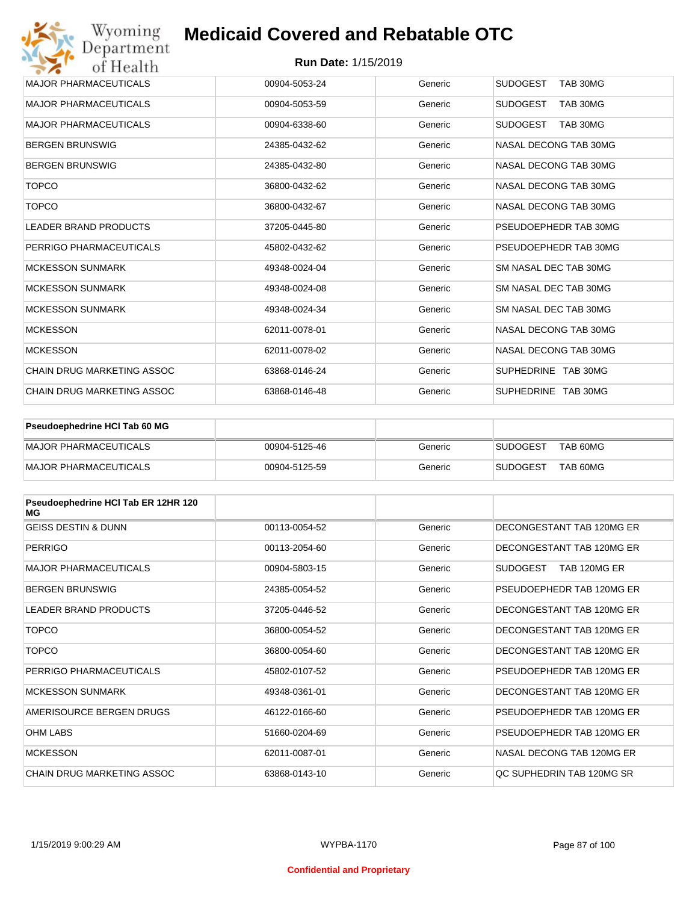# Medicaid Covered and Rebatable OTC

**Run Date:** 1/15/2019

| | | | |
|---|---|---|---|
| MAJOR PHARMACEUTICALS | 00904-5053-24 | Generic | SUDOGEST TAB 30MG |
| MAJOR PHARMACEUTICALS | 00904-5053-59 | Generic | SUDOGEST TAB 30MG |
| MAJOR PHARMACEUTICALS | 00904-6338-60 | Generic | SUDOGEST TAB 30MG |
| BERGEN BRUNSWIG | 24385-0432-62 | Generic | NASAL DECONG TAB 30MG |
| BERGEN BRUNSWIG | 24385-0432-80 | Generic | NASAL DECONG TAB 30MG |
| TOPCO | 36800-0432-62 | Generic | NASAL DECONG TAB 30MG |
| TOPCO | 36800-0432-67 | Generic | NASAL DECONG TAB 30MG |
| LEADER BRAND PRODUCTS | 37205-0445-80 | Generic | PSEUDOEPHEDR TAB 30MG |
| PERRIGO PHARMACEUTICALS | 45802-0432-62 | Generic | PSEUDOEPHEDR TAB 30MG |
| MCKESSON SUNMARK | 49348-0024-04 | Generic | SM NASAL DEC TAB 30MG |
| MCKESSON SUNMARK | 49348-0024-08 | Generic | SM NASAL DEC TAB 30MG |
| MCKESSON SUNMARK | 49348-0024-34 | Generic | SM NASAL DEC TAB 30MG |
| MCKESSON | 62011-0078-01 | Generic | NASAL DECONG TAB 30MG |
| MCKESSON | 62011-0078-02 | Generic | NASAL DECONG TAB 30MG |
| CHAIN DRUG MARKETING ASSOC | 63868-0146-24 | Generic | SUPHEDRINE TAB 30MG |
| CHAIN DRUG MARKETING ASSOC | 63868-0146-48 | Generic | SUPHEDRINE TAB 30MG |

| **Pseudoephedrine HCl Tab 60 MG** | | | |
|---|---|---|---|
| MAJOR PHARMACEUTICALS | 00904-5125-46 | Generic | SUDOGEST TAB 60MG |
| MAJOR PHARMACEUTICALS | 00904-5125-59 | Generic | SUDOGEST TAB 60MG |

| **Pseudoephedrine HCl Tab ER 12HR 120 MG** | | | |
|---|---|---|---|
| GEISS DESTIN & DUNN | 00113-0054-52 | Generic | DECONGESTANT TAB 120MG ER |
| PERRIGO | 00113-2054-60 | Generic | DECONGESTANT TAB 120MG ER |
| MAJOR PHARMACEUTICALS | 00904-5803-15 | Generic | SUDOGEST TAB 120MG ER |
| BERGEN BRUNSWIG | 24385-0054-52 | Generic | PSEUDOEPHEDR TAB 120MG ER |
| LEADER BRAND PRODUCTS | 37205-0446-52 | Generic | DECONGESTANT TAB 120MG ER |
| TOPCO | 36800-0054-52 | Generic | DECONGESTANT TAB 120MG ER |
| TOPCO | 36800-0054-60 | Generic | DECONGESTANT TAB 120MG ER |
| PERRIGO PHARMACEUTICALS | 45802-0107-52 | Generic | PSEUDOEPHEDR TAB 120MG ER |
| MCKESSON SUNMARK | 49348-0361-01 | Generic | DECONGESTANT TAB 120MG ER |
| AMERISOURCE BERGEN DRUGS | 46122-0166-60 | Generic | PSEUDOEPHEDR TAB 120MG ER |
| OHM LABS | 51660-0204-69 | Generic | PSEUDOEPHEDR TAB 120MG ER |
| MCKESSON | 62011-0087-01 | Generic | NASAL DECONG TAB 120MG ER |
| CHAIN DRUG MARKETING ASSOC | 63868-0143-10 | Generic | QC SUPHEDRIN TAB 120MG SR |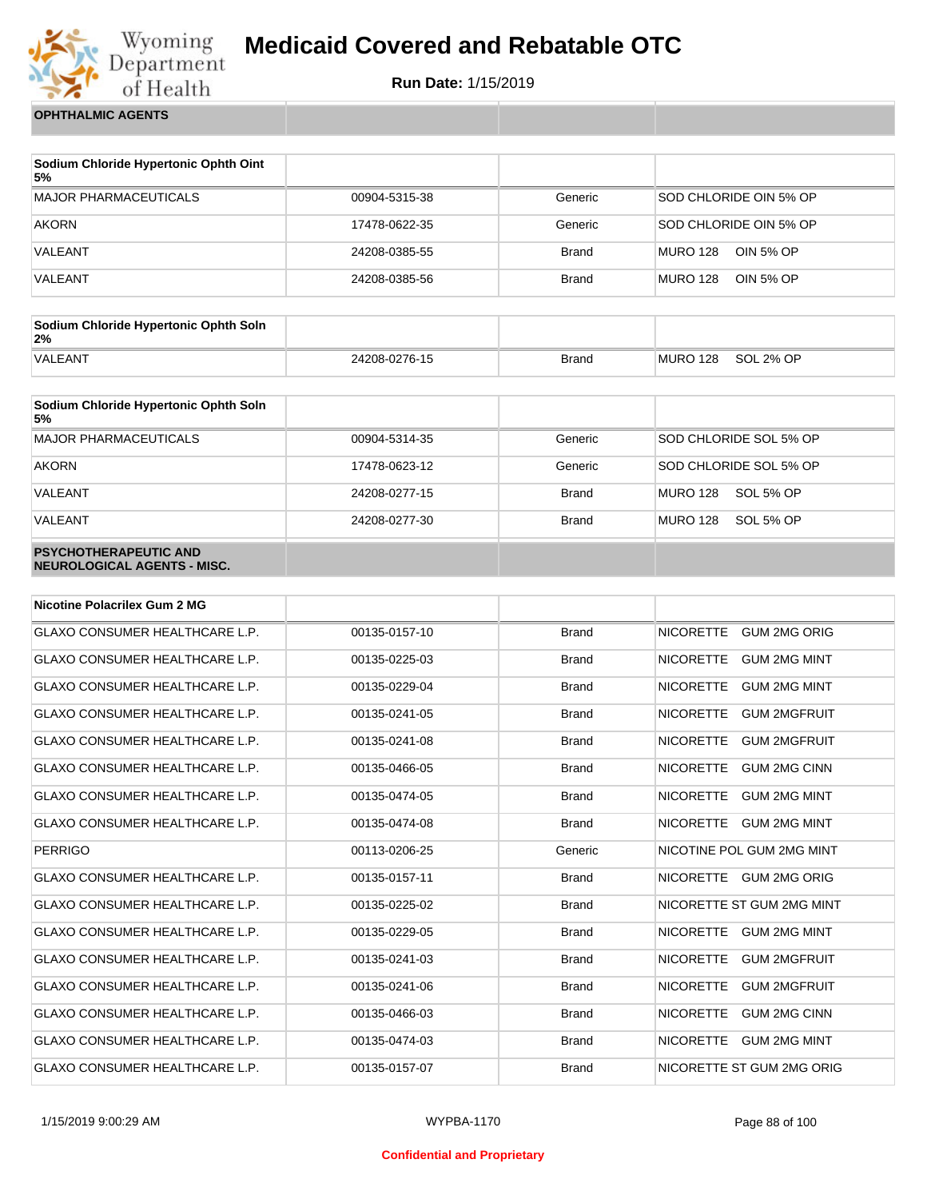## OPHTHALMIC AGENTS

| Sodium Chloride Hypertonic Ophth Oint 5% | | | |
|---|---|---|---|
| MAJOR PHARMACEUTICALS | 00904-5315-38 | Generic | SOD CHLORIDE OIN 5% OP |
| AKORN | 17478-0622-35 | Generic | SOD CHLORIDE OIN 5% OP |
| VALEANT | 24208-0385-55 | Brand | MURO 128 OIN 5% OP |
| VALEANT | 24208-0385-56 | Brand | MURO 128 OIN 5% OP |

| Sodium Chloride Hypertonic Ophth Soln 2% | | | |
|---|---|---|---|
| VALEANT | 24208-0276-15 | Brand | MURO 128 SOL 2% OP |

| Sodium Chloride Hypertonic Ophth Soln 5% | | | |
|---|---|---|---|
| MAJOR PHARMACEUTICALS | 00904-5314-35 | Generic | SOD CHLORIDE SOL 5% OP |
| AKORN | 17478-0623-12 | Generic | SOD CHLORIDE SOL 5% OP |
| VALEANT | 24208-0277-15 | Brand | MURO 128 SOL 5% OP |
| VALEANT | 24208-0277-30 | Brand | MURO 128 SOL 5% OP |

## PSYCHOTHERAPEUTIC AND NEUROLOGICAL AGENTS - MISC.

| Nicotine Polacrilex Gum 2 MG | | | |
|---|---|---|---|
| GLAXO CONSUMER HEALTHCARE L.P. | 00135-0157-10 | Brand | NICORETTE GUM 2MG ORIG |
| GLAXO CONSUMER HEALTHCARE L.P. | 00135-0225-03 | Brand | NICORETTE GUM 2MG MINT |
| GLAXO CONSUMER HEALTHCARE L.P. | 00135-0229-04 | Brand | NICORETTE GUM 2MG MINT |
| GLAXO CONSUMER HEALTHCARE L.P. | 00135-0241-05 | Brand | NICORETTE GUM 2MGFRUIT |
| GLAXO CONSUMER HEALTHCARE L.P. | 00135-0241-08 | Brand | NICORETTE GUM 2MGFRUIT |
| GLAXO CONSUMER HEALTHCARE L.P. | 00135-0466-05 | Brand | NICORETTE GUM 2MG CINN |
| GLAXO CONSUMER HEALTHCARE L.P. | 00135-0474-05 | Brand | NICORETTE GUM 2MG MINT |
| GLAXO CONSUMER HEALTHCARE L.P. | 00135-0474-08 | Brand | NICORETTE GUM 2MG MINT |
| PERRIGO | 00113-0206-25 | Generic | NICOTINE POL GUM 2MG MINT |
| GLAXO CONSUMER HEALTHCARE L.P. | 00135-0157-11 | Brand | NICORETTE GUM 2MG ORIG |
| GLAXO CONSUMER HEALTHCARE L.P. | 00135-0225-02 | Brand | NICORETTE ST GUM 2MG MINT |
| GLAXO CONSUMER HEALTHCARE L.P. | 00135-0229-05 | Brand | NICORETTE GUM 2MG MINT |
| GLAXO CONSUMER HEALTHCARE L.P. | 00135-0241-03 | Brand | NICORETTE GUM 2MGFRUIT |
| GLAXO CONSUMER HEALTHCARE L.P. | 00135-0241-06 | Brand | NICORETTE GUM 2MGFRUIT |
| GLAXO CONSUMER HEALTHCARE L.P. | 00135-0466-03 | Brand | NICORETTE GUM 2MG CINN |
| GLAXO CONSUMER HEALTHCARE L.P. | 00135-0474-03 | Brand | NICORETTE GUM 2MG MINT |
| GLAXO CONSUMER HEALTHCARE L.P. | 00135-0157-07 | Brand | NICORETTE ST GUM 2MG ORIG |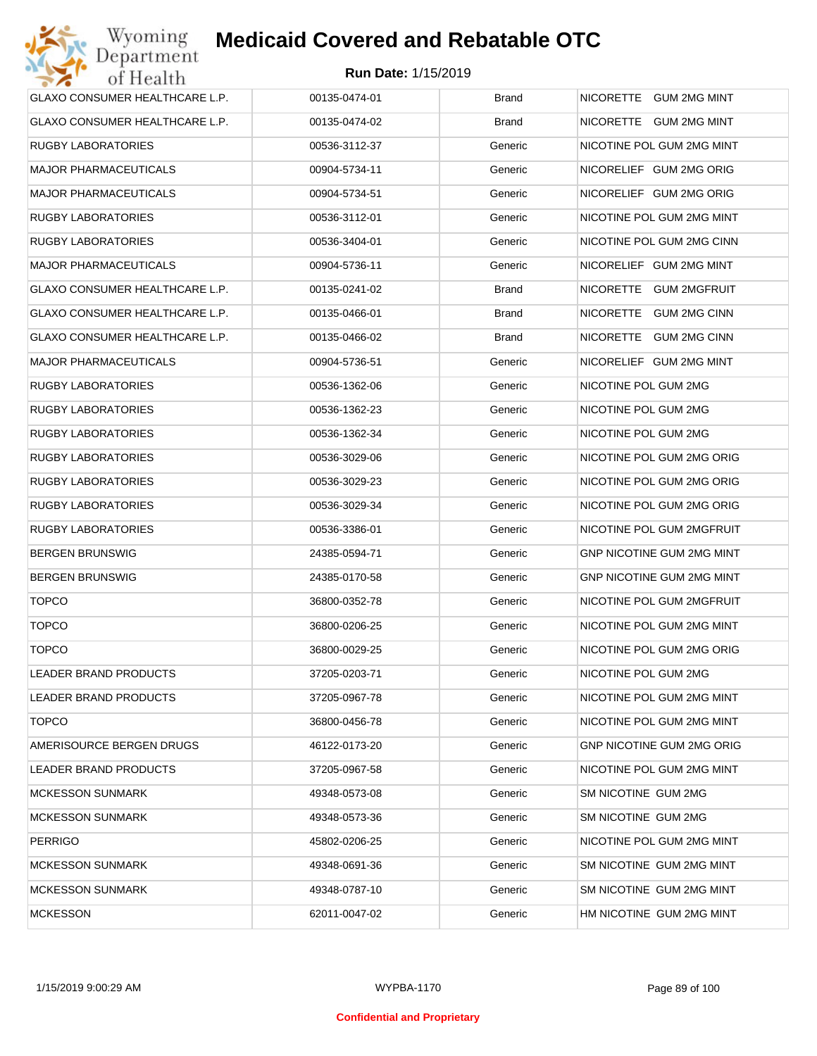# Medicaid Covered and Rebatable OTC

**Run Date:** 1/15/2019

| | | | |
|---|---|---|---|
| GLAXO CONSUMER HEALTHCARE L.P. | 00135-0474-01 | Brand | NICORETTE GUM 2MG MINT |
| GLAXO CONSUMER HEALTHCARE L.P. | 00135-0474-02 | Brand | NICORETTE GUM 2MG MINT |
| RUGBY LABORATORIES | 00536-3112-37 | Generic | NICOTINE POL GUM 2MG MINT |
| MAJOR PHARMACEUTICALS | 00904-5734-11 | Generic | NICORELIEF GUM 2MG ORIG |
| MAJOR PHARMACEUTICALS | 00904-5734-51 | Generic | NICORELIEF GUM 2MG ORIG |
| RUGBY LABORATORIES | 00536-3112-01 | Generic | NICOTINE POL GUM 2MG MINT |
| RUGBY LABORATORIES | 00536-3404-01 | Generic | NICOTINE POL GUM 2MG CINN |
| MAJOR PHARMACEUTICALS | 00904-5736-11 | Generic | NICORELIEF GUM 2MG MINT |
| GLAXO CONSUMER HEALTHCARE L.P. | 00135-0241-02 | Brand | NICORETTE GUM 2MGFRUIT |
| GLAXO CONSUMER HEALTHCARE L.P. | 00135-0466-01 | Brand | NICORETTE GUM 2MG CINN |
| GLAXO CONSUMER HEALTHCARE L.P. | 00135-0466-02 | Brand | NICORETTE GUM 2MG CINN |
| MAJOR PHARMACEUTICALS | 00904-5736-51 | Generic | NICORELIEF GUM 2MG MINT |
| RUGBY LABORATORIES | 00536-1362-06 | Generic | NICOTINE POL GUM 2MG |
| RUGBY LABORATORIES | 00536-1362-23 | Generic | NICOTINE POL GUM 2MG |
| RUGBY LABORATORIES | 00536-1362-34 | Generic | NICOTINE POL GUM 2MG |
| RUGBY LABORATORIES | 00536-3029-06 | Generic | NICOTINE POL GUM 2MG ORIG |
| RUGBY LABORATORIES | 00536-3029-23 | Generic | NICOTINE POL GUM 2MG ORIG |
| RUGBY LABORATORIES | 00536-3029-34 | Generic | NICOTINE POL GUM 2MG ORIG |
| RUGBY LABORATORIES | 00536-3386-01 | Generic | NICOTINE POL GUM 2MGFRUIT |
| BERGEN BRUNSWIG | 24385-0594-71 | Generic | GNP NICOTINE GUM 2MG MINT |
| BERGEN BRUNSWIG | 24385-0170-58 | Generic | GNP NICOTINE GUM 2MG MINT |
| TOPCO | 36800-0352-78 | Generic | NICOTINE POL GUM 2MGFRUIT |
| TOPCO | 36800-0206-25 | Generic | NICOTINE POL GUM 2MG MINT |
| TOPCO | 36800-0029-25 | Generic | NICOTINE POL GUM 2MG ORIG |
| LEADER BRAND PRODUCTS | 37205-0203-71 | Generic | NICOTINE POL GUM 2MG |
| LEADER BRAND PRODUCTS | 37205-0967-78 | Generic | NICOTINE POL GUM 2MG MINT |
| TOPCO | 36800-0456-78 | Generic | NICOTINE POL GUM 2MG MINT |
| AMERISOURCE BERGEN DRUGS | 46122-0173-20 | Generic | GNP NICOTINE GUM 2MG ORIG |
| LEADER BRAND PRODUCTS | 37205-0967-58 | Generic | NICOTINE POL GUM 2MG MINT |
| MCKESSON SUNMARK | 49348-0573-08 | Generic | SM NICOTINE GUM 2MG |
| MCKESSON SUNMARK | 49348-0573-36 | Generic | SM NICOTINE GUM 2MG |
| PERRIGO | 45802-0206-25 | Generic | NICOTINE POL GUM 2MG MINT |
| MCKESSON SUNMARK | 49348-0691-36 | Generic | SM NICOTINE GUM 2MG MINT |
| MCKESSON SUNMARK | 49348-0787-10 | Generic | SM NICOTINE GUM 2MG MINT |
| MCKESSON | 62011-0047-02 | Generic | HM NICOTINE GUM 2MG MINT |

Confidential and Proprietary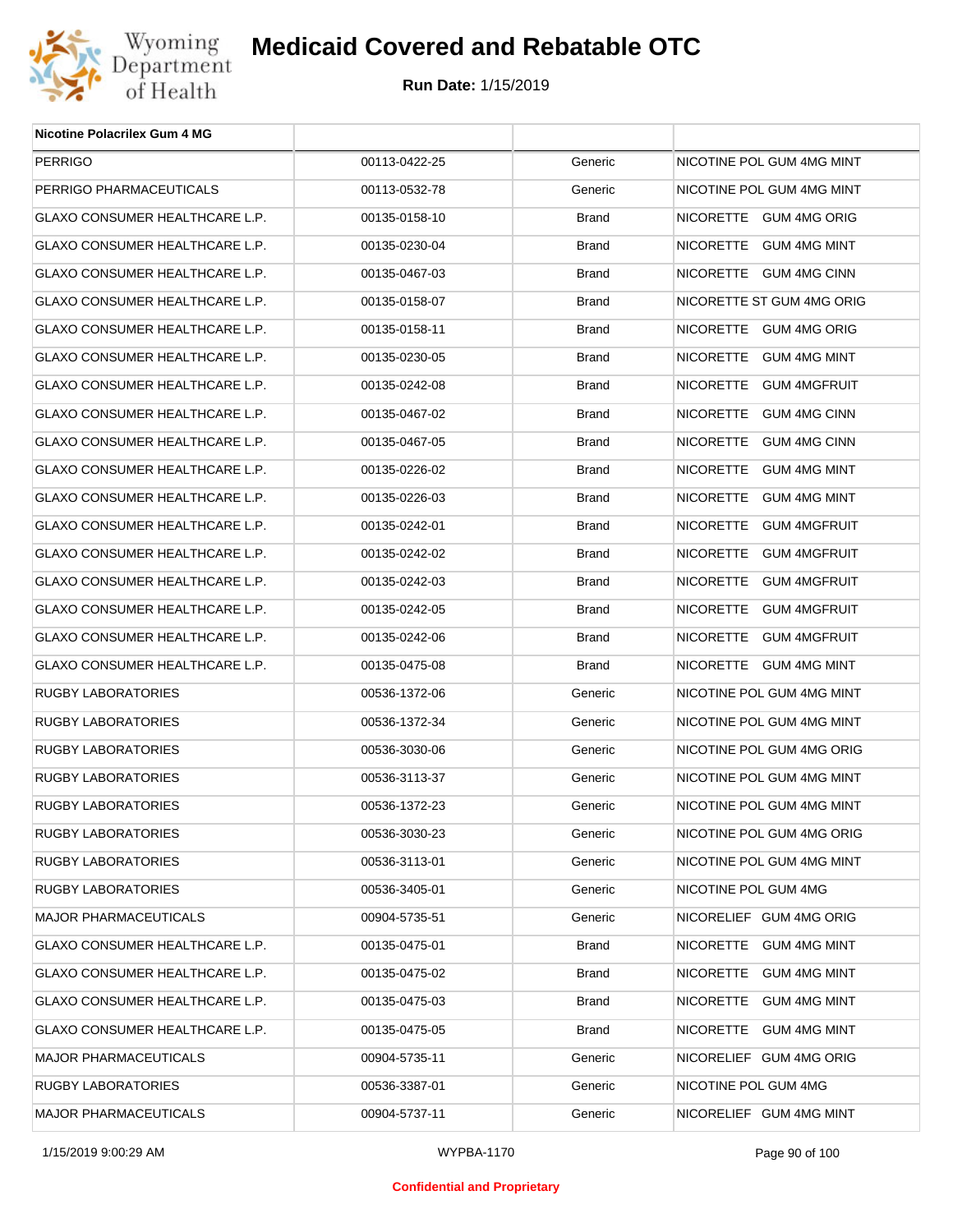# Medicaid Covered and Rebatable OTC

**Run Date:** 1/15/2019

| Nicotine Polacrilex Gum 4 MG | | | |
|---|---|---|---|
| PERRIGO | 00113-0422-25 | Generic | NICOTINE POL GUM 4MG MINT |
| PERRIGO PHARMACEUTICALS | 00113-0532-78 | Generic | NICOTINE POL GUM 4MG MINT |
| GLAXO CONSUMER HEALTHCARE L.P. | 00135-0158-10 | Brand | NICORETTE GUM 4MG ORIG |
| GLAXO CONSUMER HEALTHCARE L.P. | 00135-0230-04 | Brand | NICORETTE GUM 4MG MINT |
| GLAXO CONSUMER HEALTHCARE L.P. | 00135-0467-03 | Brand | NICORETTE GUM 4MG CINN |
| GLAXO CONSUMER HEALTHCARE L.P. | 00135-0158-07 | Brand | NICORETTE ST GUM 4MG ORIG |
| GLAXO CONSUMER HEALTHCARE L.P. | 00135-0158-11 | Brand | NICORETTE GUM 4MG ORIG |
| GLAXO CONSUMER HEALTHCARE L.P. | 00135-0230-05 | Brand | NICORETTE GUM 4MG MINT |
| GLAXO CONSUMER HEALTHCARE L.P. | 00135-0242-08 | Brand | NICORETTE GUM 4MGFRUIT |
| GLAXO CONSUMER HEALTHCARE L.P. | 00135-0467-02 | Brand | NICORETTE GUM 4MG CINN |
| GLAXO CONSUMER HEALTHCARE L.P. | 00135-0467-05 | Brand | NICORETTE GUM 4MG CINN |
| GLAXO CONSUMER HEALTHCARE L.P. | 00135-0226-02 | Brand | NICORETTE GUM 4MG MINT |
| GLAXO CONSUMER HEALTHCARE L.P. | 00135-0226-03 | Brand | NICORETTE GUM 4MG MINT |
| GLAXO CONSUMER HEALTHCARE L.P. | 00135-0242-01 | Brand | NICORETTE GUM 4MGFRUIT |
| GLAXO CONSUMER HEALTHCARE L.P. | 00135-0242-02 | Brand | NICORETTE GUM 4MGFRUIT |
| GLAXO CONSUMER HEALTHCARE L.P. | 00135-0242-03 | Brand | NICORETTE GUM 4MGFRUIT |
| GLAXO CONSUMER HEALTHCARE L.P. | 00135-0242-05 | Brand | NICORETTE GUM 4MGFRUIT |
| GLAXO CONSUMER HEALTHCARE L.P. | 00135-0242-06 | Brand | NICORETTE GUM 4MGFRUIT |
| GLAXO CONSUMER HEALTHCARE L.P. | 00135-0475-08 | Brand | NICORETTE GUM 4MG MINT |
| RUGBY LABORATORIES | 00536-1372-06 | Generic | NICOTINE POL GUM 4MG MINT |
| RUGBY LABORATORIES | 00536-1372-34 | Generic | NICOTINE POL GUM 4MG MINT |
| RUGBY LABORATORIES | 00536-3030-06 | Generic | NICOTINE POL GUM 4MG ORIG |
| RUGBY LABORATORIES | 00536-3113-37 | Generic | NICOTINE POL GUM 4MG MINT |
| RUGBY LABORATORIES | 00536-1372-23 | Generic | NICOTINE POL GUM 4MG MINT |
| RUGBY LABORATORIES | 00536-3030-23 | Generic | NICOTINE POL GUM 4MG ORIG |
| RUGBY LABORATORIES | 00536-3113-01 | Generic | NICOTINE POL GUM 4MG MINT |
| RUGBY LABORATORIES | 00536-3405-01 | Generic | NICOTINE POL GUM 4MG |
| MAJOR PHARMACEUTICALS | 00904-5735-51 | Generic | NICORELIEF GUM 4MG ORIG |
| GLAXO CONSUMER HEALTHCARE L.P. | 00135-0475-01 | Brand | NICORETTE GUM 4MG MINT |
| GLAXO CONSUMER HEALTHCARE L.P. | 00135-0475-02 | Brand | NICORETTE GUM 4MG MINT |
| GLAXO CONSUMER HEALTHCARE L.P. | 00135-0475-03 | Brand | NICORETTE GUM 4MG MINT |
| GLAXO CONSUMER HEALTHCARE L.P. | 00135-0475-05 | Brand | NICORETTE GUM 4MG MINT |
| MAJOR PHARMACEUTICALS | 00904-5735-11 | Generic | NICORELIEF GUM 4MG ORIG |
| RUGBY LABORATORIES | 00536-3387-01 | Generic | NICOTINE POL GUM 4MG |
| MAJOR PHARMACEUTICALS | 00904-5737-11 | Generic | NICORELIEF GUM 4MG MINT |

1/15/2019 9:00:29 AM — WYPBA-1170

**Confidential and Proprietary**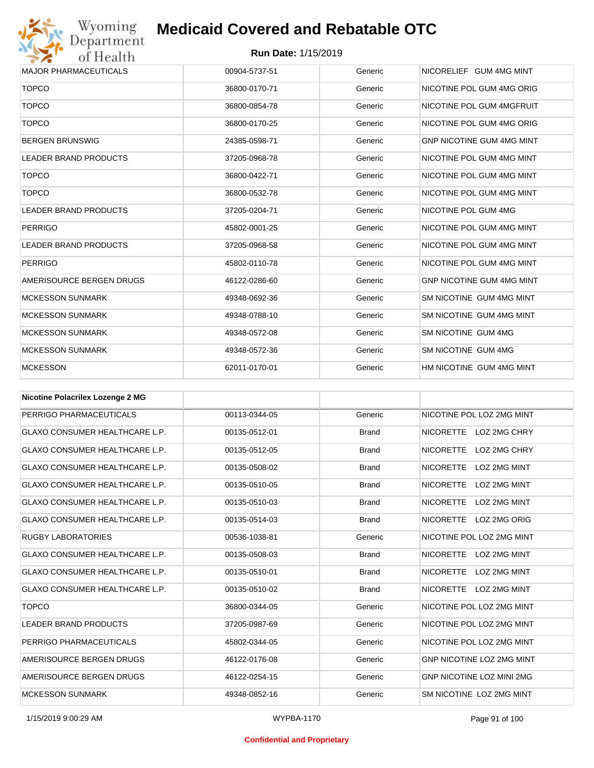| | | | |
|---|---|---|---|
| MAJOR PHARMACEUTICALS | 00904-5737-51 | Generic | NICORELIEF GUM 4MG MINT |
| TOPCO | 36800-0170-71 | Generic | NICOTINE POL GUM 4MG ORIG |
| TOPCO | 36800-0854-78 | Generic | NICOTINE POL GUM 4MGFRUIT |
| TOPCO | 36800-0170-25 | Generic | NICOTINE POL GUM 4MG ORIG |
| BERGEN BRUNSWIG | 24385-0598-71 | Generic | GNP NICOTINE GUM 4MG MINT |
| LEADER BRAND PRODUCTS | 37205-0968-78 | Generic | NICOTINE POL GUM 4MG MINT |
| TOPCO | 36800-0422-71 | Generic | NICOTINE POL GUM 4MG MINT |
| TOPCO | 36800-0532-78 | Generic | NICOTINE POL GUM 4MG MINT |
| LEADER BRAND PRODUCTS | 37205-0204-71 | Generic | NICOTINE POL GUM 4MG |
| PERRIGO | 45802-0001-25 | Generic | NICOTINE POL GUM 4MG MINT |
| LEADER BRAND PRODUCTS | 37205-0968-58 | Generic | NICOTINE POL GUM 4MG MINT |
| PERRIGO | 45802-0110-78 | Generic | NICOTINE POL GUM 4MG MINT |
| AMERISOURCE BERGEN DRUGS | 46122-0286-60 | Generic | GNP NICOTINE GUM 4MG MINT |
| MCKESSON SUNMARK | 49348-0692-36 | Generic | SM NICOTINE GUM 4MG MINT |
| MCKESSON SUNMARK | 49348-0788-10 | Generic | SM NICOTINE GUM 4MG MINT |
| MCKESSON SUNMARK | 49348-0572-08 | Generic | SM NICOTINE GUM 4MG |
| MCKESSON SUNMARK | 49348-0572-36 | Generic | SM NICOTINE GUM 4MG |
| MCKESSON | 62011-0170-01 | Generic | HM NICOTINE GUM 4MG MINT |

| **Nicotine Polacrilex Lozenge 2 MG** | | | |
|---|---|---|---|
| PERRIGO PHARMACEUTICALS | 00113-0344-05 | Generic | NICOTINE POL LOZ 2MG MINT |
| GLAXO CONSUMER HEALTHCARE L.P. | 00135-0512-01 | Brand | NICORETTE LOZ 2MG CHRY |
| GLAXO CONSUMER HEALTHCARE L.P. | 00135-0512-05 | Brand | NICORETTE LOZ 2MG CHRY |
| GLAXO CONSUMER HEALTHCARE L.P. | 00135-0508-02 | Brand | NICORETTE LOZ 2MG MINT |
| GLAXO CONSUMER HEALTHCARE L.P. | 00135-0510-05 | Brand | NICORETTE LOZ 2MG MINT |
| GLAXO CONSUMER HEALTHCARE L.P. | 00135-0510-03 | Brand | NICORETTE LOZ 2MG MINT |
| GLAXO CONSUMER HEALTHCARE L.P. | 00135-0514-03 | Brand | NICORETTE LOZ 2MG ORIG |
| RUGBY LABORATORIES | 00536-1038-81 | Generic | NICOTINE POL LOZ 2MG MINT |
| GLAXO CONSUMER HEALTHCARE L.P. | 00135-0508-03 | Brand | NICORETTE LOZ 2MG MINT |
| GLAXO CONSUMER HEALTHCARE L.P. | 00135-0510-01 | Brand | NICORETTE LOZ 2MG MINT |
| GLAXO CONSUMER HEALTHCARE L.P. | 00135-0510-02 | Brand | NICORETTE LOZ 2MG MINT |
| TOPCO | 36800-0344-05 | Generic | NICOTINE POL LOZ 2MG MINT |
| LEADER BRAND PRODUCTS | 37205-0987-69 | Generic | NICOTINE POL LOZ 2MG MINT |
| PERRIGO PHARMACEUTICALS | 45802-0344-05 | Generic | NICOTINE POL LOZ 2MG MINT |
| AMERISOURCE BERGEN DRUGS | 46122-0176-08 | Generic | GNP NICOTINE LOZ 2MG MINT |
| AMERISOURCE BERGEN DRUGS | 46122-0254-15 | Generic | GNP NICOTINE LOZ MINI 2MG |
| MCKESSON SUNMARK | 49348-0852-16 | Generic | SM NICOTINE LOZ 2MG MINT |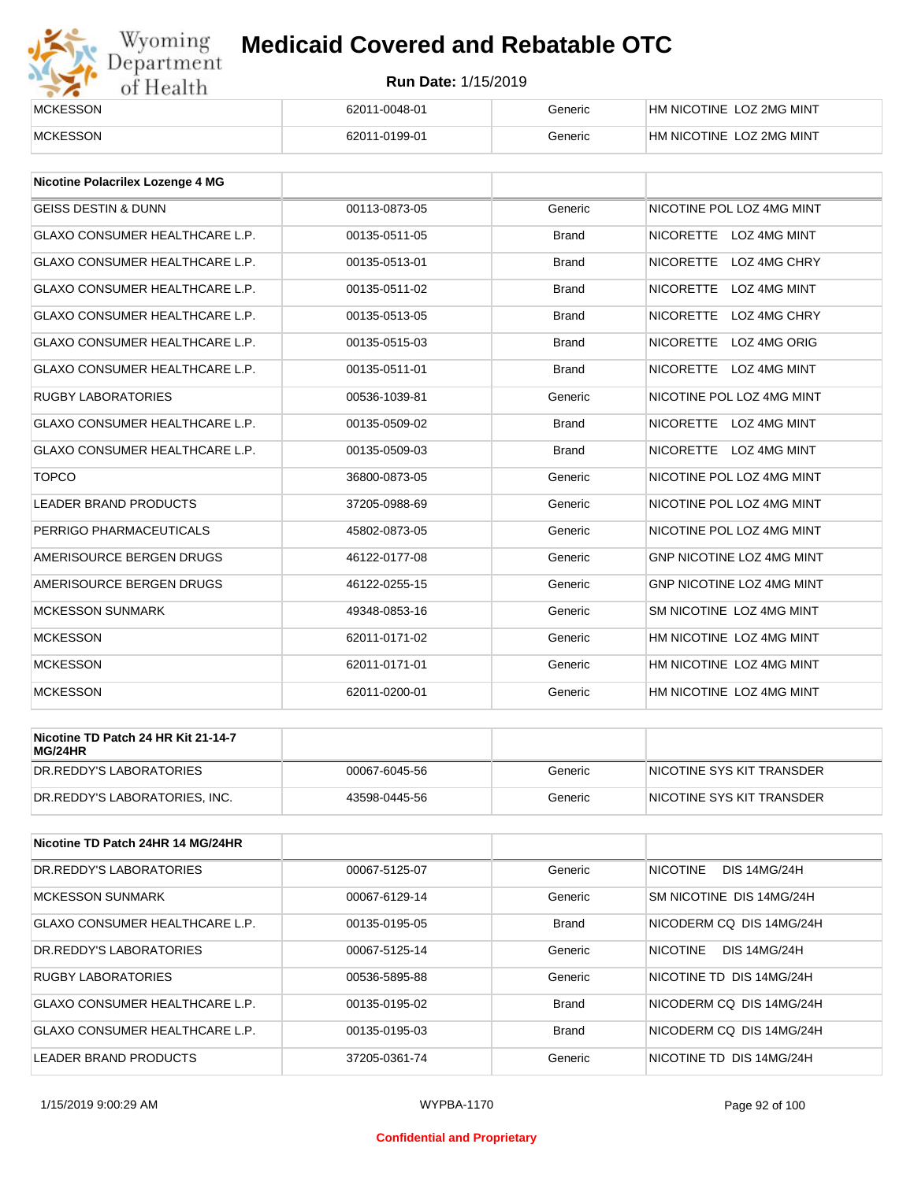| | | | |
|---|---|---|---|
| MCKESSON | 62011-0048-01 | Generic | HM NICOTINE LOZ 2MG MINT |
| MCKESSON | 62011-0199-01 | Generic | HM NICOTINE LOZ 2MG MINT |

| Nicotine Polacrilex Lozenge 4 MG | | | |
|---|---|---|---|
| GEISS DESTIN & DUNN | 00113-0873-05 | Generic | NICOTINE POL LOZ 4MG MINT |
| GLAXO CONSUMER HEALTHCARE L.P. | 00135-0511-05 | Brand | NICORETTE LOZ 4MG MINT |
| GLAXO CONSUMER HEALTHCARE L.P. | 00135-0513-01 | Brand | NICORETTE LOZ 4MG CHRY |
| GLAXO CONSUMER HEALTHCARE L.P. | 00135-0511-02 | Brand | NICORETTE LOZ 4MG MINT |
| GLAXO CONSUMER HEALTHCARE L.P. | 00135-0513-05 | Brand | NICORETTE LOZ 4MG CHRY |
| GLAXO CONSUMER HEALTHCARE L.P. | 00135-0515-03 | Brand | NICORETTE LOZ 4MG ORIG |
| GLAXO CONSUMER HEALTHCARE L.P. | 00135-0511-01 | Brand | NICORETTE LOZ 4MG MINT |
| RUGBY LABORATORIES | 00536-1039-81 | Generic | NICOTINE POL LOZ 4MG MINT |
| GLAXO CONSUMER HEALTHCARE L.P. | 00135-0509-02 | Brand | NICORETTE LOZ 4MG MINT |
| GLAXO CONSUMER HEALTHCARE L.P. | 00135-0509-03 | Brand | NICORETTE LOZ 4MG MINT |
| TOPCO | 36800-0873-05 | Generic | NICOTINE POL LOZ 4MG MINT |
| LEADER BRAND PRODUCTS | 37205-0988-69 | Generic | NICOTINE POL LOZ 4MG MINT |
| PERRIGO PHARMACEUTICALS | 45802-0873-05 | Generic | NICOTINE POL LOZ 4MG MINT |
| AMERISOURCE BERGEN DRUGS | 46122-0177-08 | Generic | GNP NICOTINE LOZ 4MG MINT |
| AMERISOURCE BERGEN DRUGS | 46122-0255-15 | Generic | GNP NICOTINE LOZ 4MG MINT |
| MCKESSON SUNMARK | 49348-0853-16 | Generic | SM NICOTINE LOZ 4MG MINT |
| MCKESSON | 62011-0171-02 | Generic | HM NICOTINE LOZ 4MG MINT |
| MCKESSON | 62011-0171-01 | Generic | HM NICOTINE LOZ 4MG MINT |
| MCKESSON | 62011-0200-01 | Generic | HM NICOTINE LOZ 4MG MINT |

| Nicotine TD Patch 24 HR Kit 21-14-7 MG/24HR | | | |
|---|---|---|---|
| DR.REDDY'S LABORATORIES | 00067-6045-56 | Generic | NICOTINE SYS KIT TRANSDER |
| DR.REDDY'S LABORATORIES, INC. | 43598-0445-56 | Generic | NICOTINE SYS KIT TRANSDER |

| Nicotine TD Patch 24HR 14 MG/24HR | | | |
|---|---|---|---|
| DR.REDDY'S LABORATORIES | 00067-5125-07 | Generic | NICOTINE DIS 14MG/24H |
| MCKESSON SUNMARK | 00067-6129-14 | Generic | SM NICOTINE DIS 14MG/24H |
| GLAXO CONSUMER HEALTHCARE L.P. | 00135-0195-05 | Brand | NICODERM CQ DIS 14MG/24H |
| DR.REDDY'S LABORATORIES | 00067-5125-14 | Generic | NICOTINE DIS 14MG/24H |
| RUGBY LABORATORIES | 00536-5895-88 | Generic | NICOTINE TD DIS 14MG/24H |
| GLAXO CONSUMER HEALTHCARE L.P. | 00135-0195-02 | Brand | NICODERM CQ DIS 14MG/24H |
| GLAXO CONSUMER HEALTHCARE L.P. | 00135-0195-03 | Brand | NICODERM CQ DIS 14MG/24H |
| LEADER BRAND PRODUCTS | 37205-0361-74 | Generic | NICOTINE TD DIS 14MG/24H |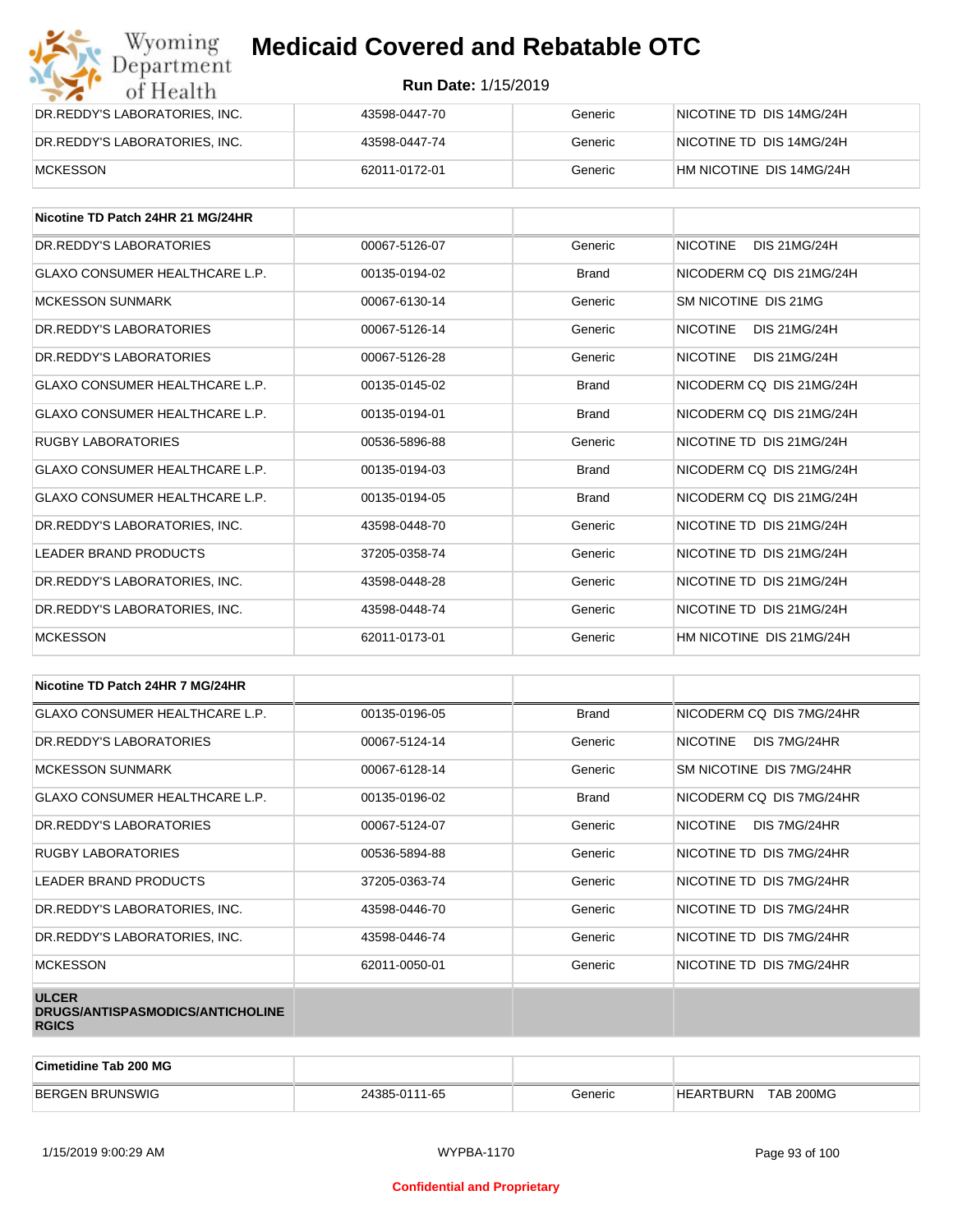| | | | |
|---|---|---|---|
| DR.REDDY'S LABORATORIES, INC. | 43598-0447-70 | Generic | NICOTINE TD DIS 14MG/24H |
| DR.REDDY'S LABORATORIES, INC. | 43598-0447-74 | Generic | NICOTINE TD DIS 14MG/24H |
| MCKESSON | 62011-0172-01 | Generic | HM NICOTINE DIS 14MG/24H |

| Nicotine TD Patch 24HR 21 MG/24HR | | | |
|---|---|---|---|
| DR.REDDY'S LABORATORIES | 00067-5126-07 | Generic | NICOTINE DIS 21MG/24H |
| GLAXO CONSUMER HEALTHCARE L.P. | 00135-0194-02 | Brand | NICODERM CQ DIS 21MG/24H |
| MCKESSON SUNMARK | 00067-6130-14 | Generic | SM NICOTINE DIS 21MG |
| DR.REDDY'S LABORATORIES | 00067-5126-14 | Generic | NICOTINE DIS 21MG/24H |
| DR.REDDY'S LABORATORIES | 00067-5126-28 | Generic | NICOTINE DIS 21MG/24H |
| GLAXO CONSUMER HEALTHCARE L.P. | 00135-0145-02 | Brand | NICODERM CQ DIS 21MG/24H |
| GLAXO CONSUMER HEALTHCARE L.P. | 00135-0194-01 | Brand | NICODERM CQ DIS 21MG/24H |
| RUGBY LABORATORIES | 00536-5896-88 | Generic | NICOTINE TD DIS 21MG/24H |
| GLAXO CONSUMER HEALTHCARE L.P. | 00135-0194-03 | Brand | NICODERM CQ DIS 21MG/24H |
| GLAXO CONSUMER HEALTHCARE L.P. | 00135-0194-05 | Brand | NICODERM CQ DIS 21MG/24H |
| DR.REDDY'S LABORATORIES, INC. | 43598-0448-70 | Generic | NICOTINE TD DIS 21MG/24H |
| LEADER BRAND PRODUCTS | 37205-0358-74 | Generic | NICOTINE TD DIS 21MG/24H |
| DR.REDDY'S LABORATORIES, INC. | 43598-0448-28 | Generic | NICOTINE TD DIS 21MG/24H |
| DR.REDDY'S LABORATORIES, INC. | 43598-0448-74 | Generic | NICOTINE TD DIS 21MG/24H |
| MCKESSON | 62011-0173-01 | Generic | HM NICOTINE DIS 21MG/24H |

| Nicotine TD Patch 24HR 7 MG/24HR | | | |
|---|---|---|---|
| GLAXO CONSUMER HEALTHCARE L.P. | 00135-0196-05 | Brand | NICODERM CQ DIS 7MG/24HR |
| DR.REDDY'S LABORATORIES | 00067-5124-14 | Generic | NICOTINE DIS 7MG/24HR |
| MCKESSON SUNMARK | 00067-6128-14 | Generic | SM NICOTINE DIS 7MG/24HR |
| GLAXO CONSUMER HEALTHCARE L.P. | 00135-0196-02 | Brand | NICODERM CQ DIS 7MG/24HR |
| DR.REDDY'S LABORATORIES | 00067-5124-07 | Generic | NICOTINE DIS 7MG/24HR |
| RUGBY LABORATORIES | 00536-5894-88 | Generic | NICOTINE TD DIS 7MG/24HR |
| LEADER BRAND PRODUCTS | 37205-0363-74 | Generic | NICOTINE TD DIS 7MG/24HR |
| DR.REDDY'S LABORATORIES, INC. | 43598-0446-70 | Generic | NICOTINE TD DIS 7MG/24HR |
| DR.REDDY'S LABORATORIES, INC. | 43598-0446-74 | Generic | NICOTINE TD DIS 7MG/24HR |
| MCKESSON | 62011-0050-01 | Generic | NICOTINE TD DIS 7MG/24HR |
| **ULCER DRUGS/ANTISPASMODICS/ANTICHOLINERGICS** | | | |

| Cimetidine Tab 200 MG | | | |
|---|---|---|---|
| BERGEN BRUNSWIG | 24385-0111-65 | Generic | HEARTBURN TAB 200MG |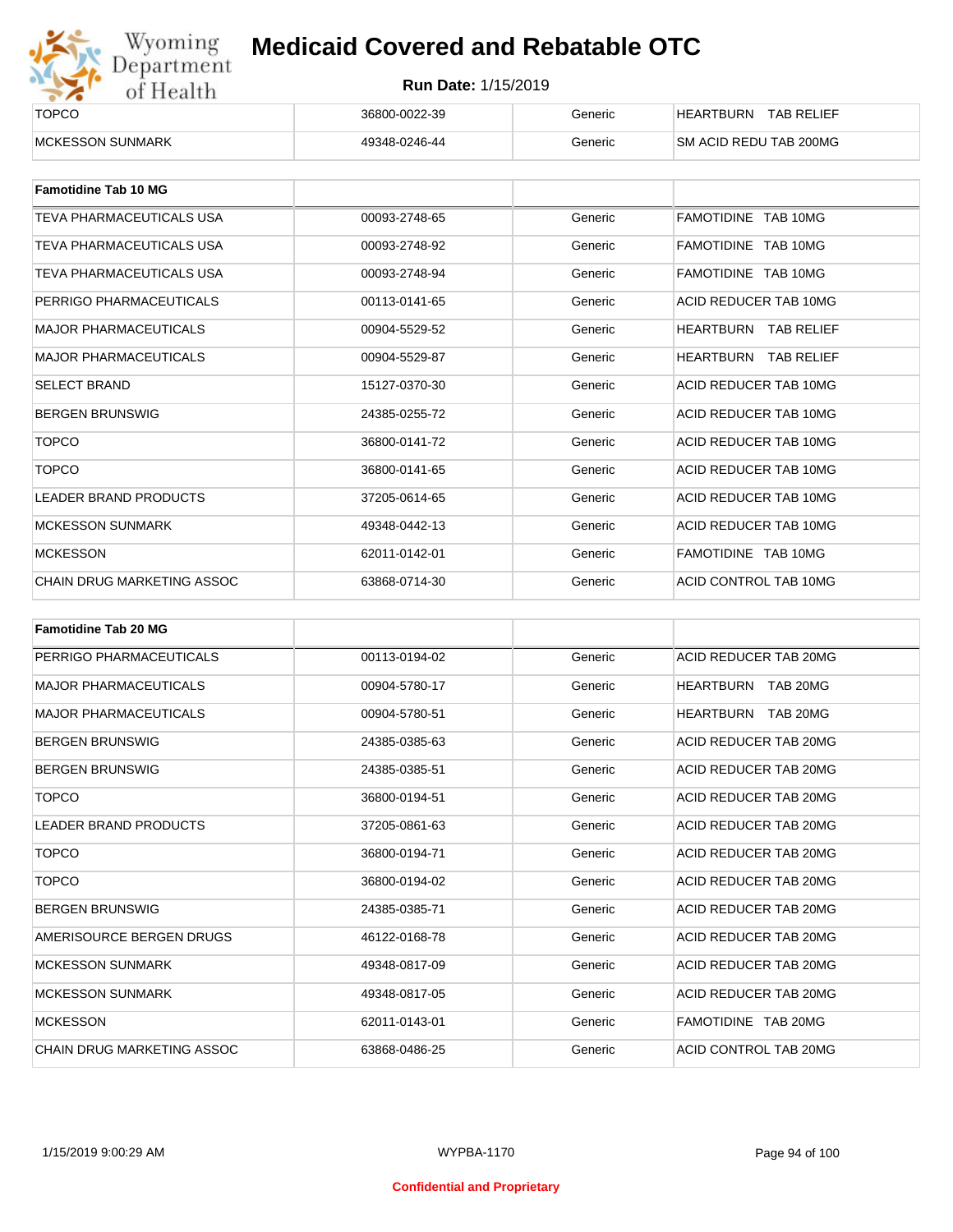| | | | |
|---|---|---|---|
| TOPCO | 36800-0022-39 | Generic | HEARTBURN TAB RELIEF |
| MCKESSON SUNMARK | 49348-0246-44 | Generic | SM ACID REDU TAB 200MG |

| **Famotidine Tab 10 MG** | | | |
|---|---|---|---|
| TEVA PHARMACEUTICALS USA | 00093-2748-65 | Generic | FAMOTIDINE TAB 10MG |
| TEVA PHARMACEUTICALS USA | 00093-2748-92 | Generic | FAMOTIDINE TAB 10MG |
| TEVA PHARMACEUTICALS USA | 00093-2748-94 | Generic | FAMOTIDINE TAB 10MG |
| PERRIGO PHARMACEUTICALS | 00113-0141-65 | Generic | ACID REDUCER TAB 10MG |
| MAJOR PHARMACEUTICALS | 00904-5529-52 | Generic | HEARTBURN TAB RELIEF |
| MAJOR PHARMACEUTICALS | 00904-5529-87 | Generic | HEARTBURN TAB RELIEF |
| SELECT BRAND | 15127-0370-30 | Generic | ACID REDUCER TAB 10MG |
| BERGEN BRUNSWIG | 24385-0255-72 | Generic | ACID REDUCER TAB 10MG |
| TOPCO | 36800-0141-72 | Generic | ACID REDUCER TAB 10MG |
| TOPCO | 36800-0141-65 | Generic | ACID REDUCER TAB 10MG |
| LEADER BRAND PRODUCTS | 37205-0614-65 | Generic | ACID REDUCER TAB 10MG |
| MCKESSON SUNMARK | 49348-0442-13 | Generic | ACID REDUCER TAB 10MG |
| MCKESSON | 62011-0142-01 | Generic | FAMOTIDINE TAB 10MG |
| CHAIN DRUG MARKETING ASSOC | 63868-0714-30 | Generic | ACID CONTROL TAB 10MG |

| **Famotidine Tab 20 MG** | | | |
|---|---|---|---|
| PERRIGO PHARMACEUTICALS | 00113-0194-02 | Generic | ACID REDUCER TAB 20MG |
| MAJOR PHARMACEUTICALS | 00904-5780-17 | Generic | HEARTBURN TAB 20MG |
| MAJOR PHARMACEUTICALS | 00904-5780-51 | Generic | HEARTBURN TAB 20MG |
| BERGEN BRUNSWIG | 24385-0385-63 | Generic | ACID REDUCER TAB 20MG |
| BERGEN BRUNSWIG | 24385-0385-51 | Generic | ACID REDUCER TAB 20MG |
| TOPCO | 36800-0194-51 | Generic | ACID REDUCER TAB 20MG |
| LEADER BRAND PRODUCTS | 37205-0861-63 | Generic | ACID REDUCER TAB 20MG |
| TOPCO | 36800-0194-71 | Generic | ACID REDUCER TAB 20MG |
| TOPCO | 36800-0194-02 | Generic | ACID REDUCER TAB 20MG |
| BERGEN BRUNSWIG | 24385-0385-71 | Generic | ACID REDUCER TAB 20MG |
| AMERISOURCE BERGEN DRUGS | 46122-0168-78 | Generic | ACID REDUCER TAB 20MG |
| MCKESSON SUNMARK | 49348-0817-09 | Generic | ACID REDUCER TAB 20MG |
| MCKESSON SUNMARK | 49348-0817-05 | Generic | ACID REDUCER TAB 20MG |
| MCKESSON | 62011-0143-01 | Generic | FAMOTIDINE TAB 20MG |
| CHAIN DRUG MARKETING ASSOC | 63868-0486-25 | Generic | ACID CONTROL TAB 20MG |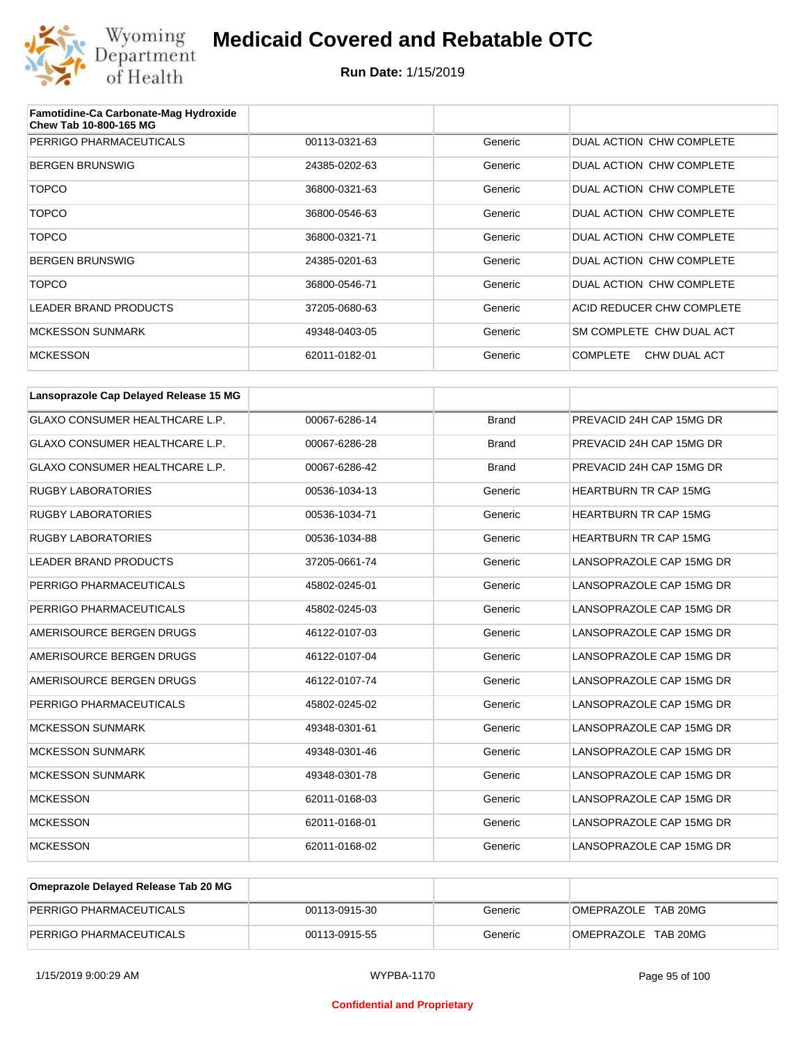| Famotidine-Ca Carbonate-Mag Hydroxide Chew Tab 10-800-165 MG | | | |
|---|---|---|---|
| PERRIGO PHARMACEUTICALS | 00113-0321-63 | Generic | DUAL ACTION CHW COMPLETE |
| BERGEN BRUNSWIG | 24385-0202-63 | Generic | DUAL ACTION CHW COMPLETE |
| TOPCO | 36800-0321-63 | Generic | DUAL ACTION CHW COMPLETE |
| TOPCO | 36800-0546-63 | Generic | DUAL ACTION CHW COMPLETE |
| TOPCO | 36800-0321-71 | Generic | DUAL ACTION CHW COMPLETE |
| BERGEN BRUNSWIG | 24385-0201-63 | Generic | DUAL ACTION CHW COMPLETE |
| TOPCO | 36800-0546-71 | Generic | DUAL ACTION CHW COMPLETE |
| LEADER BRAND PRODUCTS | 37205-0680-63 | Generic | ACID REDUCER CHW COMPLETE |
| MCKESSON SUNMARK | 49348-0403-05 | Generic | SM COMPLETE CHW DUAL ACT |
| MCKESSON | 62011-0182-01 | Generic | COMPLETE CHW DUAL ACT |

| Lansoprazole Cap Delayed Release 15 MG | | | |
|---|---|---|---|
| GLAXO CONSUMER HEALTHCARE L.P. | 00067-6286-14 | Brand | PREVACID 24H CAP 15MG DR |
| GLAXO CONSUMER HEALTHCARE L.P. | 00067-6286-28 | Brand | PREVACID 24H CAP 15MG DR |
| GLAXO CONSUMER HEALTHCARE L.P. | 00067-6286-42 | Brand | PREVACID 24H CAP 15MG DR |
| RUGBY LABORATORIES | 00536-1034-13 | Generic | HEARTBURN TR CAP 15MG |
| RUGBY LABORATORIES | 00536-1034-71 | Generic | HEARTBURN TR CAP 15MG |
| RUGBY LABORATORIES | 00536-1034-88 | Generic | HEARTBURN TR CAP 15MG |
| LEADER BRAND PRODUCTS | 37205-0661-74 | Generic | LANSOPRAZOLE CAP 15MG DR |
| PERRIGO PHARMACEUTICALS | 45802-0245-01 | Generic | LANSOPRAZOLE CAP 15MG DR |
| PERRIGO PHARMACEUTICALS | 45802-0245-03 | Generic | LANSOPRAZOLE CAP 15MG DR |
| AMERISOURCE BERGEN DRUGS | 46122-0107-03 | Generic | LANSOPRAZOLE CAP 15MG DR |
| AMERISOURCE BERGEN DRUGS | 46122-0107-04 | Generic | LANSOPRAZOLE CAP 15MG DR |
| AMERISOURCE BERGEN DRUGS | 46122-0107-74 | Generic | LANSOPRAZOLE CAP 15MG DR |
| PERRIGO PHARMACEUTICALS | 45802-0245-02 | Generic | LANSOPRAZOLE CAP 15MG DR |
| MCKESSON SUNMARK | 49348-0301-61 | Generic | LANSOPRAZOLE CAP 15MG DR |
| MCKESSON SUNMARK | 49348-0301-46 | Generic | LANSOPRAZOLE CAP 15MG DR |
| MCKESSON SUNMARK | 49348-0301-78 | Generic | LANSOPRAZOLE CAP 15MG DR |
| MCKESSON | 62011-0168-03 | Generic | LANSOPRAZOLE CAP 15MG DR |
| MCKESSON | 62011-0168-01 | Generic | LANSOPRAZOLE CAP 15MG DR |
| MCKESSON | 62011-0168-02 | Generic | LANSOPRAZOLE CAP 15MG DR |

| Omeprazole Delayed Release Tab 20 MG | | | |
|---|---|---|---|
| PERRIGO PHARMACEUTICALS | 00113-0915-30 | Generic | OMEPRAZOLE TAB 20MG |
| PERRIGO PHARMACEUTICALS | 00113-0915-55 | Generic | OMEPRAZOLE TAB 20MG |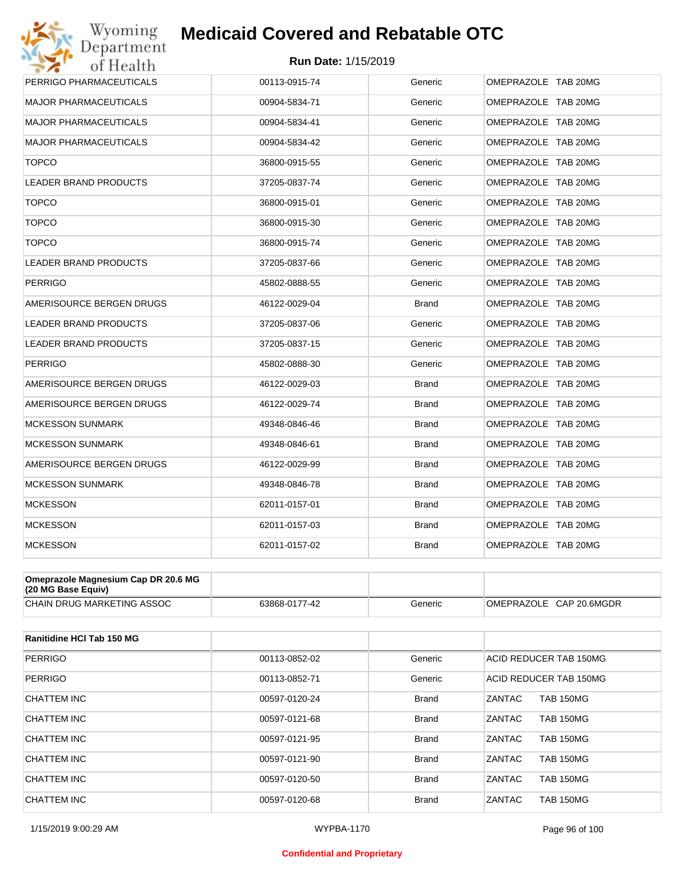| PERRIGO PHARMACEUTICALS | 00113-0915-74 | Generic | OMEPRAZOLE TAB 20MG |
|---|---|---|---|
| MAJOR PHARMACEUTICALS | 00904-5834-71 | Generic | OMEPRAZOLE TAB 20MG |
| MAJOR PHARMACEUTICALS | 00904-5834-41 | Generic | OMEPRAZOLE TAB 20MG |
| MAJOR PHARMACEUTICALS | 00904-5834-42 | Generic | OMEPRAZOLE TAB 20MG |
| TOPCO | 36800-0915-55 | Generic | OMEPRAZOLE TAB 20MG |
| LEADER BRAND PRODUCTS | 37205-0837-74 | Generic | OMEPRAZOLE TAB 20MG |
| TOPCO | 36800-0915-01 | Generic | OMEPRAZOLE TAB 20MG |
| TOPCO | 36800-0915-30 | Generic | OMEPRAZOLE TAB 20MG |
| TOPCO | 36800-0915-74 | Generic | OMEPRAZOLE TAB 20MG |
| LEADER BRAND PRODUCTS | 37205-0837-66 | Generic | OMEPRAZOLE TAB 20MG |
| PERRIGO | 45802-0888-55 | Generic | OMEPRAZOLE TAB 20MG |
| AMERISOURCE BERGEN DRUGS | 46122-0029-04 | Brand | OMEPRAZOLE TAB 20MG |
| LEADER BRAND PRODUCTS | 37205-0837-06 | Generic | OMEPRAZOLE TAB 20MG |
| LEADER BRAND PRODUCTS | 37205-0837-15 | Generic | OMEPRAZOLE TAB 20MG |
| PERRIGO | 45802-0888-30 | Generic | OMEPRAZOLE TAB 20MG |
| AMERISOURCE BERGEN DRUGS | 46122-0029-03 | Brand | OMEPRAZOLE TAB 20MG |
| AMERISOURCE BERGEN DRUGS | 46122-0029-74 | Brand | OMEPRAZOLE TAB 20MG |
| MCKESSON SUNMARK | 49348-0846-46 | Brand | OMEPRAZOLE TAB 20MG |
| MCKESSON SUNMARK | 49348-0846-61 | Brand | OMEPRAZOLE TAB 20MG |
| AMERISOURCE BERGEN DRUGS | 46122-0029-99 | Brand | OMEPRAZOLE TAB 20MG |
| MCKESSON SUNMARK | 49348-0846-78 | Brand | OMEPRAZOLE TAB 20MG |
| MCKESSON | 62011-0157-01 | Brand | OMEPRAZOLE TAB 20MG |
| MCKESSON | 62011-0157-03 | Brand | OMEPRAZOLE TAB 20MG |
| MCKESSON | 62011-0157-02 | Brand | OMEPRAZOLE TAB 20MG |

| **Omeprazole Magnesium Cap DR 20.6 MG (20 MG Base Equiv)** | | | |
|---|---|---|---|
| CHAIN DRUG MARKETING ASSOC | 63868-0177-42 | Generic | OMEPRAZOLE CAP 20.6MGDR |

| **Ranitidine HCl Tab 150 MG** | | | |
|---|---|---|---|
| PERRIGO | 00113-0852-02 | Generic | ACID REDUCER TAB 150MG |
| PERRIGO | 00113-0852-71 | Generic | ACID REDUCER TAB 150MG |
| CHATTEM INC | 00597-0120-24 | Brand | ZANTAC TAB 150MG |
| CHATTEM INC | 00597-0121-68 | Brand | ZANTAC TAB 150MG |
| CHATTEM INC | 00597-0121-95 | Brand | ZANTAC TAB 150MG |
| CHATTEM INC | 00597-0121-90 | Brand | ZANTAC TAB 150MG |
| CHATTEM INC | 00597-0120-50 | Brand | ZANTAC TAB 150MG |
| CHATTEM INC | 00597-0120-68 | Brand | ZANTAC TAB 150MG |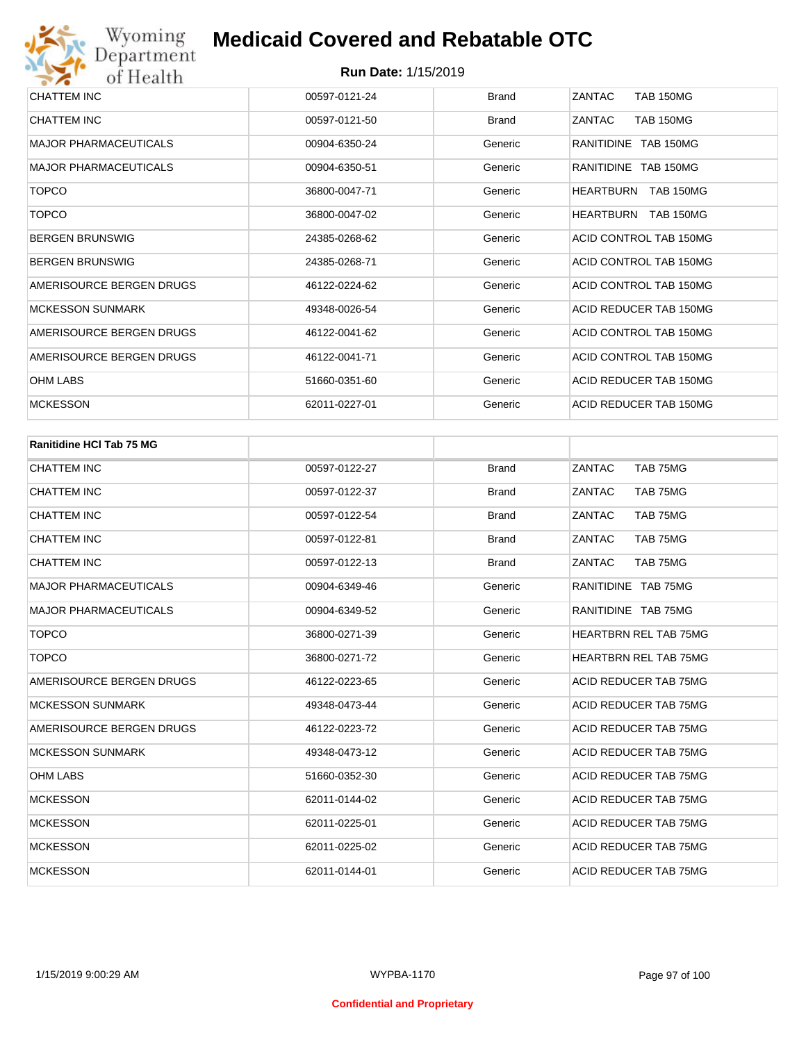| | | | |
|---|---|---|---|
| CHATTEM INC | 00597-0121-24 | Brand | ZANTAC TAB 150MG |
| CHATTEM INC | 00597-0121-50 | Brand | ZANTAC TAB 150MG |
| MAJOR PHARMACEUTICALS | 00904-6350-24 | Generic | RANITIDINE TAB 150MG |
| MAJOR PHARMACEUTICALS | 00904-6350-51 | Generic | RANITIDINE TAB 150MG |
| TOPCO | 36800-0047-71 | Generic | HEARTBURN TAB 150MG |
| TOPCO | 36800-0047-02 | Generic | HEARTBURN TAB 150MG |
| BERGEN BRUNSWIG | 24385-0268-62 | Generic | ACID CONTROL TAB 150MG |
| BERGEN BRUNSWIG | 24385-0268-71 | Generic | ACID CONTROL TAB 150MG |
| AMERISOURCE BERGEN DRUGS | 46122-0224-62 | Generic | ACID CONTROL TAB 150MG |
| MCKESSON SUNMARK | 49348-0026-54 | Generic | ACID REDUCER TAB 150MG |
| AMERISOURCE BERGEN DRUGS | 46122-0041-62 | Generic | ACID CONTROL TAB 150MG |
| AMERISOURCE BERGEN DRUGS | 46122-0041-71 | Generic | ACID CONTROL TAB 150MG |
| OHM LABS | 51660-0351-60 | Generic | ACID REDUCER TAB 150MG |
| MCKESSON | 62011-0227-01 | Generic | ACID REDUCER TAB 150MG |

| **Ranitidine HCl Tab 75 MG** | | | |
|---|---|---|---|
| CHATTEM INC | 00597-0122-27 | Brand | ZANTAC TAB 75MG |
| CHATTEM INC | 00597-0122-37 | Brand | ZANTAC TAB 75MG |
| CHATTEM INC | 00597-0122-54 | Brand | ZANTAC TAB 75MG |
| CHATTEM INC | 00597-0122-81 | Brand | ZANTAC TAB 75MG |
| CHATTEM INC | 00597-0122-13 | Brand | ZANTAC TAB 75MG |
| MAJOR PHARMACEUTICALS | 00904-6349-46 | Generic | RANITIDINE TAB 75MG |
| MAJOR PHARMACEUTICALS | 00904-6349-52 | Generic | RANITIDINE TAB 75MG |
| TOPCO | 36800-0271-39 | Generic | HEARTBRN REL TAB 75MG |
| TOPCO | 36800-0271-72 | Generic | HEARTBRN REL TAB 75MG |
| AMERISOURCE BERGEN DRUGS | 46122-0223-65 | Generic | ACID REDUCER TAB 75MG |
| MCKESSON SUNMARK | 49348-0473-44 | Generic | ACID REDUCER TAB 75MG |
| AMERISOURCE BERGEN DRUGS | 46122-0223-72 | Generic | ACID REDUCER TAB 75MG |
| MCKESSON SUNMARK | 49348-0473-12 | Generic | ACID REDUCER TAB 75MG |
| OHM LABS | 51660-0352-30 | Generic | ACID REDUCER TAB 75MG |
| MCKESSON | 62011-0144-02 | Generic | ACID REDUCER TAB 75MG |
| MCKESSON | 62011-0225-01 | Generic | ACID REDUCER TAB 75MG |
| MCKESSON | 62011-0225-02 | Generic | ACID REDUCER TAB 75MG |
| MCKESSON | 62011-0144-01 | Generic | ACID REDUCER TAB 75MG |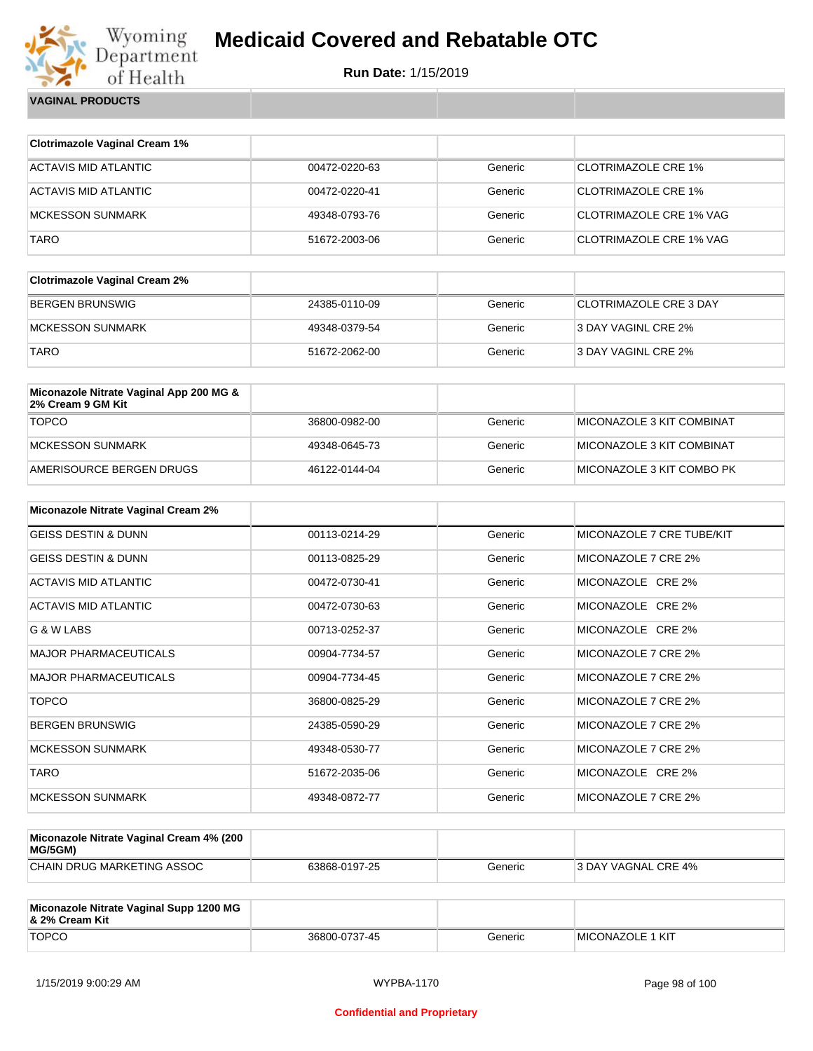# Medicaid Covered and Rebatable OTC

**Run Date:** 1/15/2019

**VAGINAL PRODUCTS**

| Clotrimazole Vaginal Cream 1% | | | |
|---|---|---|---|
| ACTAVIS MID ATLANTIC | 00472-0220-63 | Generic | CLOTRIMAZOLE CRE 1% |
| ACTAVIS MID ATLANTIC | 00472-0220-41 | Generic | CLOTRIMAZOLE CRE 1% |
| MCKESSON SUNMARK | 49348-0793-76 | Generic | CLOTRIMAZOLE CRE 1% VAG |
| TARO | 51672-2003-06 | Generic | CLOTRIMAZOLE CRE 1% VAG |

| Clotrimazole Vaginal Cream 2% | | | |
|---|---|---|---|
| BERGEN BRUNSWIG | 24385-0110-09 | Generic | CLOTRIMAZOLE CRE 3 DAY |
| MCKESSON SUNMARK | 49348-0379-54 | Generic | 3 DAY VAGINL CRE 2% |
| TARO | 51672-2062-00 | Generic | 3 DAY VAGINL CRE 2% |

| Miconazole Nitrate Vaginal App 200 MG & 2% Cream 9 GM Kit | | | |
|---|---|---|---|
| TOPCO | 36800-0982-00 | Generic | MICONAZOLE 3 KIT COMBINAT |
| MCKESSON SUNMARK | 49348-0645-73 | Generic | MICONAZOLE 3 KIT COMBINAT |
| AMERISOURCE BERGEN DRUGS | 46122-0144-04 | Generic | MICONAZOLE 3 KIT COMBO PK |

| Miconazole Nitrate Vaginal Cream 2% | | | |
|---|---|---|---|
| GEISS DESTIN & DUNN | 00113-0214-29 | Generic | MICONAZOLE 7 CRE TUBE/KIT |
| GEISS DESTIN & DUNN | 00113-0825-29 | Generic | MICONAZOLE 7 CRE 2% |
| ACTAVIS MID ATLANTIC | 00472-0730-41 | Generic | MICONAZOLE CRE 2% |
| ACTAVIS MID ATLANTIC | 00472-0730-63 | Generic | MICONAZOLE CRE 2% |
| G & W LABS | 00713-0252-37 | Generic | MICONAZOLE CRE 2% |
| MAJOR PHARMACEUTICALS | 00904-7734-57 | Generic | MICONAZOLE 7 CRE 2% |
| MAJOR PHARMACEUTICALS | 00904-7734-45 | Generic | MICONAZOLE 7 CRE 2% |
| TOPCO | 36800-0825-29 | Generic | MICONAZOLE 7 CRE 2% |
| BERGEN BRUNSWIG | 24385-0590-29 | Generic | MICONAZOLE 7 CRE 2% |
| MCKESSON SUNMARK | 49348-0530-77 | Generic | MICONAZOLE 7 CRE 2% |
| TARO | 51672-2035-06 | Generic | MICONAZOLE CRE 2% |
| MCKESSON SUNMARK | 49348-0872-77 | Generic | MICONAZOLE 7 CRE 2% |

| Miconazole Nitrate Vaginal Cream 4% (200 MG/5GM) | | | |
|---|---|---|---|
| CHAIN DRUG MARKETING ASSOC | 63868-0197-25 | Generic | 3 DAY VAGNAL CRE 4% |

| Miconazole Nitrate Vaginal Supp 1200 MG & 2% Cream Kit | | | |
|---|---|---|---|
| TOPCO | 36800-0737-45 | Generic | MICONAZOLE 1 KIT |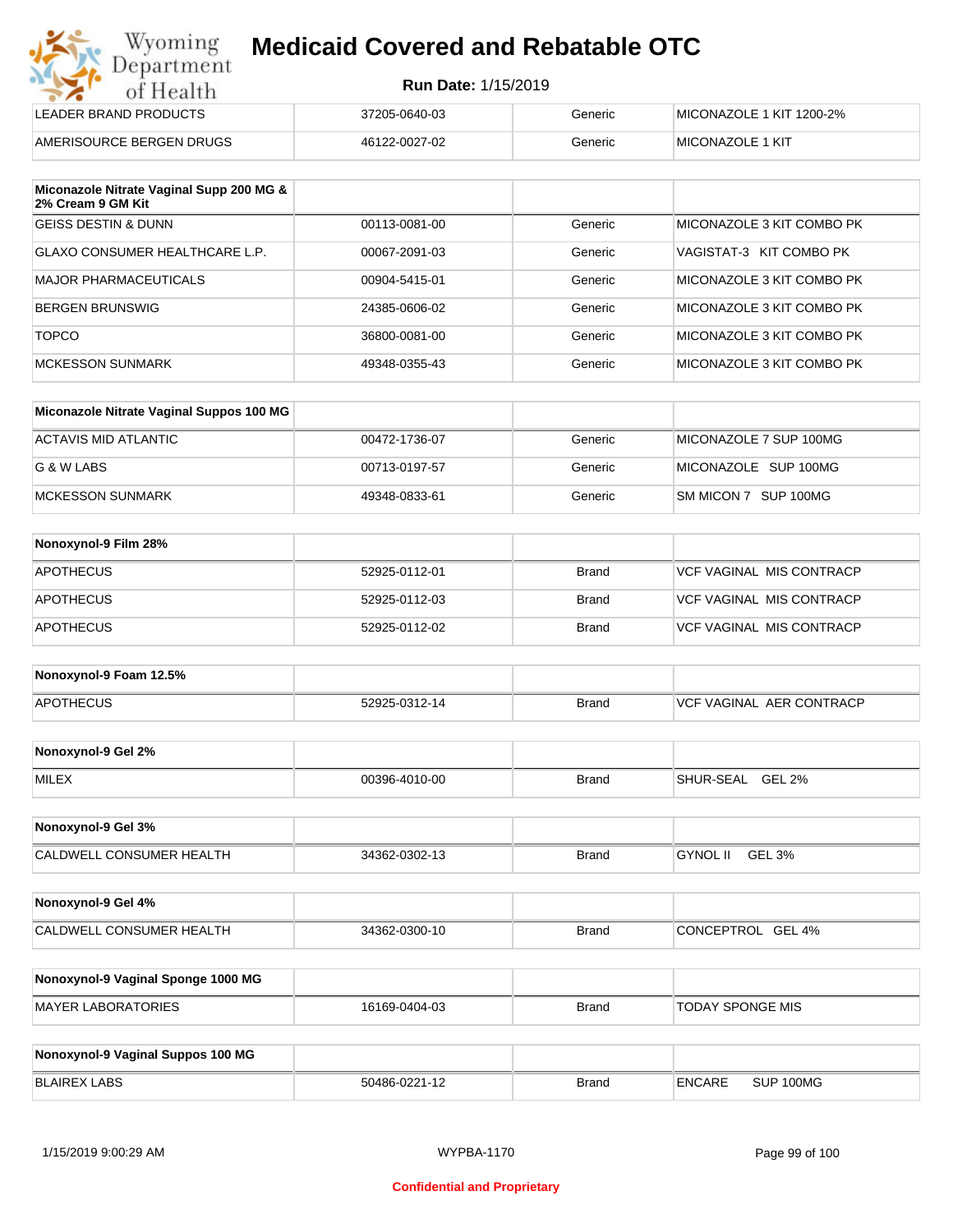| | | | |
|---|---|---|---|
| LEADER BRAND PRODUCTS | 37205-0640-03 | Generic | MICONAZOLE 1 KIT 1200-2% |
| AMERISOURCE BERGEN DRUGS | 46122-0027-02 | Generic | MICONAZOLE 1 KIT |

| Miconazole Nitrate Vaginal Supp 200 MG & 2% Cream 9 GM Kit | | | |
|---|---|---|---|
| GEISS DESTIN & DUNN | 00113-0081-00 | Generic | MICONAZOLE 3 KIT COMBO PK |
| GLAXO CONSUMER HEALTHCARE L.P. | 00067-2091-03 | Generic | VAGISTAT-3 KIT COMBO PK |
| MAJOR PHARMACEUTICALS | 00904-5415-01 | Generic | MICONAZOLE 3 KIT COMBO PK |
| BERGEN BRUNSWIG | 24385-0606-02 | Generic | MICONAZOLE 3 KIT COMBO PK |
| TOPCO | 36800-0081-00 | Generic | MICONAZOLE 3 KIT COMBO PK |
| MCKESSON SUNMARK | 49348-0355-43 | Generic | MICONAZOLE 3 KIT COMBO PK |

| Miconazole Nitrate Vaginal Suppos 100 MG | | | |
|---|---|---|---|
| ACTAVIS MID ATLANTIC | 00472-1736-07 | Generic | MICONAZOLE 7 SUP 100MG |
| G & W LABS | 00713-0197-57 | Generic | MICONAZOLE SUP 100MG |
| MCKESSON SUNMARK | 49348-0833-61 | Generic | SM MICON 7 SUP 100MG |

| Nonoxynol-9 Film 28% | | | |
|---|---|---|---|
| APOTHECUS | 52925-0112-01 | Brand | VCF VAGINAL MIS CONTRACP |
| APOTHECUS | 52925-0112-03 | Brand | VCF VAGINAL MIS CONTRACP |
| APOTHECUS | 52925-0112-02 | Brand | VCF VAGINAL MIS CONTRACP |

| Nonoxynol-9 Foam 12.5% | | | |
|---|---|---|---|
| APOTHECUS | 52925-0312-14 | Brand | VCF VAGINAL AER CONTRACP |

| Nonoxynol-9 Gel 2% | | | |
|---|---|---|---|
| MILEX | 00396-4010-00 | Brand | SHUR-SEAL GEL 2% |

| Nonoxynol-9 Gel 3% | | | |
|---|---|---|---|
| CALDWELL CONSUMER HEALTH | 34362-0302-13 | Brand | GYNOL II GEL 3% |

| Nonoxynol-9 Gel 4% | | | |
|---|---|---|---|
| CALDWELL CONSUMER HEALTH | 34362-0300-10 | Brand | CONCEPTROL GEL 4% |

| Nonoxynol-9 Vaginal Sponge 1000 MG | | | |
|---|---|---|---|
| MAYER LABORATORIES | 16169-0404-03 | Brand | TODAY SPONGE MIS |

| Nonoxynol-9 Vaginal Suppos 100 MG | | | |
|---|---|---|---|
| BLAIREX LABS | 50486-0221-12 | Brand | ENCARE SUP 100MG |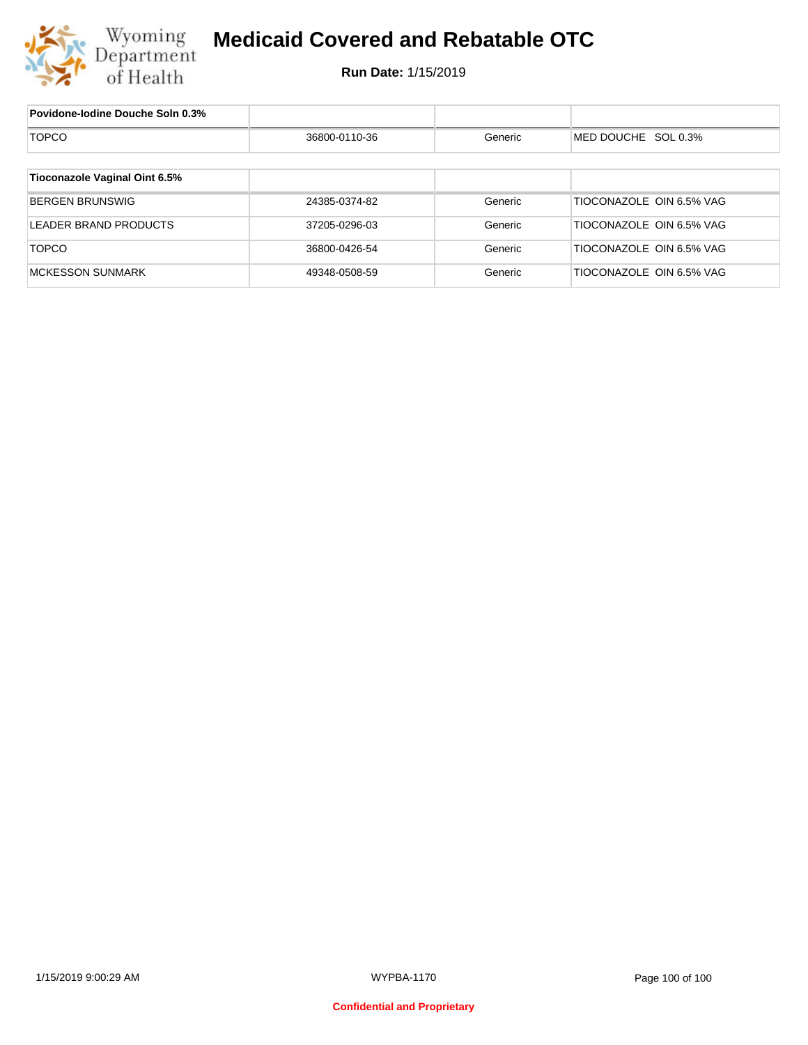| Povidone-Iodine Douche Soln 0.3% | | | |
|---|---|---|---|
| TOPCO | 36800-0110-36 | Generic | MED DOUCHE SOL 0.3% |

| Tioconazole Vaginal Oint 6.5% | | | |
|---|---|---|---|
| BERGEN BRUNSWIG | 24385-0374-82 | Generic | TIOCONAZOLE OIN 6.5% VAG |
| LEADER BRAND PRODUCTS | 37205-0296-03 | Generic | TIOCONAZOLE OIN 6.5% VAG |
| TOPCO | 36800-0426-54 | Generic | TIOCONAZOLE OIN 6.5% VAG |
| MCKESSON SUNMARK | 49348-0508-59 | Generic | TIOCONAZOLE OIN 6.5% VAG |